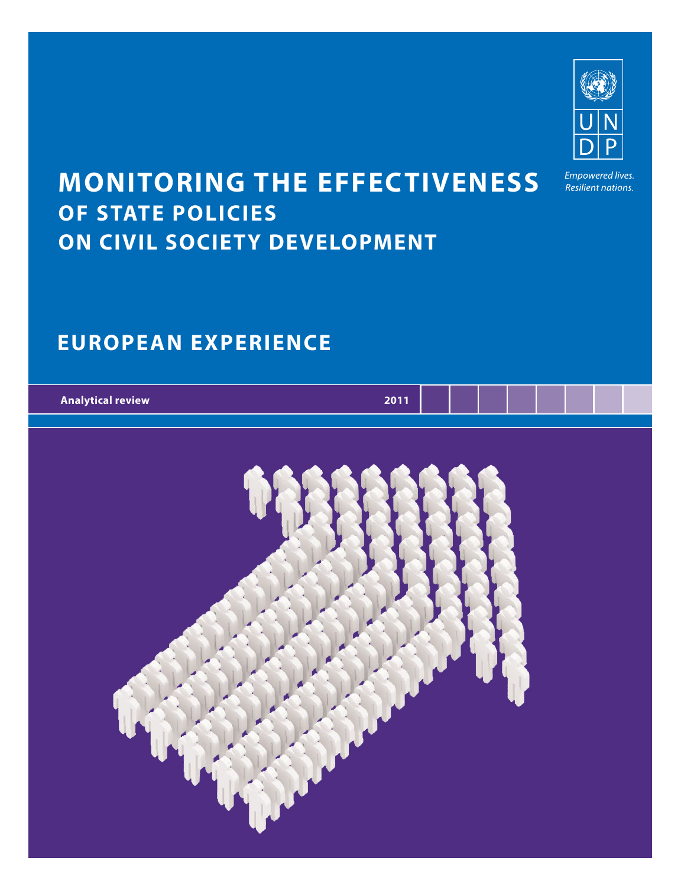UNDP

*Empowered lives. Resilient nations.*

# MONITORING THE EFFECTIVENESS OF STATE POLICIES ON CIVIL SOCIETY DEVELOPMENT

## EUROPEAN EXPERIENCE

**Analytical review** **2011**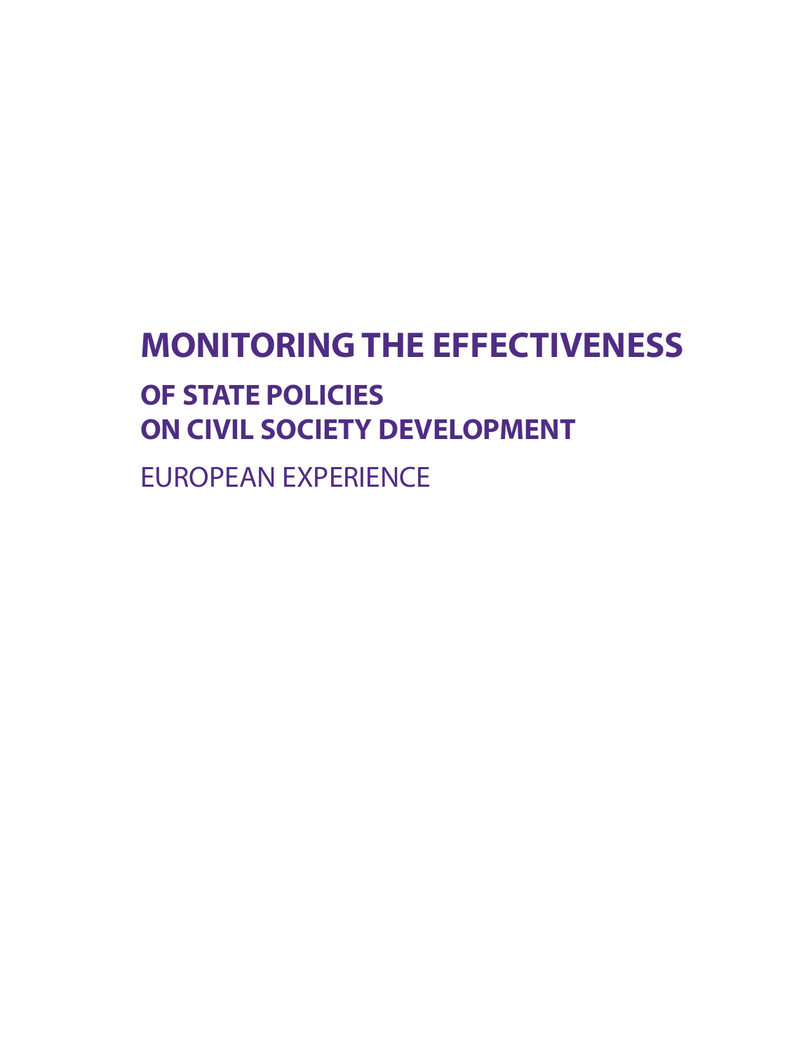# MONITORING THE EFFECTIVENESS

## OF STATE POLICIES ON CIVIL SOCIETY DEVELOPMENT

EUROPEAN EXPERIENCE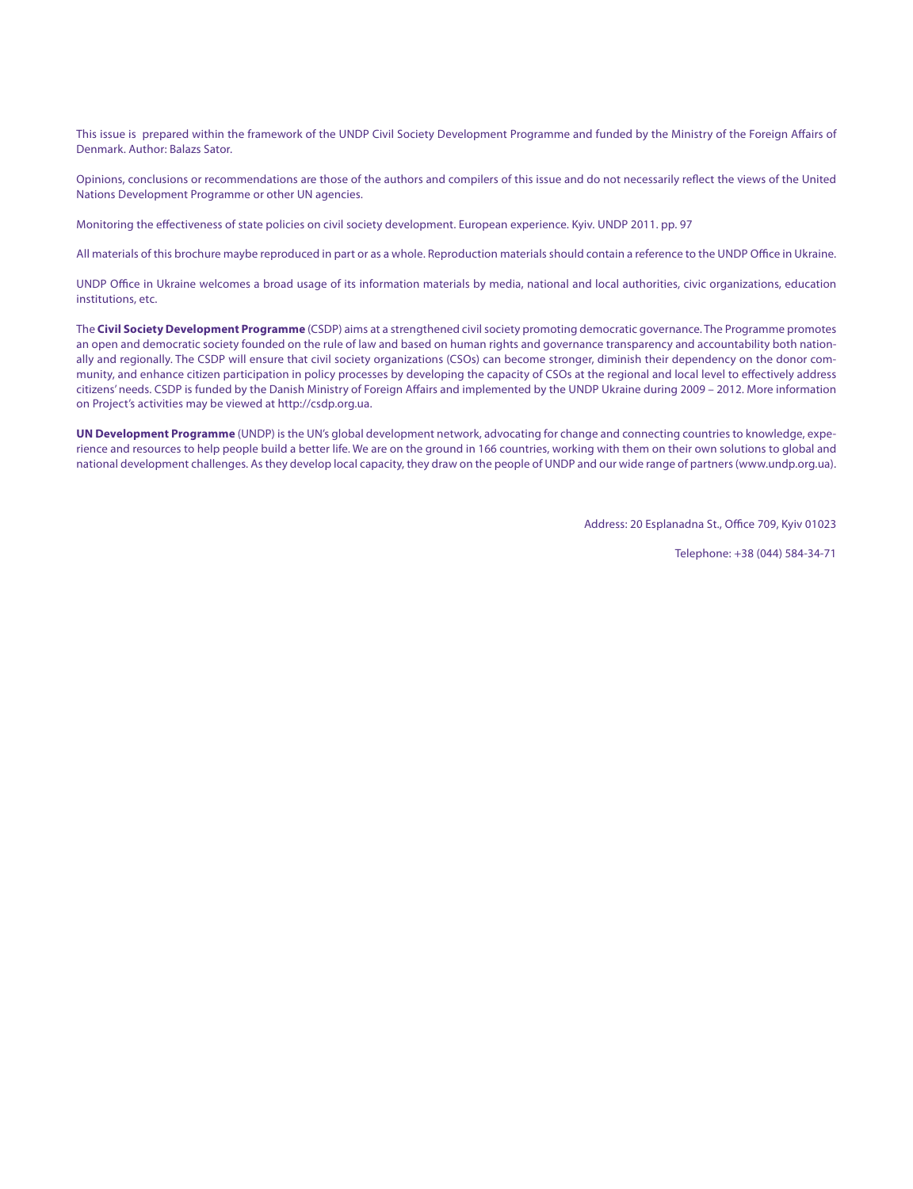This issue is prepared within the framework of the UNDP Civil Society Development Programme and funded by the Ministry of the Foreign Affairs of Denmark. Author: Balazs Sator.

Opinions, conclusions or recommendations are those of the authors and compilers of this issue and do not necessarily reflect the views of the United Nations Development Programme or other UN agencies.

Monitoring the effectiveness of state policies on civil society development. European experience. Kyiv. UNDP 2011. pp. 97

All materials of this brochure maybe reproduced in part or as a whole. Reproduction materials should contain a reference to the UNDP Office in Ukraine.

UNDP Office in Ukraine welcomes a broad usage of its information materials by media, national and local authorities, civic organizations, education institutions, etc.

The **Civil Society Development Programme** (CSDP) aims at a strengthened civil society promoting democratic governance. The Programme promotes an open and democratic society founded on the rule of law and based on human rights and governance transparency and accountability both nationally and regionally. The CSDP will ensure that civil society organizations (CSOs) can become stronger, diminish their dependency on the donor community, and enhance citizen participation in policy processes by developing the capacity of CSOs at the regional and local level to effectively address citizens' needs. CSDP is funded by the Danish Ministry of Foreign Affairs and implemented by the UNDP Ukraine during 2009 – 2012. More information on Project's activities may be viewed at http://csdp.org.ua.

**UN Development Programme** (UNDP) is the UN's global development network, advocating for change and connecting countries to knowledge, experience and resources to help people build a better life. We are on the ground in 166 countries, working with them on their own solutions to global and national development challenges. As they develop local capacity, they draw on the people of UNDP and our wide range of partners (www.undp.org.ua).

Address: 20 Esplanadna St., Office 709, Kyiv 01023

Telephone: +38 (044) 584-34-71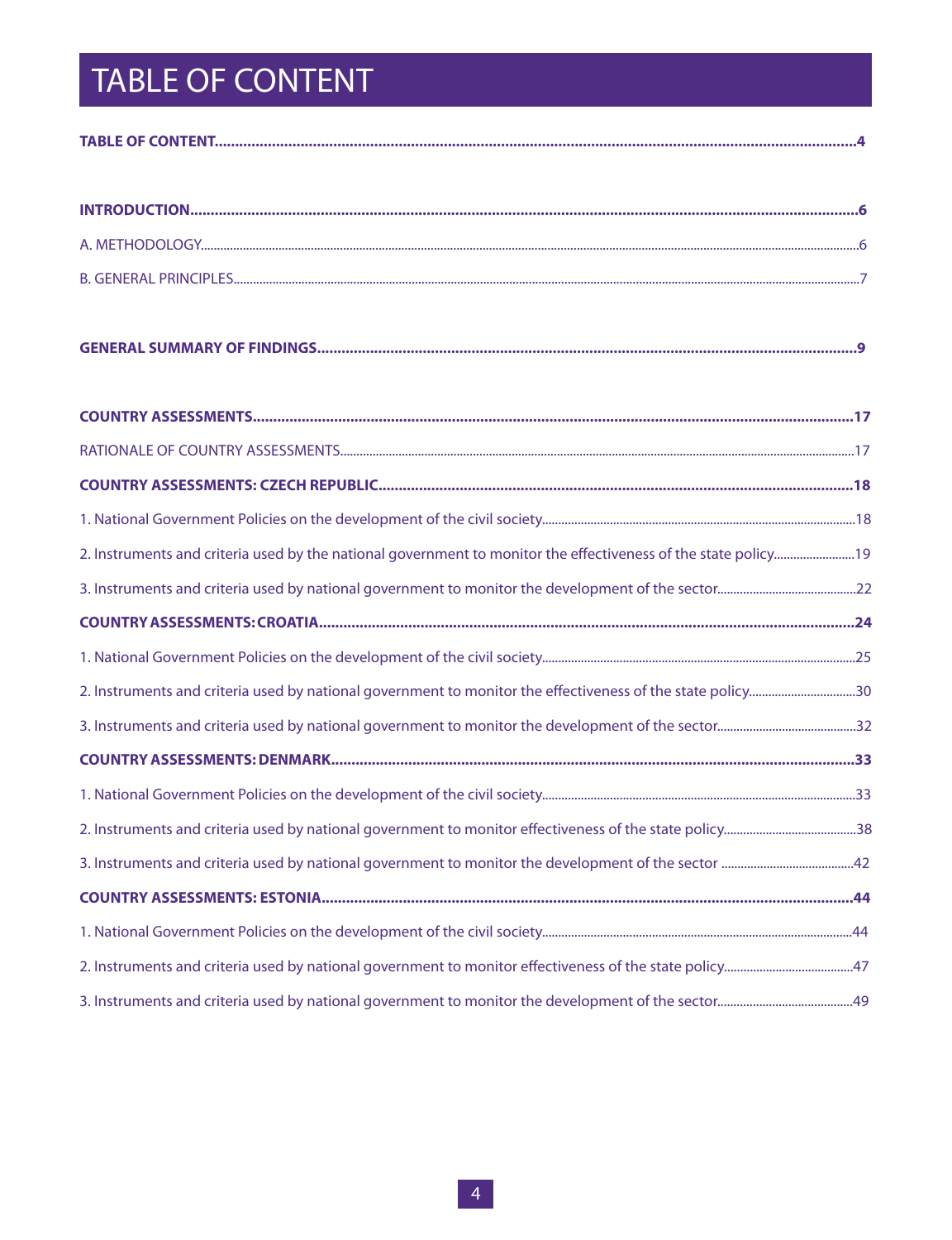# TABLE OF CONTENT

**TABLE OF CONTENT....................................................4**

**INTRODUCTION....................................................6**

A. METHODOLOGY....................................................6

B. GENERAL PRINCIPLES....................................................7

**GENERAL SUMMARY OF FINDINGS....................................................9**

**COUNTRY ASSESSMENTS....................................................17**

RATIONALE OF COUNTRY ASSESSMENTS....................................................17

**COUNTRY ASSESSMENTS: CZECH REPUBLIC....................................................18**

1. National Government Policies on the development of the civil society....................................................18

2. Instruments and criteria used by the national government to monitor the effectiveness of the state policy....................................................19

3. Instruments and criteria used by national government to monitor the development of the sector....................................................22

**COUNTRY ASSESSMENTS: CROATIA....................................................24**

1. National Government Policies on the development of the civil society....................................................25

2. Instruments and criteria used by national government to monitor the effectiveness of the state policy....................................................30

3. Instruments and criteria used by national government to monitor the development of the sector....................................................32

**COUNTRY ASSESSMENTS: DENMARK....................................................33**

1. National Government Policies on the development of the civil society....................................................33

2. Instruments and criteria used by national government to monitor effectiveness of the state policy....................................................38

3. Instruments and criteria used by national government to monitor the development of the sector ....................................................42

**COUNTRY ASSESSMENTS: ESTONIA....................................................44**

1. National Government Policies on the development of the civil society....................................................44

2. Instruments and criteria used by national government to monitor effectiveness of the state policy....................................................47

3. Instruments and criteria used by national government to monitor the development of the sector....................................................49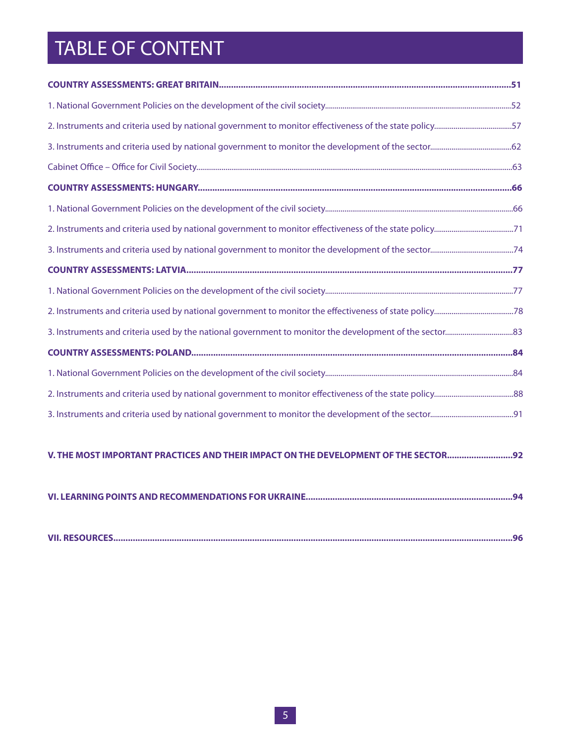# TABLE OF CONTENT

**COUNTRY ASSESSMENTS: GREAT BRITAIN......................................................51**

1. National Government Policies on the development of the civil society......................................................52

2. Instruments and criteria used by national government to monitor effectiveness of the state policy......................................................57

3. Instruments and criteria used by national government to monitor the development of the sector......................................................62

Cabinet Office – Office for Civil Society......................................................63

**COUNTRY ASSESSMENTS: HUNGARY......................................................66**

1. National Government Policies on the development of the civil society......................................................66

2. Instruments and criteria used by national government to monitor effectiveness of the state policy......................................................71

3. Instruments and criteria used by national government to monitor the development of the sector......................................................74

**COUNTRY ASSESSMENTS: LATVIA......................................................77**

1. National Government Policies on the development of the civil society......................................................77

2. Instruments and criteria used by national government to monitor the effectiveness of state policy......................................................78

3. Instruments and criteria used by the national government to monitor the development of the sector......................................................83

**COUNTRY ASSESSMENTS: POLAND......................................................84**

1. National Government Policies on the development of the civil society......................................................84

2. Instruments and criteria used by national government to monitor effectiveness of the state policy......................................................88

3. Instruments and criteria used by national government to monitor the development of the sector......................................................91

**V. THE MOST IMPORTANT PRACTICES AND THEIR IMPACT ON THE DEVELOPMENT OF THE SECTOR......................................................92**

**VI. LEARNING POINTS AND RECOMMENDATIONS FOR UKRAINE......................................................94**

**VII. RESOURCES......................................................96**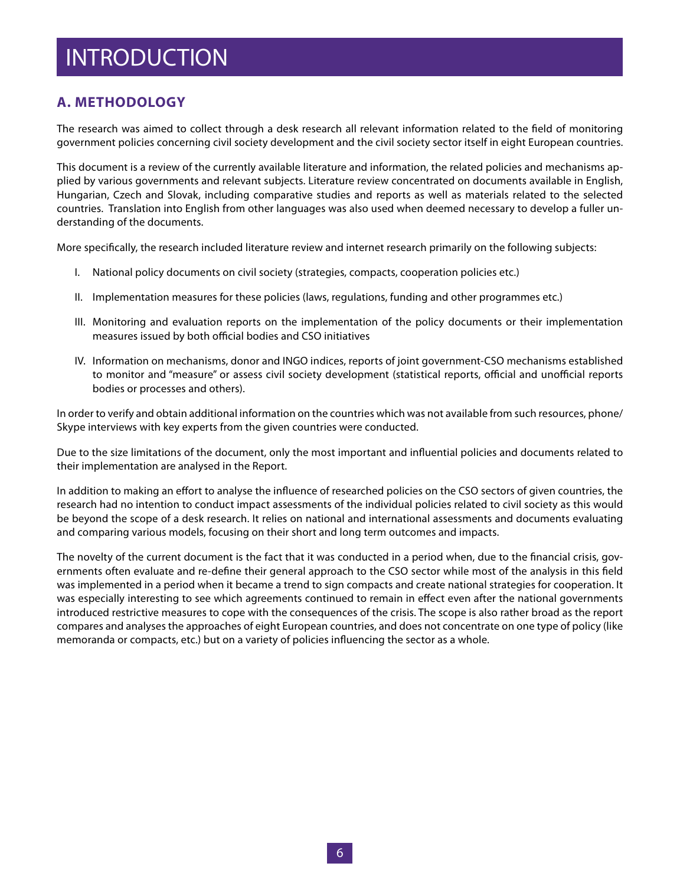# INTRODUCTION

## A. METHODOLOGY

The research was aimed to collect through a desk research all relevant information related to the field of monitoring government policies concerning civil society development and the civil society sector itself in eight European countries.

This document is a review of the currently available literature and information, the related policies and mechanisms applied by various governments and relevant subjects. Literature review concentrated on documents available in English, Hungarian, Czech and Slovak, including comparative studies and reports as well as materials related to the selected countries. Translation into English from other languages was also used when deemed necessary to develop a fuller understanding of the documents.

More specifically, the research included literature review and internet research primarily on the following subjects:

I. National policy documents on civil society (strategies, compacts, cooperation policies etc.)

II. Implementation measures for these policies (laws, regulations, funding and other programmes etc.)

III. Monitoring and evaluation reports on the implementation of the policy documents or their implementation measures issued by both official bodies and CSO initiatives

IV. Information on mechanisms, donor and INGO indices, reports of joint government-CSO mechanisms established to monitor and "measure" or assess civil society development (statistical reports, official and unofficial reports bodies or processes and others).

In order to verify and obtain additional information on the countries which was not available from such resources, phone/Skype interviews with key experts from the given countries were conducted.

Due to the size limitations of the document, only the most important and influential policies and documents related to their implementation are analysed in the Report.

In addition to making an effort to analyse the influence of researched policies on the CSO sectors of given countries, the research had no intention to conduct impact assessments of the individual policies related to civil society as this would be beyond the scope of a desk research. It relies on national and international assessments and documents evaluating and comparing various models, focusing on their short and long term outcomes and impacts.

The novelty of the current document is the fact that it was conducted in a period when, due to the financial crisis, governments often evaluate and re-define their general approach to the CSO sector while most of the analysis in this field was implemented in a period when it became a trend to sign compacts and create national strategies for cooperation. It was especially interesting to see which agreements continued to remain in effect even after the national governments introduced restrictive measures to cope with the consequences of the crisis. The scope is also rather broad as the report compares and analyses the approaches of eight European countries, and does not concentrate on one type of policy (like memoranda or compacts, etc.) but on a variety of policies influencing the sector as a whole.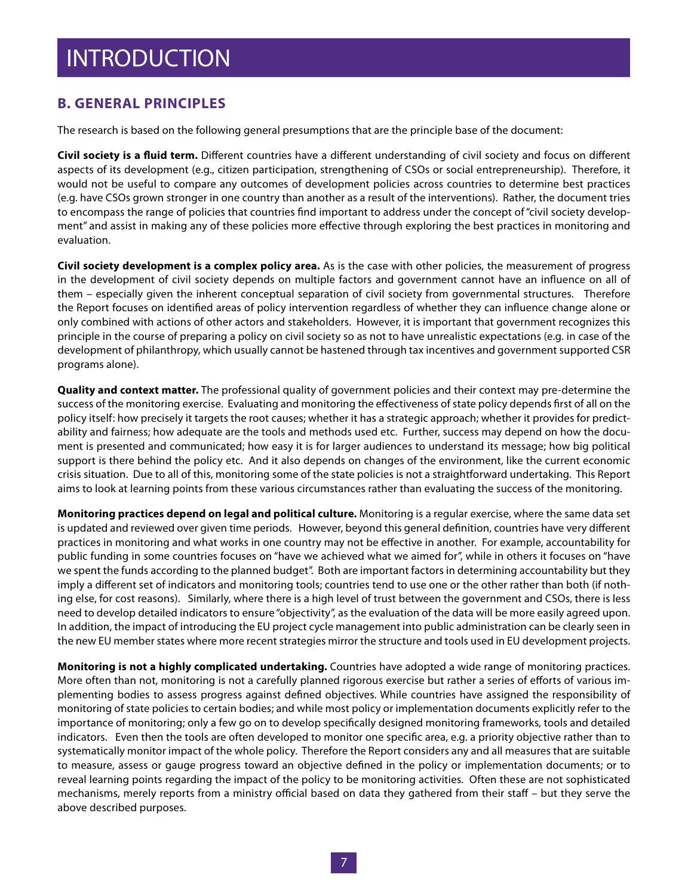# INTRODUCTION

## B. GENERAL PRINCIPLES

The research is based on the following general presumptions that are the principle base of the document:

**Civil society is a fluid term.** Different countries have a different understanding of civil society and focus on different aspects of its development (e.g., citizen participation, strengthening of CSOs or social entrepreneurship). Therefore, it would not be useful to compare any outcomes of development policies across countries to determine best practices (e.g. have CSOs grown stronger in one country than another as a result of the interventions). Rather, the document tries to encompass the range of policies that countries find important to address under the concept of "civil society development" and assist in making any of these policies more effective through exploring the best practices in monitoring and evaluation.

**Civil society development is a complex policy area.** As is the case with other policies, the measurement of progress in the development of civil society depends on multiple factors and government cannot have an influence on all of them – especially given the inherent conceptual separation of civil society from governmental structures. Therefore the Report focuses on identified areas of policy intervention regardless of whether they can influence change alone or only combined with actions of other actors and stakeholders. However, it is important that government recognizes this principle in the course of preparing a policy on civil society so as not to have unrealistic expectations (e.g. in case of the development of philanthropy, which usually cannot be hastened through tax incentives and government supported CSR programs alone).

**Quality and context matter.** The professional quality of government policies and their context may pre-determine the success of the monitoring exercise. Evaluating and monitoring the effectiveness of state policy depends first of all on the policy itself: how precisely it targets the root causes; whether it has a strategic approach; whether it provides for predictability and fairness; how adequate are the tools and methods used etc. Further, success may depend on how the document is presented and communicated; how easy it is for larger audiences to understand its message; how big political support is there behind the policy etc. And it also depends on changes of the environment, like the current economic crisis situation. Due to all of this, monitoring some of the state policies is not a straightforward undertaking. This Report aims to look at learning points from these various circumstances rather than evaluating the success of the monitoring.

**Monitoring practices depend on legal and political culture.** Monitoring is a regular exercise, where the same data set is updated and reviewed over given time periods. However, beyond this general definition, countries have very different practices in monitoring and what works in one country may not be effective in another. For example, accountability for public funding in some countries focuses on "have we achieved what we aimed for", while in others it focuses on "have we spent the funds according to the planned budget". Both are important factors in determining accountability but they imply a different set of indicators and monitoring tools; countries tend to use one or the other rather than both (if nothing else, for cost reasons). Similarly, where there is a high level of trust between the government and CSOs, there is less need to develop detailed indicators to ensure "objectivity", as the evaluation of the data will be more easily agreed upon. In addition, the impact of introducing the EU project cycle management into public administration can be clearly seen in the new EU member states where more recent strategies mirror the structure and tools used in EU development projects.

**Monitoring is not a highly complicated undertaking.** Countries have adopted a wide range of monitoring practices. More often than not, monitoring is not a carefully planned rigorous exercise but rather a series of efforts of various implementing bodies to assess progress against defined objectives. While countries have assigned the responsibility of monitoring of state policies to certain bodies; and while most policy or implementation documents explicitly refer to the importance of monitoring; only a few go on to develop specifically designed monitoring frameworks, tools and detailed indicators. Even then the tools are often developed to monitor one specific area, e.g. a priority objective rather than to systematically monitor impact of the whole policy. Therefore the Report considers any and all measures that are suitable to measure, assess or gauge progress toward an objective defined in the policy or implementation documents; or to reveal learning points regarding the impact of the policy to be monitoring activities. Often these are not sophisticated mechanisms, merely reports from a ministry official based on data they gathered from their staff – but they serve the above described purposes.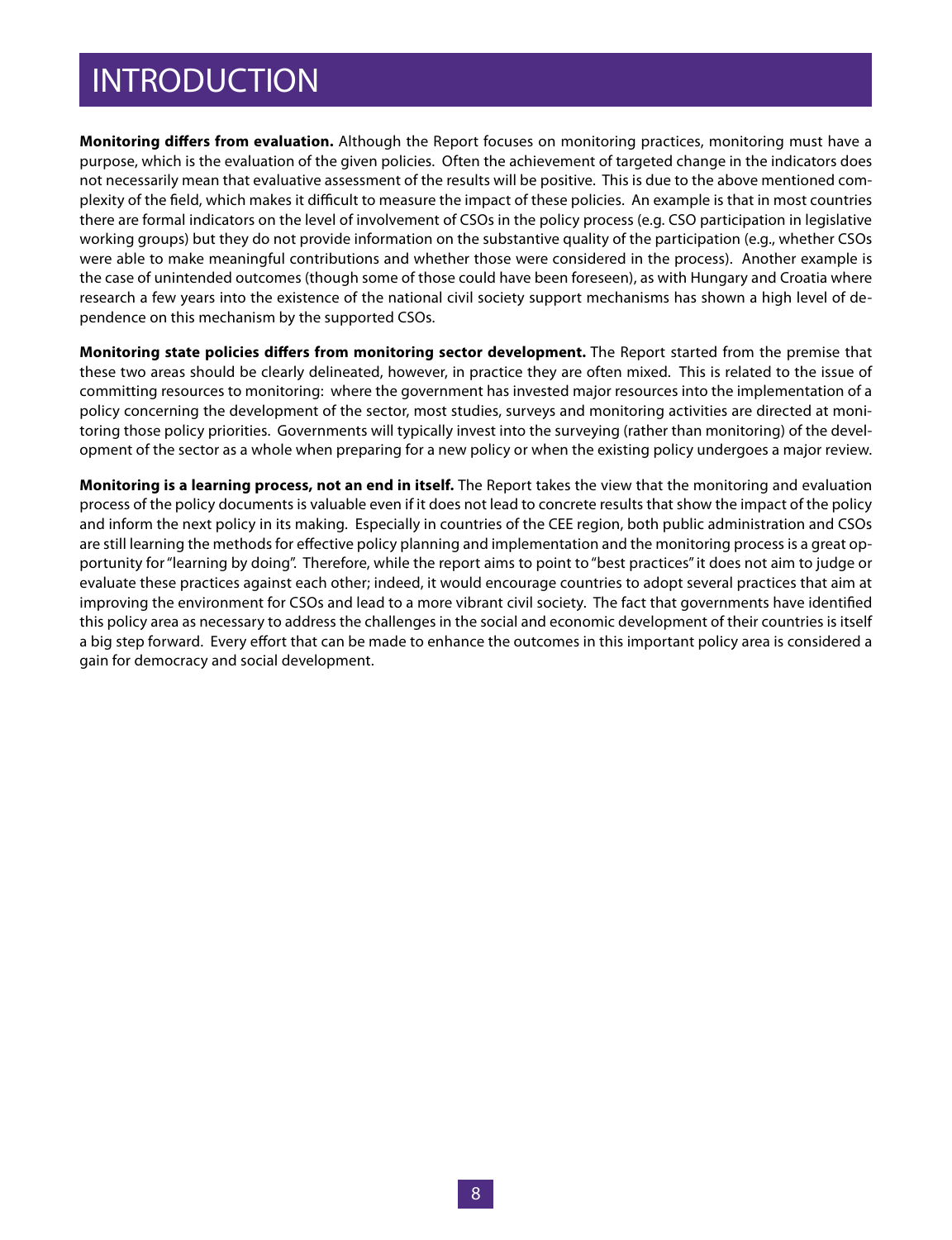# INTRODUCTION

**Monitoring differs from evaluation.** Although the Report focuses on monitoring practices, monitoring must have a purpose, which is the evaluation of the given policies. Often the achievement of targeted change in the indicators does not necessarily mean that evaluative assessment of the results will be positive. This is due to the above mentioned complexity of the field, which makes it difficult to measure the impact of these policies. An example is that in most countries there are formal indicators on the level of involvement of CSOs in the policy process (e.g. CSO participation in legislative working groups) but they do not provide information on the substantive quality of the participation (e.g., whether CSOs were able to make meaningful contributions and whether those were considered in the process). Another example is the case of unintended outcomes (though some of those could have been foreseen), as with Hungary and Croatia where research a few years into the existence of the national civil society support mechanisms has shown a high level of dependence on this mechanism by the supported CSOs.

**Monitoring state policies differs from monitoring sector development.** The Report started from the premise that these two areas should be clearly delineated, however, in practice they are often mixed. This is related to the issue of committing resources to monitoring: where the government has invested major resources into the implementation of a policy concerning the development of the sector, most studies, surveys and monitoring activities are directed at monitoring those policy priorities. Governments will typically invest into the surveying (rather than monitoring) of the development of the sector as a whole when preparing for a new policy or when the existing policy undergoes a major review.

**Monitoring is a learning process, not an end in itself.** The Report takes the view that the monitoring and evaluation process of the policy documents is valuable even if it does not lead to concrete results that show the impact of the policy and inform the next policy in its making. Especially in countries of the CEE region, both public administration and CSOs are still learning the methods for effective policy planning and implementation and the monitoring process is a great opportunity for "learning by doing". Therefore, while the report aims to point to "best practices" it does not aim to judge or evaluate these practices against each other; indeed, it would encourage countries to adopt several practices that aim at improving the environment for CSOs and lead to a more vibrant civil society. The fact that governments have identified this policy area as necessary to address the challenges in the social and economic development of their countries is itself a big step forward. Every effort that can be made to enhance the outcomes in this important policy area is considered a gain for democracy and social development.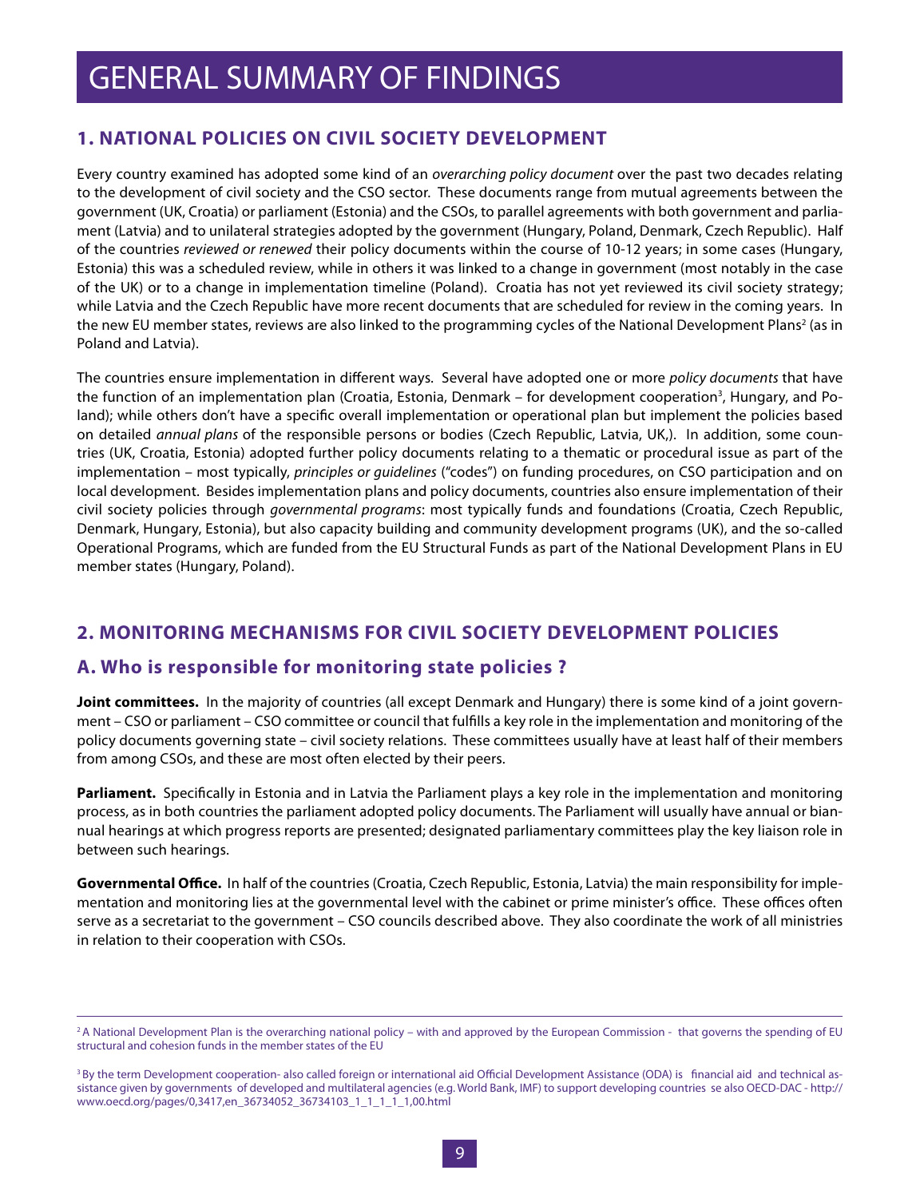# GENERAL SUMMARY OF FINDINGS

## 1. NATIONAL POLICIES ON CIVIL SOCIETY DEVELOPMENT

Every country examined has adopted some kind of an *overarching policy document* over the past two decades relating to the development of civil society and the CSO sector. These documents range from mutual agreements between the government (UK, Croatia) or parliament (Estonia) and the CSOs, to parallel agreements with both government and parliament (Latvia) and to unilateral strategies adopted by the government (Hungary, Poland, Denmark, Czech Republic). Half of the countries *reviewed or renewed* their policy documents within the course of 10-12 years; in some cases (Hungary, Estonia) this was a scheduled review, while in others it was linked to a change in government (most notably in the case of the UK) or to a change in implementation timeline (Poland). Croatia has not yet reviewed its civil society strategy; while Latvia and the Czech Republic have more recent documents that are scheduled for review in the coming years. In the new EU member states, reviews are also linked to the programming cycles of the National Development Plans[2] (as in Poland and Latvia).

The countries ensure implementation in different ways. Several have adopted one or more *policy documents* that have the function of an implementation plan (Croatia, Estonia, Denmark – for development cooperation[3], Hungary, and Poland); while others don't have a specific overall implementation or operational plan but implement the policies based on detailed *annual plans* of the responsible persons or bodies (Czech Republic, Latvia, UK,). In addition, some countries (UK, Croatia, Estonia) adopted further policy documents relating to a thematic or procedural issue as part of the implementation – most typically, *principles or guidelines* ("codes") on funding procedures, on CSO participation and on local development. Besides implementation plans and policy documents, countries also ensure implementation of their civil society policies through *governmental programs*: most typically funds and foundations (Croatia, Czech Republic, Denmark, Hungary, Estonia), but also capacity building and community development programs (UK), and the so-called Operational Programs, which are funded from the EU Structural Funds as part of the National Development Plans in EU member states (Hungary, Poland).

## 2. MONITORING MECHANISMS FOR CIVIL SOCIETY DEVELOPMENT POLICIES

### A. Who is responsible for monitoring state policies ?

**Joint committees.** In the majority of countries (all except Denmark and Hungary) there is some kind of a joint government – CSO or parliament – CSO committee or council that fulfills a key role in the implementation and monitoring of the policy documents governing state – civil society relations. These committees usually have at least half of their members from among CSOs, and these are most often elected by their peers.

**Parliament.** Specifically in Estonia and in Latvia the Parliament plays a key role in the implementation and monitoring process, as in both countries the parliament adopted policy documents. The Parliament will usually have annual or biannual hearings at which progress reports are presented; designated parliamentary committees play the key liaison role in between such hearings.

**Governmental Office.** In half of the countries (Croatia, Czech Republic, Estonia, Latvia) the main responsibility for implementation and monitoring lies at the governmental level with the cabinet or prime minister's office. These offices often serve as a secretariat to the government – CSO councils described above. They also coordinate the work of all ministries in relation to their cooperation with CSOs.

---

[2] A National Development Plan is the overarching national policy – with and approved by the European Commission - that governs the spending of EU structural and cohesion funds in the member states of the EU

[3] By the term Development cooperation- also called foreign or international aid Official Development Assistance (ODA) is financial aid and technical assistance given by governments of developed and multilateral agencies (e.g. World Bank, IMF) to support developing countries se also OECD-DAC - http://www.oecd.org/pages/0,3417,en_36734052_36734103_1_1_1_1_1,00.html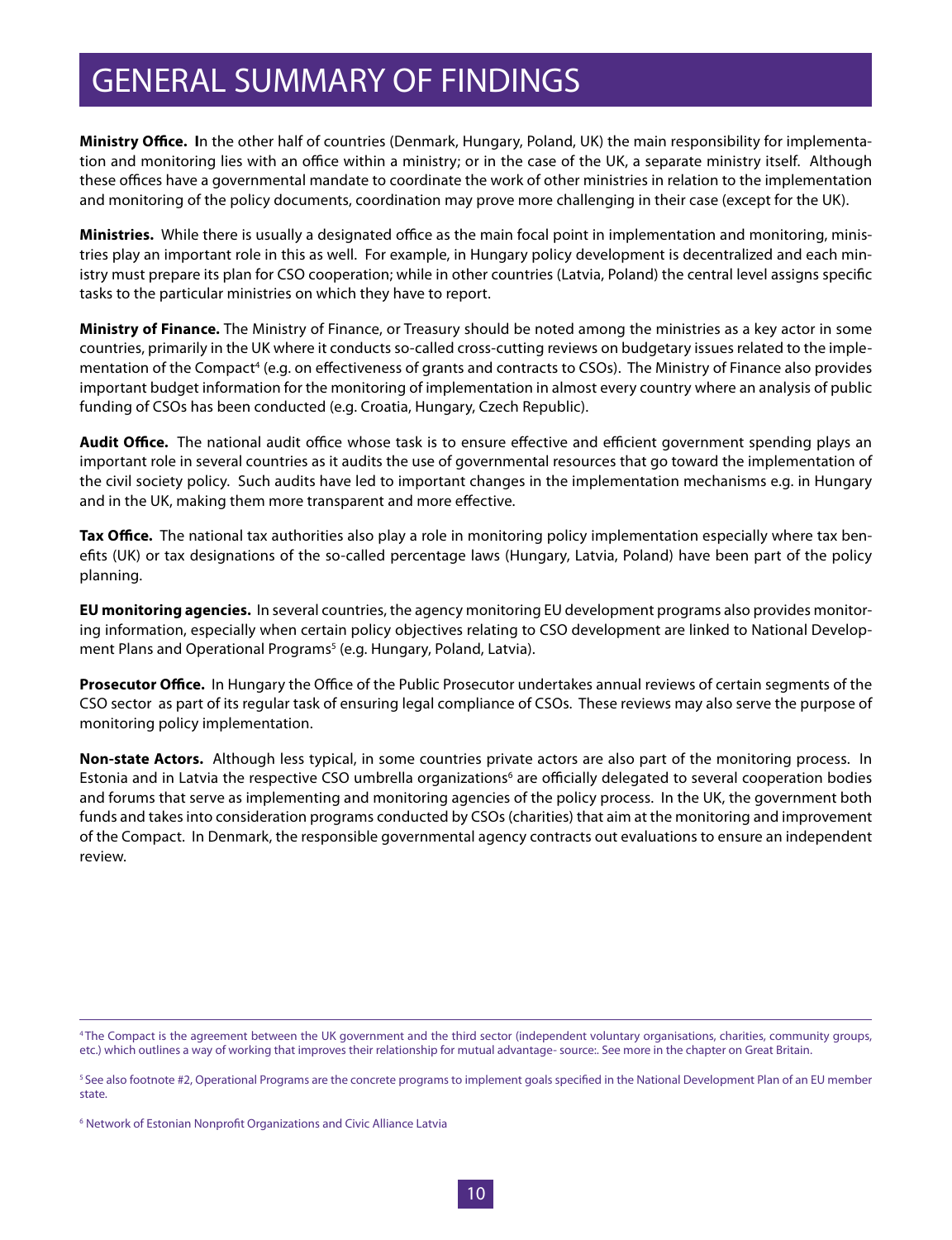# GENERAL SUMMARY OF FINDINGS

**Ministry Office.** In the other half of countries (Denmark, Hungary, Poland, UK) the main responsibility for implementation and monitoring lies with an office within a ministry; or in the case of the UK, a separate ministry itself. Although these offices have a governmental mandate to coordinate the work of other ministries in relation to the implementation and monitoring of the policy documents, coordination may prove more challenging in their case (except for the UK).

**Ministries.** While there is usually a designated office as the main focal point in implementation and monitoring, ministries play an important role in this as well. For example, in Hungary policy development is decentralized and each ministry must prepare its plan for CSO cooperation; while in other countries (Latvia, Poland) the central level assigns specific tasks to the particular ministries on which they have to report.

**Ministry of Finance.** The Ministry of Finance, or Treasury should be noted among the ministries as a key actor in some countries, primarily in the UK where it conducts so-called cross-cutting reviews on budgetary issues related to the implementation of the Compact[4] (e.g. on effectiveness of grants and contracts to CSOs). The Ministry of Finance also provides important budget information for the monitoring of implementation in almost every country where an analysis of public funding of CSOs has been conducted (e.g. Croatia, Hungary, Czech Republic).

**Audit Office.** The national audit office whose task is to ensure effective and efficient government spending plays an important role in several countries as it audits the use of governmental resources that go toward the implementation of the civil society policy. Such audits have led to important changes in the implementation mechanisms e.g. in Hungary and in the UK, making them more transparent and more effective.

**Tax Office.** The national tax authorities also play a role in monitoring policy implementation especially where tax benefits (UK) or tax designations of the so-called percentage laws (Hungary, Latvia, Poland) have been part of the policy planning.

**EU monitoring agencies.** In several countries, the agency monitoring EU development programs also provides monitoring information, especially when certain policy objectives relating to CSO development are linked to National Development Plans and Operational Programs[5] (e.g. Hungary, Poland, Latvia).

**Prosecutor Office.** In Hungary the Office of the Public Prosecutor undertakes annual reviews of certain segments of the CSO sector as part of its regular task of ensuring legal compliance of CSOs. These reviews may also serve the purpose of monitoring policy implementation.

**Non-state Actors.** Although less typical, in some countries private actors are also part of the monitoring process. In Estonia and in Latvia the respective CSO umbrella organizations[6] are officially delegated to several cooperation bodies and forums that serve as implementing and monitoring agencies of the policy process. In the UK, the government both funds and takes into consideration programs conducted by CSOs (charities) that aim at the monitoring and improvement of the Compact. In Denmark, the responsible governmental agency contracts out evaluations to ensure an independent review.

---

[4] The Compact is the agreement between the UK government and the third sector (independent voluntary organisations, charities, community groups, etc.) which outlines a way of working that improves their relationship for mutual advantage- source:. See more in the chapter on Great Britain.

[5] See also footnote #2, Operational Programs are the concrete programs to implement goals specified in the National Development Plan of an EU member state.

[6] Network of Estonian Nonprofit Organizations and Civic Alliance Latvia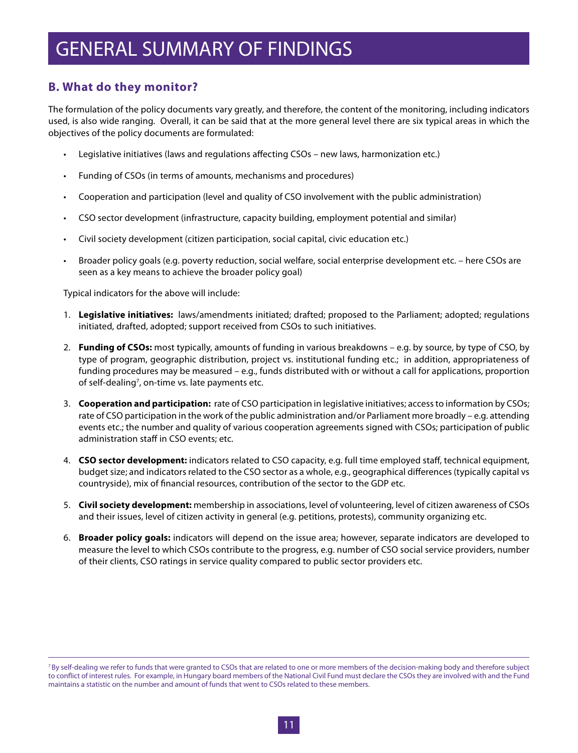# GENERAL SUMMARY OF FINDINGS

## B. What do they monitor?

The formulation of the policy documents vary greatly, and therefore, the content of the monitoring, including indicators used, is also wide ranging. Overall, it can be said that at the more general level there are six typical areas in which the objectives of the policy documents are formulated:

- Legislative initiatives (laws and regulations affecting CSOs – new laws, harmonization etc.)
- Funding of CSOs (in terms of amounts, mechanisms and procedures)
- Cooperation and participation (level and quality of CSO involvement with the public administration)
- CSO sector development (infrastructure, capacity building, employment potential and similar)
- Civil society development (citizen participation, social capital, civic education etc.)
- Broader policy goals (e.g. poverty reduction, social welfare, social enterprise development etc. – here CSOs are seen as a key means to achieve the broader policy goal)

Typical indicators for the above will include:

1. **Legislative initiatives:** laws/amendments initiated; drafted; proposed to the Parliament; adopted; regulations initiated, drafted, adopted; support received from CSOs to such initiatives.
2. **Funding of CSOs:** most typically, amounts of funding in various breakdowns – e.g. by source, by type of CSO, by type of program, geographic distribution, project vs. institutional funding etc.; in addition, appropriateness of funding procedures may be measured – e.g., funds distributed with or without a call for applications, proportion of self-dealing[7], on-time vs. late payments etc.
3. **Cooperation and participation:** rate of CSO participation in legislative initiatives; access to information by CSOs; rate of CSO participation in the work of the public administration and/or Parliament more broadly – e.g. attending events etc.; the number and quality of various cooperation agreements signed with CSOs; participation of public administration staff in CSO events; etc.
4. **CSO sector development:** indicators related to CSO capacity, e.g. full time employed staff, technical equipment, budget size; and indicators related to the CSO sector as a whole, e.g., geographical differences (typically capital vs countryside), mix of financial resources, contribution of the sector to the GDP etc.
5. **Civil society development:** membership in associations, level of volunteering, level of citizen awareness of CSOs and their issues, level of citizen activity in general (e.g. petitions, protests), community organizing etc.
6. **Broader policy goals:** indicators will depend on the issue area; however, separate indicators are developed to measure the level to which CSOs contribute to the progress, e.g. number of CSO social service providers, number of their clients, CSO ratings in service quality compared to public sector providers etc.

---

[7] By self-dealing we refer to funds that were granted to CSOs that are related to one or more members of the decision-making body and therefore subject to conflict of interest rules. For example, in Hungary board members of the National Civil Fund must declare the CSOs they are involved with and the Fund maintains a statistic on the number and amount of funds that went to CSOs related to these members.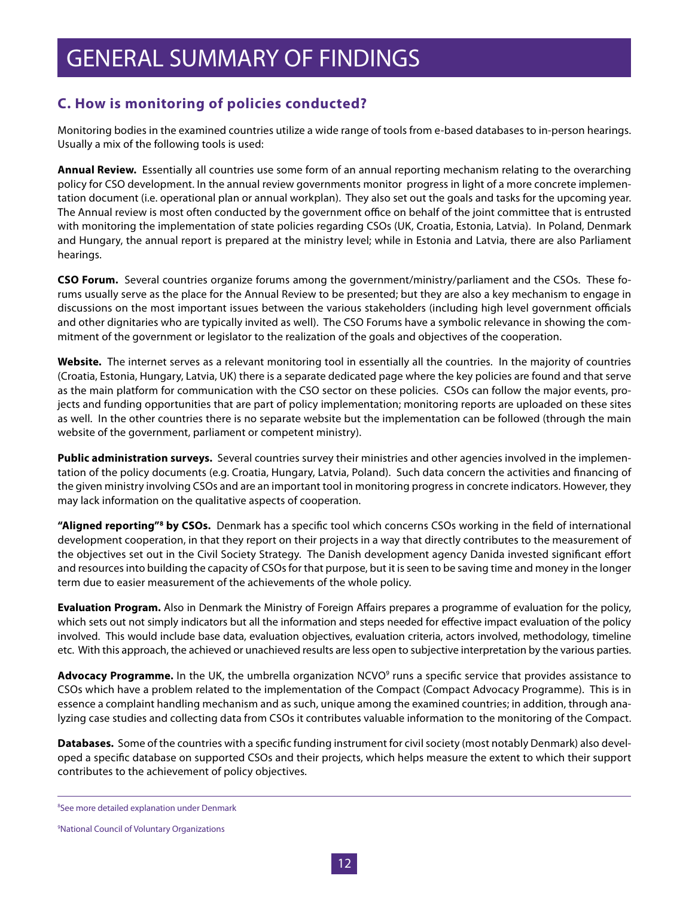# GENERAL SUMMARY OF FINDINGS

## C. How is monitoring of policies conducted?

Monitoring bodies in the examined countries utilize a wide range of tools from e-based databases to in-person hearings. Usually a mix of the following tools is used:

**Annual Review.** Essentially all countries use some form of an annual reporting mechanism relating to the overarching policy for CSO development. In the annual review governments monitor progress in light of a more concrete implementation document (i.e. operational plan or annual workplan). They also set out the goals and tasks for the upcoming year. The Annual review is most often conducted by the government office on behalf of the joint committee that is entrusted with monitoring the implementation of state policies regarding CSOs (UK, Croatia, Estonia, Latvia). In Poland, Denmark and Hungary, the annual report is prepared at the ministry level; while in Estonia and Latvia, there are also Parliament hearings.

**CSO Forum.** Several countries organize forums among the government/ministry/parliament and the CSOs. These forums usually serve as the place for the Annual Review to be presented; but they are also a key mechanism to engage in discussions on the most important issues between the various stakeholders (including high level government officials and other dignitaries who are typically invited as well). The CSO Forums have a symbolic relevance in showing the commitment of the government or legislator to the realization of the goals and objectives of the cooperation.

**Website.** The internet serves as a relevant monitoring tool in essentially all the countries. In the majority of countries (Croatia, Estonia, Hungary, Latvia, UK) there is a separate dedicated page where the key policies are found and that serve as the main platform for communication with the CSO sector on these policies. CSOs can follow the major events, projects and funding opportunities that are part of policy implementation; monitoring reports are uploaded on these sites as well. In the other countries there is no separate website but the implementation can be followed (through the main website of the government, parliament or competent ministry).

**Public administration surveys.** Several countries survey their ministries and other agencies involved in the implementation of the policy documents (e.g. Croatia, Hungary, Latvia, Poland). Such data concern the activities and financing of the given ministry involving CSOs and are an important tool in monitoring progress in concrete indicators. However, they may lack information on the qualitative aspects of cooperation.

**"Aligned reporting"[8] by CSOs.** Denmark has a specific tool which concerns CSOs working in the field of international development cooperation, in that they report on their projects in a way that directly contributes to the measurement of the objectives set out in the Civil Society Strategy. The Danish development agency Danida invested significant effort and resources into building the capacity of CSOs for that purpose, but it is seen to be saving time and money in the longer term due to easier measurement of the achievements of the whole policy.

**Evaluation Program.** Also in Denmark the Ministry of Foreign Affairs prepares a programme of evaluation for the policy, which sets out not simply indicators but all the information and steps needed for effective impact evaluation of the policy involved. This would include base data, evaluation objectives, evaluation criteria, actors involved, methodology, timeline etc. With this approach, the achieved or unachieved results are less open to subjective interpretation by the various parties.

**Advocacy Programme.** In the UK, the umbrella organization NCVO[9] runs a specific service that provides assistance to CSOs which have a problem related to the implementation of the Compact (Compact Advocacy Programme). This is in essence a complaint handling mechanism and as such, unique among the examined countries; in addition, through analyzing case studies and collecting data from CSOs it contributes valuable information to the monitoring of the Compact.

**Databases.** Some of the countries with a specific funding instrument for civil society (most notably Denmark) also developed a specific database on supported CSOs and their projects, which helps measure the extent to which their support contributes to the achievement of policy objectives.

---

[8] See more detailed explanation under Denmark

[9] National Council of Voluntary Organizations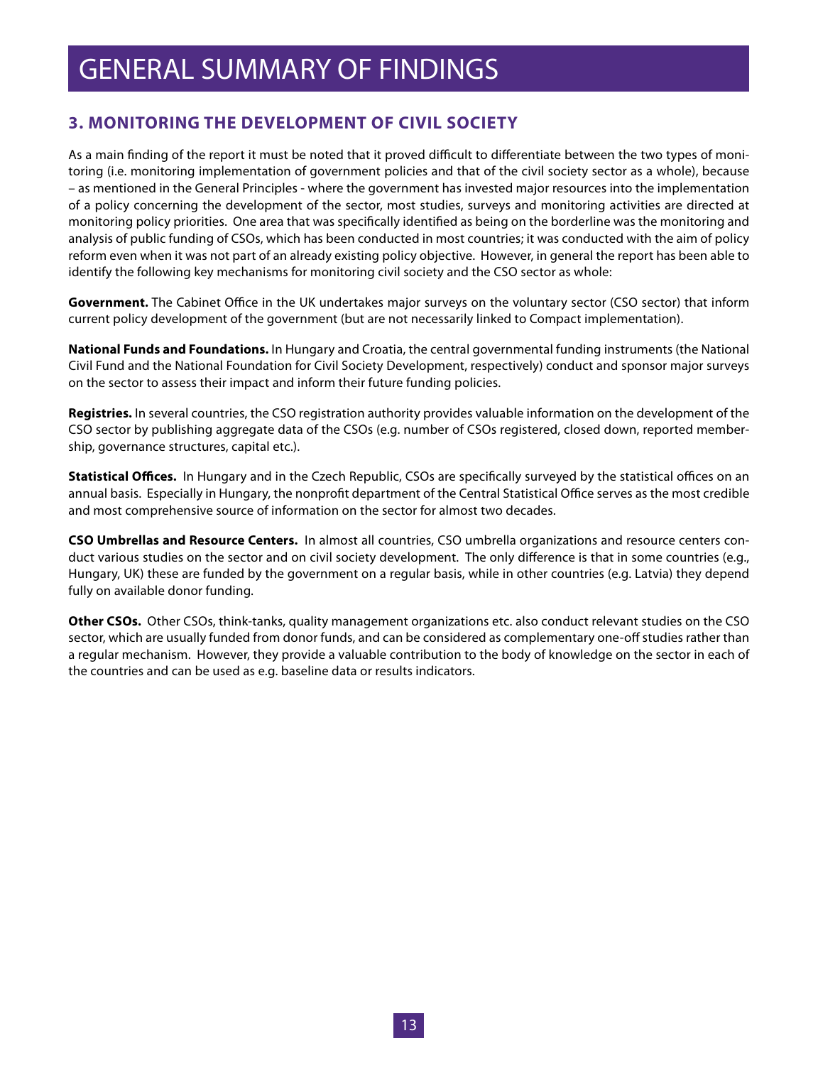# GENERAL SUMMARY OF FINDINGS

## 3. MONITORING THE DEVELOPMENT OF CIVIL SOCIETY

As a main finding of the report it must be noted that it proved difficult to differentiate between the two types of monitoring (i.e. monitoring implementation of government policies and that of the civil society sector as a whole), because – as mentioned in the General Principles - where the government has invested major resources into the implementation of a policy concerning the development of the sector, most studies, surveys and monitoring activities are directed at monitoring policy priorities. One area that was specifically identified as being on the borderline was the monitoring and analysis of public funding of CSOs, which has been conducted in most countries; it was conducted with the aim of policy reform even when it was not part of an already existing policy objective. However, in general the report has been able to identify the following key mechanisms for monitoring civil society and the CSO sector as whole:

**Government.** The Cabinet Office in the UK undertakes major surveys on the voluntary sector (CSO sector) that inform current policy development of the government (but are not necessarily linked to Compact implementation).

**National Funds and Foundations.** In Hungary and Croatia, the central governmental funding instruments (the National Civil Fund and the National Foundation for Civil Society Development, respectively) conduct and sponsor major surveys on the sector to assess their impact and inform their future funding policies.

**Registries.** In several countries, the CSO registration authority provides valuable information on the development of the CSO sector by publishing aggregate data of the CSOs (e.g. number of CSOs registered, closed down, reported membership, governance structures, capital etc.).

**Statistical Offices.** In Hungary and in the Czech Republic, CSOs are specifically surveyed by the statistical offices on an annual basis. Especially in Hungary, the nonprofit department of the Central Statistical Office serves as the most credible and most comprehensive source of information on the sector for almost two decades.

**CSO Umbrellas and Resource Centers.** In almost all countries, CSO umbrella organizations and resource centers conduct various studies on the sector and on civil society development. The only difference is that in some countries (e.g., Hungary, UK) these are funded by the government on a regular basis, while in other countries (e.g. Latvia) they depend fully on available donor funding.

**Other CSOs.** Other CSOs, think-tanks, quality management organizations etc. also conduct relevant studies on the CSO sector, which are usually funded from donor funds, and can be considered as complementary one-off studies rather than a regular mechanism. However, they provide a valuable contribution to the body of knowledge on the sector in each of the countries and can be used as e.g. baseline data or results indicators.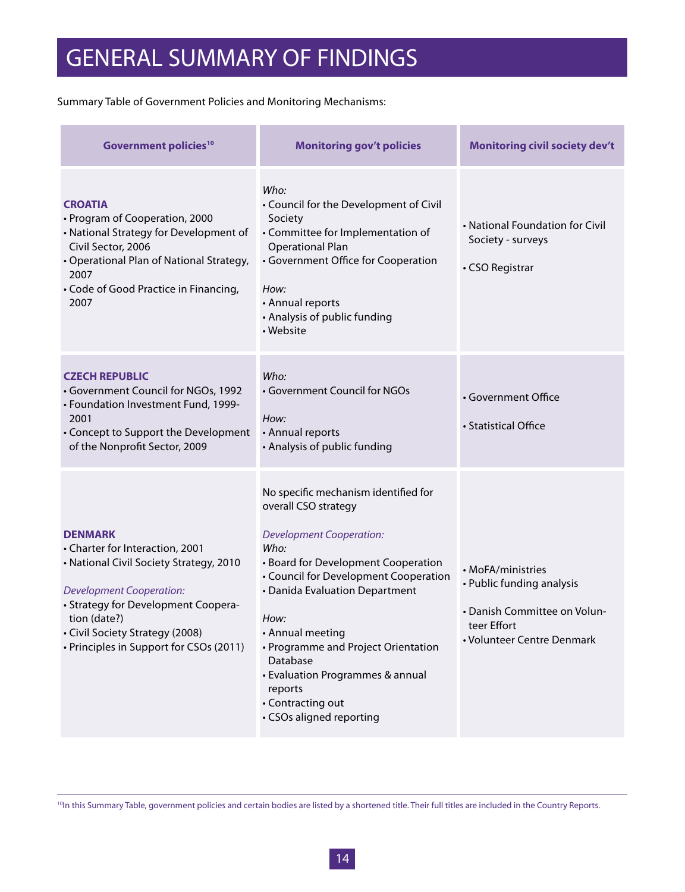# GENERAL SUMMARY OF FINDINGS

Summary Table of Government Policies and Monitoring Mechanisms:

| Government policies[10] | Monitoring gov't policies | Monitoring civil society dev't |
|---|---|---|
| **CROATIA**<br>• Program of Cooperation, 2000<br>• National Strategy for Development of Civil Sector, 2006<br>• Operational Plan of National Strategy, 2007<br>• Code of Good Practice in Financing, 2007 | *Who:*<br>• Council for the Development of Civil Society<br>• Committee for Implementation of Operational Plan<br>• Government Office for Cooperation<br><br>*How:*<br>• Annual reports<br>• Analysis of public funding<br>• Website | • National Foundation for Civil Society - surveys<br><br>• CSO Registrar |
| **CZECH REPUBLIC**<br>• Government Council for NGOs, 1992<br>• Foundation Investment Fund, 1999-2001<br>• Concept to Support the Development of the Nonprofit Sector, 2009 | *Who:*<br>• Government Council for NGOs<br><br>*How:*<br>• Annual reports<br>• Analysis of public funding | • Government Office<br><br>• Statistical Office |
| **DENMARK**<br>• Charter for Interaction, 2001<br>• National Civil Society Strategy, 2010<br><br>*Development Cooperation:*<br>• Strategy for Development Cooperation (date?)<br>• Civil Society Strategy (2008)<br>• Principles in Support for CSOs (2011) | No specific mechanism identified for overall CSO strategy<br><br>*Development Cooperation:*<br>*Who:*<br>• Board for Development Cooperation<br>• Council for Development Cooperation<br>• Danida Evaluation Department<br><br>*How:*<br>• Annual meeting<br>• Programme and Project Orientation Database<br>• Evaluation Programmes & annual reports<br>• Contracting out<br>• CSOs aligned reporting | • MoFA/ministries<br>• Public funding analysis<br><br>• Danish Committee on Volunteer Effort<br>• Volunteer Centre Denmark |

[10] In this Summary Table, government policies and certain bodies are listed by a shortened title. Their full titles are included in the Country Reports.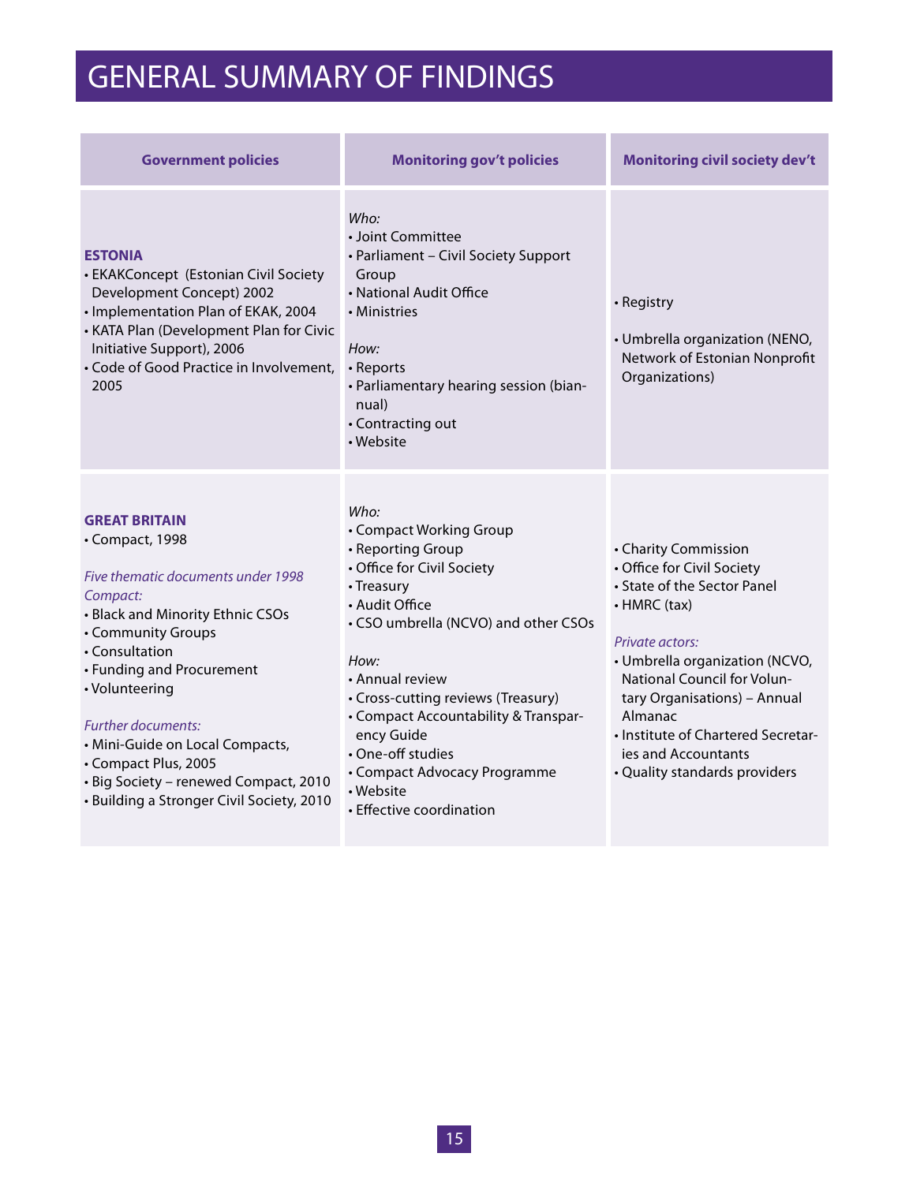# GENERAL SUMMARY OF FINDINGS

| Government policies | Monitoring gov't policies | Monitoring civil society dev't |
| --- | --- | --- |
| **ESTONIA**<br>• EKAKConcept (Estonian Civil Society Development Concept) 2002<br>• Implementation Plan of EKAK, 2004<br>• KATA Plan (Development Plan for Civic Initiative Support), 2006<br>• Code of Good Practice in Involvement, 2005 | *Who:*<br>• Joint Committee<br>• Parliament – Civil Society Support Group<br>• National Audit Office<br>• Ministries<br><br>*How:*<br>• Reports<br>• Parliamentary hearing session (biannual)<br>• Contracting out<br>• Website | • Registry<br><br>• Umbrella organization (NENO, Network of Estonian Nonprofit Organizations) |
| **GREAT BRITAIN**<br>• Compact, 1998<br><br>*Five thematic documents under 1998 Compact:*<br>• Black and Minority Ethnic CSOs<br>• Community Groups<br>• Consultation<br>• Funding and Procurement<br>• Volunteering<br><br>*Further documents:*<br>• Mini-Guide on Local Compacts,<br>• Compact Plus, 2005<br>• Big Society – renewed Compact, 2010<br>• Building a Stronger Civil Society, 2010 | *Who:*<br>• Compact Working Group<br>• Reporting Group<br>• Office for Civil Society<br>• Treasury<br>• Audit Office<br>• CSO umbrella (NCVO) and other CSOs<br><br>*How:*<br>• Annual review<br>• Cross-cutting reviews (Treasury)<br>• Compact Accountability & Transparency Guide<br>• One-off studies<br>• Compact Advocacy Programme<br>• Website<br>• Effective coordination | • Charity Commission<br>• Office for Civil Society<br>• State of the Sector Panel<br>• HMRC (tax)<br><br>*Private actors:*<br>• Umbrella organization (NCVO, National Council for Voluntary Organisations) – Annual Almanac<br>• Institute of Chartered Secretaries and Accountants<br>• Quality standards providers |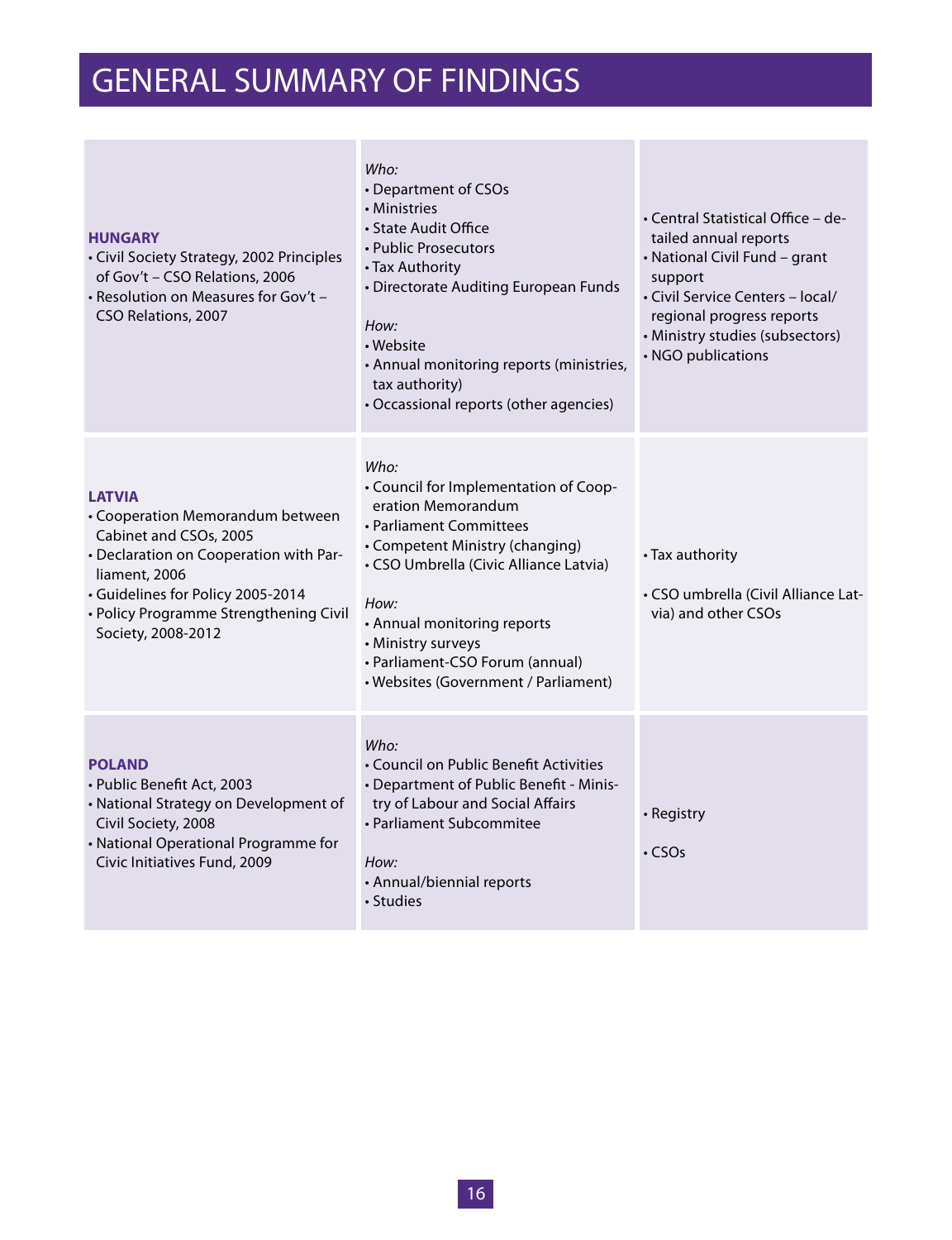# GENERAL SUMMARY OF FINDINGS

| | | |
|---|---|---|
| **HUNGARY**<br>• Civil Society Strategy, 2002 Principles of Gov't – CSO Relations, 2006<br>• Resolution on Measures for Gov't – CSO Relations, 2007 | *Who:*<br>• Department of CSOs<br>• Ministries<br>• State Audit Office<br>• Public Prosecutors<br>• Tax Authority<br>• Directorate Auditing European Funds<br><br>*How:*<br>• Website<br>• Annual monitoring reports (ministries, tax authority)<br>• Occassional reports (other agencies) | • Central Statistical Office – detailed annual reports<br>• National Civil Fund – grant support<br>• Civil Service Centers – local/regional progress reports<br>• Ministry studies (subsectors)<br>• NGO publications |
| **LATVIA**<br>• Cooperation Memorandum between Cabinet and CSOs, 2005<br>• Declaration on Cooperation with Parliament, 2006<br>• Guidelines for Policy 2005-2014<br>• Policy Programme Strengthening Civil Society, 2008-2012 | *Who:*<br>• Council for Implementation of Cooperation Memorandum<br>• Parliament Committees<br>• Competent Ministry (changing)<br>• CSO Umbrella (Civic Alliance Latvia)<br><br>*How:*<br>• Annual monitoring reports<br>• Ministry surveys<br>• Parliament-CSO Forum (annual)<br>• Websites (Government / Parliament) | • Tax authority<br><br>• CSO umbrella (Civil Alliance Latvia) and other CSOs |
| **POLAND**<br>• Public Benefit Act, 2003<br>• National Strategy on Development of Civil Society, 2008<br>• National Operational Programme for Civic Initiatives Fund, 2009 | *Who:*<br>• Council on Public Benefit Activities<br>• Department of Public Benefit - Ministry of Labour and Social Affairs<br>• Parliament Subcommitee<br><br>*How:*<br>• Annual/biennial reports<br>• Studies | • Registry<br><br>• CSOs |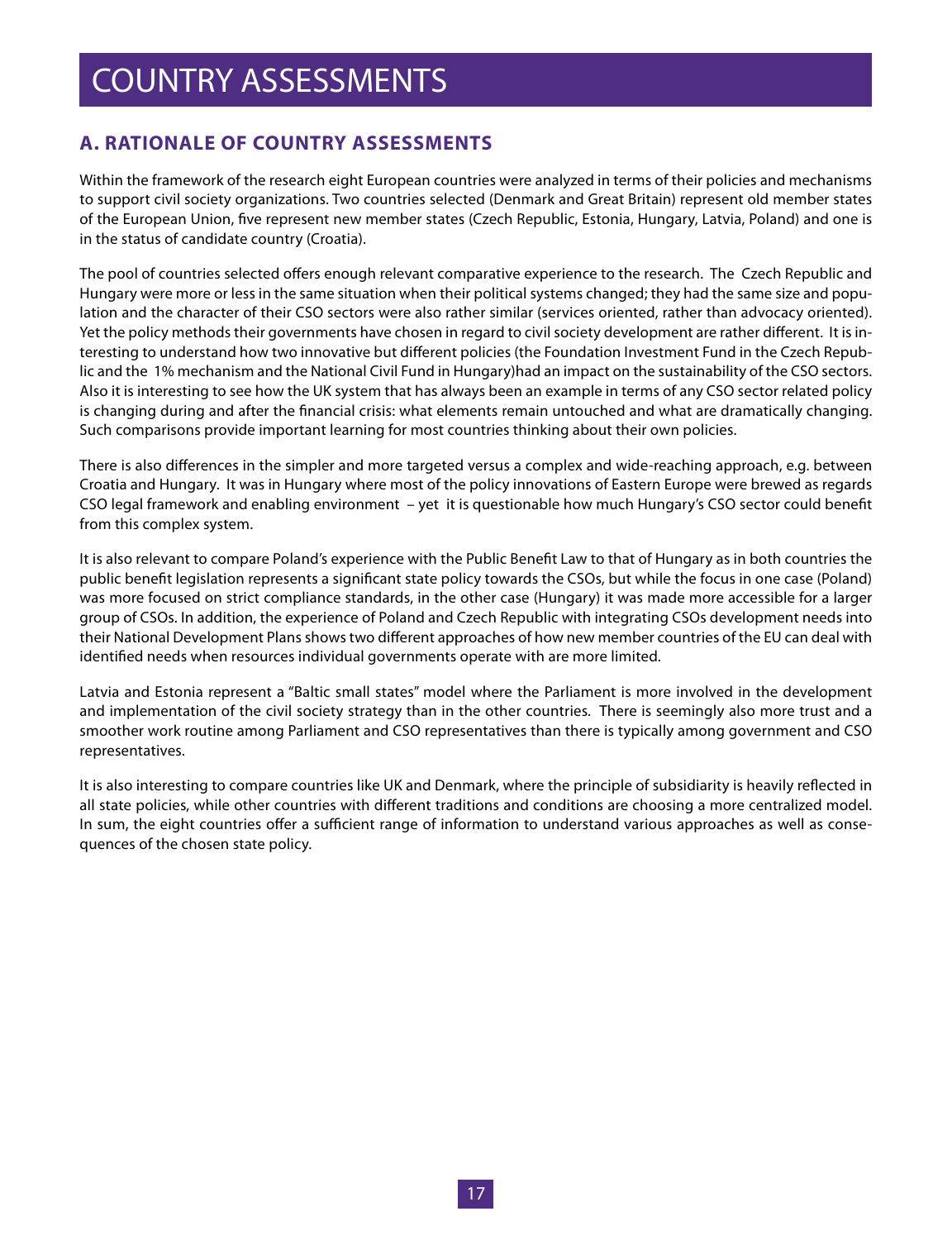# COUNTRY ASSESSMENTS

## A. RATIONALE OF COUNTRY ASSESSMENTS

Within the framework of the research eight European countries were analyzed in terms of their policies and mechanisms to support civil society organizations. Two countries selected (Denmark and Great Britain) represent old member states of the European Union, five represent new member states (Czech Republic, Estonia, Hungary, Latvia, Poland) and one is in the status of candidate country (Croatia).

The pool of countries selected offers enough relevant comparative experience to the research. The Czech Republic and Hungary were more or less in the same situation when their political systems changed; they had the same size and population and the character of their CSO sectors were also rather similar (services oriented, rather than advocacy oriented). Yet the policy methods their governments have chosen in regard to civil society development are rather different. It is interesting to understand how two innovative but different policies (the Foundation Investment Fund in the Czech Republic and the 1% mechanism and the National Civil Fund in Hungary)had an impact on the sustainability of the CSO sectors. Also it is interesting to see how the UK system that has always been an example in terms of any CSO sector related policy is changing during and after the financial crisis: what elements remain untouched and what are dramatically changing. Such comparisons provide important learning for most countries thinking about their own policies.

There is also differences in the simpler and more targeted versus a complex and wide-reaching approach, e.g. between Croatia and Hungary. It was in Hungary where most of the policy innovations of Eastern Europe were brewed as regards CSO legal framework and enabling environment – yet it is questionable how much Hungary's CSO sector could benefit from this complex system.

It is also relevant to compare Poland's experience with the Public Benefit Law to that of Hungary as in both countries the public benefit legislation represents a significant state policy towards the CSOs, but while the focus in one case (Poland) was more focused on strict compliance standards, in the other case (Hungary) it was made more accessible for a larger group of CSOs. In addition, the experience of Poland and Czech Republic with integrating CSOs development needs into their National Development Plans shows two different approaches of how new member countries of the EU can deal with identified needs when resources individual governments operate with are more limited.

Latvia and Estonia represent a "Baltic small states" model where the Parliament is more involved in the development and implementation of the civil society strategy than in the other countries. There is seemingly also more trust and a smoother work routine among Parliament and CSO representatives than there is typically among government and CSO representatives.

It is also interesting to compare countries like UK and Denmark, where the principle of subsidiarity is heavily reflected in all state policies, while other countries with different traditions and conditions are choosing a more centralized model. In sum, the eight countries offer a sufficient range of information to understand various approaches as well as consequences of the chosen state policy.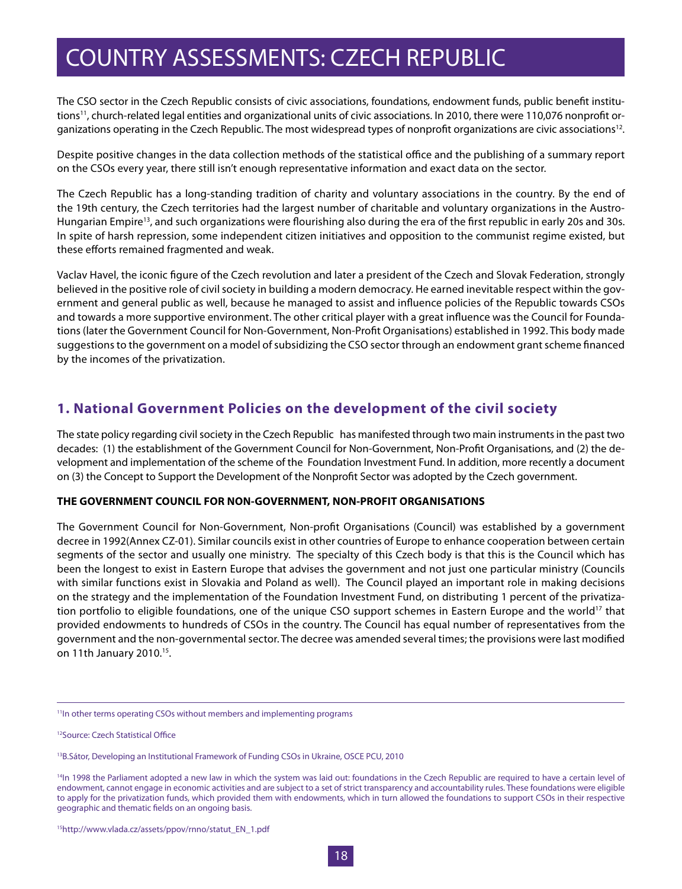# COUNTRY ASSESSMENTS: CZECH REPUBLIC

The CSO sector in the Czech Republic consists of civic associations, foundations, endowment funds, public benefit institutions[11], church-related legal entities and organizational units of civic associations. In 2010, there were 110,076 nonprofit organizations operating in the Czech Republic. The most widespread types of nonprofit organizations are civic associations[12].

Despite positive changes in the data collection methods of the statistical office and the publishing of a summary report on the CSOs every year, there still isn't enough representative information and exact data on the sector.

The Czech Republic has a long-standing tradition of charity and voluntary associations in the country. By the end of the 19th century, the Czech territories had the largest number of charitable and voluntary organizations in the Austro-Hungarian Empire[13], and such organizations were flourishing also during the era of the first republic in early 20s and 30s. In spite of harsh repression, some independent citizen initiatives and opposition to the communist regime existed, but these efforts remained fragmented and weak.

Vaclav Havel, the iconic figure of the Czech revolution and later a president of the Czech and Slovak Federation, strongly believed in the positive role of civil society in building a modern democracy. He earned inevitable respect within the government and general public as well, because he managed to assist and influence policies of the Republic towards CSOs and towards a more supportive environment. The other critical player with a great influence was the Council for Foundations (later the Government Council for Non-Government, Non-Profit Organisations) established in 1992. This body made suggestions to the government on a model of subsidizing the CSO sector through an endowment grant scheme financed by the incomes of the privatization.

## 1. National Government Policies on the development of the civil society

The state policy regarding civil society in the Czech Republic has manifested through two main instruments in the past two decades: (1) the establishment of the Government Council for Non-Government, Non-Profit Organisations, and (2) the development and implementation of the scheme of the Foundation Investment Fund. In addition, more recently a document on (3) the Concept to Support the Development of the Nonprofit Sector was adopted by the Czech government.

### THE GOVERNMENT COUNCIL FOR NON-GOVERNMENT, NON-PROFIT ORGANISATIONS

The Government Council for Non-Government, Non-profit Organisations (Council) was established by a government decree in 1992(Annex CZ-01). Similar councils exist in other countries of Europe to enhance cooperation between certain segments of the sector and usually one ministry. The specialty of this Czech body is that this is the Council which has been the longest to exist in Eastern Europe that advises the government and not just one particular ministry (Councils with similar functions exist in Slovakia and Poland as well). The Council played an important role in making decisions on the strategy and the implementation of the Foundation Investment Fund, on distributing 1 percent of the privatization portfolio to eligible foundations, one of the unique CSO support schemes in Eastern Europe and the world[17] that provided endowments to hundreds of CSOs in the country. The Council has equal number of representatives from the government and the non-governmental sector. The decree was amended several times; the provisions were last modified on 11th January 2010.[15].

---

[11]In other terms operating CSOs without members and implementing programs

[12]Source: Czech Statistical Office

[13]B.Sátor, Developing an Institutional Framework of Funding CSOs in Ukraine, OSCE PCU, 2010

[14]In 1998 the Parliament adopted a new law in which the system was laid out: foundations in the Czech Republic are required to have a certain level of endowment, cannot engage in economic activities and are subject to a set of strict transparency and accountability rules. These foundations were eligible to apply for the privatization funds, which provided them with endowments, which in turn allowed the foundations to support CSOs in their respective geographic and thematic fields on an ongoing basis.

[15]http://www.vlada.cz/assets/ppov/rnno/statut_EN_1.pdf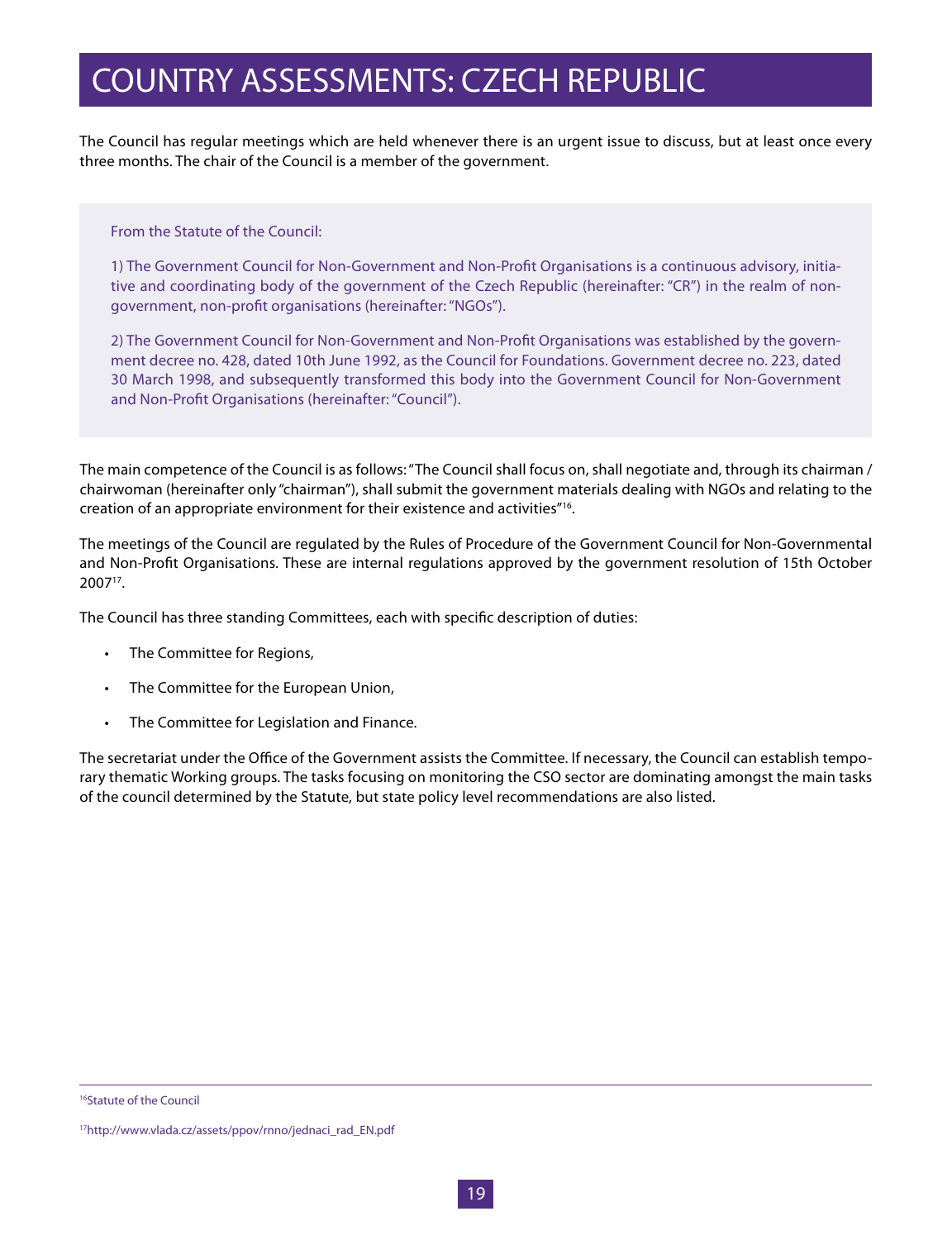# COUNTRY ASSESSMENTS: CZECH REPUBLIC

The Council has regular meetings which are held whenever there is an urgent issue to discuss, but at least once every three months. The chair of the Council is a member of the government.

> From the Statute of the Council:
>
> 1) The Government Council for Non-Government and Non-Profit Organisations is a continuous advisory, initiative and coordinating body of the government of the Czech Republic (hereinafter: "CR") in the realm of non-government, non-profit organisations (hereinafter: "NGOs").
>
> 2) The Government Council for Non-Government and Non-Profit Organisations was established by the government decree no. 428, dated 10th June 1992, as the Council for Foundations. Government decree no. 223, dated 30 March 1998, and subsequently transformed this body into the Government Council for Non-Government and Non-Profit Organisations (hereinafter: "Council").

The main competence of the Council is as follows: "The Council shall focus on, shall negotiate and, through its chairman / chairwoman (hereinafter only "chairman"), shall submit the government materials dealing with NGOs and relating to the creation of an appropriate environment for their existence and activities"[16].

The meetings of the Council are regulated by the Rules of Procedure of the Government Council for Non-Governmental and Non-Profit Organisations. These are internal regulations approved by the government resolution of 15th October 2007[17].

The Council has three standing Committees, each with specific description of duties:

- The Committee for Regions,
- The Committee for the European Union,
- The Committee for Legislation and Finance.

The secretariat under the Office of the Government assists the Committee. If necessary, the Council can establish temporary thematic Working groups. The tasks focusing on monitoring the CSO sector are dominating amongst the main tasks of the council determined by the Statute, but state policy level recommendations are also listed.

---

[16] Statute of the Council

[17] http://www.vlada.cz/assets/ppov/rnno/jednaci_rad_EN.pdf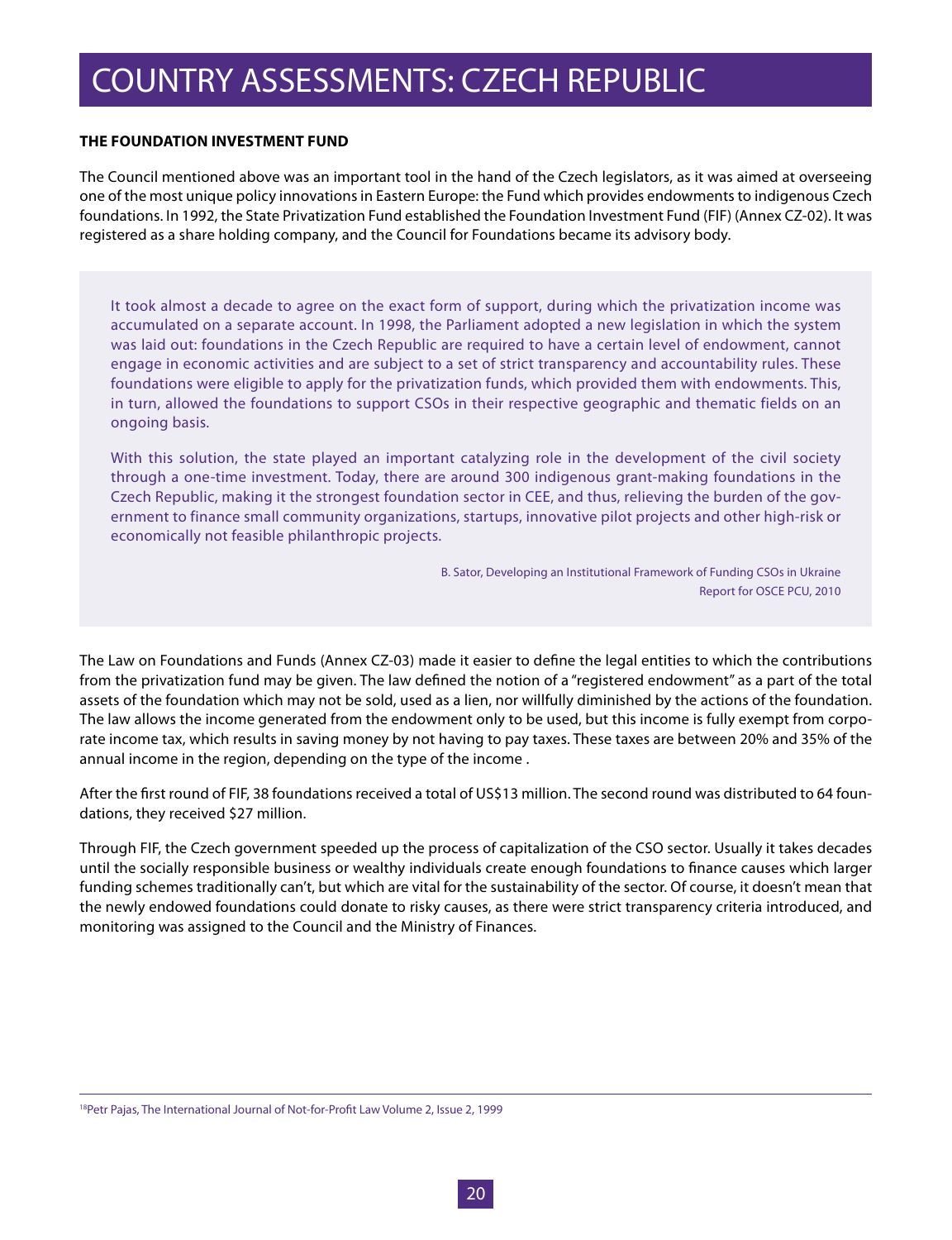# COUNTRY ASSESSMENTS: CZECH REPUBLIC

**THE FOUNDATION INVESTMENT FUND**

The Council mentioned above was an important tool in the hand of the Czech legislators, as it was aimed at overseeing one of the most unique policy innovations in Eastern Europe: the Fund which provides endowments to indigenous Czech foundations. In 1992, the State Privatization Fund established the Foundation Investment Fund (FIF) (Annex CZ-02). It was registered as a share holding company, and the Council for Foundations became its advisory body.

> It took almost a decade to agree on the exact form of support, during which the privatization income was accumulated on a separate account. In 1998, the Parliament adopted a new legislation in which the system was laid out: foundations in the Czech Republic are required to have a certain level of endowment, cannot engage in economic activities and are subject to a set of strict transparency and accountability rules. These foundations were eligible to apply for the privatization funds, which provided them with endowments. This, in turn, allowed the foundations to support CSOs in their respective geographic and thematic fields on an ongoing basis.
>
> With this solution, the state played an important catalyzing role in the development of the civil society through a one-time investment. Today, there are around 300 indigenous grant-making foundations in the Czech Republic, making it the strongest foundation sector in CEE, and thus, relieving the burden of the government to finance small community organizations, startups, innovative pilot projects and other high-risk or economically not feasible philanthropic projects.
>
> B. Sator, Developing an Institutional Framework of Funding CSOs in Ukraine
> Report for OSCE PCU, 2010

The Law on Foundations and Funds (Annex CZ-03) made it easier to define the legal entities to which the contributions from the privatization fund may be given. The law defined the notion of a "registered endowment" as a part of the total assets of the foundation which may not be sold, used as a lien, nor willfully diminished by the actions of the foundation. The law allows the income generated from the endowment only to be used, but this income is fully exempt from corporate income tax, which results in saving money by not having to pay taxes. These taxes are between 20% and 35% of the annual income in the region, depending on the type of the income .

After the first round of FIF, 38 foundations received a total of US$13 million. The second round was distributed to 64 foundations, they received $27 million.

Through FIF, the Czech government speeded up the process of capitalization of the CSO sector. Usually it takes decades until the socially responsible business or wealthy individuals create enough foundations to finance causes which larger funding schemes traditionally can't, but which are vital for the sustainability of the sector. Of course, it doesn't mean that the newly endowed foundations could donate to risky causes, as there were strict transparency criteria introduced, and monitoring was assigned to the Council and the Ministry of Finances.

---

[18] Petr Pajas, The International Journal of Not-for-Profit Law Volume 2, Issue 2, 1999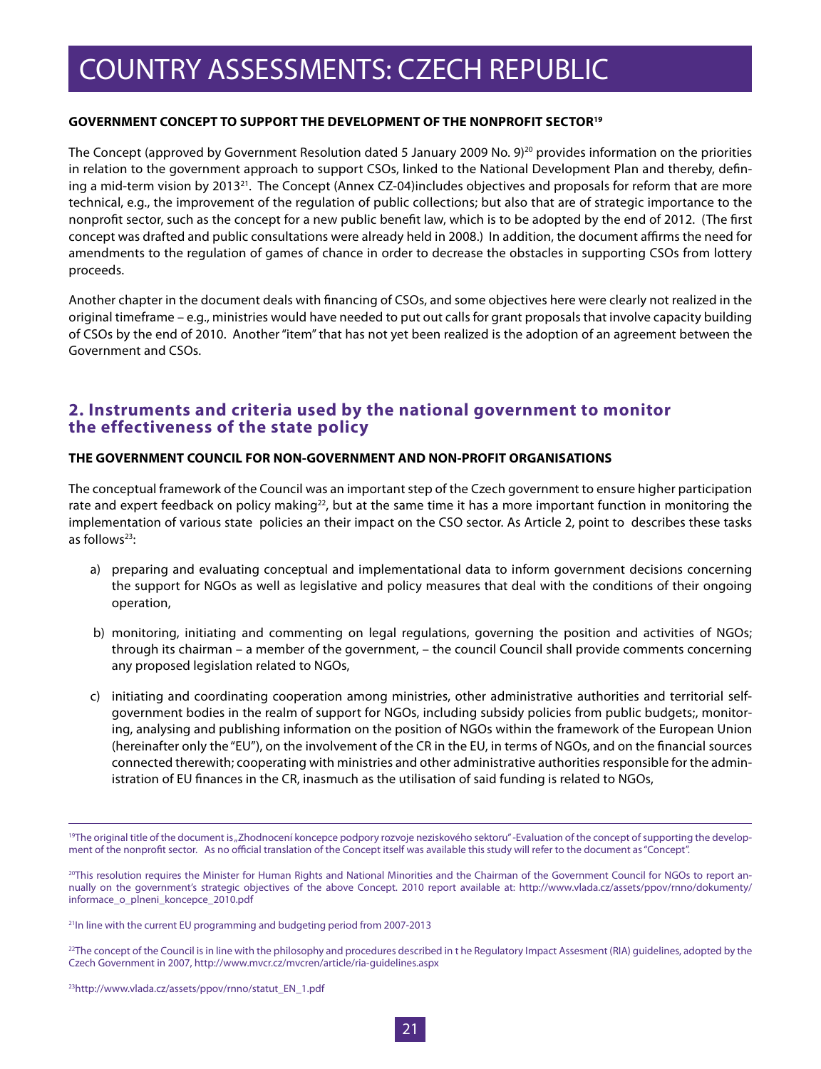**GOVERNMENT CONCEPT TO SUPPORT THE DEVELOPMENT OF THE NONPROFIT SECTOR[19]**

The Concept (approved by Government Resolution dated 5 January 2009 No. 9)[20] provides information on the priorities in relation to the government approach to support CSOs, linked to the National Development Plan and thereby, defining a mid-term vision by 2013[21]. The Concept (Annex CZ-04)includes objectives and proposals for reform that are more technical, e.g., the improvement of the regulation of public collections; but also that are of strategic importance to the nonprofit sector, such as the concept for a new public benefit law, which is to be adopted by the end of 2012. (The first concept was drafted and public consultations were already held in 2008.) In addition, the document affirms the need for amendments to the regulation of games of chance in order to decrease the obstacles in supporting CSOs from lottery proceeds.

Another chapter in the document deals with financing of CSOs, and some objectives here were clearly not realized in the original timeframe – e.g., ministries would have needed to put out calls for grant proposals that involve capacity building of CSOs by the end of 2010. Another "item" that has not yet been realized is the adoption of an agreement between the Government and CSOs.

## 2. Instruments and criteria used by the national government to monitor the effectiveness of the state policy

**THE GOVERNMENT COUNCIL FOR NON-GOVERNMENT AND NON-PROFIT ORGANISATIONS**

The conceptual framework of the Council was an important step of the Czech government to ensure higher participation rate and expert feedback on policy making[22], but at the same time it has a more important function in monitoring the implementation of various state policies an their impact on the CSO sector. As Article 2, point to describes these tasks as follows[23]:

a) preparing and evaluating conceptual and implementational data to inform government decisions concerning the support for NGOs as well as legislative and policy measures that deal with the conditions of their ongoing operation,

b) monitoring, initiating and commenting on legal regulations, governing the position and activities of NGOs; through its chairman – a member of the government, – the council Council shall provide comments concerning any proposed legislation related to NGOs,

c) initiating and coordinating cooperation among ministries, other administrative authorities and territorial self-government bodies in the realm of support for NGOs, including subsidy policies from public budgets;, monitoring, analysing and publishing information on the position of NGOs within the framework of the European Union (hereinafter only the "EU"), on the involvement of the CR in the EU, in terms of NGOs, and on the financial sources connected therewith; cooperating with ministries and other administrative authorities responsible for the administration of EU finances in the CR, inasmuch as the utilisation of said funding is related to NGOs,

---

[19]The original title of the document is „Zhodnocení koncepce podpory rozvoje neziskového sektoru" -Evaluation of the concept of supporting the development of the nonprofit sector. As no official translation of the Concept itself was available this study will refer to the document as "Concept".

[20]This resolution requires the Minister for Human Rights and National Minorities and the Chairman of the Government Council for NGOs to report annually on the government's strategic objectives of the above Concept. 2010 report available at: http://www.vlada.cz/assets/ppov/rnno/dokumenty/informace_o_plneni_koncepce_2010.pdf

[21]In line with the current EU programming and budgeting period from 2007-2013

[22]The concept of the Council is in line with the philosophy and procedures described in t he Regulatory Impact Assesment (RIA) guidelines, adopted by the Czech Government in 2007, http://www.mvcr.cz/mvcren/article/ria-guidelines.aspx

[23]http://www.vlada.cz/assets/ppov/rnno/statut_EN_1.pdf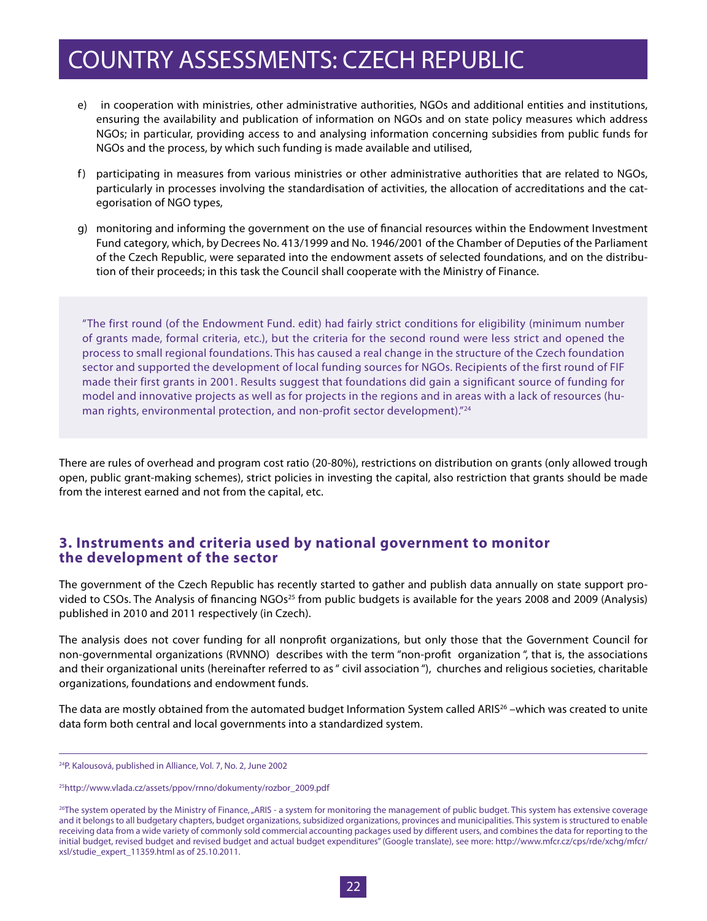e) in cooperation with ministries, other administrative authorities, NGOs and additional entities and institutions, ensuring the availability and publication of information on NGOs and on state policy measures which address NGOs; in particular, providing access to and analysing information concerning subsidies from public funds for NGOs and the process, by which such funding is made available and utilised,

f) participating in measures from various ministries or other administrative authorities that are related to NGOs, particularly in processes involving the standardisation of activities, the allocation of accreditations and the categorisation of NGO types,

g) monitoring and informing the government on the use of financial resources within the Endowment Investment Fund category, which, by Decrees No. 413/1999 and No. 1946/2001 of the Chamber of Deputies of the Parliament of the Czech Republic, were separated into the endowment assets of selected foundations, and on the distribution of their proceeds; in this task the Council shall cooperate with the Ministry of Finance.

> "The first round (of the Endowment Fund. edit) had fairly strict conditions for eligibility (minimum number of grants made, formal criteria, etc.), but the criteria for the second round were less strict and opened the process to small regional foundations. This has caused a real change in the structure of the Czech foundation sector and supported the development of local funding sources for NGOs. Recipients of the first round of FIF made their first grants in 2001. Results suggest that foundations did gain a significant source of funding for model and innovative projects as well as for projects in the regions and in areas with a lack of resources (human rights, environmental protection, and non-profit sector development)."[24]

There are rules of overhead and program cost ratio (20-80%), restrictions on distribution on grants (only allowed trough open, public grant-making schemes), strict policies in investing the capital, also restriction that grants should be made from the interest earned and not from the capital, etc.

## 3. Instruments and criteria used by national government to monitor the development of the sector

The government of the Czech Republic has recently started to gather and publish data annually on state support provided to CSOs. The Analysis of financing NGOs[25] from public budgets is available for the years 2008 and 2009 (Analysis) published in 2010 and 2011 respectively (in Czech).

The analysis does not cover funding for all nonprofit organizations, but only those that the Government Council for non-governmental organizations (RVNNO) describes with the term "non-profit organization ", that is, the associations and their organizational units (hereinafter referred to as " civil association "), churches and religious societies, charitable organizations, foundations and endowment funds.

The data are mostly obtained from the automated budget Information System called ARIS[26] –which was created to unite data form both central and local governments into a standardized system.

---

[24] P. Kalousová, published in Alliance, Vol. 7, No. 2, June 2002

[25] http://www.vlada.cz/assets/ppov/rnno/dokumenty/rozbor_2009.pdf

[26] The system operated by the Ministry of Finance, „ARIS - a system for monitoring the management of public budget. This system has extensive coverage and it belongs to all budgetary chapters, budget organizations, subsidized organizations, provinces and municipalities. This system is structured to enable receiving data from a wide variety of commonly sold commercial accounting packages used by different users, and combines the data for reporting to the initial budget, revised budget and revised budget and actual budget expenditures" (Google translate), see more: http://www.mfcr.cz/cps/rde/xchg/mfcr/xsl/studie_expert_11359.html as of 25.10.2011.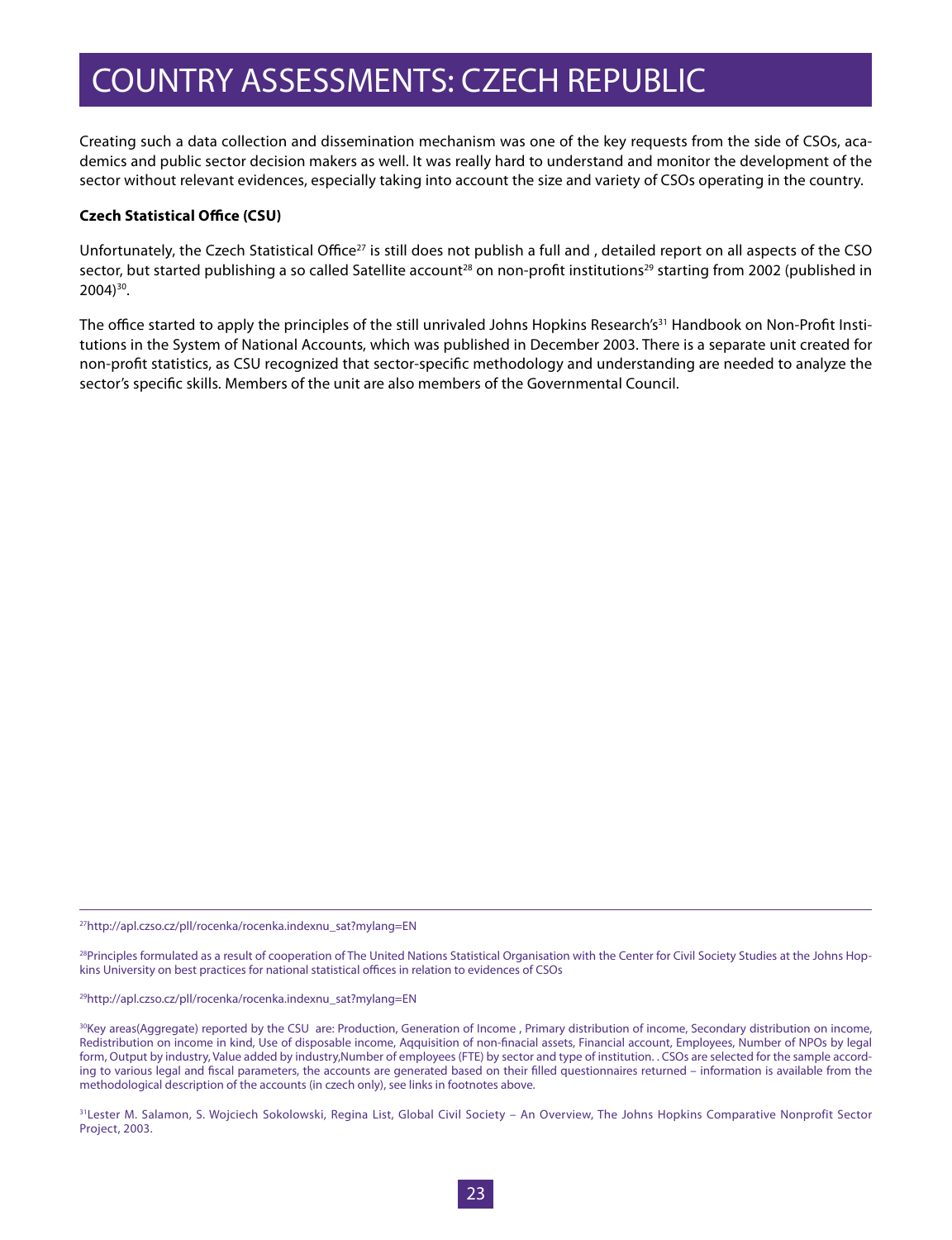# COUNTRY ASSESSMENTS: CZECH REPUBLIC

Creating such a data collection and dissemination mechanism was one of the key requests from the side of CSOs, academics and public sector decision makers as well. It was really hard to understand and monitor the development of the sector without relevant evidences, especially taking into account the size and variety of CSOs operating in the country.

**Czech Statistical Office (CSU)**

Unfortunately, the Czech Statistical Office[27] is still does not publish a full and , detailed report on all aspects of the CSO sector, but started publishing a so called Satellite account[28] on non-profit institutions[29] starting from 2002 (published in 2004)[30].

The office started to apply the principles of the still unrivaled Johns Hopkins Research's[31] Handbook on Non-Profit Institutions in the System of National Accounts, which was published in December 2003. There is a separate unit created for non-profit statistics, as CSU recognized that sector-specific methodology and understanding are needed to analyze the sector's specific skills. Members of the unit are also members of the Governmental Council.

---

[27]http://apl.czso.cz/pll/rocenka/rocenka.indexnu_sat?mylang=EN

[28]Principles formulated as a result of cooperation of The United Nations Statistical Organisation with the Center for Civil Society Studies at the Johns Hopkins University on best practices for national statistical offices in relation to evidences of CSOs

[29]http://apl.czso.cz/pll/rocenka/rocenka.indexnu_sat?mylang=EN

[30]Key areas(Aggregate) reported by the CSU are: Production, Generation of Income , Primary distribution of income, Secondary distribution on income, Redistribution on income in kind, Use of disposable income, Aqquisition of non-finacial assets, Financial account, Employees, Number of NPOs by legal form, Output by industry, Value added by industry,Number of employees (FTE) by sector and type of institution. . CSOs are selected for the sample according to various legal and fiscal parameters, the accounts are generated based on their filled questionnaires returned – information is available from the methodological description of the accounts (in czech only), see links in footnotes above.

[31]Lester M. Salamon, S. Wojciech Sokolowski, Regina List, Global Civil Society – An Overview, The Johns Hopkins Comparative Nonprofit Sector Project, 2003.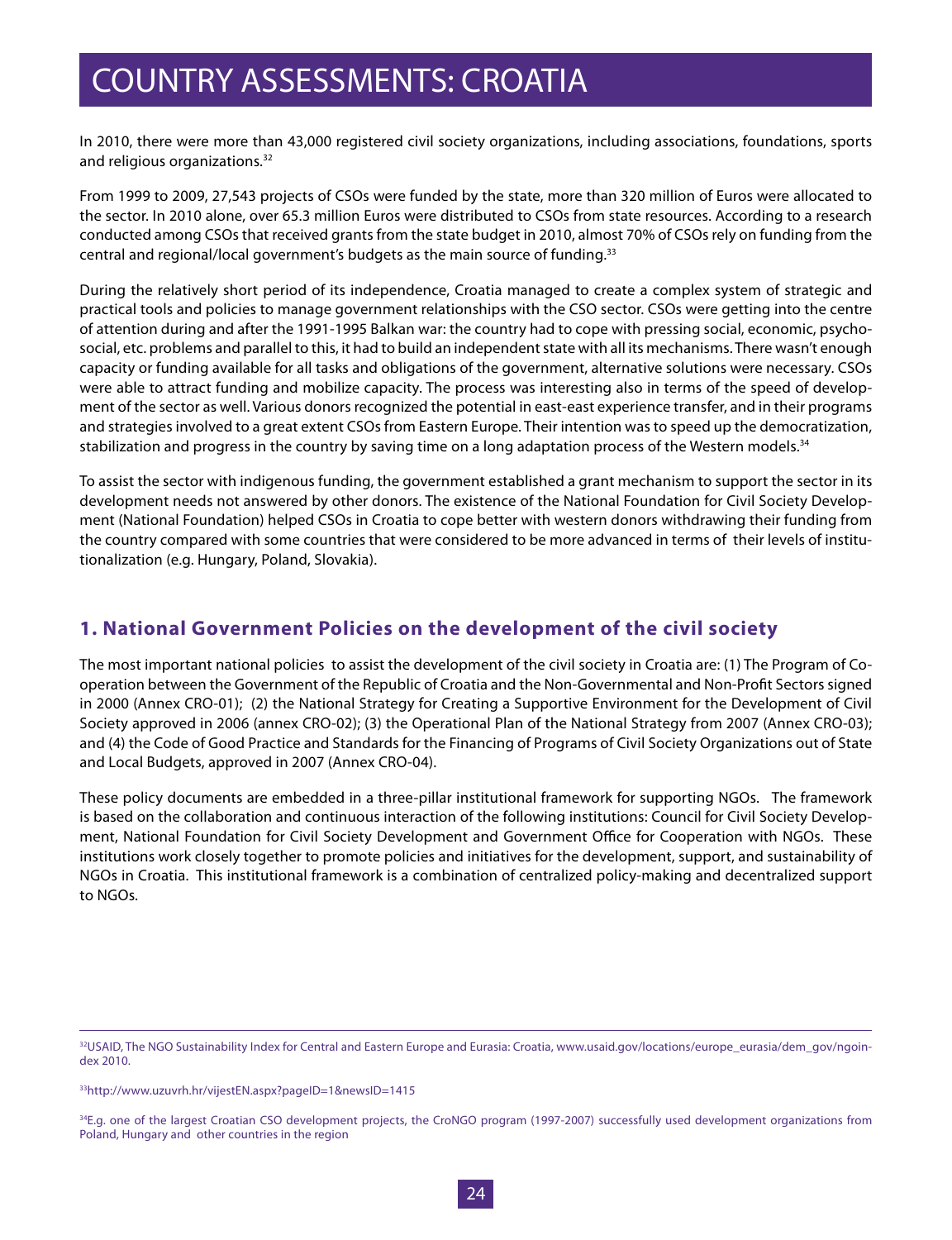# COUNTRY ASSESSMENTS: CROATIA

In 2010, there were more than 43,000 registered civil society organizations, including associations, foundations, sports and religious organizations.[32]

From 1999 to 2009, 27,543 projects of CSOs were funded by the state, more than 320 million of Euros were allocated to the sector. In 2010 alone, over 65.3 million Euros were distributed to CSOs from state resources. According to a research conducted among CSOs that received grants from the state budget in 2010, almost 70% of CSOs rely on funding from the central and regional/local government's budgets as the main source of funding.[33]

During the relatively short period of its independence, Croatia managed to create a complex system of strategic and practical tools and policies to manage government relationships with the CSO sector. CSOs were getting into the centre of attention during and after the 1991-1995 Balkan war: the country had to cope with pressing social, economic, psycho-social, etc. problems and parallel to this, it had to build an independent state with all its mechanisms. There wasn't enough capacity or funding available for all tasks and obligations of the government, alternative solutions were necessary. CSOs were able to attract funding and mobilize capacity. The process was interesting also in terms of the speed of development of the sector as well. Various donors recognized the potential in east-east experience transfer, and in their programs and strategies involved to a great extent CSOs from Eastern Europe. Their intention was to speed up the democratization, stabilization and progress in the country by saving time on a long adaptation process of the Western models.[34]

To assist the sector with indigenous funding, the government established a grant mechanism to support the sector in its development needs not answered by other donors. The existence of the National Foundation for Civil Society Development (National Foundation) helped CSOs in Croatia to cope better with western donors withdrawing their funding from the country compared with some countries that were considered to be more advanced in terms of their levels of institutionalization (e.g. Hungary, Poland, Slovakia).

## 1. National Government Policies on the development of the civil society

The most important national policies to assist the development of the civil society in Croatia are: (1) The Program of Co-operation between the Government of the Republic of Croatia and the Non-Governmental and Non-Profit Sectors signed in 2000 (Annex CRO-01); (2) the National Strategy for Creating a Supportive Environment for the Development of Civil Society approved in 2006 (annex CRO-02); (3) the Operational Plan of the National Strategy from 2007 (Annex CRO-03); and (4) the Code of Good Practice and Standards for the Financing of Programs of Civil Society Organizations out of State and Local Budgets, approved in 2007 (Annex CRO-04).

These policy documents are embedded in a three-pillar institutional framework for supporting NGOs. The framework is based on the collaboration and continuous interaction of the following institutions: Council for Civil Society Development, National Foundation for Civil Society Development and Government Office for Cooperation with NGOs. These institutions work closely together to promote policies and initiatives for the development, support, and sustainability of NGOs in Croatia. This institutional framework is a combination of centralized policy-making and decentralized support to NGOs.

---

[32] USAID, The NGO Sustainability Index for Central and Eastern Europe and Eurasia: Croatia, www.usaid.gov/locations/europe_eurasia/dem_gov/ngoindex 2010.

[33] http://www.uzuvrh.hr/vijestEN.aspx?pageID=1&newsID=1415

[34] E.g. one of the largest Croatian CSO development projects, the CroNGO program (1997-2007) successfully used development organizations from Poland, Hungary and other countries in the region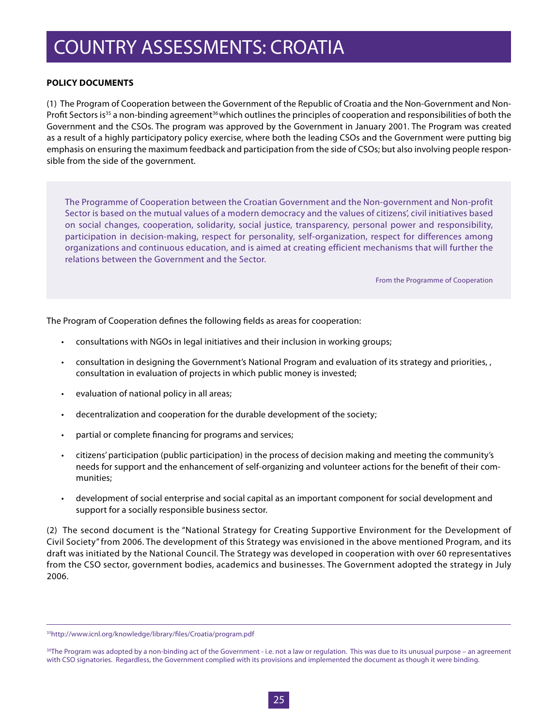# COUNTRY ASSESSMENTS: CROATIA

**POLICY DOCUMENTS**

(1) The Program of Cooperation between the Government of the Republic of Croatia and the Non-Government and Non-Profit Sectors is[35] a non-binding agreement[36] which outlines the principles of cooperation and responsibilities of both the Government and the CSOs. The program was approved by the Government in January 2001. The Program was created as a result of a highly participatory policy exercise, where both the leading CSOs and the Government were putting big emphasis on ensuring the maximum feedback and participation from the side of CSOs; but also involving people responsible from the side of the government.

> The Programme of Cooperation between the Croatian Government and the Non-government and Non-profit Sector is based on the mutual values of a modern democracy and the values of citizens', civil initiatives based on social changes, cooperation, solidarity, social justice, transparency, personal power and responsibility, participation in decision-making, respect for personality, self-organization, respect for differences among organizations and continuous education, and is aimed at creating efficient mechanisms that will further the relations between the Government and the Sector.
>
> From the Programme of Cooperation

The Program of Cooperation defines the following fields as areas for cooperation:

- consultations with NGOs in legal initiatives and their inclusion in working groups;
- consultation in designing the Government's National Program and evaluation of its strategy and priorities, , consultation in evaluation of projects in which public money is invested;
- evaluation of national policy in all areas;
- decentralization and cooperation for the durable development of the society;
- partial or complete financing for programs and services;
- citizens' participation (public participation) in the process of decision making and meeting the community's needs for support and the enhancement of self-organizing and volunteer actions for the benefit of their communities;
- development of social enterprise and social capital as an important component for social development and support for a socially responsible business sector.

(2) The second document is the "National Strategy for Creating Supportive Environment for the Development of Civil Society" from 2006. The development of this Strategy was envisioned in the above mentioned Program, and its draft was initiated by the National Council. The Strategy was developed in cooperation with over 60 representatives from the CSO sector, government bodies, academics and businesses. The Government adopted the strategy in July 2006.

---

[35] http://www.icnl.org/knowledge/library/files/Croatia/program.pdf

[36] The Program was adopted by a non-binding act of the Government - i.e. not a law or regulation. This was due to its unusual purpose – an agreement with CSO signatories. Regardless, the Government complied with its provisions and implemented the document as though it were binding.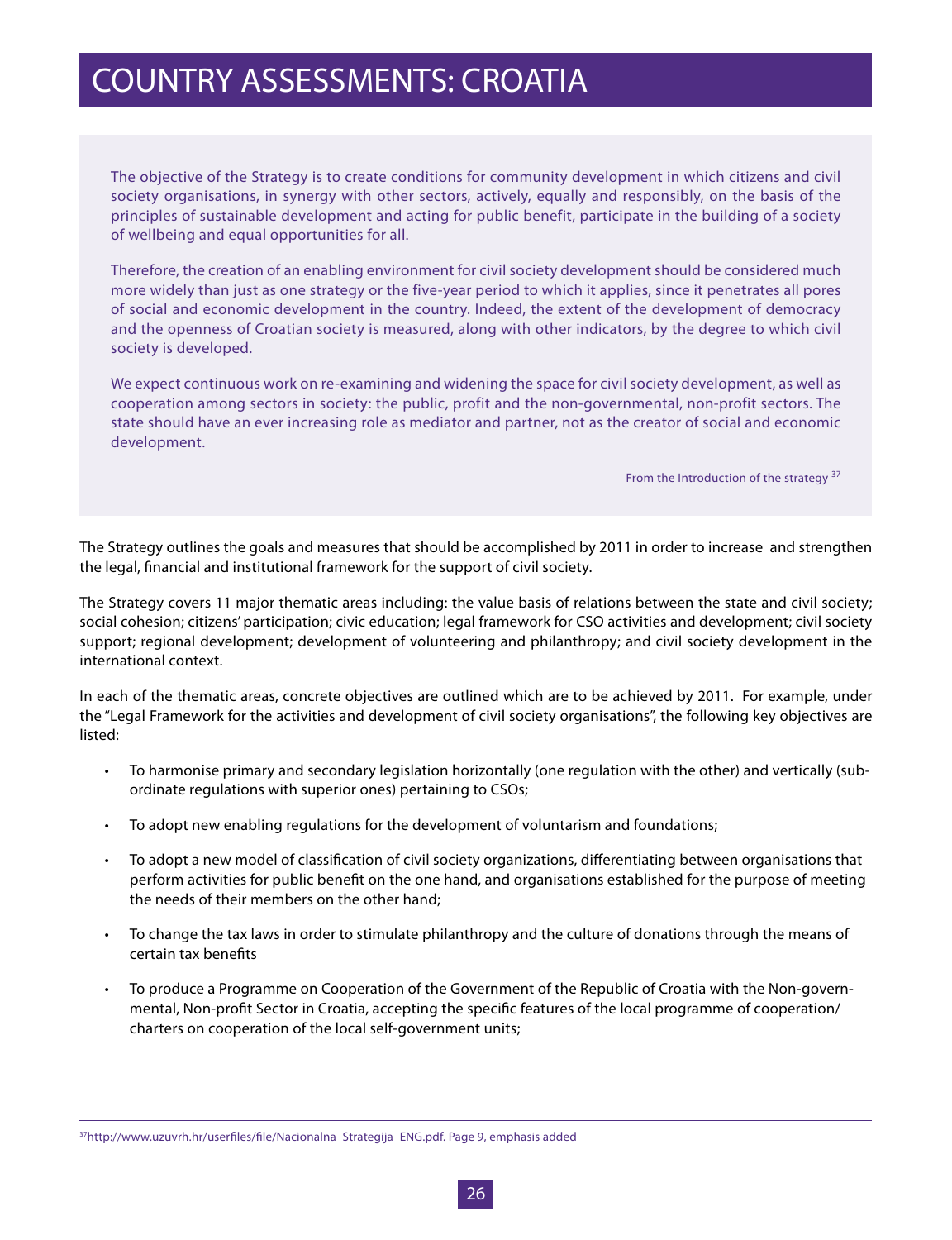# COUNTRY ASSESSMENTS: CROATIA

> The objective of the Strategy is to create conditions for community development in which citizens and civil society organisations, in synergy with other sectors, actively, equally and responsibly, on the basis of the principles of sustainable development and acting for public benefit, participate in the building of a society of wellbeing and equal opportunities for all.
>
> Therefore, the creation of an enabling environment for civil society development should be considered much more widely than just as one strategy or the five-year period to which it applies, since it penetrates all pores of social and economic development in the country. Indeed, the extent of the development of democracy and the openness of Croatian society is measured, along with other indicators, by the degree to which civil society is developed.
>
> We expect continuous work on re-examining and widening the space for civil society development, as well as cooperation among sectors in society: the public, profit and the non-governmental, non-profit sectors. The state should have an ever increasing role as mediator and partner, not as the creator of social and economic development.
>
> From the Introduction of the strategy [37]

The Strategy outlines the goals and measures that should be accomplished by 2011 in order to increase and strengthen the legal, financial and institutional framework for the support of civil society.

The Strategy covers 11 major thematic areas including: the value basis of relations between the state and civil society; social cohesion; citizens' participation; civic education; legal framework for CSO activities and development; civil society support; regional development; development of volunteering and philanthropy; and civil society development in the international context.

In each of the thematic areas, concrete objectives are outlined which are to be achieved by 2011. For example, under the "Legal Framework for the activities and development of civil society organisations", the following key objectives are listed:

- To harmonise primary and secondary legislation horizontally (one regulation with the other) and vertically (subordinate regulations with superior ones) pertaining to CSOs;
- To adopt new enabling regulations for the development of voluntarism and foundations;
- To adopt a new model of classification of civil society organizations, differentiating between organisations that perform activities for public benefit on the one hand, and organisations established for the purpose of meeting the needs of their members on the other hand;
- To change the tax laws in order to stimulate philanthropy and the culture of donations through the means of certain tax benefits
- To produce a Programme on Cooperation of the Government of the Republic of Croatia with the Non-governmental, Non-profit Sector in Croatia, accepting the specific features of the local programme of cooperation/ charters on cooperation of the local self-government units;

[37] http://www.uzuvrh.hr/userfiles/file/Nacionalna_Strategija_ENG.pdf. Page 9, emphasis added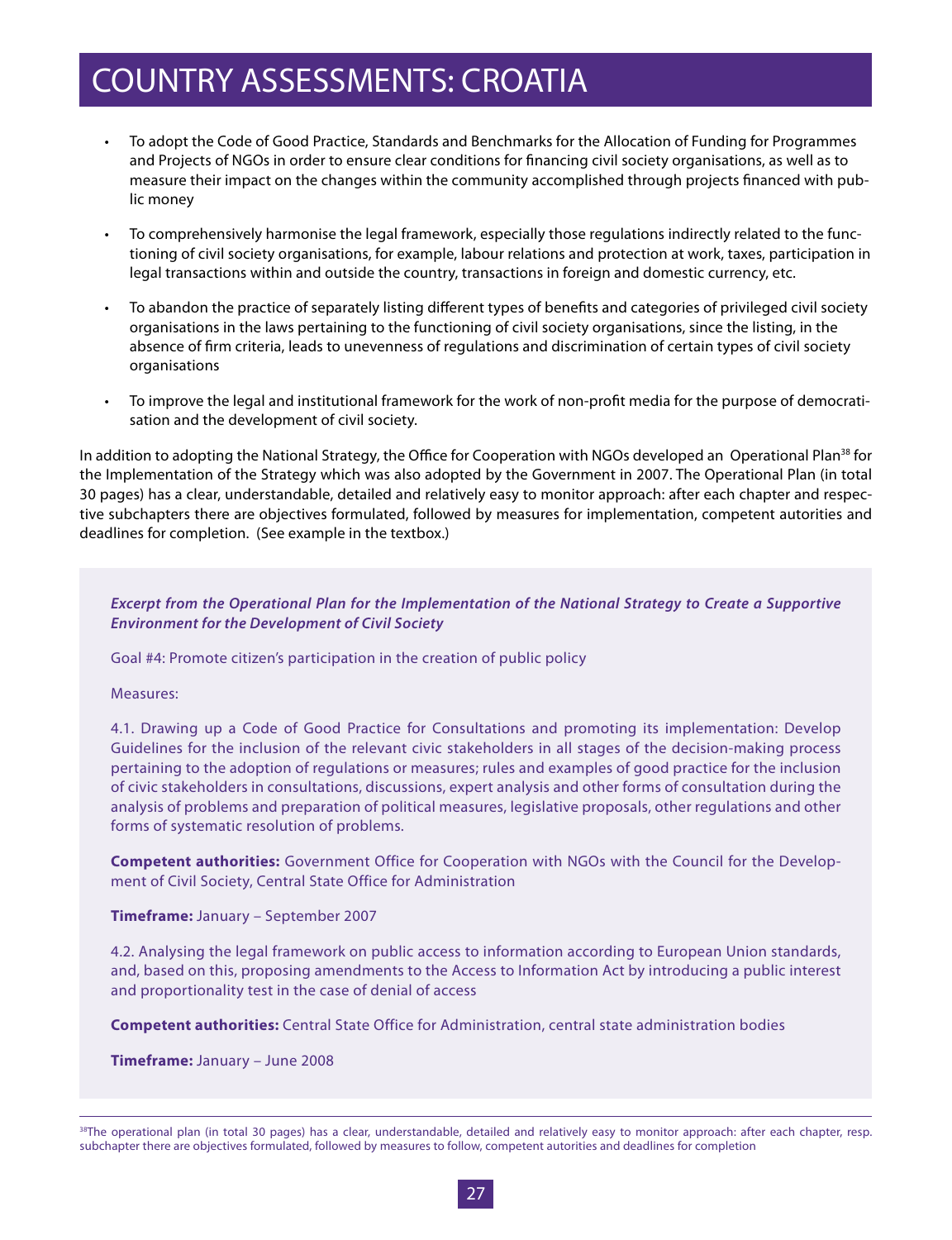# COUNTRY ASSESSMENTS: CROATIA

- To adopt the Code of Good Practice, Standards and Benchmarks for the Allocation of Funding for Programmes and Projects of NGOs in order to ensure clear conditions for financing civil society organisations, as well as to measure their impact on the changes within the community accomplished through projects financed with public money
- To comprehensively harmonise the legal framework, especially those regulations indirectly related to the functioning of civil society organisations, for example, labour relations and protection at work, taxes, participation in legal transactions within and outside the country, transactions in foreign and domestic currency, etc.
- To abandon the practice of separately listing different types of benefits and categories of privileged civil society organisations in the laws pertaining to the functioning of civil society organisations, since the listing, in the absence of firm criteria, leads to unevenness of regulations and discrimination of certain types of civil society organisations
- To improve the legal and institutional framework for the work of non-profit media for the purpose of democratisation and the development of civil society.

In addition to adopting the National Strategy, the Office for Cooperation with NGOs developed an Operational Plan[38] for the Implementation of the Strategy which was also adopted by the Government in 2007. The Operational Plan (in total 30 pages) has a clear, understandable, detailed and relatively easy to monitor approach: after each chapter and respective subchapters there are objectives formulated, followed by measures for implementation, competent autorities and deadlines for completion. (See example in the textbox.)

***Excerpt from the Operational Plan for the Implementation of the National Strategy to Create a Supportive Environment for the Development of Civil Society***

Goal #4: Promote citizen's participation in the creation of public policy

Measures:

4.1. Drawing up a Code of Good Practice for Consultations and promoting its implementation: Develop Guidelines for the inclusion of the relevant civic stakeholders in all stages of the decision-making process pertaining to the adoption of regulations or measures; rules and examples of good practice for the inclusion of civic stakeholders in consultations, discussions, expert analysis and other forms of consultation during the analysis of problems and preparation of political measures, legislative proposals, other regulations and other forms of systematic resolution of problems.

**Competent authorities:** Government Office for Cooperation with NGOs with the Council for the Development of Civil Society, Central State Office for Administration

**Timeframe:** January – September 2007

4.2. Analysing the legal framework on public access to information according to European Union standards, and, based on this, proposing amendments to the Access to Information Act by introducing a public interest and proportionality test in the case of denial of access

**Competent authorities:** Central State Office for Administration, central state administration bodies

**Timeframe:** January – June 2008

---

[38]The operational plan (in total 30 pages) has a clear, understandable, detailed and relatively easy to monitor approach: after each chapter, resp. subchapter there are objectives formulated, followed by measures to follow, competent autorities and deadlines for completion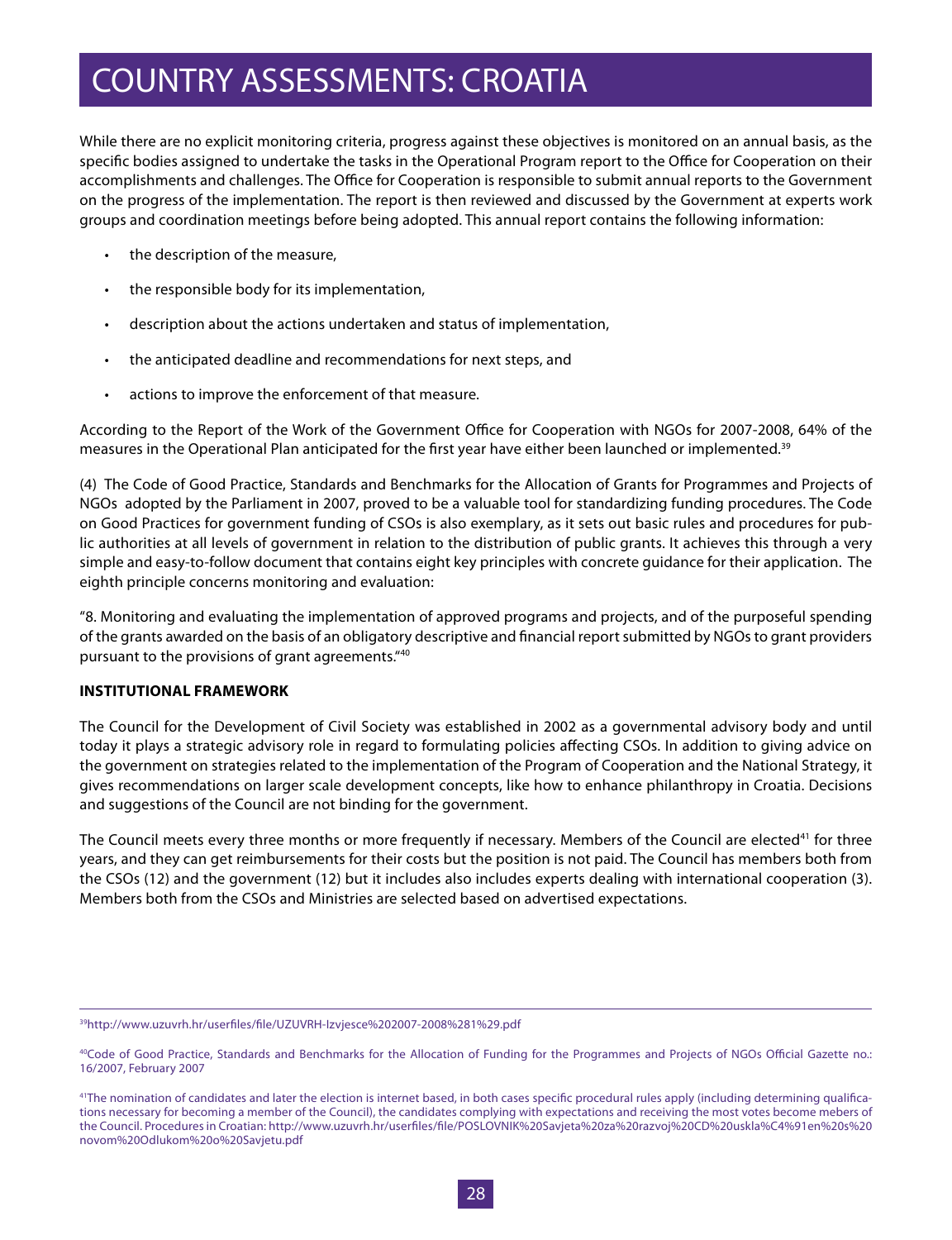# COUNTRY ASSESSMENTS: CROATIA

While there are no explicit monitoring criteria, progress against these objectives is monitored on an annual basis, as the specific bodies assigned to undertake the tasks in the Operational Program report to the Office for Cooperation on their accomplishments and challenges. The Office for Cooperation is responsible to submit annual reports to the Government on the progress of the implementation. The report is then reviewed and discussed by the Government at experts work groups and coordination meetings before being adopted. This annual report contains the following information:

- the description of the measure,
- the responsible body for its implementation,
- description about the actions undertaken and status of implementation,
- the anticipated deadline and recommendations for next steps, and
- actions to improve the enforcement of that measure.

According to the Report of the Work of the Government Office for Cooperation with NGOs for 2007-2008, 64% of the measures in the Operational Plan anticipated for the first year have either been launched or implemented.[39]

(4) The Code of Good Practice, Standards and Benchmarks for the Allocation of Grants for Programmes and Projects of NGOs adopted by the Parliament in 2007, proved to be a valuable tool for standardizing funding procedures. The Code on Good Practices for government funding of CSOs is also exemplary, as it sets out basic rules and procedures for public authorities at all levels of government in relation to the distribution of public grants. It achieves this through a very simple and easy-to-follow document that contains eight key principles with concrete guidance for their application. The eighth principle concerns monitoring and evaluation:

"8. Monitoring and evaluating the implementation of approved programs and projects, and of the purposeful spending of the grants awarded on the basis of an obligatory descriptive and financial report submitted by NGOs to grant providers pursuant to the provisions of grant agreements."[40]

**INSTITUTIONAL FRAMEWORK**

The Council for the Development of Civil Society was established in 2002 as a governmental advisory body and until today it plays a strategic advisory role in regard to formulating policies affecting CSOs. In addition to giving advice on the government on strategies related to the implementation of the Program of Cooperation and the National Strategy, it gives recommendations on larger scale development concepts, like how to enhance philanthropy in Croatia. Decisions and suggestions of the Council are not binding for the government.

The Council meets every three months or more frequently if necessary. Members of the Council are elected[41] for three years, and they can get reimbursements for their costs but the position is not paid. The Council has members both from the CSOs (12) and the government (12) but it includes also includes experts dealing with international cooperation (3). Members both from the CSOs and Ministries are selected based on advertised expectations.

---

[39] http://www.uzuvrh.hr/userfiles/file/UZUVRH-Izvjesce%202007-2008%281%29.pdf

[40] Code of Good Practice, Standards and Benchmarks for the Allocation of Funding for the Programmes and Projects of NGOs Official Gazette no.: 16/2007, February 2007

[41] The nomination of candidates and later the election is internet based, in both cases specific procedural rules apply (including determining qualifications necessary for becoming a member of the Council), the candidates complying with expectations and receiving the most votes become mebers of the Council. Procedures in Croatian: http://www.uzuvrh.hr/userfiles/file/POSLOVNIK%20Savjeta%20za%20razvoj%20CD%20uskla%C4%91en%20s%20novom%20Odlukom%20o%20Savjetu.pdf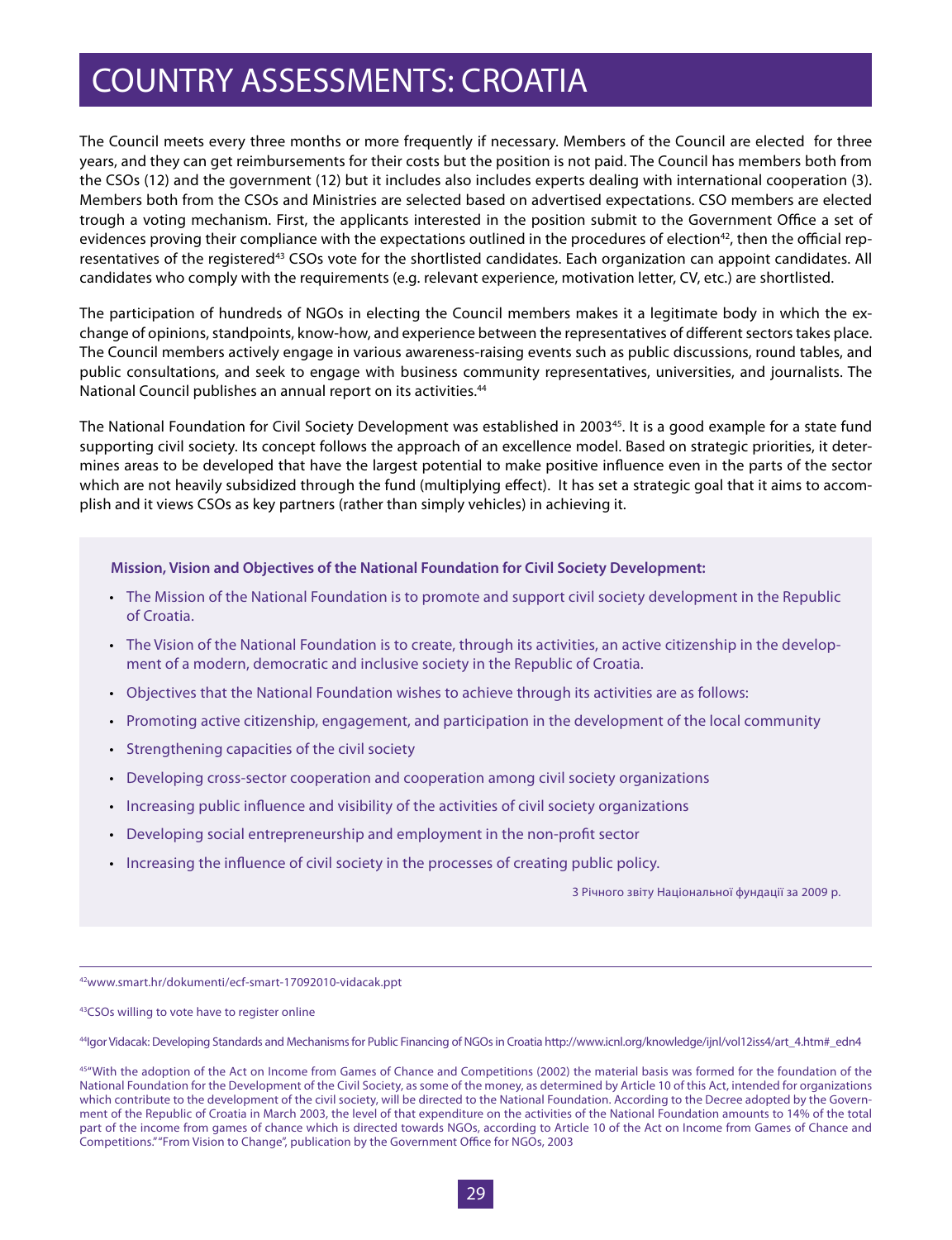# COUNTRY ASSESSMENTS: CROATIA

The Council meets every three months or more frequently if necessary. Members of the Council are elected for three years, and they can get reimbursements for their costs but the position is not paid. The Council has members both from the CSOs (12) and the government (12) but it includes also includes experts dealing with international cooperation (3). Members both from the CSOs and Ministries are selected based on advertised expectations. CSO members are elected trough a voting mechanism. First, the applicants interested in the position submit to the Government Office a set of evidences proving their compliance with the expectations outlined in the procedures of election[42], then the official representatives of the registered[43] CSOs vote for the shortlisted candidates. Each organization can appoint candidates. All candidates who comply with the requirements (e.g. relevant experience, motivation letter, CV, etc.) are shortlisted.

The participation of hundreds of NGOs in electing the Council members makes it a legitimate body in which the exchange of opinions, standpoints, know-how, and experience between the representatives of different sectors takes place. The Council members actively engage in various awareness-raising events such as public discussions, round tables, and public consultations, and seek to engage with business community representatives, universities, and journalists. The National Council publishes an annual report on its activities.[44]

The National Foundation for Civil Society Development was established in 2003[45]. It is a good example for a state fund supporting civil society. Its concept follows the approach of an excellence model. Based on strategic priorities, it determines areas to be developed that have the largest potential to make positive influence even in the parts of the sector which are not heavily subsidized through the fund (multiplying effect). It has set a strategic goal that it aims to accomplish and it views CSOs as key partners (rather than simply vehicles) in achieving it.

**Mission, Vision and Objectives of the National Foundation for Civil Society Development:**

- The Mission of the National Foundation is to promote and support civil society development in the Republic of Croatia.
- The Vision of the National Foundation is to create, through its activities, an active citizenship in the development of a modern, democratic and inclusive society in the Republic of Croatia.
- Objectives that the National Foundation wishes to achieve through its activities are as follows:
- Promoting active citizenship, engagement, and participation in the development of the local community
- Strengthening capacities of the civil society
- Developing cross-sector cooperation and cooperation among civil society organizations
- Increasing public influence and visibility of the activities of civil society organizations
- Developing social entrepreneurship and employment in the non-profit sector
- Increasing the influence of civil society in the processes of creating public policy.

З Річного звіту Національної фундації за 2009 р.

---

[42]www.smart.hr/dokumenti/ecf-smart-17092010-vidacak.ppt

[43]CSOs willing to vote have to register online

[44]Igor Vidacak: Developing Standards and Mechanisms for Public Financing of NGOs in Croatia http://www.icnl.org/knowledge/ijnl/vol12iss4/art_4.htm#_edn4

[45]"With the adoption of the Act on Income from Games of Chance and Competitions (2002) the material basis was formed for the foundation of the National Foundation for the Development of the Civil Society, as some of the money, as determined by Article 10 of this Act, intended for organizations which contribute to the development of the civil society, will be directed to the National Foundation. According to the Decree adopted by the Government of the Republic of Croatia in March 2003, the level of that expenditure on the activities of the National Foundation amounts to 14% of the total part of the income from games of chance which is directed towards NGOs, according to Article 10 of the Act on Income from Games of Chance and Competitions." "From Vision to Change", publication by the Government Office for NGOs, 2003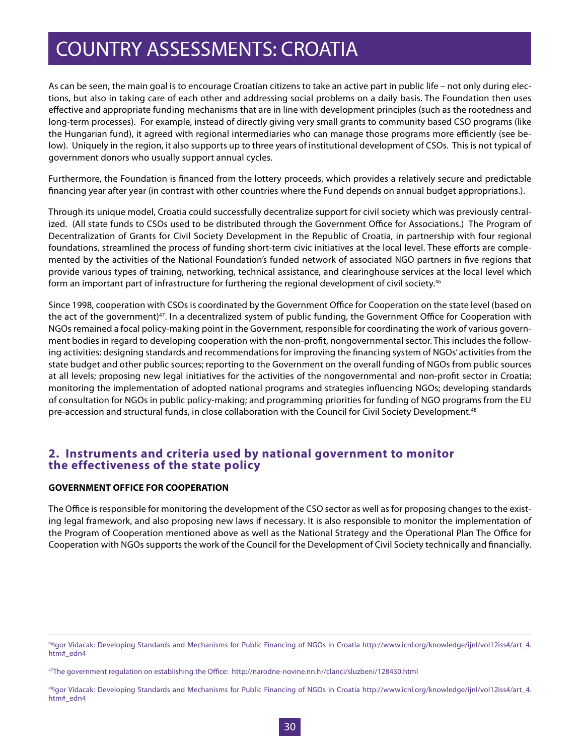As can be seen, the main goal is to encourage Croatian citizens to take an active part in public life – not only during elections, but also in taking care of each other and addressing social problems on a daily basis. The Foundation then uses effective and appropriate funding mechanisms that are in line with development principles (such as the rootedness and long-term processes). For example, instead of directly giving very small grants to community based CSO programs (like the Hungarian fund), it agreed with regional intermediaries who can manage those programs more efficiently (see below). Uniquely in the region, it also supports up to three years of institutional development of CSOs. This is not typical of government donors who usually support annual cycles.

Furthermore, the Foundation is financed from the lottery proceeds, which provides a relatively secure and predictable financing year after year (in contrast with other countries where the Fund depends on annual budget appropriations.).

Through its unique model, Croatia could successfully decentralize support for civil society which was previously centralized. (All state funds to CSOs used to be distributed through the Government Office for Associations.) The Program of Decentralization of Grants for Civil Society Development in the Republic of Croatia, in partnership with four regional foundations, streamlined the process of funding short-term civic initiatives at the local level. These efforts are complemented by the activities of the National Foundation's funded network of associated NGO partners in five regions that provide various types of training, networking, technical assistance, and clearinghouse services at the local level which form an important part of infrastructure for furthering the regional development of civil society.[46]

Since 1998, cooperation with CSOs is coordinated by the Government Office for Cooperation on the state level (based on the act of the government)[47]. In a decentralized system of public funding, the Government Office for Cooperation with NGOs remained a focal policy-making point in the Government, responsible for coordinating the work of various government bodies in regard to developing cooperation with the non-profit, nongovernmental sector. This includes the following activities: designing standards and recommendations for improving the financing system of NGOs' activities from the state budget and other public sources; reporting to the Government on the overall funding of NGOs from public sources at all levels; proposing new legal initiatives for the activities of the nongovernmental and non-profit sector in Croatia; monitoring the implementation of adopted national programs and strategies influencing NGOs; developing standards of consultation for NGOs in public policy-making; and programming priorities for funding of NGO programs from the EU pre-accession and structural funds, in close collaboration with the Council for Civil Society Development.[48]

## 2. Instruments and criteria used by national government to monitor the effectiveness of the state policy

**GOVERNMENT OFFICE FOR COOPERATION**

The Office is responsible for monitoring the development of the CSO sector as well as for proposing changes to the existing legal framework, and also proposing new laws if necessary. It is also responsible to monitor the implementation of the Program of Cooperation mentioned above as well as the National Strategy and the Operational Plan The Office for Cooperation with NGOs supports the work of the Council for the Development of Civil Society technically and financially.

---

[46] Igor Vidacak: Developing Standards and Mechanisms for Public Financing of NGOs in Croatia http://www.icnl.org/knowledge/ijnl/vol12iss4/art_4.htm#_edn4

[47] The government regulation on establishing the Office: http://narodne-novine.nn.hr/clanci/sluzbeni/128430.html

[48] Igor Vidacak: Developing Standards and Mechanisms for Public Financing of NGOs in Croatia http://www.icnl.org/knowledge/ijnl/vol12iss4/art_4.htm#_edn4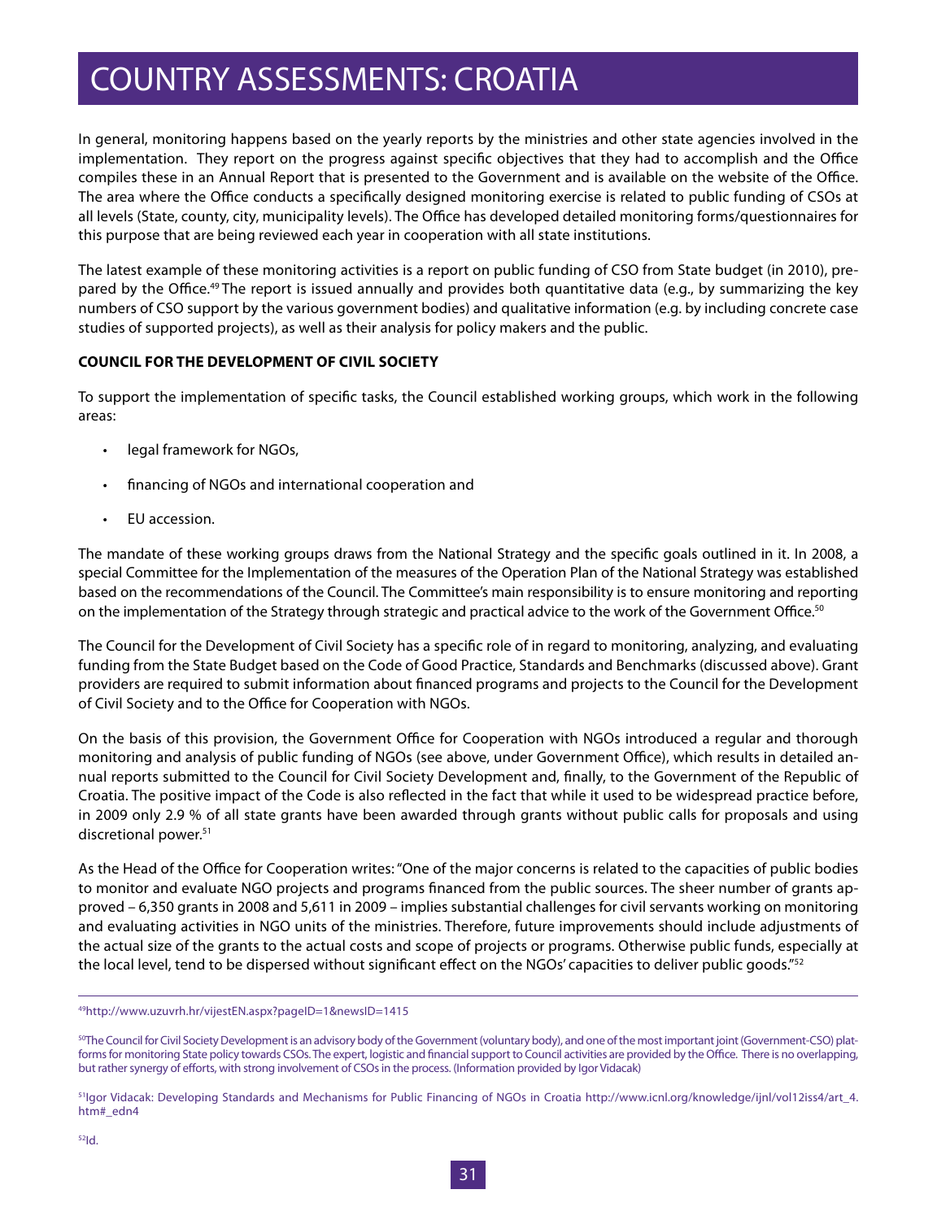# COUNTRY ASSESSMENTS: CROATIA

In general, monitoring happens based on the yearly reports by the ministries and other state agencies involved in the implementation. They report on the progress against specific objectives that they had to accomplish and the Office compiles these in an Annual Report that is presented to the Government and is available on the website of the Office. The area where the Office conducts a specifically designed monitoring exercise is related to public funding of CSOs at all levels (State, county, city, municipality levels). The Office has developed detailed monitoring forms/questionnaires for this purpose that are being reviewed each year in cooperation with all state institutions.

The latest example of these monitoring activities is a report on public funding of CSO from State budget (in 2010), prepared by the Office.[49] The report is issued annually and provides both quantitative data (e.g., by summarizing the key numbers of CSO support by the various government bodies) and qualitative information (e.g. by including concrete case studies of supported projects), as well as their analysis for policy makers and the public.

**COUNCIL FOR THE DEVELOPMENT OF CIVIL SOCIETY**

To support the implementation of specific tasks, the Council established working groups, which work in the following areas:

- legal framework for NGOs,
- financing of NGOs and international cooperation and
- EU accession.

The mandate of these working groups draws from the National Strategy and the specific goals outlined in it. In 2008, a special Committee for the Implementation of the measures of the Operation Plan of the National Strategy was established based on the recommendations of the Council. The Committee's main responsibility is to ensure monitoring and reporting on the implementation of the Strategy through strategic and practical advice to the work of the Government Office.[50]

The Council for the Development of Civil Society has a specific role of in regard to monitoring, analyzing, and evaluating funding from the State Budget based on the Code of Good Practice, Standards and Benchmarks (discussed above). Grant providers are required to submit information about financed programs and projects to the Council for the Development of Civil Society and to the Office for Cooperation with NGOs.

On the basis of this provision, the Government Office for Cooperation with NGOs introduced a regular and thorough monitoring and analysis of public funding of NGOs (see above, under Government Office), which results in detailed annual reports submitted to the Council for Civil Society Development and, finally, to the Government of the Republic of Croatia. The positive impact of the Code is also reflected in the fact that while it used to be widespread practice before, in 2009 only 2.9 % of all state grants have been awarded through grants without public calls for proposals and using discretional power.[51]

As the Head of the Office for Cooperation writes: "One of the major concerns is related to the capacities of public bodies to monitor and evaluate NGO projects and programs financed from the public sources. The sheer number of grants approved – 6,350 grants in 2008 and 5,611 in 2009 – implies substantial challenges for civil servants working on monitoring and evaluating activities in NGO units of the ministries. Therefore, future improvements should include adjustments of the actual size of the grants to the actual costs and scope of projects or programs. Otherwise public funds, especially at the local level, tend to be dispersed without significant effect on the NGOs' capacities to deliver public goods."[52]

---

[49] http://www.uzuvrh.hr/vijestEN.aspx?pageID=1&newsID=1415

[50] The Council for Civil Society Development is an advisory body of the Government (voluntary body), and one of the most important joint (Government-CSO) platforms for monitoring State policy towards CSOs. The expert, logistic and financial support to Council activities are provided by the Office. There is no overlapping, but rather synergy of efforts, with strong involvement of CSOs in the process. (Information provided by Igor Vidacak)

[51] Igor Vidacak: Developing Standards and Mechanisms for Public Financing of NGOs in Croatia http://www.icnl.org/knowledge/ijnl/vol12iss4/art_4.htm#_edn4

[52] Id.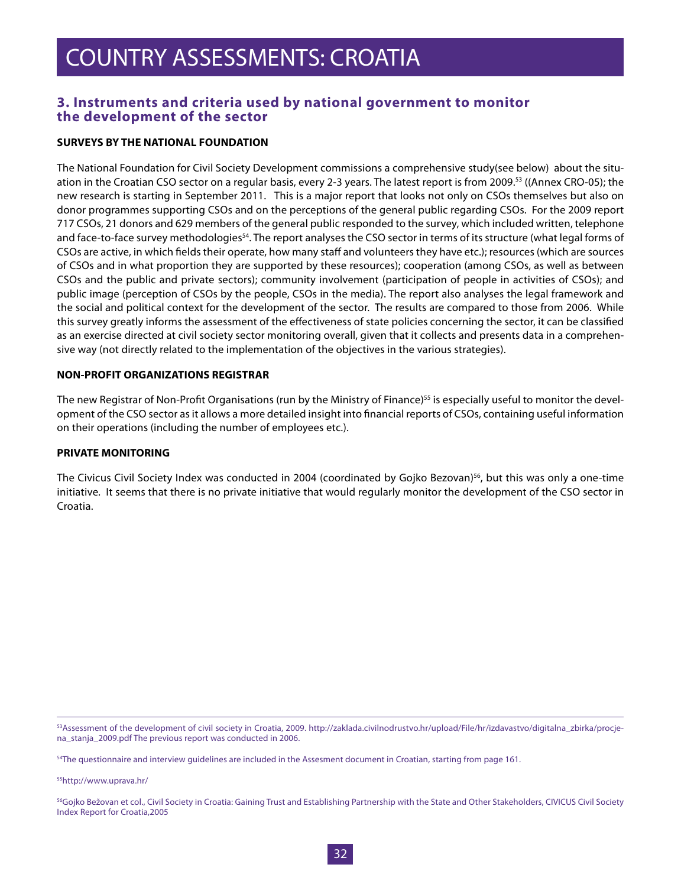# COUNTRY ASSESSMENTS: CROATIA

## 3. Instruments and criteria used by national government to monitor the development of the sector

**SURVEYS BY THE NATIONAL FOUNDATION**

The National Foundation for Civil Society Development commissions a comprehensive study(see below) about the situation in the Croatian CSO sector on a regular basis, every 2-3 years. The latest report is from 2009.[53] ((Annex CRO-05); the new research is starting in September 2011. This is a major report that looks not only on CSOs themselves but also on donor programmes supporting CSOs and on the perceptions of the general public regarding CSOs. For the 2009 report 717 CSOs, 21 donors and 629 members of the general public responded to the survey, which included written, telephone and face-to-face survey methodologies[54]. The report analyses the CSO sector in terms of its structure (what legal forms of CSOs are active, in which fields their operate, how many staff and volunteers they have etc.); resources (which are sources of CSOs and in what proportion they are supported by these resources); cooperation (among CSOs, as well as between CSOs and the public and private sectors); community involvement (participation of people in activities of CSOs); and public image (perception of CSOs by the people, CSOs in the media). The report also analyses the legal framework and the social and political context for the development of the sector. The results are compared to those from 2006. While this survey greatly informs the assessment of the effectiveness of state policies concerning the sector, it can be classified as an exercise directed at civil society sector monitoring overall, given that it collects and presents data in a comprehensive way (not directly related to the implementation of the objectives in the various strategies).

**NON-PROFIT ORGANIZATIONS REGISTRAR**

The new Registrar of Non-Profit Organisations (run by the Ministry of Finance)[55] is especially useful to monitor the development of the CSO sector as it allows a more detailed insight into financial reports of CSOs, containing useful information on their operations (including the number of employees etc.).

**PRIVATE MONITORING**

The Civicus Civil Society Index was conducted in 2004 (coordinated by Gojko Bezovan)[56], but this was only a one-time initiative. It seems that there is no private initiative that would regularly monitor the development of the CSO sector in Croatia.

---

[53] Assessment of the development of civil society in Croatia, 2009. http://zaklada.civilnodrustvo.hr/upload/File/hr/izdavastvo/digitalna_zbirka/procjena_stanja_2009.pdf The previous report was conducted in 2006.

[54] The questionnaire and interview guidelines are included in the Assesment document in Croatian, starting from page 161.

[55] http://www.uprava.hr/

[56] Gojko Bežovan et col., Civil Society in Croatia: Gaining Trust and Establishing Partnership with the State and Other Stakeholders, CIVICUS Civil Society Index Report for Croatia,2005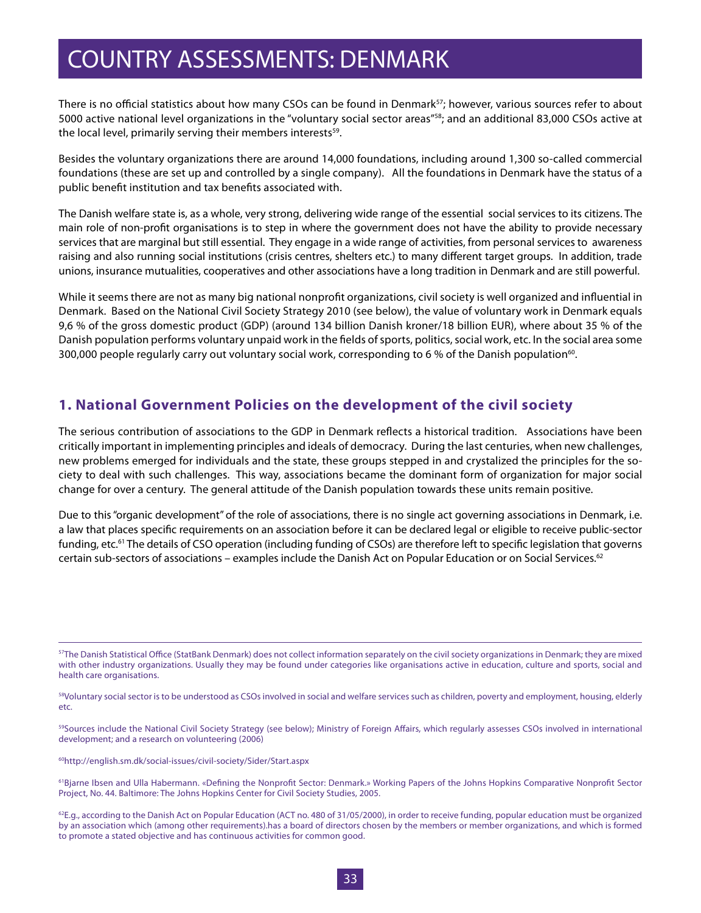# COUNTRY ASSESSMENTS: DENMARK

There is no official statistics about how many CSOs can be found in Denmark[57]; however, various sources refer to about 5000 active national level organizations in the "voluntary social sector areas"[58]; and an additional 83,000 CSOs active at the local level, primarily serving their members interests[59].

Besides the voluntary organizations there are around 14,000 foundations, including around 1,300 so-called commercial foundations (these are set up and controlled by a single company). All the foundations in Denmark have the status of a public benefit institution and tax benefits associated with.

The Danish welfare state is, as a whole, very strong, delivering wide range of the essential social services to its citizens. The main role of non-profit organisations is to step in where the government does not have the ability to provide necessary services that are marginal but still essential. They engage in a wide range of activities, from personal services to awareness raising and also running social institutions (crisis centres, shelters etc.) to many different target groups. In addition, trade unions, insurance mutualities, cooperatives and other associations have a long tradition in Denmark and are still powerful.

While it seems there are not as many big national nonprofit organizations, civil society is well organized and influential in Denmark. Based on the National Civil Society Strategy 2010 (see below), the value of voluntary work in Denmark equals 9,6 % of the gross domestic product (GDP) (around 134 billion Danish kroner/18 billion EUR), where about 35 % of the Danish population performs voluntary unpaid work in the fields of sports, politics, social work, etc. In the social area some 300,000 people regularly carry out voluntary social work, corresponding to 6 % of the Danish population[60].

## 1. National Government Policies on the development of the civil society

The serious contribution of associations to the GDP in Denmark reflects a historical tradition. Associations have been critically important in implementing principles and ideals of democracy. During the last centuries, when new challenges, new problems emerged for individuals and the state, these groups stepped in and crystalized the principles for the society to deal with such challenges. This way, associations became the dominant form of organization for major social change for over a century. The general attitude of the Danish population towards these units remain positive.

Due to this "organic development" of the role of associations, there is no single act governing associations in Denmark, i.e. a law that places specific requirements on an association before it can be declared legal or eligible to receive public-sector funding, etc.[61] The details of CSO operation (including funding of CSOs) are therefore left to specific legislation that governs certain sub-sectors of associations – examples include the Danish Act on Popular Education or on Social Services.[62]

---

[57]The Danish Statistical Office (StatBank Denmark) does not collect information separately on the civil society organizations in Denmark; they are mixed with other industry organizations. Usually they may be found under categories like organisations active in education, culture and sports, social and health care organisations.

[58]Voluntary social sector is to be understood as CSOs involved in social and welfare services such as children, poverty and employment, housing, elderly etc.

[59]Sources include the National Civil Society Strategy (see below); Ministry of Foreign Affairs, which regularly assesses CSOs involved in international development; and a research on volunteering (2006)

[60]http://english.sm.dk/social-issues/civil-society/Sider/Start.aspx

[61]Bjarne Ibsen and Ulla Habermann. «Defining the Nonprofit Sector: Denmark.» Working Papers of the Johns Hopkins Comparative Nonprofit Sector Project, No. 44. Baltimore: The Johns Hopkins Center for Civil Society Studies, 2005.

[62]E.g., according to the Danish Act on Popular Education (ACT no. 480 of 31/05/2000), in order to receive funding, popular education must be organized by an association which (among other requirements).has a board of directors chosen by the members or member organizations, and which is formed to promote a stated objective and has continuous activities for common good.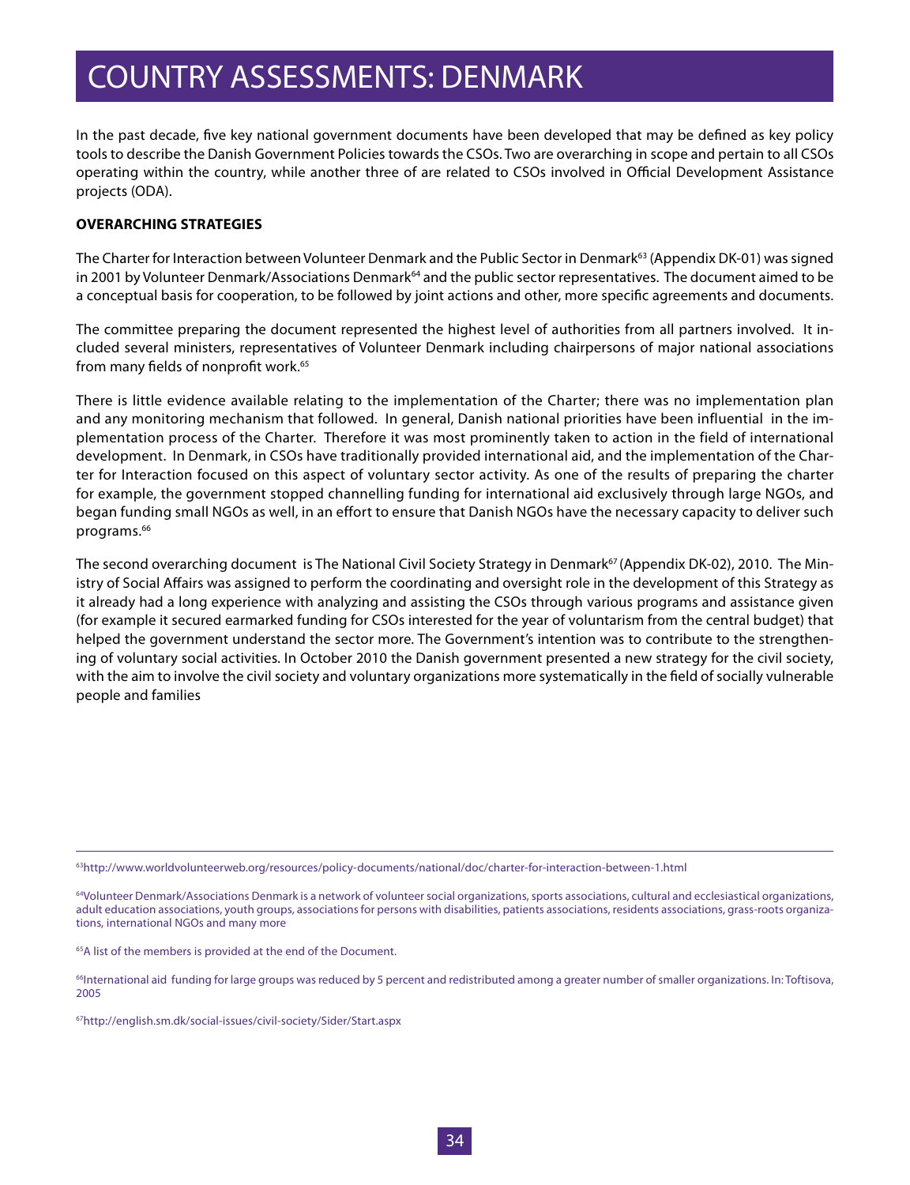# COUNTRY ASSESSMENTS: DENMARK

In the past decade, five key national government documents have been developed that may be defined as key policy tools to describe the Danish Government Policies towards the CSOs. Two are overarching in scope and pertain to all CSOs operating within the country, while another three of are related to CSOs involved in Official Development Assistance projects (ODA).

**OVERARCHING STRATEGIES**

The Charter for Interaction between Volunteer Denmark and the Public Sector in Denmark[63] (Appendix DK-01) was signed in 2001 by Volunteer Denmark/Associations Denmark[64] and the public sector representatives. The document aimed to be a conceptual basis for cooperation, to be followed by joint actions and other, more specific agreements and documents.

The committee preparing the document represented the highest level of authorities from all partners involved. It included several ministers, representatives of Volunteer Denmark including chairpersons of major national associations from many fields of nonprofit work.[65]

There is little evidence available relating to the implementation of the Charter; there was no implementation plan and any monitoring mechanism that followed. In general, Danish national priorities have been influential in the implementation process of the Charter. Therefore it was most prominently taken to action in the field of international development. In Denmark, in CSOs have traditionally provided international aid, and the implementation of the Charter for Interaction focused on this aspect of voluntary sector activity. As one of the results of preparing the charter for example, the government stopped channelling funding for international aid exclusively through large NGOs, and began funding small NGOs as well, in an effort to ensure that Danish NGOs have the necessary capacity to deliver such programs.[66]

The second overarching document is The National Civil Society Strategy in Denmark[67] (Appendix DK-02), 2010. The Ministry of Social Affairs was assigned to perform the coordinating and oversight role in the development of this Strategy as it already had a long experience with analyzing and assisting the CSOs through various programs and assistance given (for example it secured earmarked funding for CSOs interested for the year of voluntarism from the central budget) that helped the government understand the sector more. The Government's intention was to contribute to the strengthening of voluntary social activities. In October 2010 the Danish government presented a new strategy for the civil society, with the aim to involve the civil society and voluntary organizations more systematically in the field of socially vulnerable people and families

---

[63] http://www.worldvolunteerweb.org/resources/policy-documents/national/doc/charter-for-interaction-between-1.html

[64] Volunteer Denmark/Associations Denmark is a network of volunteer social organizations, sports associations, cultural and ecclesiastical organizations, adult education associations, youth groups, associations for persons with disabilities, patients associations, residents associations, grass-roots organizations, international NGOs and many more

[65] A list of the members is provided at the end of the Document.

[66] International aid funding for large groups was reduced by 5 percent and redistributed among a greater number of smaller organizations. In: Toftisova, 2005

[67] http://english.sm.dk/social-issues/civil-society/Sider/Start.aspx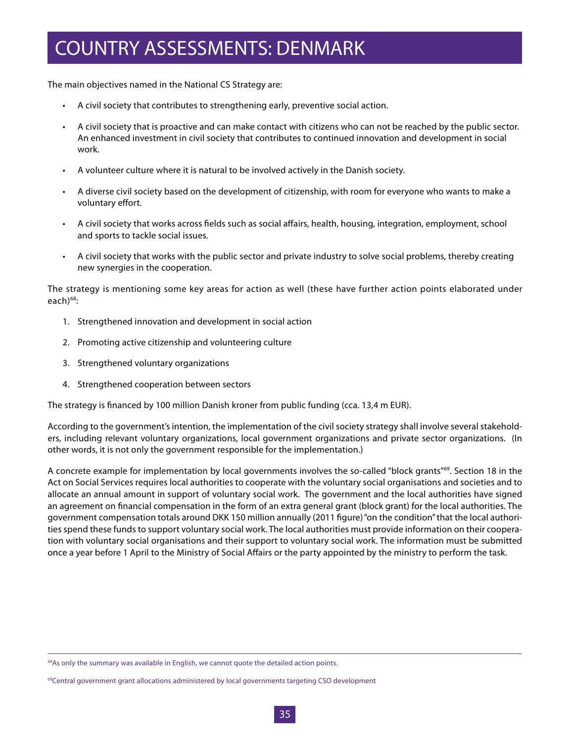# COUNTRY ASSESSMENTS: DENMARK

The main objectives named in the National CS Strategy are:

- A civil society that contributes to strengthening early, preventive social action.
- A civil society that is proactive and can make contact with citizens who can not be reached by the public sector. An enhanced investment in civil society that contributes to continued innovation and development in social work.
- A volunteer culture where it is natural to be involved actively in the Danish society.
- A diverse civil society based on the development of citizenship, with room for everyone who wants to make a voluntary effort.
- A civil society that works across fields such as social affairs, health, housing, integration, employment, school and sports to tackle social issues.
- A civil society that works with the public sector and private industry to solve social problems, thereby creating new synergies in the cooperation.

The strategy is mentioning some key areas for action as well (these have further action points elaborated under each)[68]:

1. Strengthened innovation and development in social action
2. Promoting active citizenship and volunteering culture
3. Strengthened voluntary organizations
4. Strengthened cooperation between sectors

The strategy is financed by 100 million Danish kroner from public funding (cca. 13,4 m EUR).

According to the government's intention, the implementation of the civil society strategy shall involve several stakeholders, including relevant voluntary organizations, local government organizations and private sector organizations. (In other words, it is not only the government responsible for the implementation.)

A concrete example for implementation by local governments involves the so-called "block grants"[69]. Section 18 in the Act on Social Services requires local authorities to cooperate with the voluntary social organisations and societies and to allocate an annual amount in support of voluntary social work. The government and the local authorities have signed an agreement on financial compensation in the form of an extra general grant (block grant) for the local authorities. The government compensation totals around DKK 150 million annually (2011 figure) "on the condition" that the local authorities spend these funds to support voluntary social work. The local authorities must provide information on their cooperation with voluntary social organisations and their support to voluntary social work. The information must be submitted once a year before 1 April to the Ministry of Social Affairs or the party appointed by the ministry to perform the task.

---

[68] As only the summary was available in English, we cannot quote the detailed action points.

[69] Central government grant allocations administered by local governments targeting CSO development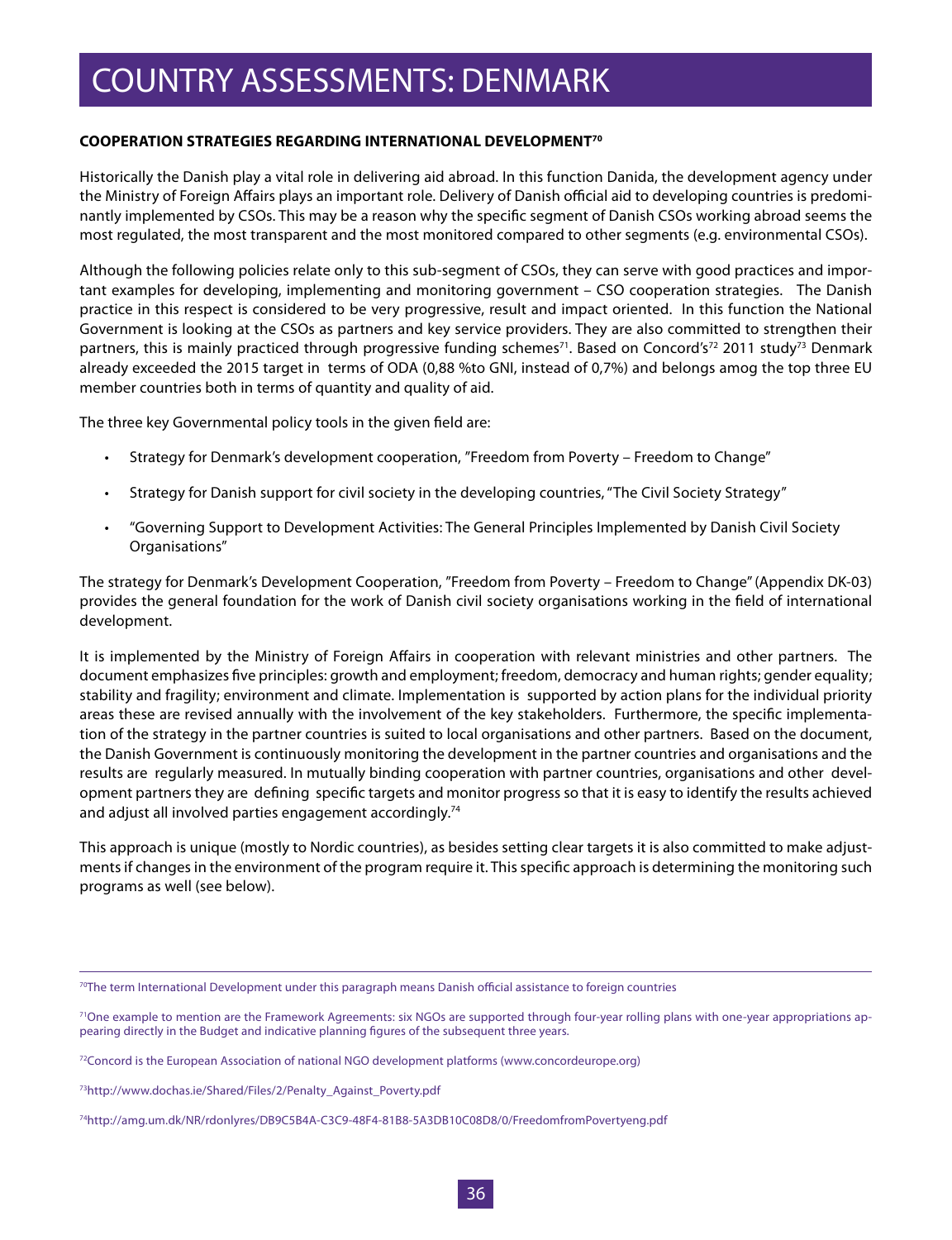# COUNTRY ASSESSMENTS: DENMARK

**COOPERATION STRATEGIES REGARDING INTERNATIONAL DEVELOPMENT[70]**

Historically the Danish play a vital role in delivering aid abroad. In this function Danida, the development agency under the Ministry of Foreign Affairs plays an important role. Delivery of Danish official aid to developing countries is predominantly implemented by CSOs. This may be a reason why the specific segment of Danish CSOs working abroad seems the most regulated, the most transparent and the most monitored compared to other segments (e.g. environmental CSOs).

Although the following policies relate only to this sub-segment of CSOs, they can serve with good practices and important examples for developing, implementing and monitoring government – CSO cooperation strategies. The Danish practice in this respect is considered to be very progressive, result and impact oriented. In this function the National Government is looking at the CSOs as partners and key service providers. They are also committed to strengthen their partners, this is mainly practiced through progressive funding schemes[71]. Based on Concord's[72] 2011 study[73] Denmark already exceeded the 2015 target in terms of ODA (0,88 %to GNI, instead of 0,7%) and belongs amog the top three EU member countries both in terms of quantity and quality of aid.

The three key Governmental policy tools in the given field are:

- Strategy for Denmark's development cooperation, "Freedom from Poverty – Freedom to Change"
- Strategy for Danish support for civil society in the developing countries, "The Civil Society Strategy"
- "Governing Support to Development Activities: The General Principles Implemented by Danish Civil Society Organisations"

The strategy for Denmark's Development Cooperation, "Freedom from Poverty – Freedom to Change" (Appendix DK-03) provides the general foundation for the work of Danish civil society organisations working in the field of international development.

It is implemented by the Ministry of Foreign Affairs in cooperation with relevant ministries and other partners. The document emphasizes five principles: growth and employment; freedom, democracy and human rights; gender equality; stability and fragility; environment and climate. Implementation is supported by action plans for the individual priority areas these are revised annually with the involvement of the key stakeholders. Furthermore, the specific implementation of the strategy in the partner countries is suited to local organisations and other partners. Based on the document, the Danish Government is continuously monitoring the development in the partner countries and organisations and the results are regularly measured. In mutually binding cooperation with partner countries, organisations and other development partners they are defining specific targets and monitor progress so that it is easy to identify the results achieved and adjust all involved parties engagement accordingly.[74]

This approach is unique (mostly to Nordic countries), as besides setting clear targets it is also committed to make adjustments if changes in the environment of the program require it. This specific approach is determining the monitoring such programs as well (see below).

---

[70] The term International Development under this paragraph means Danish official assistance to foreign countries

[71] One example to mention are the Framework Agreements: six NGOs are supported through four-year rolling plans with one-year appropriations appearing directly in the Budget and indicative planning figures of the subsequent three years.

[72] Concord is the European Association of national NGO development platforms (www.concordeurope.org)

[73] http://www.dochas.ie/Shared/Files/2/Penalty_Against_Poverty.pdf

[74] http://amg.um.dk/NR/rdonlyres/DB9C5B4A-C3C9-48F4-81B8-5A3DB10C08D8/0/FreedomfromPovertyeng.pdf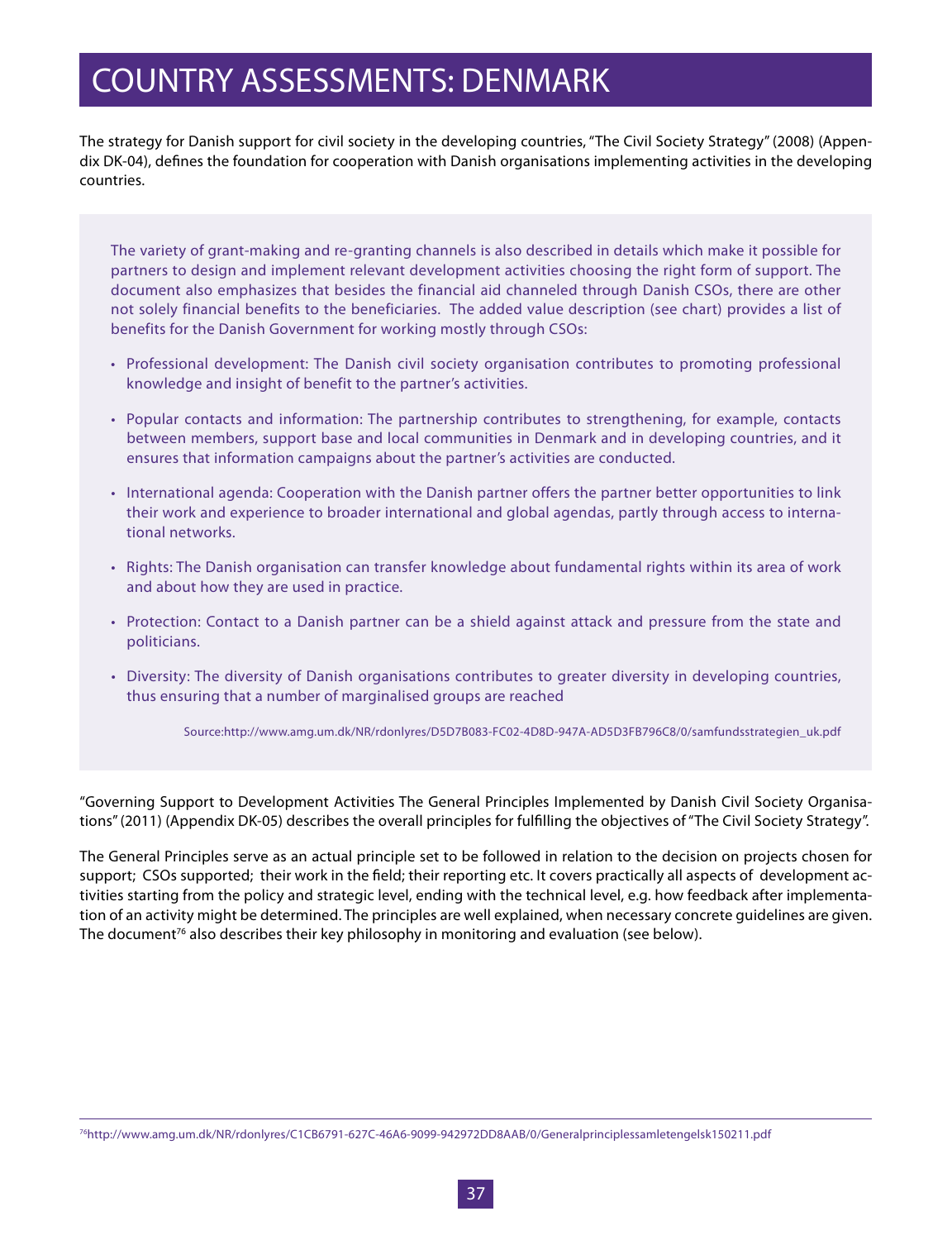# COUNTRY ASSESSMENTS: DENMARK

The strategy for Danish support for civil society in the developing countries, "The Civil Society Strategy" (2008) (Appendix DK-04), defines the foundation for cooperation with Danish organisations implementing activities in the developing countries.

> The variety of grant-making and re-granting channels is also described in details which make it possible for partners to design and implement relevant development activities choosing the right form of support. The document also emphasizes that besides the financial aid channeled through Danish CSOs, there are other not solely financial benefits to the beneficiaries. The added value description (see chart) provides a list of benefits for the Danish Government for working mostly through CSOs:
>
> - Professional development: The Danish civil society organisation contributes to promoting professional knowledge and insight of benefit to the partner's activities.
> - Popular contacts and information: The partnership contributes to strengthening, for example, contacts between members, support base and local communities in Denmark and in developing countries, and it ensures that information campaigns about the partner's activities are conducted.
> - International agenda: Cooperation with the Danish partner offers the partner better opportunities to link their work and experience to broader international and global agendas, partly through access to international networks.
> - Rights: The Danish organisation can transfer knowledge about fundamental rights within its area of work and about how they are used in practice.
> - Protection: Contact to a Danish partner can be a shield against attack and pressure from the state and politicians.
> - Diversity: The diversity of Danish organisations contributes to greater diversity in developing countries, thus ensuring that a number of marginalised groups are reached
>
> Source:http://www.amg.um.dk/NR/rdonlyres/D5D7B083-FC02-4D8D-947A-AD5D3FB796C8/0/samfundsstrategien_uk.pdf

"Governing Support to Development Activities The General Principles Implemented by Danish Civil Society Organisations" (2011) (Appendix DK-05) describes the overall principles for fulfilling the objectives of "The Civil Society Strategy".

The General Principles serve as an actual principle set to be followed in relation to the decision on projects chosen for support; CSOs supported; their work in the field; their reporting etc. It covers practically all aspects of development activities starting from the policy and strategic level, ending with the technical level, e.g. how feedback after implementation of an activity might be determined. The principles are well explained, when necessary concrete guidelines are given. The document[76] also describes their key philosophy in monitoring and evaluation (see below).

---

[76] http://www.amg.um.dk/NR/rdonlyres/C1CB6791-627C-46A6-9099-942972DD8AAB/0/Generalprinciplessamletengelsk150211.pdf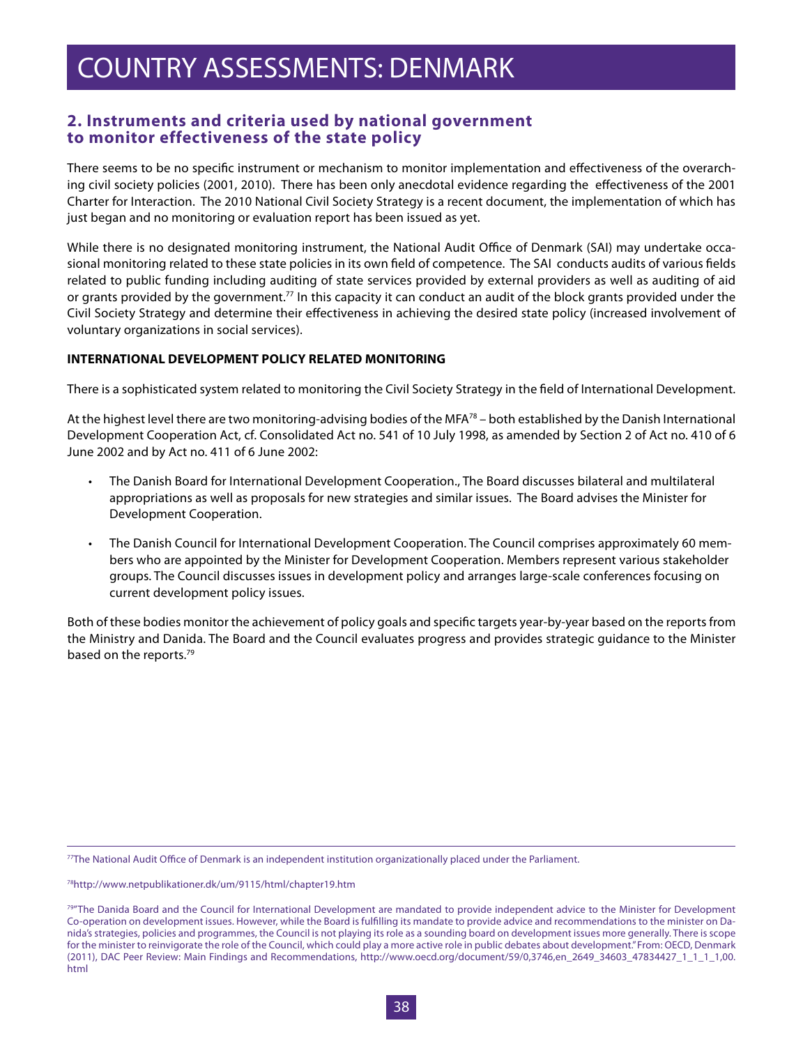# COUNTRY ASSESSMENTS: DENMARK

## 2. Instruments and criteria used by national government to monitor effectiveness of the state policy

There seems to be no specific instrument or mechanism to monitor implementation and effectiveness of the overarching civil society policies (2001, 2010). There has been only anecdotal evidence regarding the effectiveness of the 2001 Charter for Interaction. The 2010 National Civil Society Strategy is a recent document, the implementation of which has just began and no monitoring or evaluation report has been issued as yet.

While there is no designated monitoring instrument, the National Audit Office of Denmark (SAI) may undertake occasional monitoring related to these state policies in its own field of competence. The SAI conducts audits of various fields related to public funding including auditing of state services provided by external providers as well as auditing of aid or grants provided by the government.[77] In this capacity it can conduct an audit of the block grants provided under the Civil Society Strategy and determine their effectiveness in achieving the desired state policy (increased involvement of voluntary organizations in social services).

**INTERNATIONAL DEVELOPMENT POLICY RELATED MONITORING**

There is a sophisticated system related to monitoring the Civil Society Strategy in the field of International Development.

At the highest level there are two monitoring-advising bodies of the MFA[78] – both established by the Danish International Development Cooperation Act, cf. Consolidated Act no. 541 of 10 July 1998, as amended by Section 2 of Act no. 410 of 6 June 2002 and by Act no. 411 of 6 June 2002:

- The Danish Board for International Development Cooperation., The Board discusses bilateral and multilateral appropriations as well as proposals for new strategies and similar issues. The Board advises the Minister for Development Cooperation.
- The Danish Council for International Development Cooperation. The Council comprises approximately 60 members who are appointed by the Minister for Development Cooperation. Members represent various stakeholder groups. The Council discusses issues in development policy and arranges large-scale conferences focusing on current development policy issues.

Both of these bodies monitor the achievement of policy goals and specific targets year-by-year based on the reports from the Ministry and Danida. The Board and the Council evaluates progress and provides strategic guidance to the Minister based on the reports.[79]

---

[77] The National Audit Office of Denmark is an independent institution organizationally placed under the Parliament.

[78] http://www.netpublikationer.dk/um/9115/html/chapter19.htm

[79] "The Danida Board and the Council for International Development are mandated to provide independent advice to the Minister for Development Co-operation on development issues. However, while the Board is fulfilling its mandate to provide advice and recommendations to the minister on Danida's strategies, policies and programmes, the Council is not playing its role as a sounding board on development issues more generally. There is scope for the minister to reinvigorate the role of the Council, which could play a more active role in public debates about development." From: OECD, Denmark (2011), DAC Peer Review: Main Findings and Recommendations, http://www.oecd.org/document/59/0,3746,en_2649_34603_47834427_1_1_1_1,00.html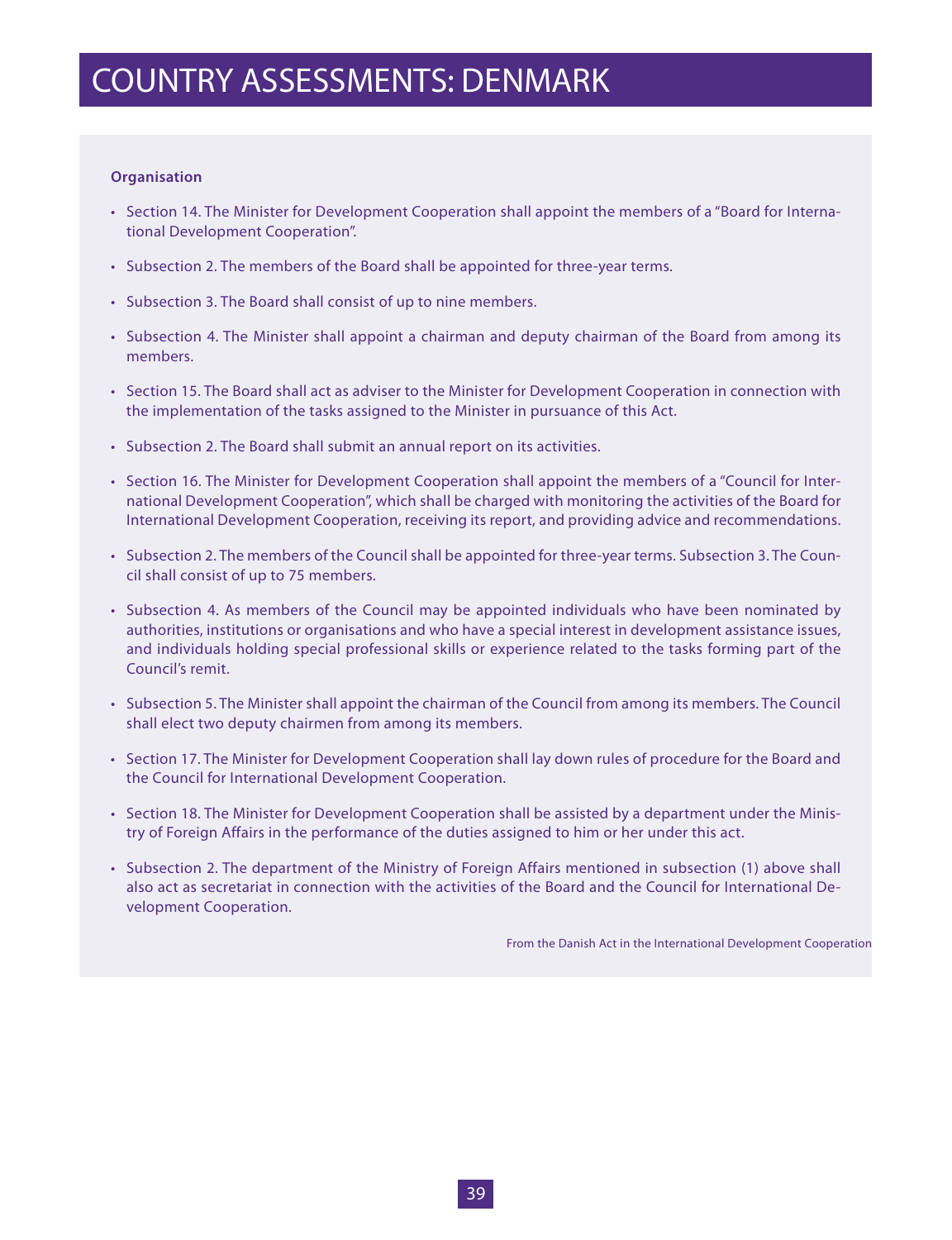# COUNTRY ASSESSMENTS: DENMARK

**Organisation**

- Section 14. The Minister for Development Cooperation shall appoint the members of a "Board for International Development Cooperation".
- Subsection 2. The members of the Board shall be appointed for three-year terms.
- Subsection 3. The Board shall consist of up to nine members.
- Subsection 4. The Minister shall appoint a chairman and deputy chairman of the Board from among its members.
- Section 15. The Board shall act as adviser to the Minister for Development Cooperation in connection with the implementation of the tasks assigned to the Minister in pursuance of this Act.
- Subsection 2. The Board shall submit an annual report on its activities.
- Section 16. The Minister for Development Cooperation shall appoint the members of a "Council for International Development Cooperation", which shall be charged with monitoring the activities of the Board for International Development Cooperation, receiving its report, and providing advice and recommendations.
- Subsection 2. The members of the Council shall be appointed for three-year terms. Subsection 3. The Council shall consist of up to 75 members.
- Subsection 4. As members of the Council may be appointed individuals who have been nominated by authorities, institutions or organisations and who have a special interest in development assistance issues, and individuals holding special professional skills or experience related to the tasks forming part of the Council's remit.
- Subsection 5. The Minister shall appoint the chairman of the Council from among its members. The Council shall elect two deputy chairmen from among its members.
- Section 17. The Minister for Development Cooperation shall lay down rules of procedure for the Board and the Council for International Development Cooperation.
- Section 18. The Minister for Development Cooperation shall be assisted by a department under the Ministry of Foreign Affairs in the performance of the duties assigned to him or her under this act.
- Subsection 2. The department of the Ministry of Foreign Affairs mentioned in subsection (1) above shall also act as secretariat in connection with the activities of the Board and the Council for International Development Cooperation.

From the Danish Act in the International Development Cooperation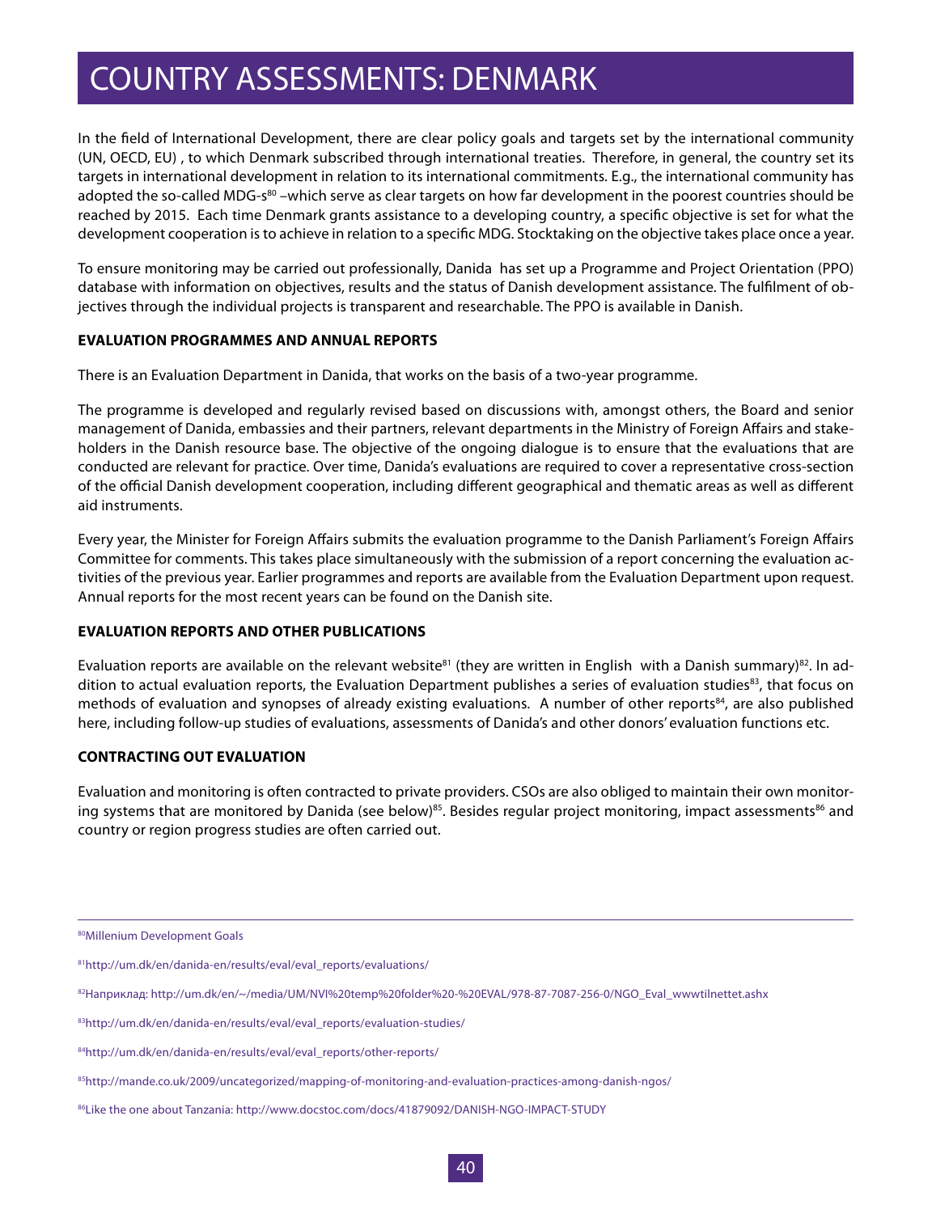# COUNTRY ASSESSMENTS: DENMARK

In the field of International Development, there are clear policy goals and targets set by the international community (UN, OECD, EU) , to which Denmark subscribed through international treaties. Therefore, in general, the country set its targets in international development in relation to its international commitments. E.g., the international community has adopted the so-called MDG-s[80] –which serve as clear targets on how far development in the poorest countries should be reached by 2015. Each time Denmark grants assistance to a developing country, a specific objective is set for what the development cooperation is to achieve in relation to a specific MDG. Stocktaking on the objective takes place once a year.

To ensure monitoring may be carried out professionally, Danida has set up a Programme and Project Orientation (PPO) database with information on objectives, results and the status of Danish development assistance. The fulfilment of objectives through the individual projects is transparent and researchable. The PPO is available in Danish.

**EVALUATION PROGRAMMES AND ANNUAL REPORTS**

There is an Evaluation Department in Danida, that works on the basis of a two-year programme.

The programme is developed and regularly revised based on discussions with, amongst others, the Board and senior management of Danida, embassies and their partners, relevant departments in the Ministry of Foreign Affairs and stakeholders in the Danish resource base. The objective of the ongoing dialogue is to ensure that the evaluations that are conducted are relevant for practice. Over time, Danida's evaluations are required to cover a representative cross-section of the official Danish development cooperation, including different geographical and thematic areas as well as different aid instruments.

Every year, the Minister for Foreign Affairs submits the evaluation programme to the Danish Parliament's Foreign Affairs Committee for comments. This takes place simultaneously with the submission of a report concerning the evaluation activities of the previous year. Earlier programmes and reports are available from the Evaluation Department upon request. Annual reports for the most recent years can be found on the Danish site.

**EVALUATION REPORTS AND OTHER PUBLICATIONS**

Evaluation reports are available on the relevant website[81] (they are written in English with a Danish summary)[82]. In addition to actual evaluation reports, the Evaluation Department publishes a series of evaluation studies[83], that focus on methods of evaluation and synopses of already existing evaluations. A number of other reports[84], are also published here, including follow-up studies of evaluations, assessments of Danida's and other donors' evaluation functions etc.

**CONTRACTING OUT EVALUATION**

Evaluation and monitoring is often contracted to private providers. CSOs are also obliged to maintain their own monitoring systems that are monitored by Danida (see below)[85]. Besides regular project monitoring, impact assessments[86] and country or region progress studies are often carried out.

---

[80] Millenium Development Goals

[81] http://um.dk/en/danida-en/results/eval/eval_reports/evaluations/

[82] Наприклад: http://um.dk/en/~/media/UM/NVI%20temp%20folder%20-%20EVAL/978-87-7087-256-0/NGO_Eval_wwwtilnettet.ashx

[83] http://um.dk/en/danida-en/results/eval/eval_reports/evaluation-studies/

[84] http://um.dk/en/danida-en/results/eval/eval_reports/other-reports/

[85] http://mande.co.uk/2009/uncategorized/mapping-of-monitoring-and-evaluation-practices-among-danish-ngos/

[86] Like the one about Tanzania: http://www.docstoc.com/docs/41879092/DANISH-NGO-IMPACT-STUDY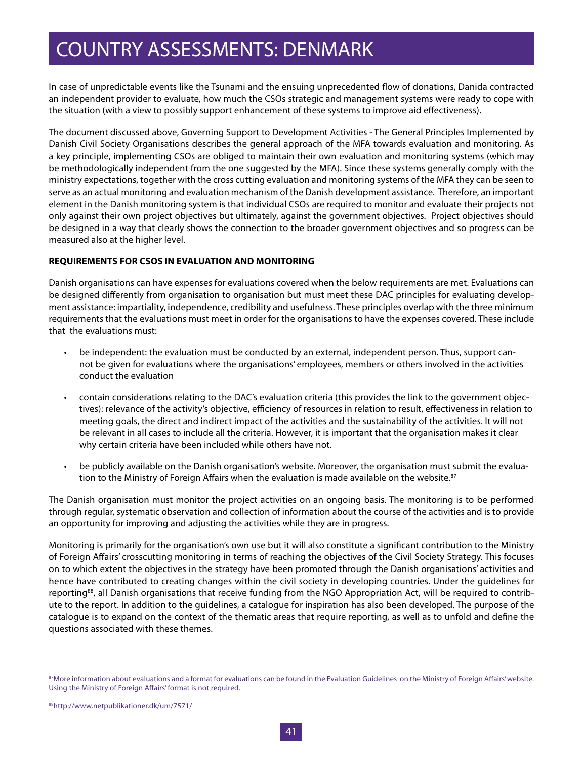# COUNTRY ASSESSMENTS: DENMARK

In case of unpredictable events like the Tsunami and the ensuing unprecedented flow of donations, Danida contracted an independent provider to evaluate, how much the CSOs strategic and management systems were ready to cope with the situation (with a view to possibly support enhancement of these systems to improve aid effectiveness).

The document discussed above, Governing Support to Development Activities - The General Principles Implemented by Danish Civil Society Organisations describes the general approach of the MFA towards evaluation and monitoring. As a key principle, implementing CSOs are obliged to maintain their own evaluation and monitoring systems (which may be methodologically independent from the one suggested by the MFA). Since these systems generally comply with the ministry expectations, together with the cross cutting evaluation and monitoring systems of the MFA they can be seen to serve as an actual monitoring and evaluation mechanism of the Danish development assistance. Therefore, an important element in the Danish monitoring system is that individual CSOs are required to monitor and evaluate their projects not only against their own project objectives but ultimately, against the government objectives. Project objectives should be designed in a way that clearly shows the connection to the broader government objectives and so progress can be measured also at the higher level.

**REQUIREMENTS FOR CSOS IN EVALUATION AND MONITORING**

Danish organisations can have expenses for evaluations covered when the below requirements are met. Evaluations can be designed differently from organisation to organisation but must meet these DAC principles for evaluating development assistance: impartiality, independence, credibility and usefulness. These principles overlap with the three minimum requirements that the evaluations must meet in order for the organisations to have the expenses covered. These include that the evaluations must:

- be independent: the evaluation must be conducted by an external, independent person. Thus, support cannot be given for evaluations where the organisations' employees, members or others involved in the activities conduct the evaluation
- contain considerations relating to the DAC's evaluation criteria (this provides the link to the government objectives): relevance of the activity's objective, efficiency of resources in relation to result, effectiveness in relation to meeting goals, the direct and indirect impact of the activities and the sustainability of the activities. It will not be relevant in all cases to include all the criteria. However, it is important that the organisation makes it clear why certain criteria have been included while others have not.
- be publicly available on the Danish organisation's website. Moreover, the organisation must submit the evaluation to the Ministry of Foreign Affairs when the evaluation is made available on the website.[87]

The Danish organisation must monitor the project activities on an ongoing basis. The monitoring is to be performed through regular, systematic observation and collection of information about the course of the activities and is to provide an opportunity for improving and adjusting the activities while they are in progress.

Monitoring is primarily for the organisation's own use but it will also constitute a significant contribution to the Ministry of Foreign Affairs' crosscutting monitoring in terms of reaching the objectives of the Civil Society Strategy. This focuses on to which extent the objectives in the strategy have been promoted through the Danish organisations' activities and hence have contributed to creating changes within the civil society in developing countries. Under the guidelines for reporting[88], all Danish organisations that receive funding from the NGO Appropriation Act, will be required to contribute to the report. In addition to the guidelines, a catalogue for inspiration has also been developed. The purpose of the catalogue is to expand on the context of the thematic areas that require reporting, as well as to unfold and define the questions associated with these themes.

---

[87] More information about evaluations and a format for evaluations can be found in the Evaluation Guidelines on the Ministry of Foreign Affairs' website. Using the Ministry of Foreign Affairs' format is not required.

[88] http://www.netpublikationer.dk/um/7571/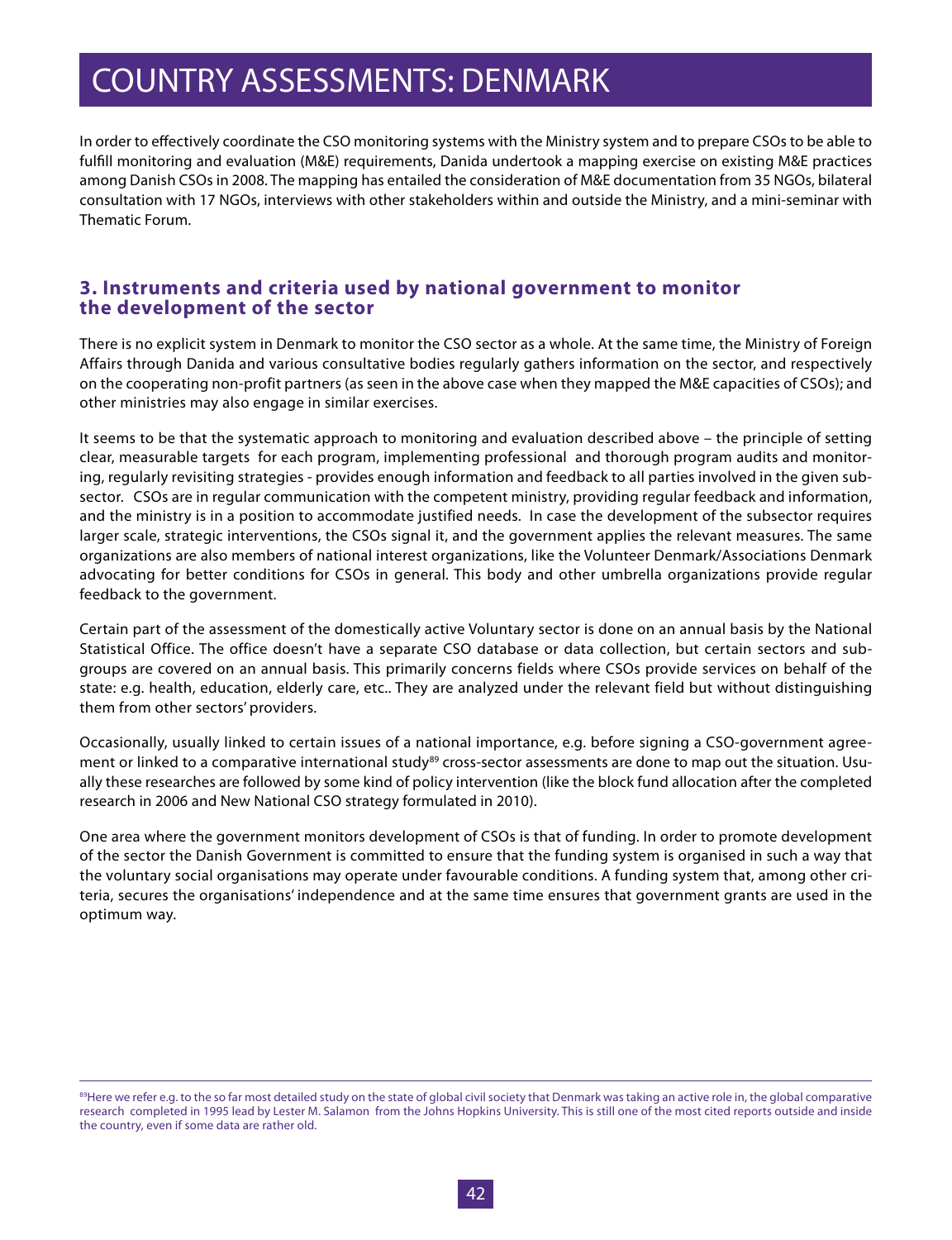# COUNTRY ASSESSMENTS: DENMARK

In order to effectively coordinate the CSO monitoring systems with the Ministry system and to prepare CSOs to be able to fulfill monitoring and evaluation (M&E) requirements, Danida undertook a mapping exercise on existing M&E practices among Danish CSOs in 2008. The mapping has entailed the consideration of M&E documentation from 35 NGOs, bilateral consultation with 17 NGOs, interviews with other stakeholders within and outside the Ministry, and a mini-seminar with Thematic Forum.

## 3. Instruments and criteria used by national government to monitor the development of the sector

There is no explicit system in Denmark to monitor the CSO sector as a whole. At the same time, the Ministry of Foreign Affairs through Danida and various consultative bodies regularly gathers information on the sector, and respectively on the cooperating non-profit partners (as seen in the above case when they mapped the M&E capacities of CSOs); and other ministries may also engage in similar exercises.

It seems to be that the systematic approach to monitoring and evaluation described above – the principle of setting clear, measurable targets for each program, implementing professional and thorough program audits and monitoring, regularly revisiting strategies - provides enough information and feedback to all parties involved in the given subsector. CSOs are in regular communication with the competent ministry, providing regular feedback and information, and the ministry is in a position to accommodate justified needs. In case the development of the subsector requires larger scale, strategic interventions, the CSOs signal it, and the government applies the relevant measures. The same organizations are also members of national interest organizations, like the Volunteer Denmark/Associations Denmark advocating for better conditions for CSOs in general. This body and other umbrella organizations provide regular feedback to the government.

Certain part of the assessment of the domestically active Voluntary sector is done on an annual basis by the National Statistical Office. The office doesn't have a separate CSO database or data collection, but certain sectors and subgroups are covered on an annual basis. This primarily concerns fields where CSOs provide services on behalf of the state: e.g. health, education, elderly care, etc.. They are analyzed under the relevant field but without distinguishing them from other sectors' providers.

Occasionally, usually linked to certain issues of a national importance, e.g. before signing a CSO-government agreement or linked to a comparative international study[89] cross-sector assessments are done to map out the situation. Usually these researches are followed by some kind of policy intervention (like the block fund allocation after the completed research in 2006 and New National CSO strategy formulated in 2010).

One area where the government monitors development of CSOs is that of funding. In order to promote development of the sector the Danish Government is committed to ensure that the funding system is organised in such a way that the voluntary social organisations may operate under favourable conditions. A funding system that, among other criteria, secures the organisations' independence and at the same time ensures that government grants are used in the optimum way.

---

[89]Here we refer e.g. to the so far most detailed study on the state of global civil society that Denmark was taking an active role in, the global comparative research completed in 1995 lead by Lester M. Salamon from the Johns Hopkins University. This is still one of the most cited reports outside and inside the country, even if some data are rather old.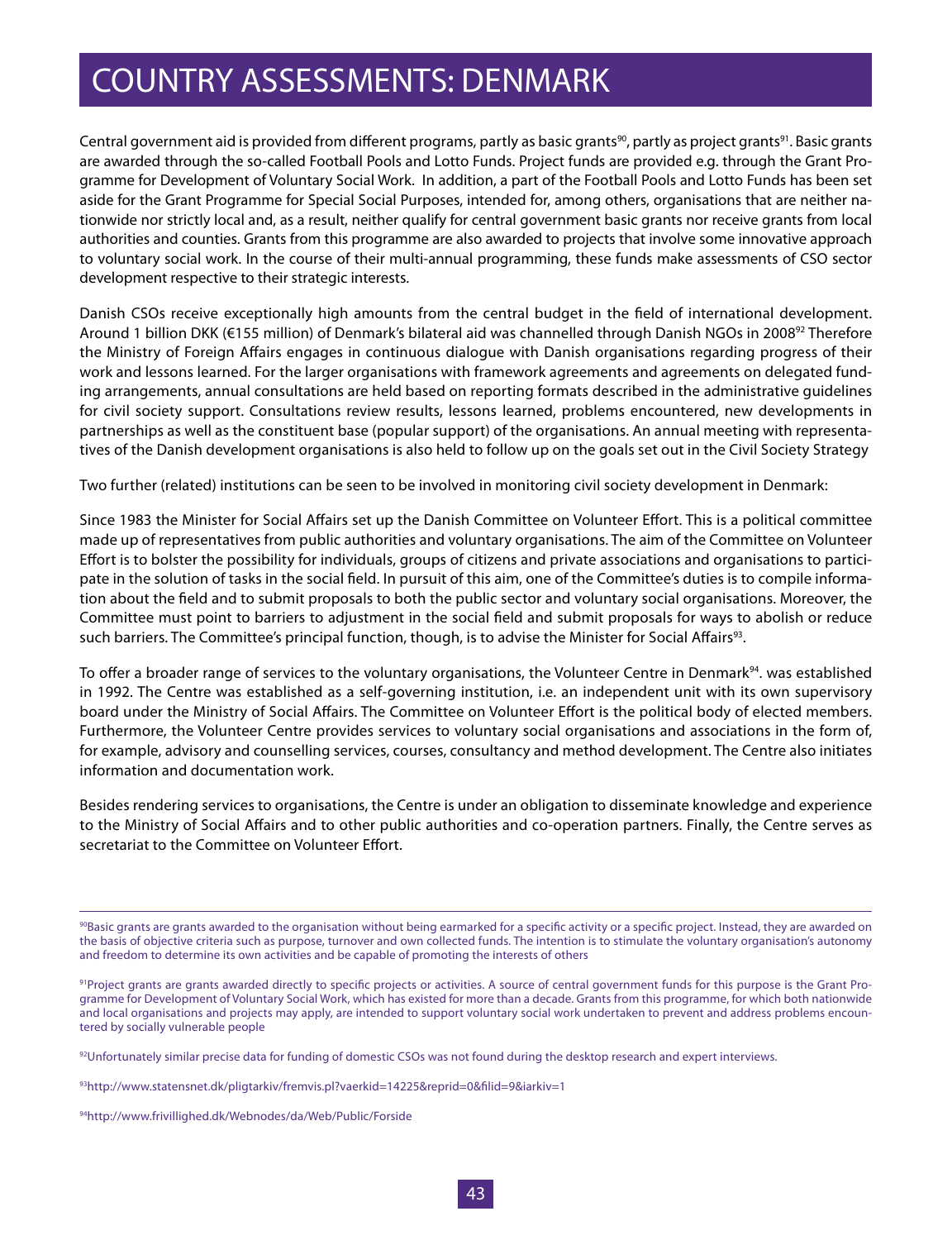# COUNTRY ASSESSMENTS: DENMARK

Central government aid is provided from different programs, partly as basic grants[90], partly as project grants[91]. Basic grants are awarded through the so-called Football Pools and Lotto Funds. Project funds are provided e.g. through the Grant Programme for Development of Voluntary Social Work. In addition, a part of the Football Pools and Lotto Funds has been set aside for the Grant Programme for Special Social Purposes, intended for, among others, organisations that are neither nationwide nor strictly local and, as a result, neither qualify for central government basic grants nor receive grants from local authorities and counties. Grants from this programme are also awarded to projects that involve some innovative approach to voluntary social work. In the course of their multi-annual programming, these funds make assessments of CSO sector development respective to their strategic interests.

Danish CSOs receive exceptionally high amounts from the central budget in the field of international development. Around 1 billion DKK (€155 million) of Denmark's bilateral aid was channelled through Danish NGOs in 2008[92] Therefore the Ministry of Foreign Affairs engages in continuous dialogue with Danish organisations regarding progress of their work and lessons learned. For the larger organisations with framework agreements and agreements on delegated funding arrangements, annual consultations are held based on reporting formats described in the administrative guidelines for civil society support. Consultations review results, lessons learned, problems encountered, new developments in partnerships as well as the constituent base (popular support) of the organisations. An annual meeting with representatives of the Danish development organisations is also held to follow up on the goals set out in the Civil Society Strategy

Two further (related) institutions can be seen to be involved in monitoring civil society development in Denmark:

Since 1983 the Minister for Social Affairs set up the Danish Committee on Volunteer Effort. This is a political committee made up of representatives from public authorities and voluntary organisations. The aim of the Committee on Volunteer Effort is to bolster the possibility for individuals, groups of citizens and private associations and organisations to participate in the solution of tasks in the social field. In pursuit of this aim, one of the Committee's duties is to compile information about the field and to submit proposals to both the public sector and voluntary social organisations. Moreover, the Committee must point to barriers to adjustment in the social field and submit proposals for ways to abolish or reduce such barriers. The Committee's principal function, though, is to advise the Minister for Social Affairs[93].

To offer a broader range of services to the voluntary organisations, the Volunteer Centre in Denmark[94]. was established in 1992. The Centre was established as a self-governing institution, i.e. an independent unit with its own supervisory board under the Ministry of Social Affairs. The Committee on Volunteer Effort is the political body of elected members. Furthermore, the Volunteer Centre provides services to voluntary social organisations and associations in the form of, for example, advisory and counselling services, courses, consultancy and method development. The Centre also initiates information and documentation work.

Besides rendering services to organisations, the Centre is under an obligation to disseminate knowledge and experience to the Ministry of Social Affairs and to other public authorities and co-operation partners. Finally, the Centre serves as secretariat to the Committee on Volunteer Effort.

---

[90] Basic grants are grants awarded to the organisation without being earmarked for a specific activity or a specific project. Instead, they are awarded on the basis of objective criteria such as purpose, turnover and own collected funds. The intention is to stimulate the voluntary organisation's autonomy and freedom to determine its own activities and be capable of promoting the interests of others

[91] Project grants are grants awarded directly to specific projects or activities. A source of central government funds for this purpose is the Grant Programme for Development of Voluntary Social Work, which has existed for more than a decade. Grants from this programme, for which both nationwide and local organisations and projects may apply, are intended to support voluntary social work undertaken to prevent and address problems encountered by socially vulnerable people

[92] Unfortunately similar precise data for funding of domestic CSOs was not found during the desktop research and expert interviews.

[93] http://www.statensnet.dk/pligtarkiv/fremvis.pl?vaerkid=14225&reprid=0&filid=9&iarkiv=1

[94] http://www.frivillighed.dk/Webnodes/da/Web/Public/Forside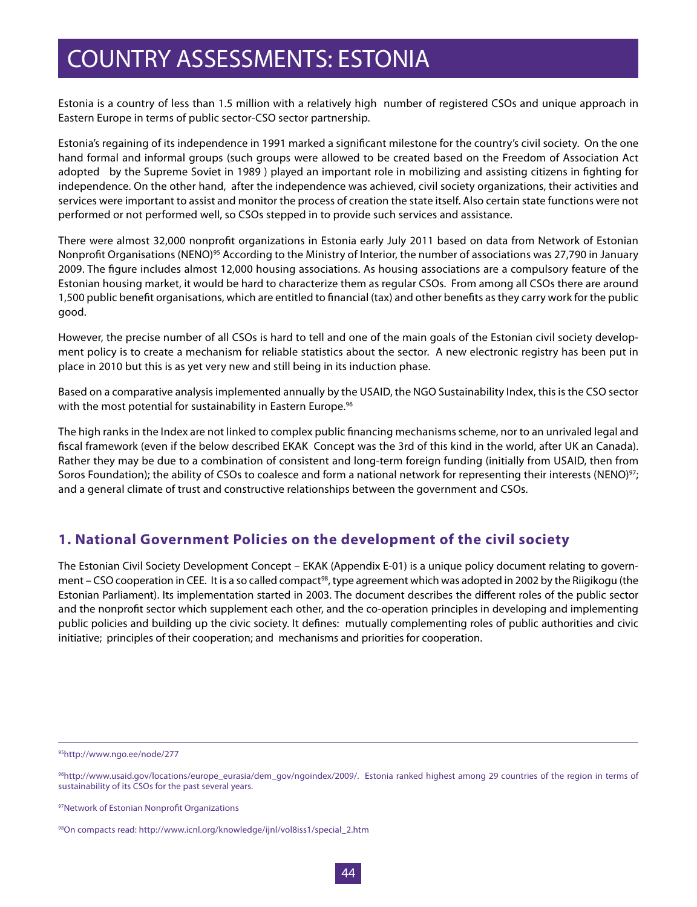# COUNTRY ASSESSMENTS: ESTONIA

Estonia is a country of less than 1.5 million with a relatively high number of registered CSOs and unique approach in Eastern Europe in terms of public sector-CSO sector partnership.

Estonia's regaining of its independence in 1991 marked a significant milestone for the country's civil society. On the one hand formal and informal groups (such groups were allowed to be created based on the Freedom of Association Act adopted by the Supreme Soviet in 1989 ) played an important role in mobilizing and assisting citizens in fighting for independence. On the other hand, after the independence was achieved, civil society organizations, their activities and services were important to assist and monitor the process of creation the state itself. Also certain state functions were not performed or not performed well, so CSOs stepped in to provide such services and assistance.

There were almost 32,000 nonprofit organizations in Estonia early July 2011 based on data from Network of Estonian Nonprofit Organisations (NENO)[95] According to the Ministry of Interior, the number of associations was 27,790 in January 2009. The figure includes almost 12,000 housing associations. As housing associations are a compulsory feature of the Estonian housing market, it would be hard to characterize them as regular CSOs. From among all CSOs there are around 1,500 public benefit organisations, which are entitled to financial (tax) and other benefits as they carry work for the public good.

However, the precise number of all CSOs is hard to tell and one of the main goals of the Estonian civil society development policy is to create a mechanism for reliable statistics about the sector. A new electronic registry has been put in place in 2010 but this is as yet very new and still being in its induction phase.

Based on a comparative analysis implemented annually by the USAID, the NGO Sustainability Index, this is the CSO sector with the most potential for sustainability in Eastern Europe.[96]

The high ranks in the Index are not linked to complex public financing mechanisms scheme, nor to an unrivaled legal and fiscal framework (even if the below described EKAK Concept was the 3rd of this kind in the world, after UK an Canada). Rather they may be due to a combination of consistent and long-term foreign funding (initially from USAID, then from Soros Foundation); the ability of CSOs to coalesce and form a national network for representing their interests (NENO)[97]; and a general climate of trust and constructive relationships between the government and CSOs.

## 1. National Government Policies on the development of the civil society

The Estonian Civil Society Development Concept – EKAK (Appendix E-01) is a unique policy document relating to government – CSO cooperation in CEE. It is a so called compact[98], type agreement which was adopted in 2002 by the Riigikogu (the Estonian Parliament). Its implementation started in 2003. The document describes the different roles of the public sector and the nonprofit sector which supplement each other, and the co-operation principles in developing and implementing public policies and building up the civic society. It defines: mutually complementing roles of public authorities and civic initiative; principles of their cooperation; and mechanisms and priorities for cooperation.

---

[95] http://www.ngo.ee/node/277

[96] http://www.usaid.gov/locations/europe_eurasia/dem_gov/ngoindex/2009/. Estonia ranked highest among 29 countries of the region in terms of sustainability of its CSOs for the past several years.

[97] Network of Estonian Nonprofit Organizations

[98] On compacts read: http://www.icnl.org/knowledge/ijnl/vol8iss1/special_2.htm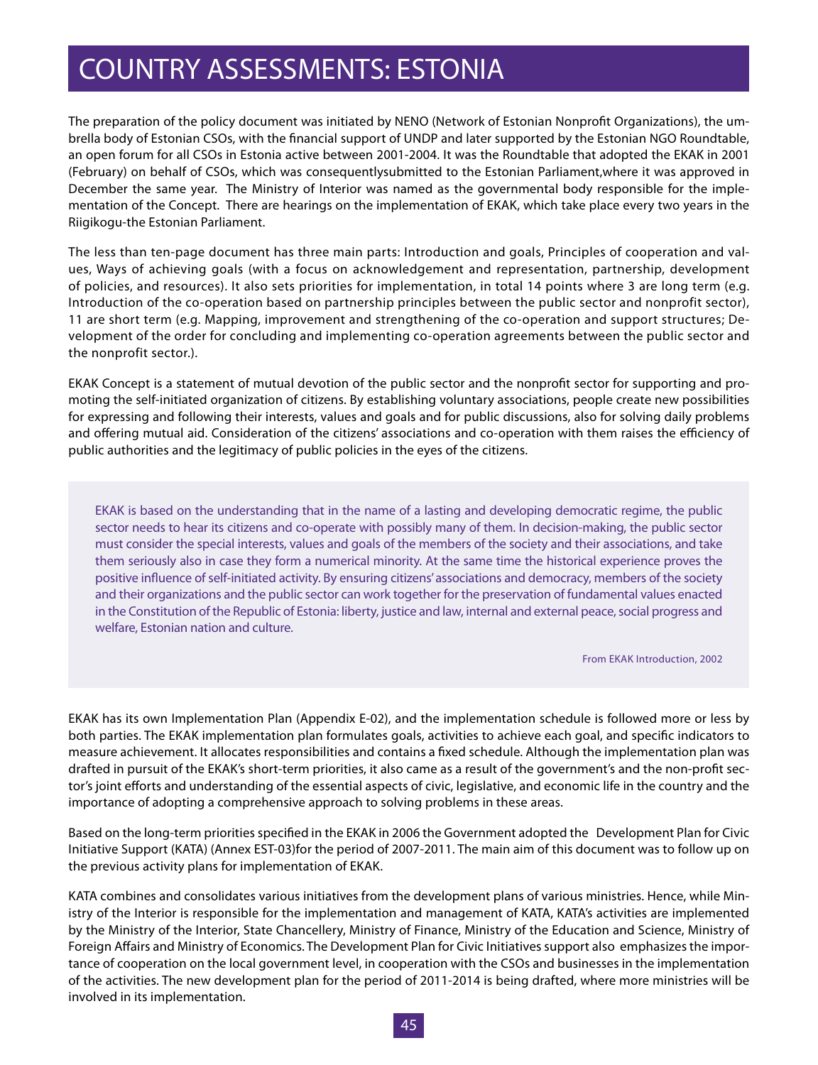# COUNTRY ASSESSMENTS: ESTONIA

The preparation of the policy document was initiated by NENO (Network of Estonian Nonprofit Organizations), the umbrella body of Estonian CSOs, with the financial support of UNDP and later supported by the Estonian NGO Roundtable, an open forum for all CSOs in Estonia active between 2001-2004. It was the Roundtable that adopted the EKAK in 2001 (February) on behalf of CSOs, which was consequentlysubmitted to the Estonian Parliament,where it was approved in December the same year. The Ministry of Interior was named as the governmental body responsible for the implementation of the Concept. There are hearings on the implementation of EKAK, which take place every two years in the Riigikogu-the Estonian Parliament.

The less than ten-page document has three main parts: Introduction and goals, Principles of cooperation and values, Ways of achieving goals (with a focus on acknowledgement and representation, partnership, development of policies, and resources). It also sets priorities for implementation, in total 14 points where 3 are long term (e.g. Introduction of the co-operation based on partnership principles between the public sector and nonprofit sector), 11 are short term (e.g. Mapping, improvement and strengthening of the co-operation and support structures; Development of the order for concluding and implementing co-operation agreements between the public sector and the nonprofit sector.).

EKAK Concept is a statement of mutual devotion of the public sector and the nonprofit sector for supporting and promoting the self-initiated organization of citizens. By establishing voluntary associations, people create new possibilities for expressing and following their interests, values and goals and for public discussions, also for solving daily problems and offering mutual aid. Consideration of the citizens' associations and co-operation with them raises the efficiency of public authorities and the legitimacy of public policies in the eyes of the citizens.

> EKAK is based on the understanding that in the name of a lasting and developing democratic regime, the public sector needs to hear its citizens and co-operate with possibly many of them. In decision-making, the public sector must consider the special interests, values and goals of the members of the society and their associations, and take them seriously also in case they form a numerical minority. At the same time the historical experience proves the positive influence of self-initiated activity. By ensuring citizens' associations and democracy, members of the society and their organizations and the public sector can work together for the preservation of fundamental values enacted in the Constitution of the Republic of Estonia: liberty, justice and law, internal and external peace, social progress and welfare, Estonian nation and culture.
>
> From EKAK Introduction, 2002

EKAK has its own Implementation Plan (Appendix E-02), and the implementation schedule is followed more or less by both parties. The EKAK implementation plan formulates goals, activities to achieve each goal, and specific indicators to measure achievement. It allocates responsibilities and contains a fixed schedule. Although the implementation plan was drafted in pursuit of the EKAK's short-term priorities, it also came as a result of the government's and the non-profit sector's joint efforts and understanding of the essential aspects of civic, legislative, and economic life in the country and the importance of adopting a comprehensive approach to solving problems in these areas.

Based on the long-term priorities specified in the EKAK in 2006 the Government adopted the Development Plan for Civic Initiative Support (KATA) (Annex EST-03)for the period of 2007-2011. The main aim of this document was to follow up on the previous activity plans for implementation of EKAK.

KATA combines and consolidates various initiatives from the development plans of various ministries. Hence, while Ministry of the Interior is responsible for the implementation and management of KATA, KATA's activities are implemented by the Ministry of the Interior, State Chancellery, Ministry of Finance, Ministry of the Education and Science, Ministry of Foreign Affairs and Ministry of Economics. The Development Plan for Civic Initiatives support also emphasizes the importance of cooperation on the local government level, in cooperation with the CSOs and businesses in the implementation of the activities. The new development plan for the period of 2011-2014 is being drafted, where more ministries will be involved in its implementation.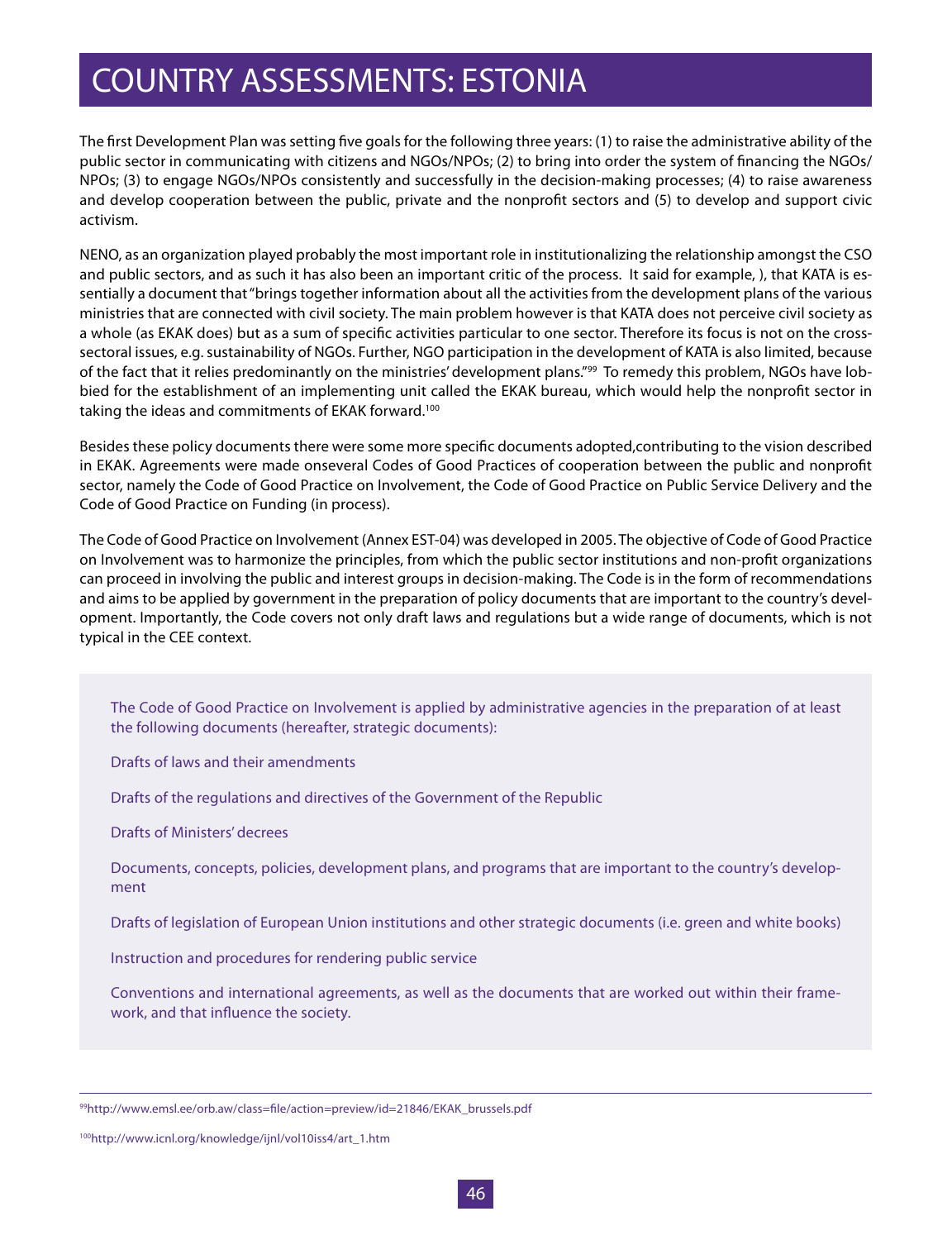# COUNTRY ASSESSMENTS: ESTONIA

The first Development Plan was setting five goals for the following three years: (1) to raise the administrative ability of the public sector in communicating with citizens and NGOs/NPOs; (2) to bring into order the system of financing the NGOs/NPOs; (3) to engage NGOs/NPOs consistently and successfully in the decision-making processes; (4) to raise awareness and develop cooperation between the public, private and the nonprofit sectors and (5) to develop and support civic activism.

NENO, as an organization played probably the most important role in institutionalizing the relationship amongst the CSO and public sectors, and as such it has also been an important critic of the process. It said for example, ), that KATA is essentially a document that "brings together information about all the activities from the development plans of the various ministries that are connected with civil society. The main problem however is that KATA does not perceive civil society as a whole (as EKAK does) but as a sum of specific activities particular to one sector. Therefore its focus is not on the cross-sectoral issues, e.g. sustainability of NGOs. Further, NGO participation in the development of KATA is also limited, because of the fact that it relies predominantly on the ministries' development plans."[99] To remedy this problem, NGOs have lobbied for the establishment of an implementing unit called the EKAK bureau, which would help the nonprofit sector in taking the ideas and commitments of EKAK forward.[100]

Besides these policy documents there were some more specific documents adopted,contributing to the vision described in EKAK. Agreements were made onseveral Codes of Good Practices of cooperation between the public and nonprofit sector, namely the Code of Good Practice on Involvement, the Code of Good Practice on Public Service Delivery and the Code of Good Practice on Funding (in process).

The Code of Good Practice on Involvement (Annex EST-04) was developed in 2005. The objective of Code of Good Practice on Involvement was to harmonize the principles, from which the public sector institutions and non-profit organizations can proceed in involving the public and interest groups in decision-making. The Code is in the form of recommendations and aims to be applied by government in the preparation of policy documents that are important to the country's development. Importantly, the Code covers not only draft laws and regulations but a wide range of documents, which is not typical in the CEE context.

> The Code of Good Practice on Involvement is applied by administrative agencies in the preparation of at least the following documents (hereafter, strategic documents):
>
> Drafts of laws and their amendments
>
> Drafts of the regulations and directives of the Government of the Republic
>
> Drafts of Ministers' decrees
>
> Documents, concepts, policies, development plans, and programs that are important to the country's development
>
> Drafts of legislation of European Union institutions and other strategic documents (i.e. green and white books)
>
> Instruction and procedures for rendering public service
>
> Conventions and international agreements, as well as the documents that are worked out within their framework, and that influence the society.

---

[99] http://www.emsl.ee/orb.aw/class=file/action=preview/id=21846/EKAK_brussels.pdf

[100] http://www.icnl.org/knowledge/ijnl/vol10iss4/art_1.htm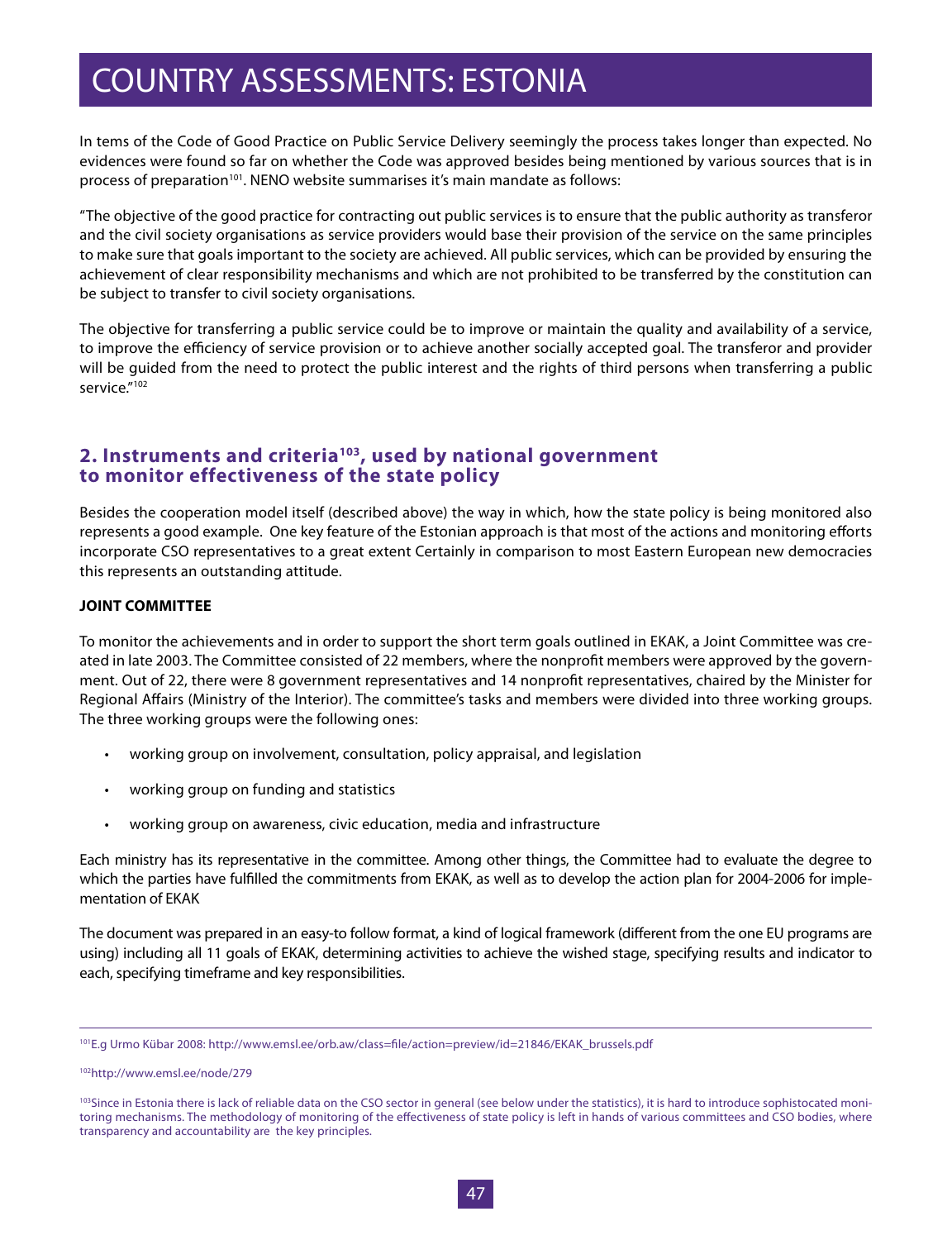In tems of the Code of Good Practice on Public Service Delivery seemingly the process takes longer than expected. No evidences were found so far on whether the Code was approved besides being mentioned by various sources that is in process of preparation[101]. NENO website summarises it's main mandate as follows:

"The objective of the good practice for contracting out public services is to ensure that the public authority as transferor and the civil society organisations as service providers would base their provision of the service on the same principles to make sure that goals important to the society are achieved. All public services, which can be provided by ensuring the achievement of clear responsibility mechanisms and which are not prohibited to be transferred by the constitution can be subject to transfer to civil society organisations.

The objective for transferring a public service could be to improve or maintain the quality and availability of a service, to improve the efficiency of service provision or to achieve another socially accepted goal. The transferor and provider will be guided from the need to protect the public interest and the rights of third persons when transferring a public service."[102]

## 2. Instruments and criteria[103], used by national government to monitor effectiveness of the state policy

Besides the cooperation model itself (described above) the way in which, how the state policy is being monitored also represents a good example. One key feature of the Estonian approach is that most of the actions and monitoring efforts incorporate CSO representatives to a great extent Certainly in comparison to most Eastern European new democracies this represents an outstanding attitude.

**JOINT COMMITTEE**

To monitor the achievements and in order to support the short term goals outlined in EKAK, a Joint Committee was created in late 2003. The Committee consisted of 22 members, where the nonprofit members were approved by the government. Out of 22, there were 8 government representatives and 14 nonprofit representatives, chaired by the Minister for Regional Affairs (Ministry of the Interior). The committee's tasks and members were divided into three working groups. The three working groups were the following ones:

- working group on involvement, consultation, policy appraisal, and legislation
- working group on funding and statistics
- working group on awareness, civic education, media and infrastructure

Each ministry has its representative in the committee. Among other things, the Committee had to evaluate the degree to which the parties have fulfilled the commitments from EKAK, as well as to develop the action plan for 2004-2006 for implementation of EKAK

The document was prepared in an easy-to follow format, a kind of logical framework (different from the one EU programs are using) including all 11 goals of EKAK, determining activities to achieve the wished stage, specifying results and indicator to each, specifying timeframe and key responsibilities.

---

[101] E.g Urmo Kübar 2008: http://www.emsl.ee/orb.aw/class=file/action=preview/id=21846/EKAK_brussels.pdf

[102] http://www.emsl.ee/node/279

[103] Since in Estonia there is lack of reliable data on the CSO sector in general (see below under the statistics), it is hard to introduce sophistocated monitoring mechanisms. The methodology of monitoring of the effectiveness of state policy is left in hands of various committees and CSO bodies, where transparency and accountability are the key principles.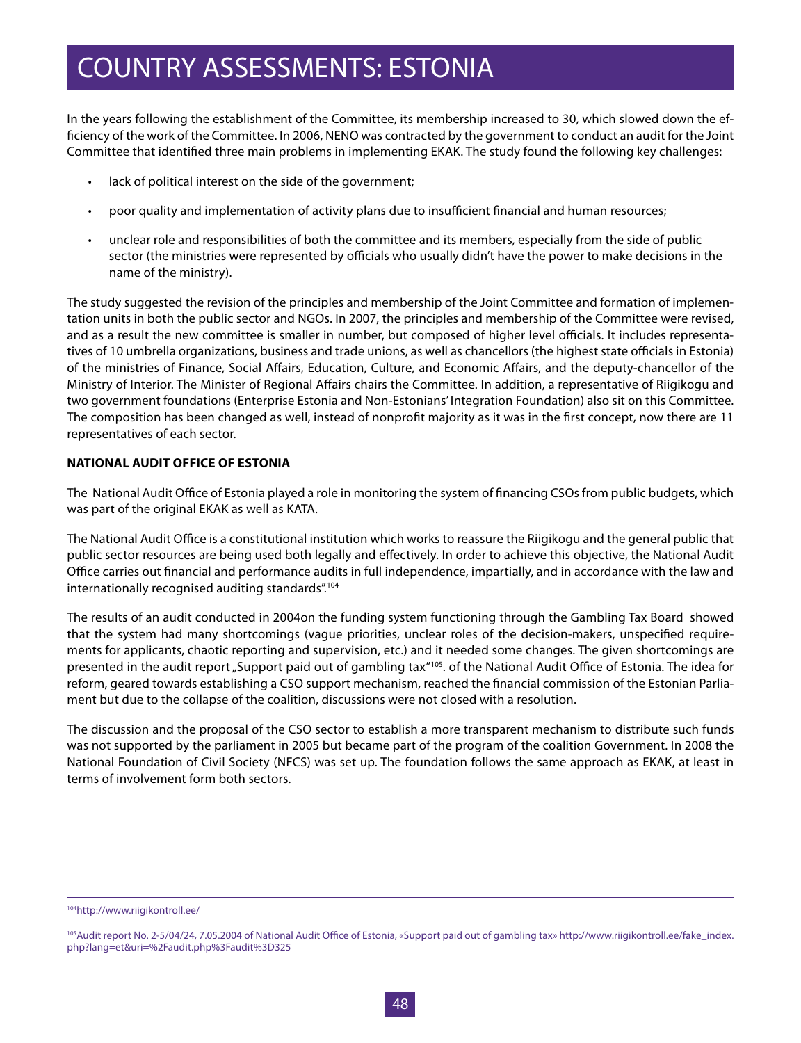In the years following the establishment of the Committee, its membership increased to 30, which slowed down the efficiency of the work of the Committee. In 2006, NENO was contracted by the government to conduct an audit for the Joint Committee that identified three main problems in implementing EKAK. The study found the following key challenges:

- lack of political interest on the side of the government;
- poor quality and implementation of activity plans due to insufficient financial and human resources;
- unclear role and responsibilities of both the committee and its members, especially from the side of public sector (the ministries were represented by officials who usually didn't have the power to make decisions in the name of the ministry).

The study suggested the revision of the principles and membership of the Joint Committee and formation of implementation units in both the public sector and NGOs. In 2007, the principles and membership of the Committee were revised, and as a result the new committee is smaller in number, but composed of higher level officials. It includes representatives of 10 umbrella organizations, business and trade unions, as well as chancellors (the highest state officials in Estonia) of the ministries of Finance, Social Affairs, Education, Culture, and Economic Affairs, and the deputy-chancellor of the Ministry of Interior. The Minister of Regional Affairs chairs the Committee. In addition, a representative of Riigikogu and two government foundations (Enterprise Estonia and Non-Estonians' Integration Foundation) also sit on this Committee. The composition has been changed as well, instead of nonprofit majority as it was in the first concept, now there are 11 representatives of each sector.

**NATIONAL AUDIT OFFICE OF ESTONIA**

The National Audit Office of Estonia played a role in monitoring the system of financing CSOs from public budgets, which was part of the original EKAK as well as KATA.

The National Audit Office is a constitutional institution which works to reassure the Riigikogu and the general public that public sector resources are being used both legally and effectively. In order to achieve this objective, the National Audit Office carries out financial and performance audits in full independence, impartially, and in accordance with the law and internationally recognised auditing standards".[104]

The results of an audit conducted in 2004on the funding system functioning through the Gambling Tax Board showed that the system had many shortcomings (vague priorities, unclear roles of the decision-makers, unspecified requirements for applicants, chaotic reporting and supervision, etc.) and it needed some changes. The given shortcomings are presented in the audit report „Support paid out of gambling tax"[105]. of the National Audit Office of Estonia. The idea for reform, geared towards establishing a CSO support mechanism, reached the financial commission of the Estonian Parliament but due to the collapse of the coalition, discussions were not closed with a resolution.

The discussion and the proposal of the CSO sector to establish a more transparent mechanism to distribute such funds was not supported by the parliament in 2005 but became part of the program of the coalition Government. In 2008 the National Foundation of Civil Society (NFCS) was set up. The foundation follows the same approach as EKAK, at least in terms of involvement form both sectors.

---

[104]http://www.riigikontroll.ee/

[105]Audit report No. 2-5/04/24, 7.05.2004 of National Audit Office of Estonia, «Support paid out of gambling tax» http://www.riigikontroll.ee/fake_index.php?lang=et&uri=%2Faudit.php%3Faudit%3D325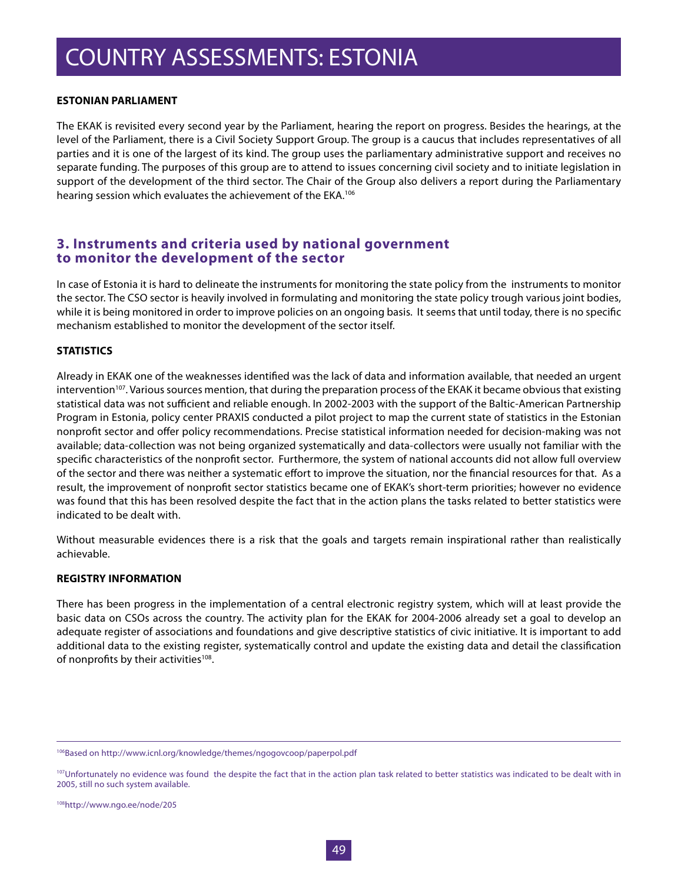**ESTONIAN PARLIAMENT**

The EKAK is revisited every second year by the Parliament, hearing the report on progress. Besides the hearings, at the level of the Parliament, there is a Civil Society Support Group. The group is a caucus that includes representatives of all parties and it is one of the largest of its kind. The group uses the parliamentary administrative support and receives no separate funding. The purposes of this group are to attend to issues concerning civil society and to initiate legislation in support of the development of the third sector. The Chair of the Group also delivers a report during the Parliamentary hearing session which evaluates the achievement of the EKA.[106]

## 3. Instruments and criteria used by national government to monitor the development of the sector

In case of Estonia it is hard to delineate the instruments for monitoring the state policy from the instruments to monitor the sector. The CSO sector is heavily involved in formulating and monitoring the state policy trough various joint bodies, while it is being monitored in order to improve policies on an ongoing basis. It seems that until today, there is no specific mechanism established to monitor the development of the sector itself.

**STATISTICS**

Already in EKAK one of the weaknesses identified was the lack of data and information available, that needed an urgent intervention[107]. Various sources mention, that during the preparation process of the EKAK it became obvious that existing statistical data was not sufficient and reliable enough. In 2002-2003 with the support of the Baltic-American Partnership Program in Estonia, policy center PRAXIS conducted a pilot project to map the current state of statistics in the Estonian nonprofit sector and offer policy recommendations. Precise statistical information needed for decision-making was not available; data-collection was not being organized systematically and data-collectors were usually not familiar with the specific characteristics of the nonprofit sector. Furthermore, the system of national accounts did not allow full overview of the sector and there was neither a systematic effort to improve the situation, nor the financial resources for that. As a result, the improvement of nonprofit sector statistics became one of EKAK's short-term priorities; however no evidence was found that this has been resolved despite the fact that in the action plans the tasks related to better statistics were indicated to be dealt with.

Without measurable evidences there is a risk that the goals and targets remain inspirational rather than realistically achievable.

**REGISTRY INFORMATION**

There has been progress in the implementation of a central electronic registry system, which will at least provide the basic data on CSOs across the country. The activity plan for the EKAK for 2004-2006 already set a goal to develop an adequate register of associations and foundations and give descriptive statistics of civic initiative. It is important to add additional data to the existing register, systematically control and update the existing data and detail the classification of nonprofits by their activities[108].

---

[106] Based on http://www.icnl.org/knowledge/themes/ngogovcoop/paperpol.pdf

[107] Unfortunately no evidence was found the despite the fact that in the action plan task related to better statistics was indicated to be dealt with in 2005, still no such system available.

[108] http://www.ngo.ee/node/205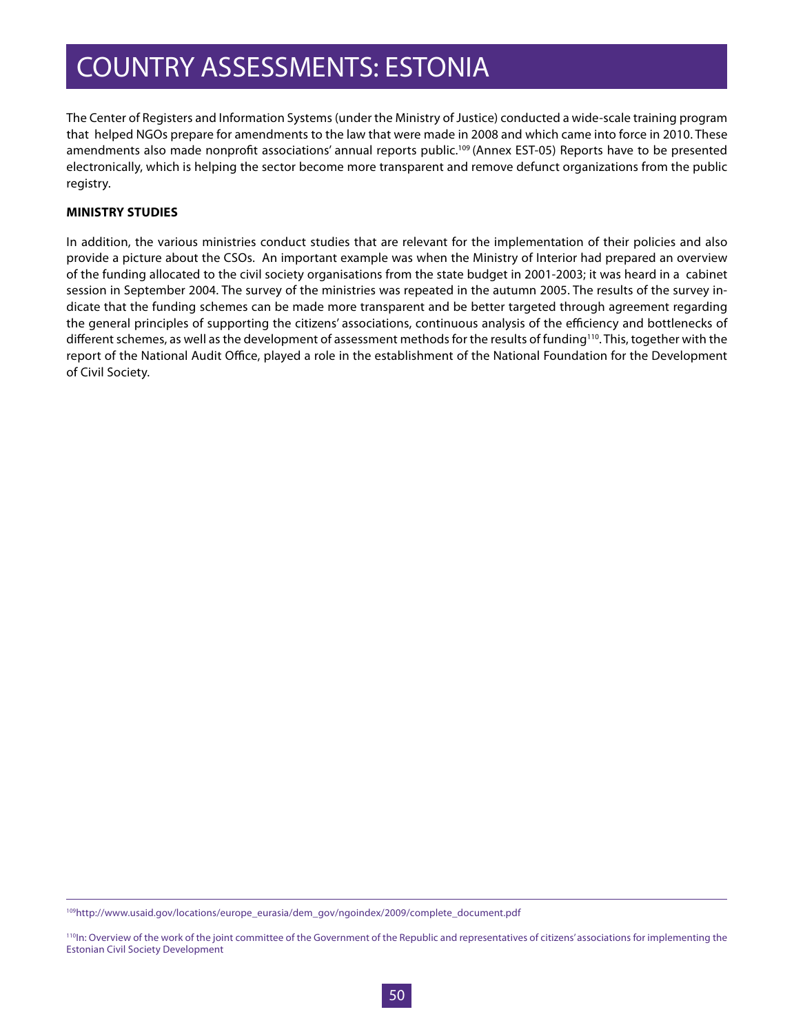# COUNTRY ASSESSMENTS: ESTONIA

The Center of Registers and Information Systems (under the Ministry of Justice) conducted a wide-scale training program that helped NGOs prepare for amendments to the law that were made in 2008 and which came into force in 2010. These amendments also made nonprofit associations' annual reports public.[109] (Annex EST-05) Reports have to be presented electronically, which is helping the sector become more transparent and remove defunct organizations from the public registry.

**MINISTRY STUDIES**

In addition, the various ministries conduct studies that are relevant for the implementation of their policies and also provide a picture about the CSOs. An important example was when the Ministry of Interior had prepared an overview of the funding allocated to the civil society organisations from the state budget in 2001-2003; it was heard in a cabinet session in September 2004. The survey of the ministries was repeated in the autumn 2005. The results of the survey indicate that the funding schemes can be made more transparent and be better targeted through agreement regarding the general principles of supporting the citizens' associations, continuous analysis of the efficiency and bottlenecks of different schemes, as well as the development of assessment methods for the results of funding[110]. This, together with the report of the National Audit Office, played a role in the establishment of the National Foundation for the Development of Civil Society.

---

[109] http://www.usaid.gov/locations/europe_eurasia/dem_gov/ngoindex/2009/complete_document.pdf

[110] In: Overview of the work of the joint committee of the Government of the Republic and representatives of citizens' associations for implementing the Estonian Civil Society Development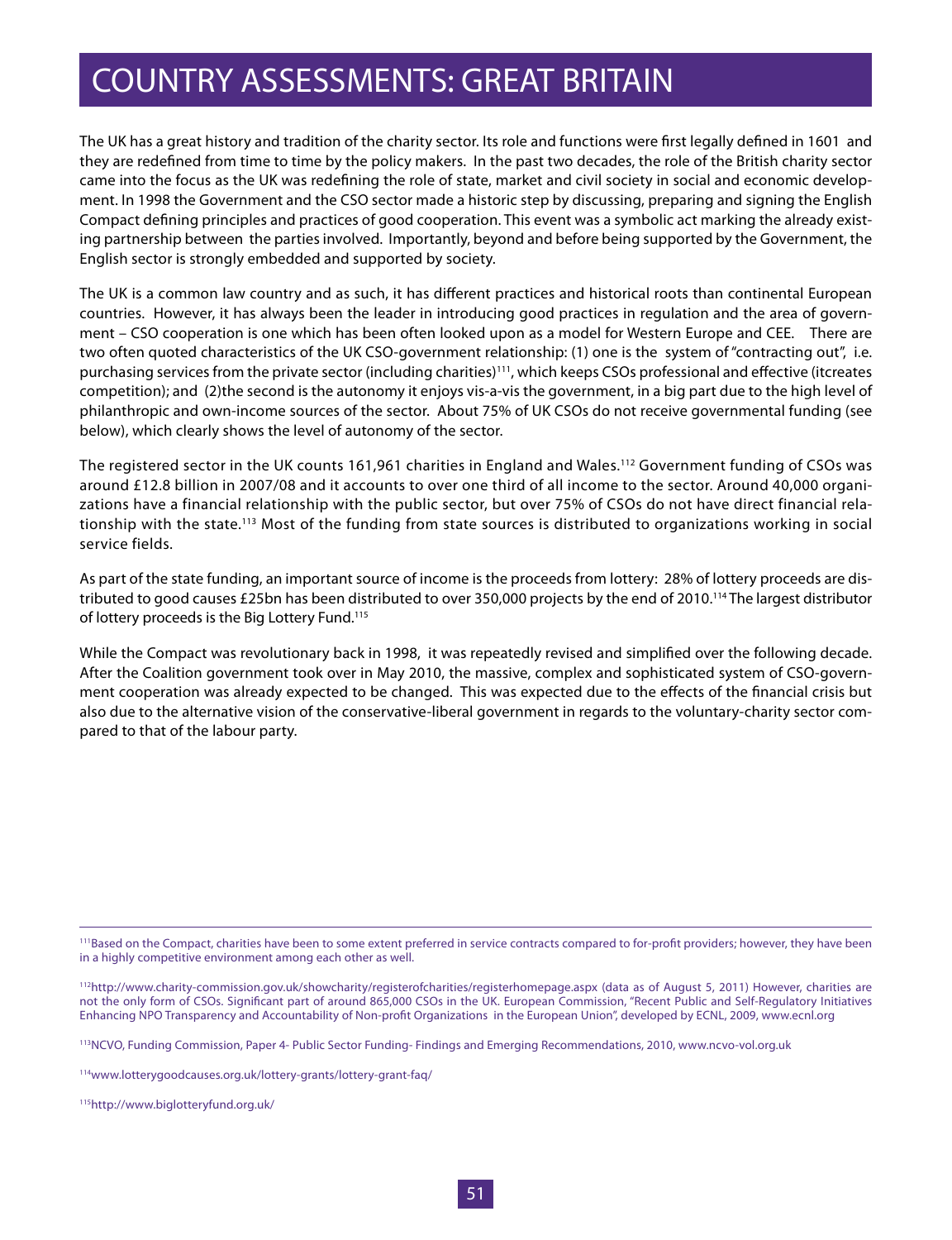# COUNTRY ASSESSMENTS: GREAT BRITAIN

The UK has a great history and tradition of the charity sector. Its role and functions were first legally defined in 1601 and they are redefined from time to time by the policy makers. In the past two decades, the role of the British charity sector came into the focus as the UK was redefining the role of state, market and civil society in social and economic development. In 1998 the Government and the CSO sector made a historic step by discussing, preparing and signing the English Compact defining principles and practices of good cooperation. This event was a symbolic act marking the already existing partnership between the parties involved. Importantly, beyond and before being supported by the Government, the English sector is strongly embedded and supported by society.

The UK is a common law country and as such, it has different practices and historical roots than continental European countries. However, it has always been the leader in introducing good practices in regulation and the area of government – CSO cooperation is one which has been often looked upon as a model for Western Europe and CEE. There are two often quoted characteristics of the UK CSO-government relationship: (1) one is the system of "contracting out", i.e. purchasing services from the private sector (including charities)[111], which keeps CSOs professional and effective (itcreates competition); and (2)the second is the autonomy it enjoys vis-a-vis the government, in a big part due to the high level of philanthropic and own-income sources of the sector. About 75% of UK CSOs do not receive governmental funding (see below), which clearly shows the level of autonomy of the sector.

The registered sector in the UK counts 161,961 charities in England and Wales.[112] Government funding of CSOs was around £12.8 billion in 2007/08 and it accounts to over one third of all income to the sector. Around 40,000 organizations have a financial relationship with the public sector, but over 75% of CSOs do not have direct financial relationship with the state.[113] Most of the funding from state sources is distributed to organizations working in social service fields.

As part of the state funding, an important source of income is the proceeds from lottery: 28% of lottery proceeds are distributed to good causes £25bn has been distributed to over 350,000 projects by the end of 2010.[114] The largest distributor of lottery proceeds is the Big Lottery Fund.[115]

While the Compact was revolutionary back in 1998, it was repeatedly revised and simplified over the following decade. After the Coalition government took over in May 2010, the massive, complex and sophisticated system of CSO-government cooperation was already expected to be changed. This was expected due to the effects of the financial crisis but also due to the alternative vision of the conservative-liberal government in regards to the voluntary-charity sector compared to that of the labour party.

---

[111] Based on the Compact, charities have been to some extent preferred in service contracts compared to for-profit providers; however, they have been in a highly competitive environment among each other as well.

[112] http://www.charity-commission.gov.uk/showcharity/registerofcharities/registerhomepage.aspx (data as of August 5, 2011) However, charities are not the only form of CSOs. Significant part of around 865,000 CSOs in the UK. European Commission, "Recent Public and Self-Regulatory Initiatives Enhancing NPO Transparency and Accountability of Non-profit Organizations in the European Union", developed by ECNL, 2009, www.ecnl.org

[113] NCVO, Funding Commission, Paper 4- Public Sector Funding- Findings and Emerging Recommendations, 2010, www.ncvo-vol.org.uk

[114] www.lotterygoodcauses.org.uk/lottery-grants/lottery-grant-faq/

[115] http://www.biglotteryfund.org.uk/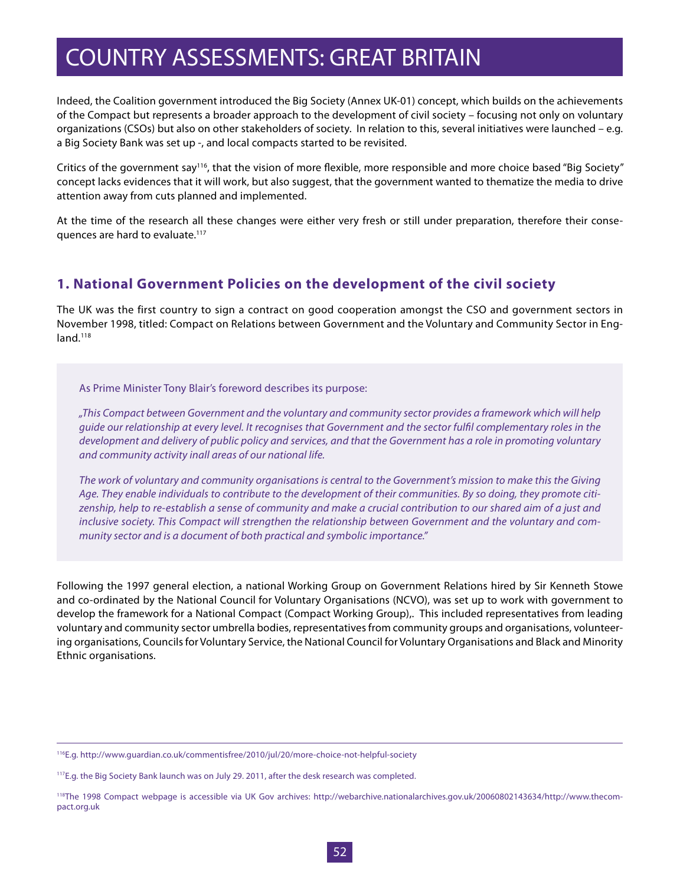# COUNTRY ASSESSMENTS: GREAT BRITAIN

Indeed, the Coalition government introduced the Big Society (Annex UK-01) concept, which builds on the achievements of the Compact but represents a broader approach to the development of civil society – focusing not only on voluntary organizations (CSOs) but also on other stakeholders of society. In relation to this, several initiatives were launched – e.g. a Big Society Bank was set up -, and local compacts started to be revisited.

Critics of the government say[116], that the vision of more flexible, more responsible and more choice based "Big Society" concept lacks evidences that it will work, but also suggest, that the government wanted to thematize the media to drive attention away from cuts planned and implemented.

At the time of the research all these changes were either very fresh or still under preparation, therefore their consequences are hard to evaluate.[117]

## 1. National Government Policies on the development of the civil society

The UK was the first country to sign a contract on good cooperation amongst the CSO and government sectors in November 1998, titled: Compact on Relations between Government and the Voluntary and Community Sector in England.[118]

> As Prime Minister Tony Blair's foreword describes its purpose:
>
> *„This Compact between Government and the voluntary and community sector provides a framework which will help guide our relationship at every level. It recognises that Government and the sector fulfil complementary roles in the development and delivery of public policy and services, and that the Government has a role in promoting voluntary and community activity inall areas of our national life.*
>
> *The work of voluntary and community organisations is central to the Government's mission to make this the Giving Age. They enable individuals to contribute to the development of their communities. By so doing, they promote citizenship, help to re-establish a sense of community and make a crucial contribution to our shared aim of a just and inclusive society. This Compact will strengthen the relationship between Government and the voluntary and community sector and is a document of both practical and symbolic importance."*

Following the 1997 general election, a national Working Group on Government Relations hired by Sir Kenneth Stowe and co-ordinated by the National Council for Voluntary Organisations (NCVO), was set up to work with government to develop the framework for a National Compact (Compact Working Group),. This included representatives from leading voluntary and community sector umbrella bodies, representatives from community groups and organisations, volunteering organisations, Councils for Voluntary Service, the National Council for Voluntary Organisations and Black and Minority Ethnic organisations.

---

[116] E.g. http://www.guardian.co.uk/commentisfree/2010/jul/20/more-choice-not-helpful-society

[117] E.g. the Big Society Bank launch was on July 29. 2011, after the desk research was completed.

[118] The 1998 Compact webpage is accessible via UK Gov archives: http://webarchive.nationalarchives.gov.uk/20060802143634/http://www.thecompact.org.uk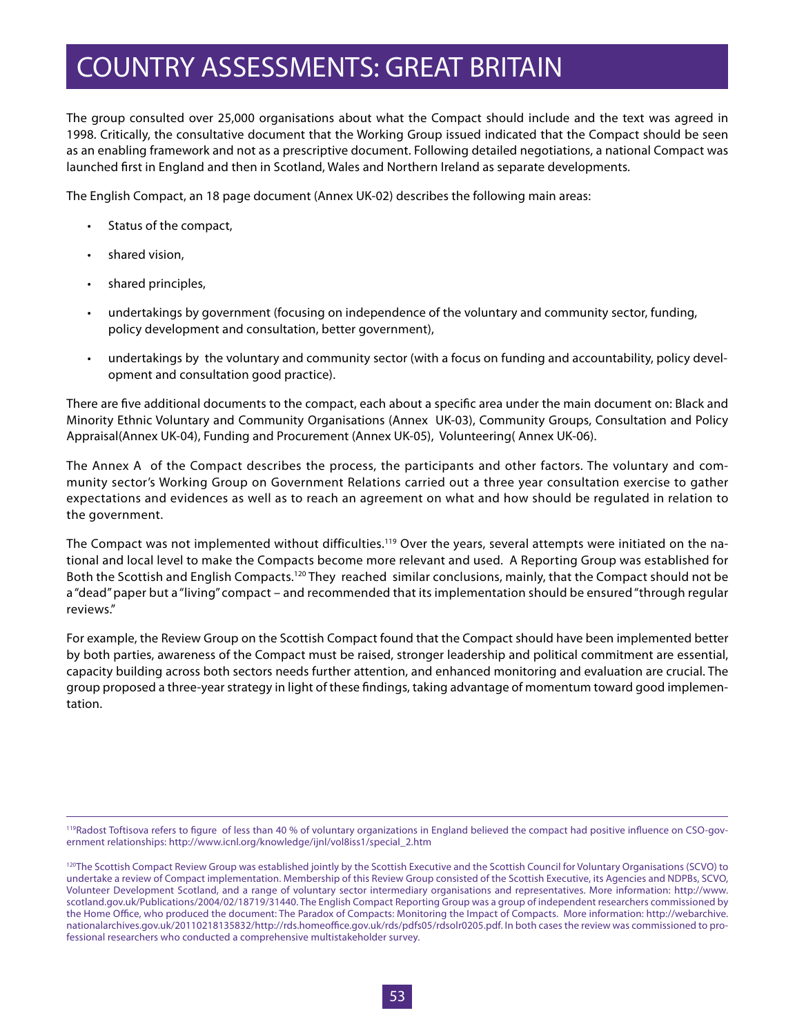# COUNTRY ASSESSMENTS: GREAT BRITAIN

The group consulted over 25,000 organisations about what the Compact should include and the text was agreed in 1998. Critically, the consultative document that the Working Group issued indicated that the Compact should be seen as an enabling framework and not as a prescriptive document. Following detailed negotiations, a national Compact was launched first in England and then in Scotland, Wales and Northern Ireland as separate developments.

The English Compact, an 18 page document (Annex UK-02) describes the following main areas:

- Status of the compact,
- shared vision,
- shared principles,
- undertakings by government (focusing on independence of the voluntary and community sector, funding, policy development and consultation, better government),
- undertakings by the voluntary and community sector (with a focus on funding and accountability, policy development and consultation good practice).

There are five additional documents to the compact, each about a specific area under the main document on: Black and Minority Ethnic Voluntary and Community Organisations (Annex UK-03), Community Groups, Consultation and Policy Appraisal(Annex UK-04), Funding and Procurement (Annex UK-05), Volunteering( Annex UK-06).

The Annex A of the Compact describes the process, the participants and other factors. The voluntary and community sector's Working Group on Government Relations carried out a three year consultation exercise to gather expectations and evidences as well as to reach an agreement on what and how should be regulated in relation to the government.

The Compact was not implemented without difficulties.[119] Over the years, several attempts were initiated on the national and local level to make the Compacts become more relevant and used. A Reporting Group was established for Both the Scottish and English Compacts.[120] They reached similar conclusions, mainly, that the Compact should not be a "dead" paper but a "living" compact – and recommended that its implementation should be ensured "through regular reviews."

For example, the Review Group on the Scottish Compact found that the Compact should have been implemented better by both parties, awareness of the Compact must be raised, stronger leadership and political commitment are essential, capacity building across both sectors needs further attention, and enhanced monitoring and evaluation are crucial. The group proposed a three-year strategy in light of these findings, taking advantage of momentum toward good implementation.

---

[119] Radost Toftisova refers to figure of less than 40 % of voluntary organizations in England believed the compact had positive influence on CSO-government relationships: http://www.icnl.org/knowledge/ijnl/vol8iss1/special_2.htm

[120] The Scottish Compact Review Group was established jointly by the Scottish Executive and the Scottish Council for Voluntary Organisations (SCVO) to undertake a review of Compact implementation. Membership of this Review Group consisted of the Scottish Executive, its Agencies and NDPBs, SCVO, Volunteer Development Scotland, and a range of voluntary sector intermediary organisations and representatives. More information: http://www.scotland.gov.uk/Publications/2004/02/18719/31440. The English Compact Reporting Group was a group of independent researchers commissioned by the Home Office, who produced the document: The Paradox of Compacts: Monitoring the Impact of Compacts. More information: http://webarchive.nationalarchives.gov.uk/20110218135832/http://rds.homeoffice.gov.uk/rds/pdfs05/rdsolr0205.pdf. In both cases the review was commissioned to professional researchers who conducted a comprehensive multistakeholder survey.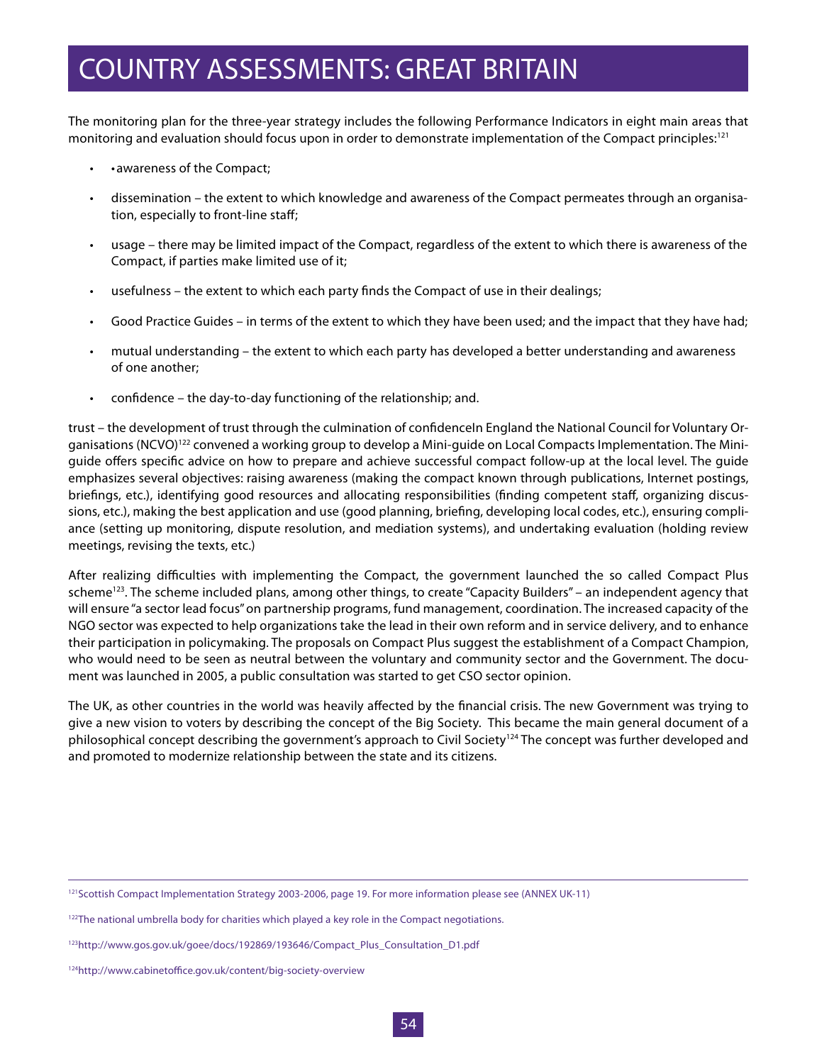# COUNTRY ASSESSMENTS: GREAT BRITAIN

The monitoring plan for the three-year strategy includes the following Performance Indicators in eight main areas that monitoring and evaluation should focus upon in order to demonstrate implementation of the Compact principles:[121]

- • awareness of the Compact;
- dissemination – the extent to which knowledge and awareness of the Compact permeates through an organisation, especially to front-line staff;
- usage – there may be limited impact of the Compact, regardless of the extent to which there is awareness of the Compact, if parties make limited use of it;
- usefulness – the extent to which each party finds the Compact of use in their dealings;
- Good Practice Guides – in terms of the extent to which they have been used; and the impact that they have had;
- mutual understanding – the extent to which each party has developed a better understanding and awareness of one another;
- confidence – the day-to-day functioning of the relationship; and.

trust – the development of trust through the culmination of confidenceIn England the National Council for Voluntary Organisations (NCVO)[122] convened a working group to develop a Mini-guide on Local Compacts Implementation. The Mini-guide offers specific advice on how to prepare and achieve successful compact follow-up at the local level. The guide emphasizes several objectives: raising awareness (making the compact known through publications, Internet postings, briefings, etc.), identifying good resources and allocating responsibilities (finding competent staff, organizing discussions, etc.), making the best application and use (good planning, briefing, developing local codes, etc.), ensuring compliance (setting up monitoring, dispute resolution, and mediation systems), and undertaking evaluation (holding review meetings, revising the texts, etc.)

After realizing difficulties with implementing the Compact, the government launched the so called Compact Plus scheme[123]. The scheme included plans, among other things, to create "Capacity Builders" – an independent agency that will ensure "a sector lead focus" on partnership programs, fund management, coordination. The increased capacity of the NGO sector was expected to help organizations take the lead in their own reform and in service delivery, and to enhance their participation in policymaking. The proposals on Compact Plus suggest the establishment of a Compact Champion, who would need to be seen as neutral between the voluntary and community sector and the Government. The document was launched in 2005, a public consultation was started to get CSO sector opinion.

The UK, as other countries in the world was heavily affected by the financial crisis. The new Government was trying to give a new vision to voters by describing the concept of the Big Society. This became the main general document of a philosophical concept describing the government's approach to Civil Society[124] The concept was further developed and and promoted to modernize relationship between the state and its citizens.

---

[121] Scottish Compact Implementation Strategy 2003-2006, page 19. For more information please see (ANNEX UK-11)

[122] The national umbrella body for charities which played a key role in the Compact negotiations.

[123] http://www.gos.gov.uk/goee/docs/192869/193646/Compact_Plus_Consultation_D1.pdf

[124] http://www.cabinetoffice.gov.uk/content/big-society-overview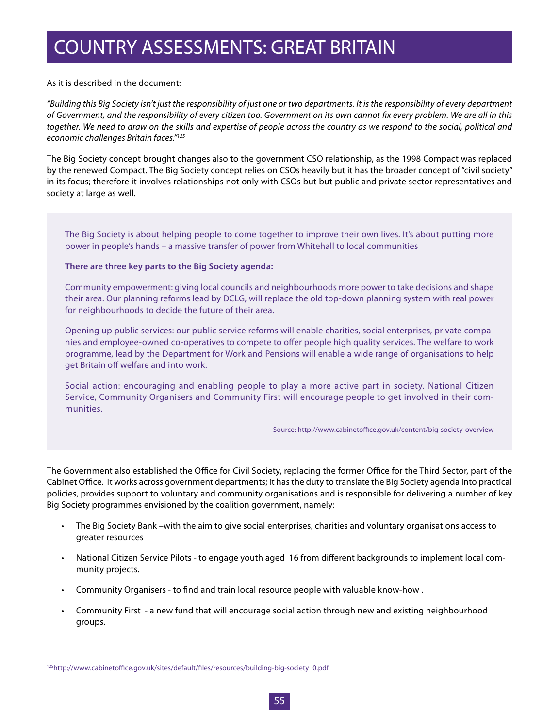# COUNTRY ASSESSMENTS: GREAT BRITAIN

As it is described in the document:

*"Building this Big Society isn't just the responsibility of just one or two departments. It is the responsibility of every department of Government, and the responsibility of every citizen too. Government on its own cannot fix every problem. We are all in this together. We need to draw on the skills and expertise of people across the country as we respond to the social, political and economic challenges Britain faces."*[125]

The Big Society concept brought changes also to the government CSO relationship, as the 1998 Compact was replaced by the renewed Compact. The Big Society concept relies on CSOs heavily but it has the broader concept of "civil society" in its focus; therefore it involves relationships not only with CSOs but but public and private sector representatives and society at large as well.

> The Big Society is about helping people to come together to improve their own lives. It's about putting more power in people's hands – a massive transfer of power from Whitehall to local communities
>
> **There are three key parts to the Big Society agenda:**
>
> Community empowerment: giving local councils and neighbourhoods more power to take decisions and shape their area. Our planning reforms lead by DCLG, will replace the old top-down planning system with real power for neighbourhoods to decide the future of their area.
>
> Opening up public services: our public service reforms will enable charities, social enterprises, private companies and employee-owned co-operatives to compete to offer people high quality services. The welfare to work programme, lead by the Department for Work and Pensions will enable a wide range of organisations to help get Britain off welfare and into work.
>
> Social action: encouraging and enabling people to play a more active part in society. National Citizen Service, Community Organisers and Community First will encourage people to get involved in their communities.
>
> Source: http://www.cabinetoffice.gov.uk/content/big-society-overview

The Government also established the Office for Civil Society, replacing the former Office for the Third Sector, part of the Cabinet Office. It works across government departments; it has the duty to translate the Big Society agenda into practical policies, provides support to voluntary and community organisations and is responsible for delivering a number of key Big Society programmes envisioned by the coalition government, namely:

- The Big Society Bank –with the aim to give social enterprises, charities and voluntary organisations access to greater resources
- National Citizen Service Pilots - to engage youth aged 16 from different backgrounds to implement local community projects.
- Community Organisers - to find and train local resource people with valuable know-how .
- Community First - a new fund that will encourage social action through new and existing neighbourhood groups.

---

[125] http://www.cabinetoffice.gov.uk/sites/default/files/resources/building-big-society_0.pdf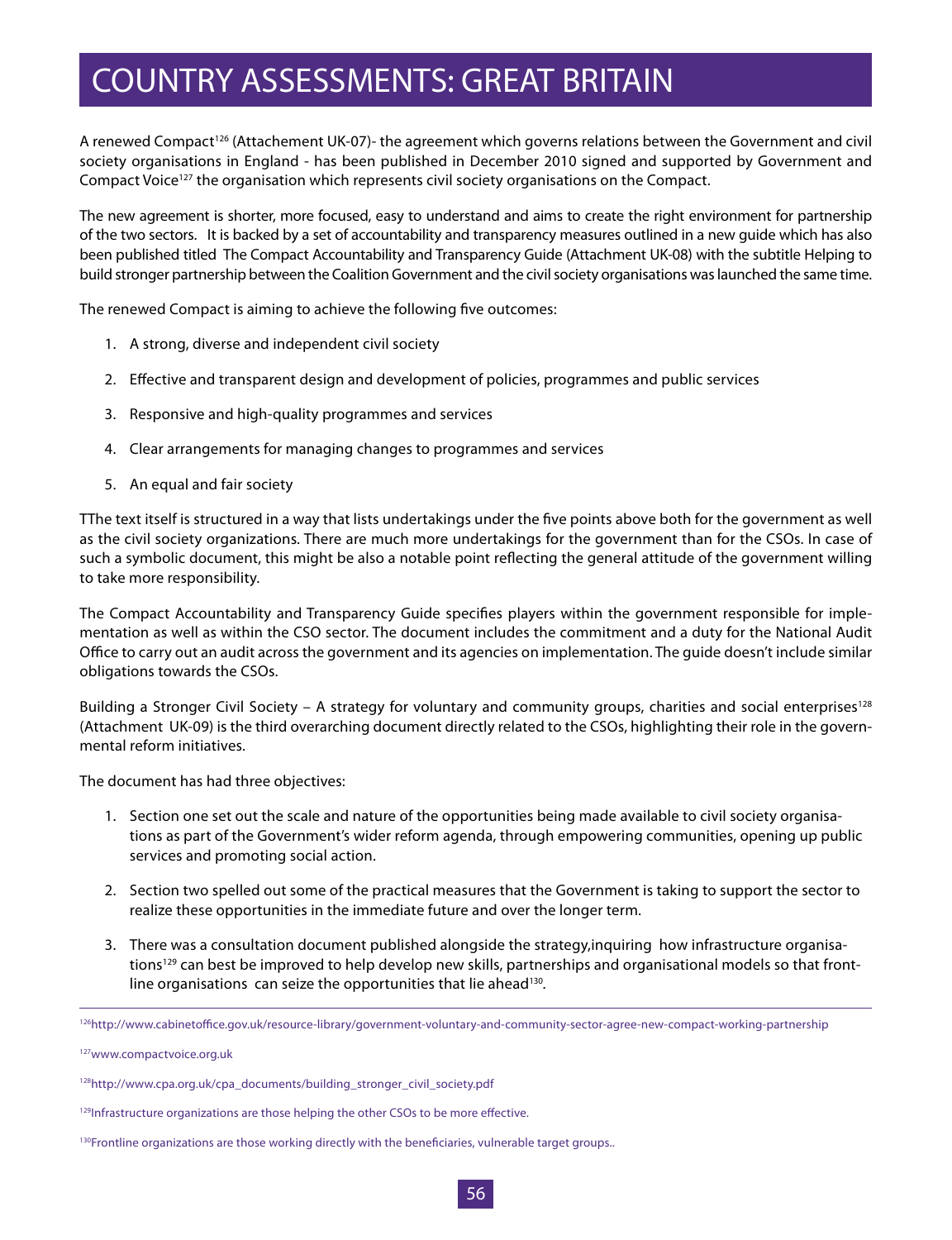// COUNTRY ASSESSMENTS: GREAT BRITAIN

# COUNTRY ASSESSMENTS: GREAT BRITAIN

A renewed Compact[126] (Attachement UK-07)- the agreement which governs relations between the Government and civil society organisations in England - has been published in December 2010 signed and supported by Government and Compact Voice[127] the organisation which represents civil society organisations on the Compact.

The new agreement is shorter, more focused, easy to understand and aims to create the right environment for partnership of the two sectors. It is backed by a set of accountability and transparency measures outlined in a new guide which has also been published titled The Compact Accountability and Transparency Guide (Attachment UK-08) with the subtitle Helping to build stronger partnership between the Coalition Government and the civil society organisations was launched the same time.

The renewed Compact is aiming to achieve the following five outcomes:

1. A strong, diverse and independent civil society
2. Effective and transparent design and development of policies, programmes and public services
3. Responsive and high-quality programmes and services
4. Clear arrangements for managing changes to programmes and services
5. An equal and fair society

TThe text itself is structured in a way that lists undertakings under the five points above both for the government as well as the civil society organizations. There are much more undertakings for the government than for the CSOs. In case of such a symbolic document, this might be also a notable point reflecting the general attitude of the government willing to take more responsibility.

The Compact Accountability and Transparency Guide specifies players within the government responsible for implementation as well as within the CSO sector. The document includes the commitment and a duty for the National Audit Office to carry out an audit across the government and its agencies on implementation. The guide doesn't include similar obligations towards the CSOs.

Building a Stronger Civil Society – A strategy for voluntary and community groups, charities and social enterprises[128] (Attachment UK-09) is the third overarching document directly related to the CSOs, highlighting their role in the governmental reform initiatives.

The document has had three objectives:

1. Section one set out the scale and nature of the opportunities being made available to civil society organisations as part of the Government's wider reform agenda, through empowering communities, opening up public services and promoting social action.
2. Section two spelled out some of the practical measures that the Government is taking to support the sector to realize these opportunities in the immediate future and over the longer term.
3. There was a consultation document published alongside the strategy,inquiring how infrastructure organisations[129] can best be improved to help develop new skills, partnerships and organisational models so that frontline organisations can seize the opportunities that lie ahead[130].

---

[126] http://www.cabinetoffice.gov.uk/resource-library/government-voluntary-and-community-sector-agree-new-compact-working-partnership

[127] www.compactvoice.org.uk

[128] http://www.cpa.org.uk/cpa_documents/building_stronger_civil_society.pdf

[129] Infrastructure organizations are those helping the other CSOs to be more effective.

[130] Frontline organizations are those working directly with the beneficiaries, vulnerable target groups..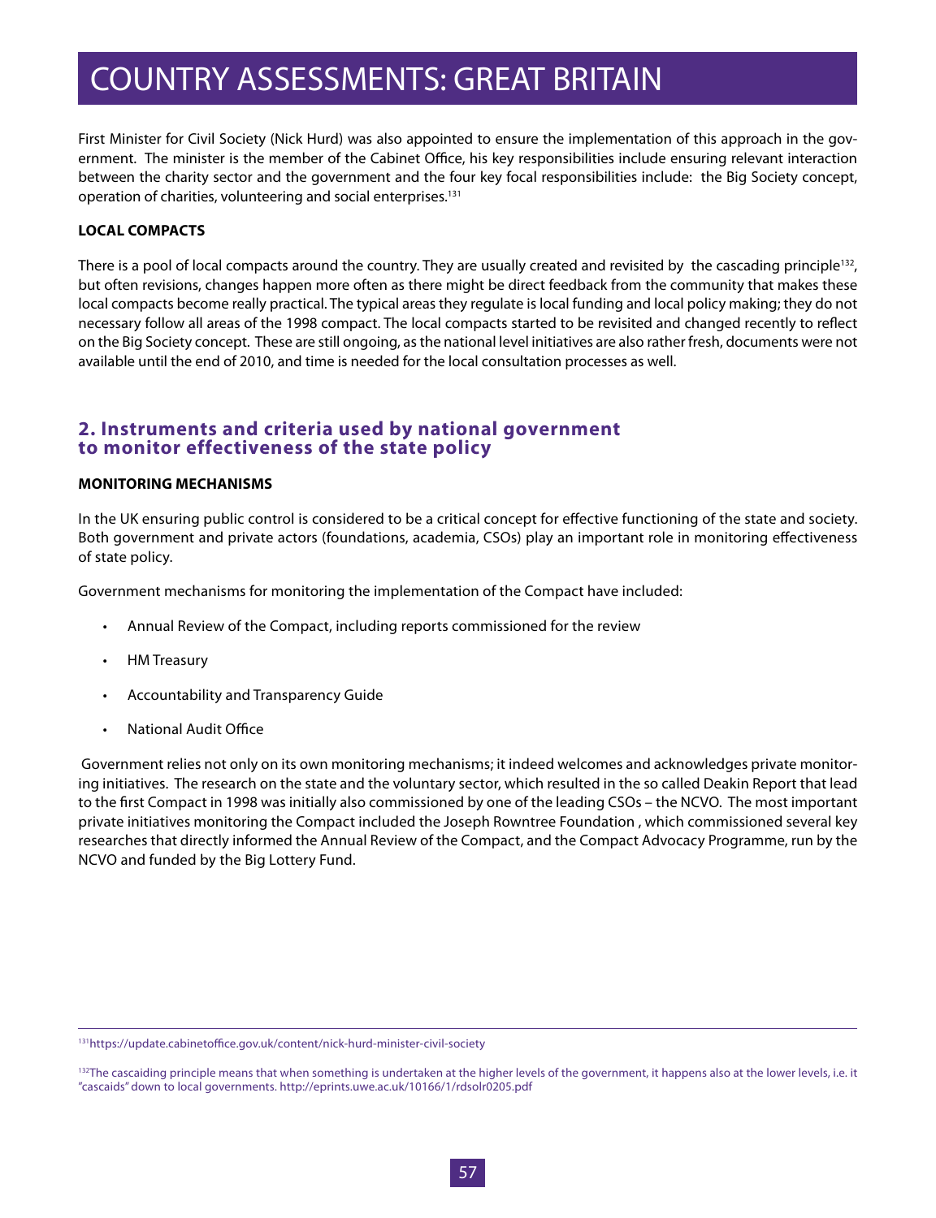First Minister for Civil Society (Nick Hurd) was also appointed to ensure the implementation of this approach in the government. The minister is the member of the Cabinet Office, his key responsibilities include ensuring relevant interaction between the charity sector and the government and the four key focal responsibilities include: the Big Society concept, operation of charities, volunteering and social enterprises.[131]

**LOCAL COMPACTS**

There is a pool of local compacts around the country. They are usually created and revisited by the cascading principle[132], but often revisions, changes happen more often as there might be direct feedback from the community that makes these local compacts become really practical. The typical areas they regulate is local funding and local policy making; they do not necessary follow all areas of the 1998 compact. The local compacts started to be revisited and changed recently to reflect on the Big Society concept. These are still ongoing, as the national level initiatives are also rather fresh, documents were not available until the end of 2010, and time is needed for the local consultation processes as well.

## 2. Instruments and criteria used by national government to monitor effectiveness of the state policy

**MONITORING MECHANISMS**

In the UK ensuring public control is considered to be a critical concept for effective functioning of the state and society. Both government and private actors (foundations, academia, CSOs) play an important role in monitoring effectiveness of state policy.

Government mechanisms for monitoring the implementation of the Compact have included:

- Annual Review of the Compact, including reports commissioned for the review
- HM Treasury
- Accountability and Transparency Guide
- National Audit Office

Government relies not only on its own monitoring mechanisms; it indeed welcomes and acknowledges private monitoring initiatives. The research on the state and the voluntary sector, which resulted in the so called Deakin Report that lead to the first Compact in 1998 was initially also commissioned by one of the leading CSOs – the NCVO. The most important private initiatives monitoring the Compact included the Joseph Rowntree Foundation , which commissioned several key researches that directly informed the Annual Review of the Compact, and the Compact Advocacy Programme, run by the NCVO and funded by the Big Lottery Fund.

---

[131] https://update.cabinetoffice.gov.uk/content/nick-hurd-minister-civil-society

[132] The cascaiding principle means that when something is undertaken at the higher levels of the government, it happens also at the lower levels, i.e. it "cascaids" down to local governments. http://eprints.uwe.ac.uk/10166/1/rdsolr0205.pdf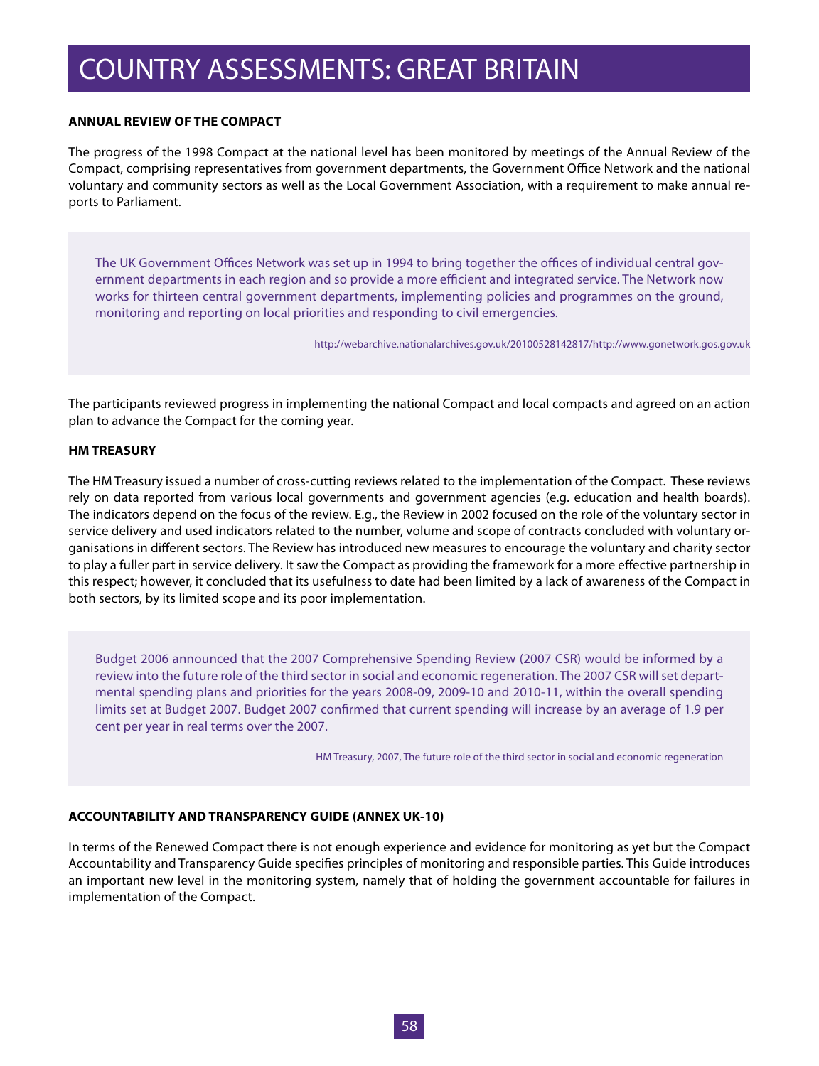# COUNTRY ASSESSMENTS: GREAT BRITAIN

**ANNUAL REVIEW OF THE COMPACT**

The progress of the 1998 Compact at the national level has been monitored by meetings of the Annual Review of the Compact, comprising representatives from government departments, the Government Office Network and the national voluntary and community sectors as well as the Local Government Association, with a requirement to make annual reports to Parliament.

> The UK Government Offices Network was set up in 1994 to bring together the offices of individual central government departments in each region and so provide a more efficient and integrated service. The Network now works for thirteen central government departments, implementing policies and programmes on the ground, monitoring and reporting on local priorities and responding to civil emergencies.
>
> http://webarchive.nationalarchives.gov.uk/20100528142817/http://www.gonetwork.gos.gov.uk

The participants reviewed progress in implementing the national Compact and local compacts and agreed on an action plan to advance the Compact for the coming year.

**HM TREASURY**

The HM Treasury issued a number of cross-cutting reviews related to the implementation of the Compact. These reviews rely on data reported from various local governments and government agencies (e.g. education and health boards). The indicators depend on the focus of the review. E.g., the Review in 2002 focused on the role of the voluntary sector in service delivery and used indicators related to the number, volume and scope of contracts concluded with voluntary organisations in different sectors. The Review has introduced new measures to encourage the voluntary and charity sector to play a fuller part in service delivery. It saw the Compact as providing the framework for a more effective partnership in this respect; however, it concluded that its usefulness to date had been limited by a lack of awareness of the Compact in both sectors, by its limited scope and its poor implementation.

> Budget 2006 announced that the 2007 Comprehensive Spending Review (2007 CSR) would be informed by a review into the future role of the third sector in social and economic regeneration. The 2007 CSR will set departmental spending plans and priorities for the years 2008-09, 2009-10 and 2010-11, within the overall spending limits set at Budget 2007. Budget 2007 confirmed that current spending will increase by an average of 1.9 per cent per year in real terms over the 2007.
>
> HM Treasury, 2007, The future role of the third sector in social and economic regeneration

**ACCOUNTABILITY AND TRANSPARENCY GUIDE (ANNEX UK-10)**

In terms of the Renewed Compact there is not enough experience and evidence for monitoring as yet but the Compact Accountability and Transparency Guide specifies principles of monitoring and responsible parties. This Guide introduces an important new level in the monitoring system, namely that of holding the government accountable for failures in implementation of the Compact.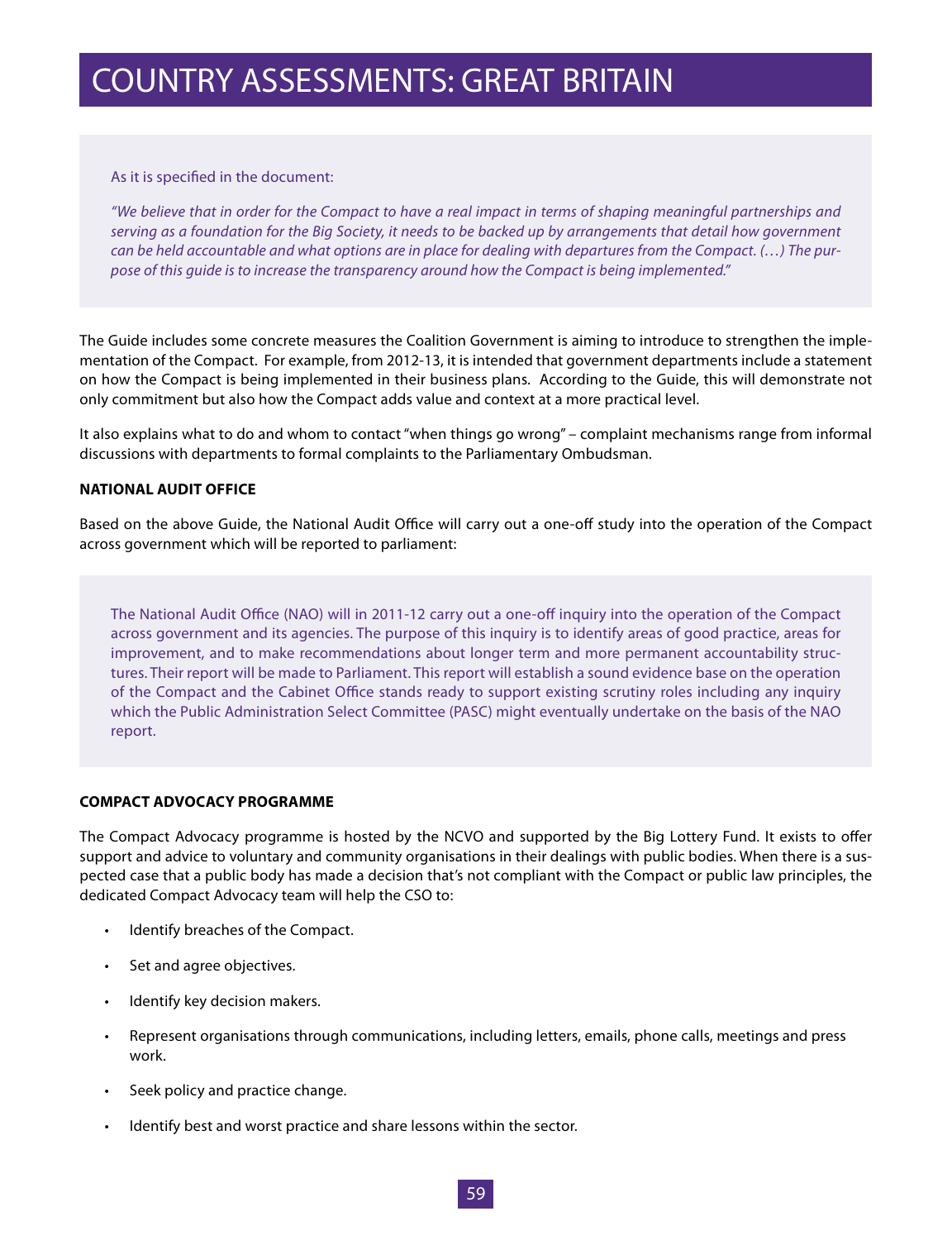# COUNTRY ASSESSMENTS: GREAT BRITAIN

> As it is specified in the document:
>
> *"We believe that in order for the Compact to have a real impact in terms of shaping meaningful partnerships and serving as a foundation for the Big Society, it needs to be backed up by arrangements that detail how government can be held accountable and what options are in place for dealing with departures from the Compact. (…) The purpose of this guide is to increase the transparency around how the Compact is being implemented."*

The Guide includes some concrete measures the Coalition Government is aiming to introduce to strengthen the implementation of the Compact. For example, from 2012-13, it is intended that government departments include a statement on how the Compact is being implemented in their business plans. According to the Guide, this will demonstrate not only commitment but also how the Compact adds value and context at a more practical level.

It also explains what to do and whom to contact "when things go wrong" – complaint mechanisms range from informal discussions with departments to formal complaints to the Parliamentary Ombudsman.

**NATIONAL AUDIT OFFICE**

Based on the above Guide, the National Audit Office will carry out a one-off study into the operation of the Compact across government which will be reported to parliament:

> The National Audit Office (NAO) will in 2011-12 carry out a one-off inquiry into the operation of the Compact across government and its agencies. The purpose of this inquiry is to identify areas of good practice, areas for improvement, and to make recommendations about longer term and more permanent accountability structures. Their report will be made to Parliament. This report will establish a sound evidence base on the operation of the Compact and the Cabinet Office stands ready to support existing scrutiny roles including any inquiry which the Public Administration Select Committee (PASC) might eventually undertake on the basis of the NAO report.

**COMPACT ADVOCACY PROGRAMME**

The Compact Advocacy programme is hosted by the NCVO and supported by the Big Lottery Fund. It exists to offer support and advice to voluntary and community organisations in their dealings with public bodies. When there is a suspected case that a public body has made a decision that's not compliant with the Compact or public law principles, the dedicated Compact Advocacy team will help the CSO to:

- Identify breaches of the Compact.
- Set and agree objectives.
- Identify key decision makers.
- Represent organisations through communications, including letters, emails, phone calls, meetings and press work.
- Seek policy and practice change.
- Identify best and worst practice and share lessons within the sector.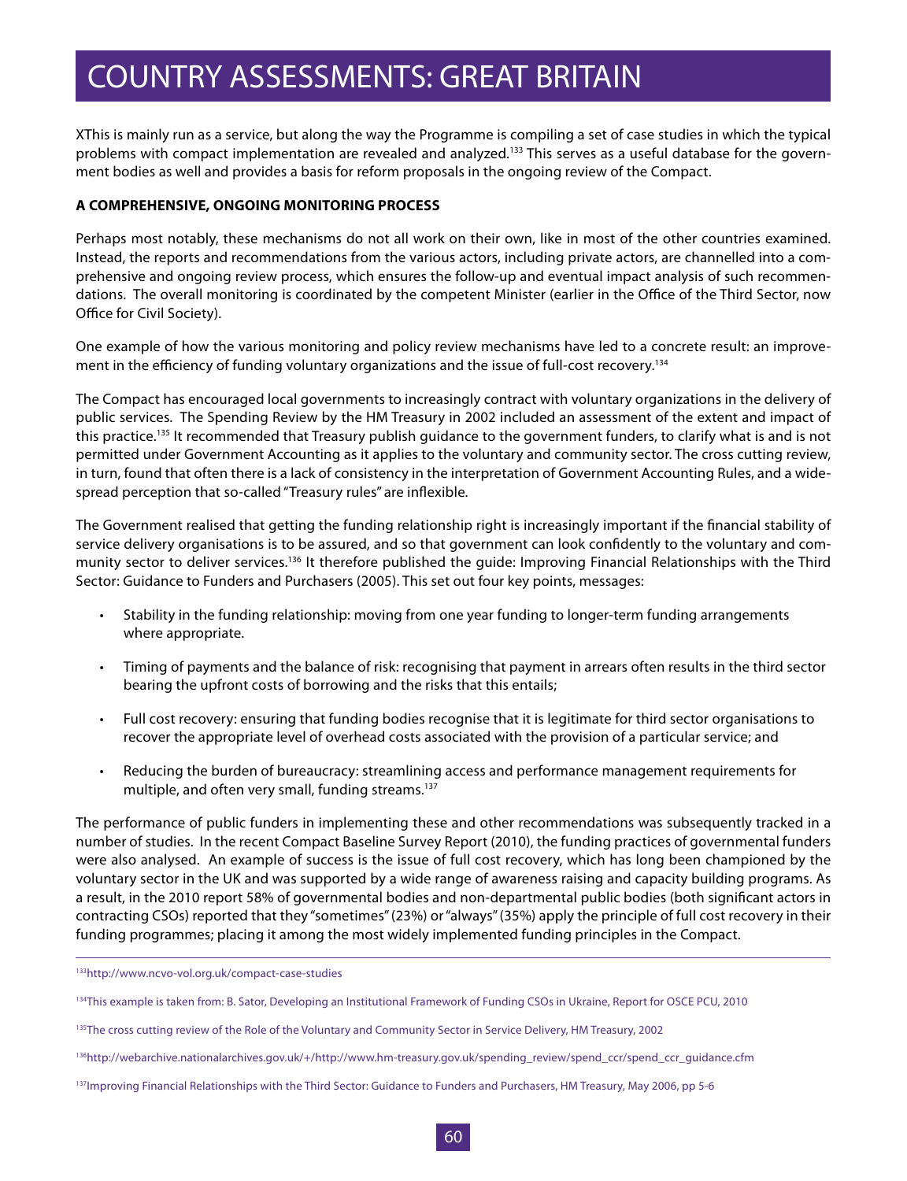XThis is mainly run as a service, but along the way the Programme is compiling a set of case studies in which the typical problems with compact implementation are revealed and analyzed.[133] This serves as a useful database for the government bodies as well and provides a basis for reform proposals in the ongoing review of the Compact.

**A COMPREHENSIVE, ONGOING MONITORING PROCESS**

Perhaps most notably, these mechanisms do not all work on their own, like in most of the other countries examined. Instead, the reports and recommendations from the various actors, including private actors, are channelled into a comprehensive and ongoing review process, which ensures the follow-up and eventual impact analysis of such recommendations. The overall monitoring is coordinated by the competent Minister (earlier in the Office of the Third Sector, now Office for Civil Society).

One example of how the various monitoring and policy review mechanisms have led to a concrete result: an improvement in the efficiency of funding voluntary organizations and the issue of full-cost recovery.[134]

The Compact has encouraged local governments to increasingly contract with voluntary organizations in the delivery of public services. The Spending Review by the HM Treasury in 2002 included an assessment of the extent and impact of this practice.[135] It recommended that Treasury publish guidance to the government funders, to clarify what is and is not permitted under Government Accounting as it applies to the voluntary and community sector. The cross cutting review, in turn, found that often there is a lack of consistency in the interpretation of Government Accounting Rules, and a widespread perception that so-called "Treasury rules" are inflexible.

The Government realised that getting the funding relationship right is increasingly important if the financial stability of service delivery organisations is to be assured, and so that government can look confidently to the voluntary and community sector to deliver services.[136] It therefore published the guide: Improving Financial Relationships with the Third Sector: Guidance to Funders and Purchasers (2005). This set out four key points, messages:

- Stability in the funding relationship: moving from one year funding to longer-term funding arrangements where appropriate.
- Timing of payments and the balance of risk: recognising that payment in arrears often results in the third sector bearing the upfront costs of borrowing and the risks that this entails;
- Full cost recovery: ensuring that funding bodies recognise that it is legitimate for third sector organisations to recover the appropriate level of overhead costs associated with the provision of a particular service; and
- Reducing the burden of bureaucracy: streamlining access and performance management requirements for multiple, and often very small, funding streams.[137]

The performance of public funders in implementing these and other recommendations was subsequently tracked in a number of studies. In the recent Compact Baseline Survey Report (2010), the funding practices of governmental funders were also analysed. An example of success is the issue of full cost recovery, which has long been championed by the voluntary sector in the UK and was supported by a wide range of awareness raising and capacity building programs. As a result, in the 2010 report 58% of governmental bodies and non-departmental public bodies (both significant actors in contracting CSOs) reported that they "sometimes" (23%) or "always" (35%) apply the principle of full cost recovery in their funding programmes; placing it among the most widely implemented funding principles in the Compact.

---

[133] http://www.ncvo-vol.org.uk/compact-case-studies

[134] This example is taken from: B. Sator, Developing an Institutional Framework of Funding CSOs in Ukraine, Report for OSCE PCU, 2010

[135] The cross cutting review of the Role of the Voluntary and Community Sector in Service Delivery, HM Treasury, 2002

[136] http://webarchive.nationalarchives.gov.uk/+/http://www.hm-treasury.gov.uk/spending_review/spend_ccr/spend_ccr_guidance.cfm

[137] Improving Financial Relationships with the Third Sector: Guidance to Funders and Purchasers, HM Treasury, May 2006, pp 5-6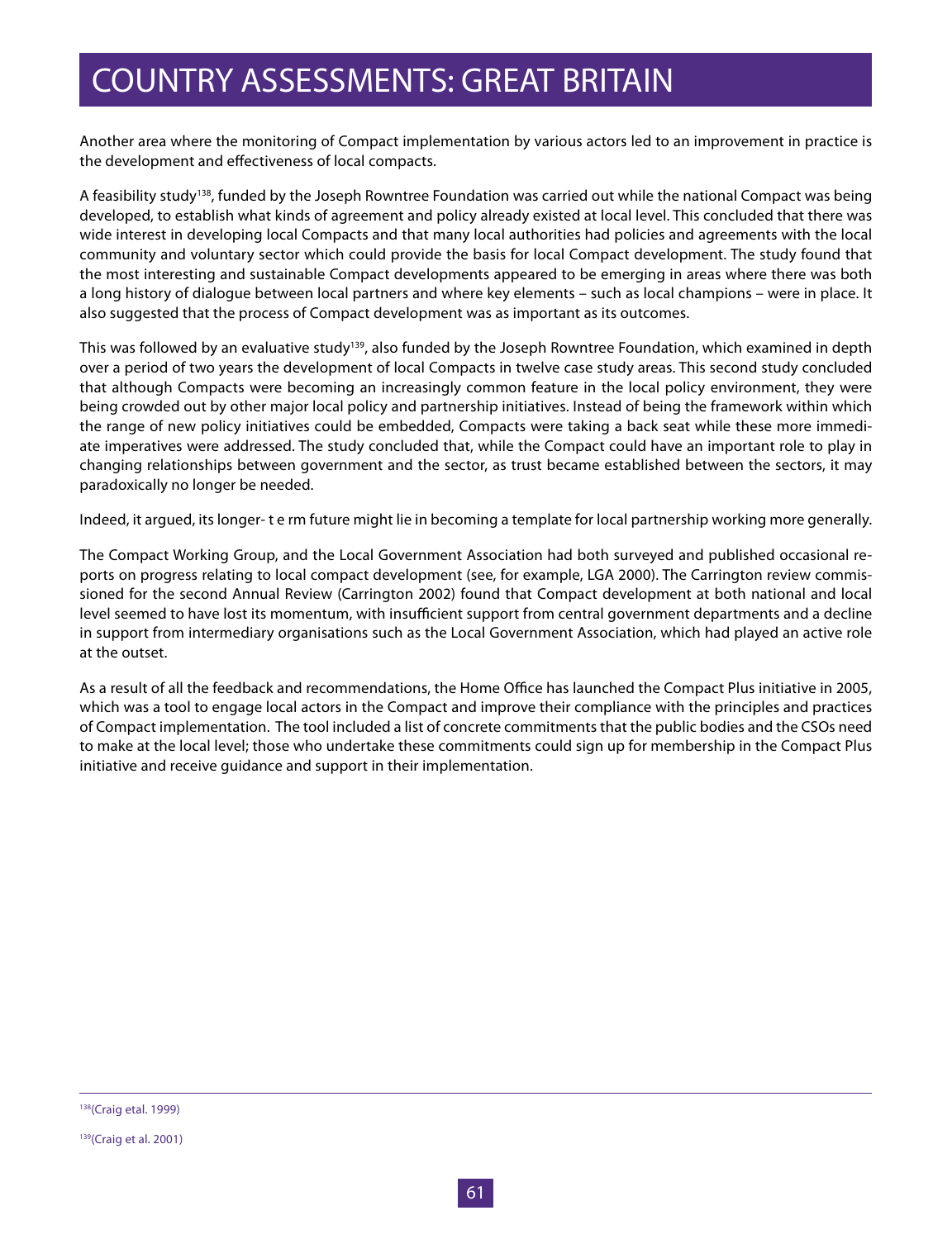# COUNTRY ASSESSMENTS: GREAT BRITAIN

Another area where the monitoring of Compact implementation by various actors led to an improvement in practice is the development and effectiveness of local compacts.

A feasibility study[138], funded by the Joseph Rowntree Foundation was carried out while the national Compact was being developed, to establish what kinds of agreement and policy already existed at local level. This concluded that there was wide interest in developing local Compacts and that many local authorities had policies and agreements with the local community and voluntary sector which could provide the basis for local Compact development. The study found that the most interesting and sustainable Compact developments appeared to be emerging in areas where there was both a long history of dialogue between local partners and where key elements – such as local champions – were in place. It also suggested that the process of Compact development was as important as its outcomes.

This was followed by an evaluative study[139], also funded by the Joseph Rowntree Foundation, which examined in depth over a period of two years the development of local Compacts in twelve case study areas. This second study concluded that although Compacts were becoming an increasingly common feature in the local policy environment, they were being crowded out by other major local policy and partnership initiatives. Instead of being the framework within which the range of new policy initiatives could be embedded, Compacts were taking a back seat while these more immediate imperatives were addressed. The study concluded that, while the Compact could have an important role to play in changing relationships between government and the sector, as trust became established between the sectors, it may paradoxically no longer be needed.

Indeed, it argued, its longer- t e rm future might lie in becoming a template for local partnership working more generally.

The Compact Working Group, and the Local Government Association had both surveyed and published occasional reports on progress relating to local compact development (see, for example, LGA 2000). The Carrington review commissioned for the second Annual Review (Carrington 2002) found that Compact development at both national and local level seemed to have lost its momentum, with insufficient support from central government departments and a decline in support from intermediary organisations such as the Local Government Association, which had played an active role at the outset.

As a result of all the feedback and recommendations, the Home Office has launched the Compact Plus initiative in 2005, which was a tool to engage local actors in the Compact and improve their compliance with the principles and practices of Compact implementation. The tool included a list of concrete commitments that the public bodies and the CSOs need to make at the local level; those who undertake these commitments could sign up for membership in the Compact Plus initiative and receive guidance and support in their implementation.

---

[138] (Craig etal. 1999)

[139] (Craig et al. 2001)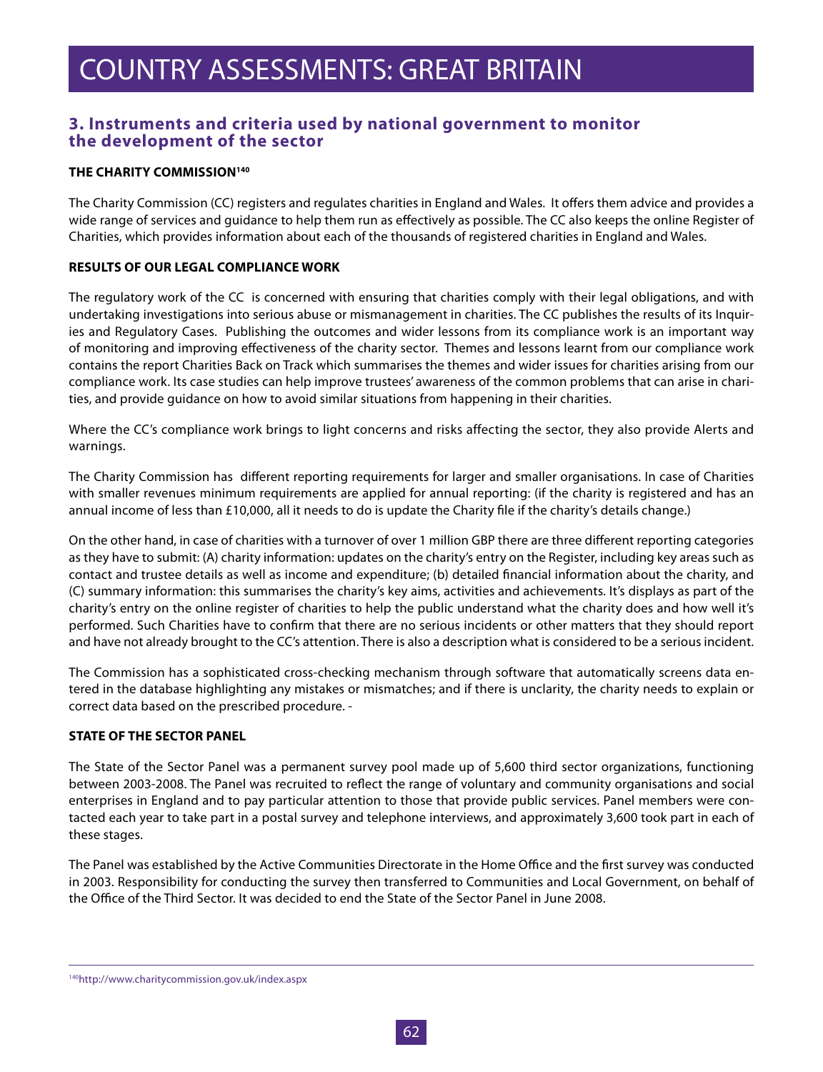# COUNTRY ASSESSMENTS: GREAT BRITAIN

## 3. Instruments and criteria used by national government to monitor the development of the sector

### THE CHARITY COMMISSION[140]

The Charity Commission (CC) registers and regulates charities in England and Wales. It offers them advice and provides a wide range of services and guidance to help them run as effectively as possible. The CC also keeps the online Register of Charities, which provides information about each of the thousands of registered charities in England and Wales.

### RESULTS OF OUR LEGAL COMPLIANCE WORK

The regulatory work of the CC is concerned with ensuring that charities comply with their legal obligations, and with undertaking investigations into serious abuse or mismanagement in charities. The CC publishes the results of its Inquiries and Regulatory Cases. Publishing the outcomes and wider lessons from its compliance work is an important way of monitoring and improving effectiveness of the charity sector. Themes and lessons learnt from our compliance work contains the report Charities Back on Track which summarises the themes and wider issues for charities arising from our compliance work. Its case studies can help improve trustees' awareness of the common problems that can arise in charities, and provide guidance on how to avoid similar situations from happening in their charities.

Where the CC's compliance work brings to light concerns and risks affecting the sector, they also provide Alerts and warnings.

The Charity Commission has different reporting requirements for larger and smaller organisations. In case of Charities with smaller revenues minimum requirements are applied for annual reporting: (if the charity is registered and has an annual income of less than £10,000, all it needs to do is update the Charity file if the charity's details change.)

On the other hand, in case of charities with a turnover of over 1 million GBP there are three different reporting categories as they have to submit: (A) charity information: updates on the charity's entry on the Register, including key areas such as contact and trustee details as well as income and expenditure; (b) detailed financial information about the charity, and (C) summary information: this summarises the charity's key aims, activities and achievements. It's displays as part of the charity's entry on the online register of charities to help the public understand what the charity does and how well it's performed. Such Charities have to confirm that there are no serious incidents or other matters that they should report and have not already brought to the CC's attention. There is also a description what is considered to be a serious incident.

The Commission has a sophisticated cross-checking mechanism through software that automatically screens data entered in the database highlighting any mistakes or mismatches; and if there is unclarity, the charity needs to explain or correct data based on the prescribed procedure. -

### STATE OF THE SECTOR PANEL

The State of the Sector Panel was a permanent survey pool made up of 5,600 third sector organizations, functioning between 2003-2008. The Panel was recruited to reflect the range of voluntary and community organisations and social enterprises in England and to pay particular attention to those that provide public services. Panel members were contacted each year to take part in a postal survey and telephone interviews, and approximately 3,600 took part in each of these stages.

The Panel was established by the Active Communities Directorate in the Home Office and the first survey was conducted in 2003. Responsibility for conducting the survey then transferred to Communities and Local Government, on behalf of the Office of the Third Sector. It was decided to end the State of the Sector Panel in June 2008.

---

[140] http://www.charitycommission.gov.uk/index.aspx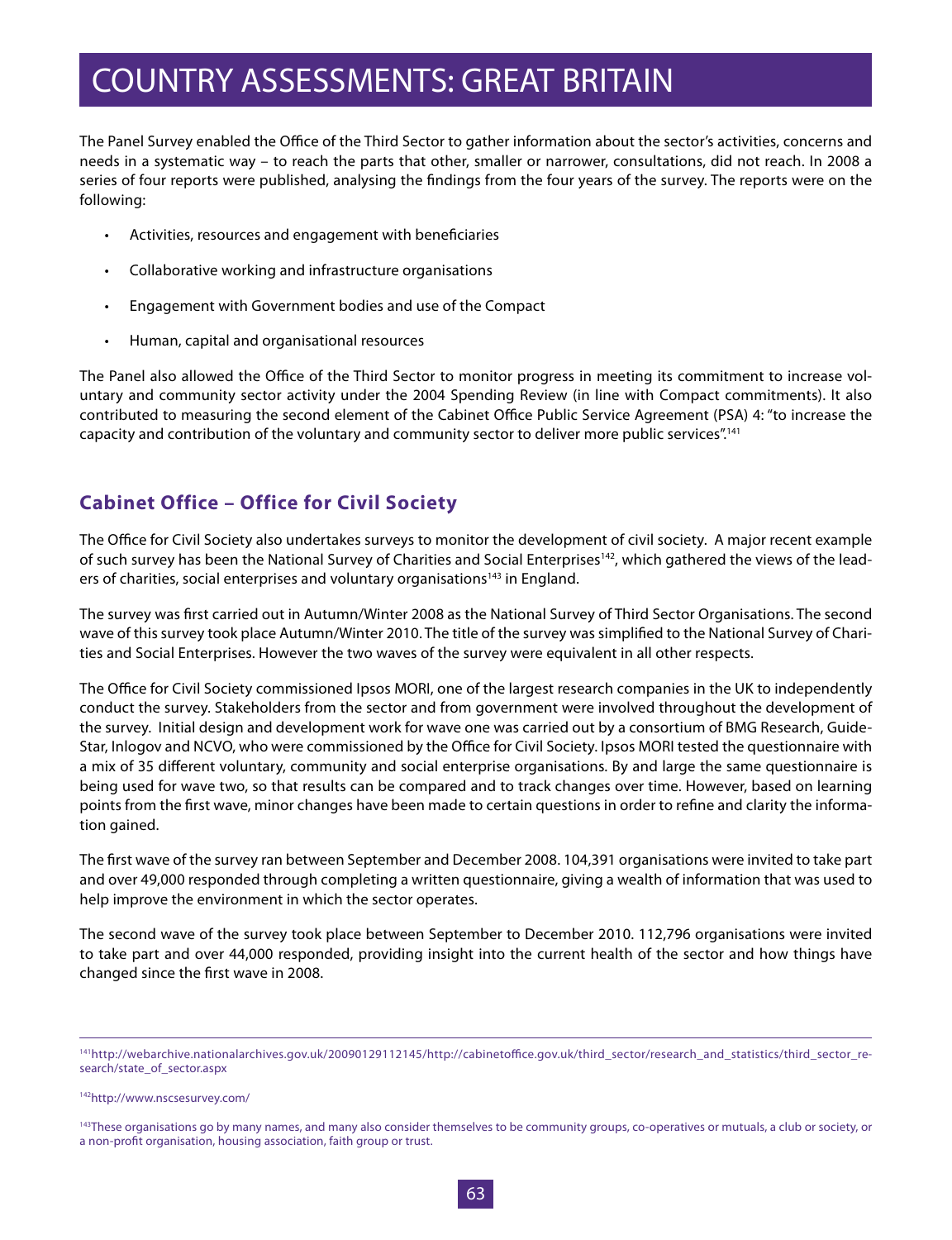# COUNTRY ASSESSMENTS: GREAT BRITAIN

The Panel Survey enabled the Office of the Third Sector to gather information about the sector's activities, concerns and needs in a systematic way – to reach the parts that other, smaller or narrower, consultations, did not reach. In 2008 a series of four reports were published, analysing the findings from the four years of the survey. The reports were on the following:

- Activities, resources and engagement with beneficiaries
- Collaborative working and infrastructure organisations
- Engagement with Government bodies and use of the Compact
- Human, capital and organisational resources

The Panel also allowed the Office of the Third Sector to monitor progress in meeting its commitment to increase voluntary and community sector activity under the 2004 Spending Review (in line with Compact commitments). It also contributed to measuring the second element of the Cabinet Office Public Service Agreement (PSA) 4: "to increase the capacity and contribution of the voluntary and community sector to deliver more public services".[141]

## Cabinet Office – Office for Civil Society

The Office for Civil Society also undertakes surveys to monitor the development of civil society. A major recent example of such survey has been the National Survey of Charities and Social Enterprises[142], which gathered the views of the leaders of charities, social enterprises and voluntary organisations[143] in England.

The survey was first carried out in Autumn/Winter 2008 as the National Survey of Third Sector Organisations. The second wave of this survey took place Autumn/Winter 2010. The title of the survey was simplified to the National Survey of Charities and Social Enterprises. However the two waves of the survey were equivalent in all other respects.

The Office for Civil Society commissioned Ipsos MORI, one of the largest research companies in the UK to independently conduct the survey. Stakeholders from the sector and from government were involved throughout the development of the survey. Initial design and development work for wave one was carried out by a consortium of BMG Research, GuideStar, Inlogov and NCVO, who were commissioned by the Office for Civil Society. Ipsos MORI tested the questionnaire with a mix of 35 different voluntary, community and social enterprise organisations. By and large the same questionnaire is being used for wave two, so that results can be compared and to track changes over time. However, based on learning points from the first wave, minor changes have been made to certain questions in order to refine and clarity the information gained.

The first wave of the survey ran between September and December 2008. 104,391 organisations were invited to take part and over 49,000 responded through completing a written questionnaire, giving a wealth of information that was used to help improve the environment in which the sector operates.

The second wave of the survey took place between September to December 2010. 112,796 organisations were invited to take part and over 44,000 responded, providing insight into the current health of the sector and how things have changed since the first wave in 2008.

---

[141] http://webarchive.nationalarchives.gov.uk/20090129112145/http://cabinetoffice.gov.uk/third_sector/research_and_statistics/third_sector_research/state_of_sector.aspx

[142] http://www.nscsesurvey.com/

[143] These organisations go by many names, and many also consider themselves to be community groups, co-operatives or mutuals, a club or society, or a non-profit organisation, housing association, faith group or trust.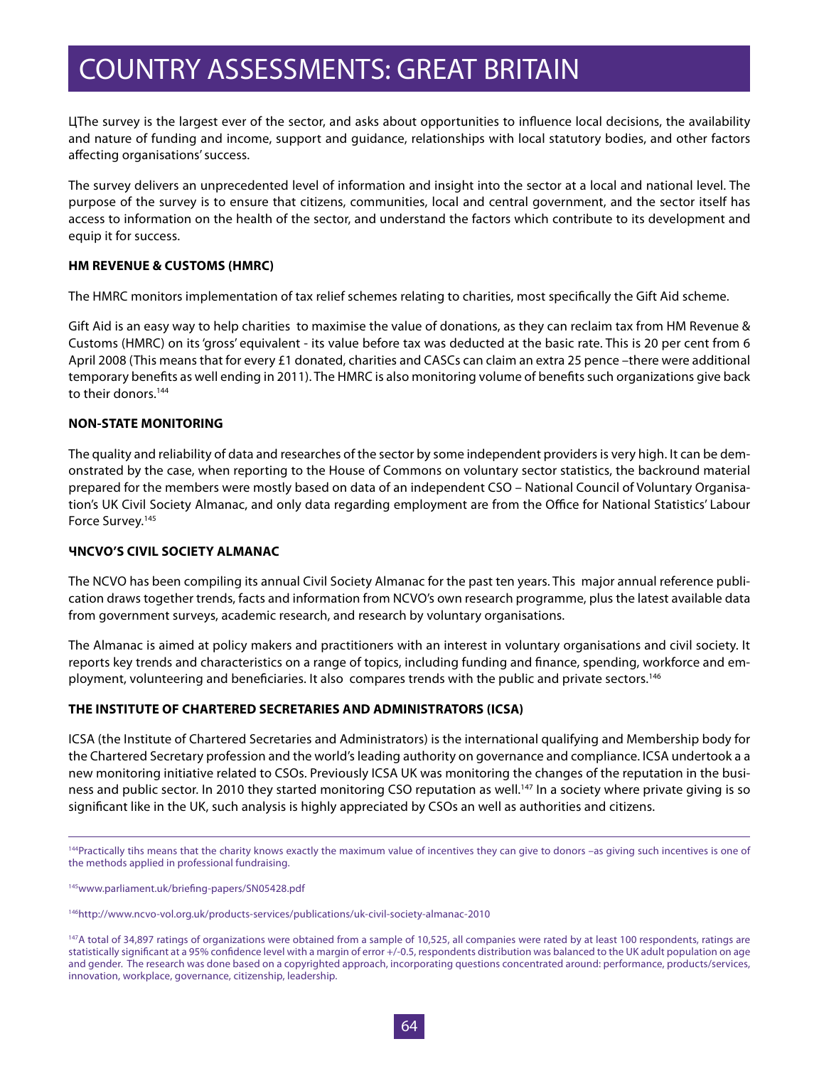ЦThe survey is the largest ever of the sector, and asks about opportunities to influence local decisions, the availability and nature of funding and income, support and guidance, relationships with local statutory bodies, and other factors affecting organisations' success.

The survey delivers an unprecedented level of information and insight into the sector at a local and national level. The purpose of the survey is to ensure that citizens, communities, local and central government, and the sector itself has access to information on the health of the sector, and understand the factors which contribute to its development and equip it for success.

**HM REVENUE & CUSTOMS (HMRC)**

The HMRC monitors implementation of tax relief schemes relating to charities, most specifically the Gift Aid scheme.

Gift Aid is an easy way to help charities to maximise the value of donations, as they can reclaim tax from HM Revenue & Customs (HMRC) on its 'gross' equivalent - its value before tax was deducted at the basic rate. This is 20 per cent from 6 April 2008 (This means that for every £1 donated, charities and CASCs can claim an extra 25 pence –there were additional temporary benefits as well ending in 2011). The HMRC is also monitoring volume of benefits such organizations give back to their donors.[144]

**NON-STATE MONITORING**

The quality and reliability of data and researches of the sector by some independent providers is very high. It can be demonstrated by the case, when reporting to the House of Commons on voluntary sector statistics, the backround material prepared for the members were mostly based on data of an independent CSO – National Council of Voluntary Organisation's UK Civil Society Almanac, and only data regarding employment are from the Office for National Statistics' Labour Force Survey.[145]

**ЧNCVO'S CIVIL SOCIETY ALMANAC**

The NCVO has been compiling its annual Civil Society Almanac for the past ten years. This major annual reference publication draws together trends, facts and information from NCVO's own research programme, plus the latest available data from government surveys, academic research, and research by voluntary organisations.

The Almanac is aimed at policy makers and practitioners with an interest in voluntary organisations and civil society. It reports key trends and characteristics on a range of topics, including funding and finance, spending, workforce and employment, volunteering and beneficiaries. It also compares trends with the public and private sectors.[146]

**THE INSTITUTE OF CHARTERED SECRETARIES AND ADMINISTRATORS (ICSA)**

ICSA (the Institute of Chartered Secretaries and Administrators) is the international qualifying and Membership body for the Chartered Secretary profession and the world's leading authority on governance and compliance. ICSA undertook a a new monitoring initiative related to CSOs. Previously ICSA UK was monitoring the changes of the reputation in the business and public sector. In 2010 they started monitoring CSO reputation as well.[147] In a society where private giving is so significant like in the UK, such analysis is highly appreciated by CSOs an well as authorities and citizens.

---

[144] Practically tihs means that the charity knows exactly the maximum value of incentives they can give to donors –as giving such incentives is one of the methods applied in professional fundraising.

[145] www.parliament.uk/briefing-papers/SN05428.pdf

[146] http://www.ncvo-vol.org.uk/products-services/publications/uk-civil-society-almanac-2010

[147] A total of 34,897 ratings of organizations were obtained from a sample of 10,525, all companies were rated by at least 100 respondents, ratings are statistically significant at a 95% confidence level with a margin of error +/-0.5, respondents distribution was balanced to the UK adult population on age and gender. The research was done based on a copyrighted approach, incorporating questions concentrated around: performance, products/services, innovation, workplace, governance, citizenship, leadership.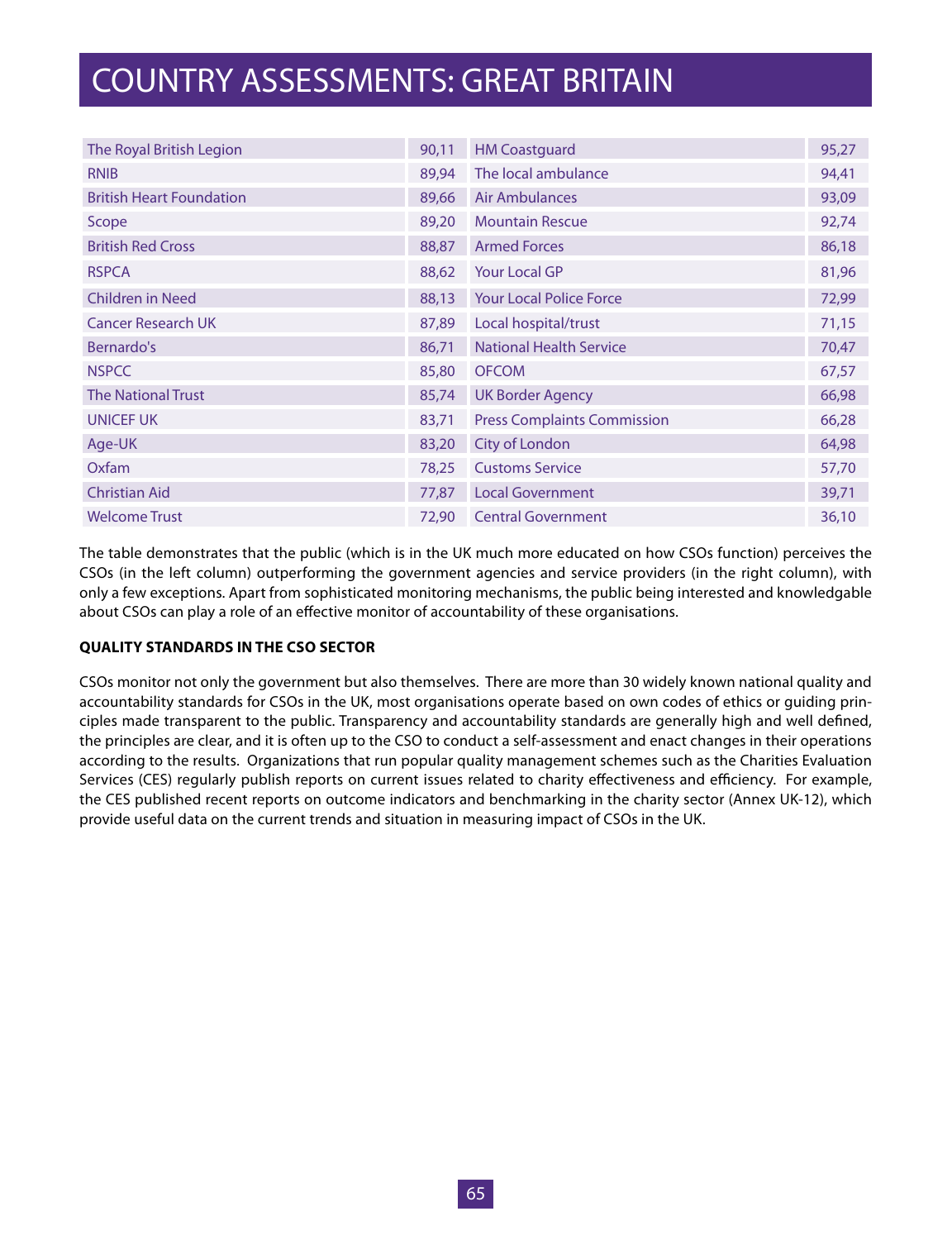# COUNTRY ASSESSMENTS: GREAT BRITAIN

| | | | |
|---|---|---|---|
| The Royal British Legion | 90,11 | HM Coastguard | 95,27 |
| RNIB | 89,94 | The local ambulance | 94,41 |
| British Heart Foundation | 89,66 | Air Ambulances | 93,09 |
| Scope | 89,20 | Mountain Rescue | 92,74 |
| British Red Cross | 88,87 | Armed Forces | 86,18 |
| RSPCA | 88,62 | Your Local GP | 81,96 |
| Children in Need | 88,13 | Your Local Police Force | 72,99 |
| Cancer Research UK | 87,89 | Local hospital/trust | 71,15 |
| Bernardo's | 86,71 | National Health Service | 70,47 |
| NSPCC | 85,80 | OFCOM | 67,57 |
| The National Trust | 85,74 | UK Border Agency | 66,98 |
| UNICEF UK | 83,71 | Press Complaints Commission | 66,28 |
| Age-UK | 83,20 | City of London | 64,98 |
| Oxfam | 78,25 | Customs Service | 57,70 |
| Christian Aid | 77,87 | Local Government | 39,71 |
| Welcome Trust | 72,90 | Central Government | 36,10 |

The table demonstrates that the public (which is in the UK much more educated on how CSOs function) perceives the CSOs (in the left column) outperforming the government agencies and service providers (in the right column), with only a few exceptions. Apart from sophisticated monitoring mechanisms, the public being interested and knowledgable about CSOs can play a role of an effective monitor of accountability of these organisations.

**QUALITY STANDARDS IN THE CSO SECTOR**

CSOs monitor not only the government but also themselves. There are more than 30 widely known national quality and accountability standards for CSOs in the UK, most organisations operate based on own codes of ethics or guiding principles made transparent to the public. Transparency and accountability standards are generally high and well defined, the principles are clear, and it is often up to the CSO to conduct a self-assessment and enact changes in their operations according to the results. Organizations that run popular quality management schemes such as the Charities Evaluation Services (CES) regularly publish reports on current issues related to charity effectiveness and efficiency. For example, the CES published recent reports on outcome indicators and benchmarking in the charity sector (Annex UK-12), which provide useful data on the current trends and situation in measuring impact of CSOs in the UK.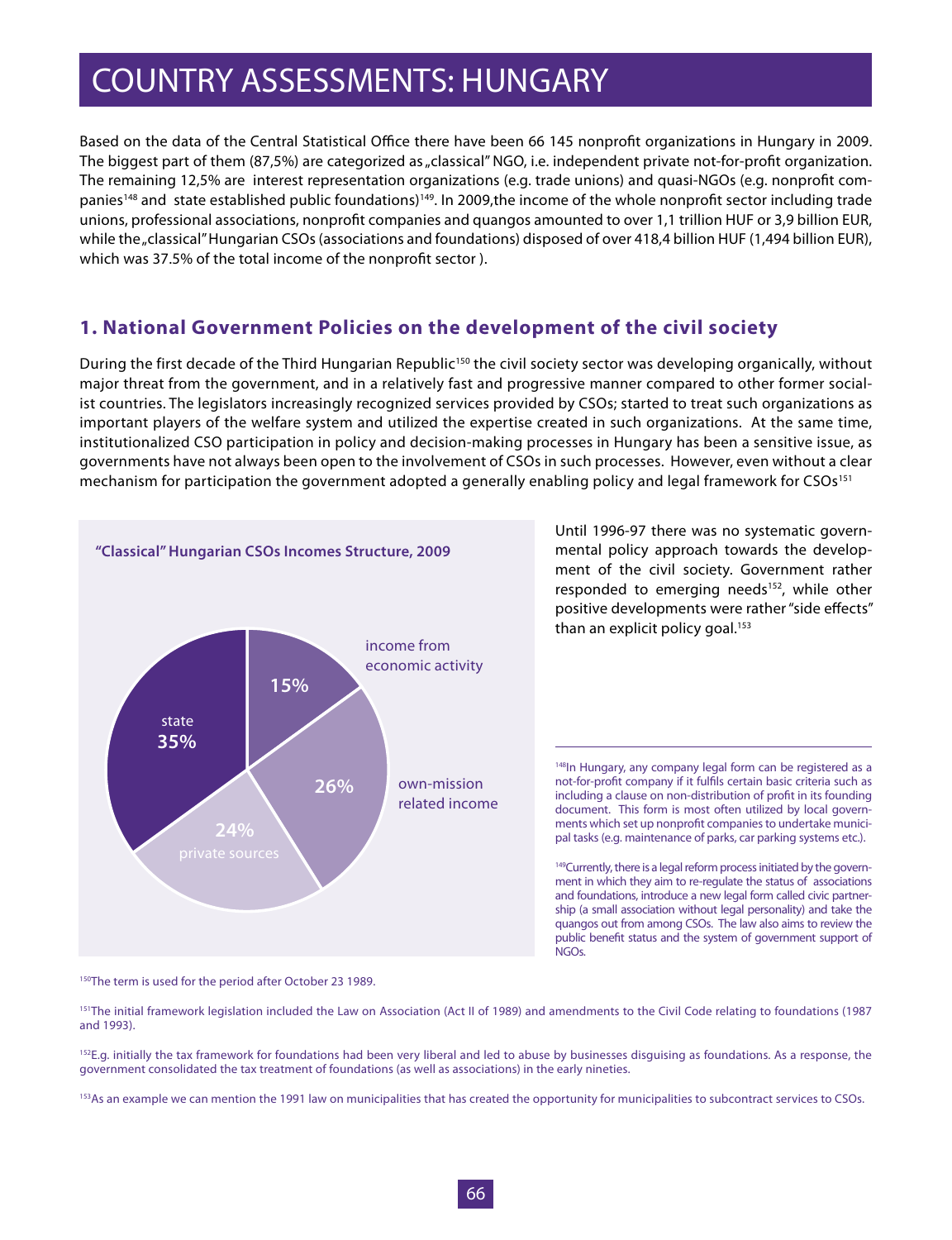# COUNTRY ASSESSMENTS: HUNGARY

Based on the data of the Central Statistical Office there have been 66 145 nonprofit organizations in Hungary in 2009. The biggest part of them (87,5%) are categorized as „classical" NGO, i.e. independent private not-for-profit organization. The remaining 12,5% are interest representation organizations (e.g. trade unions) and quasi-NGOs (e.g. nonprofit companies[148] and state established public foundations)[149]. In 2009,the income of the whole nonprofit sector including trade unions, professional associations, nonprofit companies and quangos amounted to over 1,1 trillion HUF or 3,9 billion EUR, while the „classical" Hungarian CSOs (associations and foundations) disposed of over 418,4 billion HUF (1,494 billion EUR), which was 37.5% of the total income of the nonprofit sector ).

## 1. National Government Policies on the development of the civil society

During the first decade of the Third Hungarian Republic[150] the civil society sector was developing organically, without major threat from the government, and in a relatively fast and progressive manner compared to other former socialist countries. The legislators increasingly recognized services provided by CSOs; started to treat such organizations as important players of the welfare system and utilized the expertise created in such organizations. At the same time, institutionalized CSO participation in policy and decision-making processes in Hungary has been a sensitive issue, as governments have not always been open to the involvement of CSOs in such processes. However, even without a clear mechanism for participation the government adopted a generally enabling policy and legal framework for CSOs[151]

**"Classical" Hungarian CSOs Incomes Structure, 2009**

| Source | Share |
|---|---|
| state | 35% |
| income from economic activity | 15% |
| own-mission related income | 26% |
| private sources | 24% |

Until 1996-97 there was no systematic governmental policy approach towards the development of the civil society. Government rather responded to emerging needs[152], while other positive developments were rather "side effects" than an explicit policy goal.[153]

[148]In Hungary, any company legal form can be registered as a not-for-profit company if it fulfils certain basic criteria such as including a clause on non-distribution of profit in its founding document. This form is most often utilized by local governments which set up nonprofit companies to undertake municipal tasks (e.g. maintenance of parks, car parking systems etc.).

[149]Currently, there is a legal reform process initiated by the government in which they aim to re-regulate the status of associations and foundations, introduce a new legal form called civic partnership (a small association without legal personality) and take the quangos out from among CSOs. The law also aims to review the public benefit status and the system of government support of NGOs.

[150]The term is used for the period after October 23 1989.

[151]The initial framework legislation included the Law on Association (Act II of 1989) and amendments to the Civil Code relating to foundations (1987 and 1993).

[152]E.g. initially the tax framework for foundations had been very liberal and led to abuse by businesses disguising as foundations. As a response, the government consolidated the tax treatment of foundations (as well as associations) in the early nineties.

[153]As an example we can mention the 1991 law on municipalities that has created the opportunity for municipalities to subcontract services to CSOs.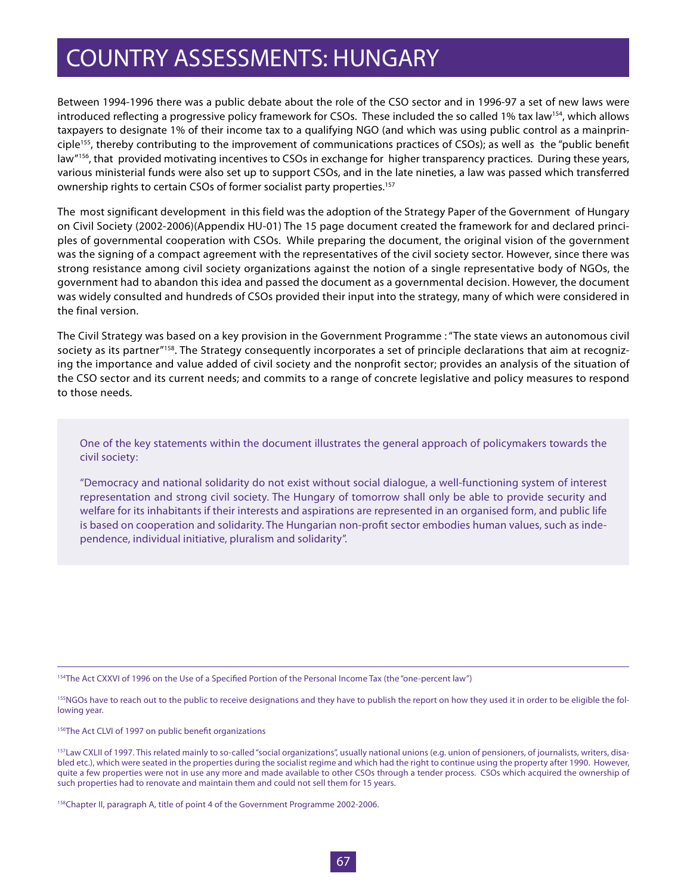# COUNTRY ASSESSMENTS: HUNGARY

Between 1994-1996 there was a public debate about the role of the CSO sector and in 1996-97 a set of new laws were introduced reflecting a progressive policy framework for CSOs. These included the so called 1% tax law[154], which allows taxpayers to designate 1% of their income tax to a qualifying NGO (and which was using public control as a mainprinciple[155], thereby contributing to the improvement of communications practices of CSOs); as well as the "public benefit law"[156], that provided motivating incentives to CSOs in exchange for higher transparency practices. During these years, various ministerial funds were also set up to support CSOs, and in the late nineties, a law was passed which transferred ownership rights to certain CSOs of former socialist party properties.[157]

The most significant development in this field was the adoption of the Strategy Paper of the Government of Hungary on Civil Society (2002-2006)(Appendix HU-01) The 15 page document created the framework for and declared principles of governmental cooperation with CSOs. While preparing the document, the original vision of the government was the signing of a compact agreement with the representatives of the civil society sector. However, since there was strong resistance among civil society organizations against the notion of a single representative body of NGOs, the government had to abandon this idea and passed the document as a governmental decision. However, the document was widely consulted and hundreds of CSOs provided their input into the strategy, many of which were considered in the final version.

The Civil Strategy was based on a key provision in the Government Programme : "The state views an autonomous civil society as its partner"[158]. The Strategy consequently incorporates a set of principle declarations that aim at recognizing the importance and value added of civil society and the nonprofit sector; provides an analysis of the situation of the CSO sector and its current needs; and commits to a range of concrete legislative and policy measures to respond to those needs.

> One of the key statements within the document illustrates the general approach of policymakers towards the civil society:
>
> "Democracy and national solidarity do not exist without social dialogue, a well-functioning system of interest representation and strong civil society. The Hungary of tomorrow shall only be able to provide security and welfare for its inhabitants if their interests and aspirations are represented in an organised form, and public life is based on cooperation and solidarity. The Hungarian non-profit sector embodies human values, such as independence, individual initiative, pluralism and solidarity".

---

[154] The Act CXXVI of 1996 on the Use of a Specified Portion of the Personal Income Tax (the "one-percent law")

[155] NGOs have to reach out to the public to receive designations and they have to publish the report on how they used it in order to be eligible the following year.

[156] The Act CLVI of 1997 on public benefit organizations

[157] Law CXLII of 1997. This related mainly to so-called "social organizations", usually national unions (e.g. union of pensioners, of journalists, writers, disabled etc.), which were seated in the properties during the socialist regime and which had the right to continue using the property after 1990. However, quite a few properties were not in use any more and made available to other CSOs through a tender process. CSOs which acquired the ownership of such properties had to renovate and maintain them and could not sell them for 15 years.

[158] Chapter II, paragraph A, title of point 4 of the Government Programme 2002-2006.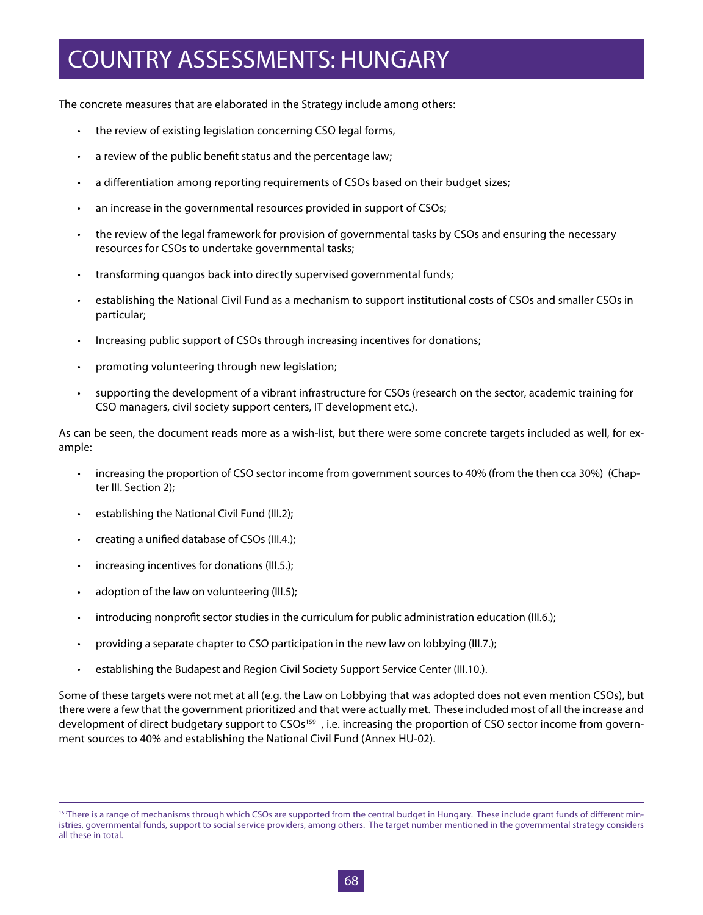# COUNTRY ASSESSMENTS: HUNGARY

The concrete measures that are elaborated in the Strategy include among others:

- the review of existing legislation concerning CSO legal forms,
- a review of the public benefit status and the percentage law;
- a differentiation among reporting requirements of CSOs based on their budget sizes;
- an increase in the governmental resources provided in support of CSOs;
- the review of the legal framework for provision of governmental tasks by CSOs and ensuring the necessary resources for CSOs to undertake governmental tasks;
- transforming quangos back into directly supervised governmental funds;
- establishing the National Civil Fund as a mechanism to support institutional costs of CSOs and smaller CSOs in particular;
- Increasing public support of CSOs through increasing incentives for donations;
- promoting volunteering through new legislation;
- supporting the development of a vibrant infrastructure for CSOs (research on the sector, academic training for CSO managers, civil society support centers, IT development etc.).

As can be seen, the document reads more as a wish-list, but there were some concrete targets included as well, for example:

- increasing the proportion of CSO sector income from government sources to 40% (from the then cca 30%) (Chapter III. Section 2);
- establishing the National Civil Fund (III.2);
- creating a unified database of CSOs (III.4.);
- increasing incentives for donations (III.5.);
- adoption of the law on volunteering (III.5);
- introducing nonprofit sector studies in the curriculum for public administration education (III.6.);
- providing a separate chapter to CSO participation in the new law on lobbying (III.7.);
- establishing the Budapest and Region Civil Society Support Service Center (III.10.).

Some of these targets were not met at all (e.g. the Law on Lobbying that was adopted does not even mention CSOs), but there were a few that the government prioritized and that were actually met. These included most of all the increase and development of direct budgetary support to CSOs[159] , i.e. increasing the proportion of CSO sector income from government sources to 40% and establishing the National Civil Fund (Annex HU-02).

---

[159] There is a range of mechanisms through which CSOs are supported from the central budget in Hungary. These include grant funds of different ministries, governmental funds, support to social service providers, among others. The target number mentioned in the governmental strategy considers all these in total.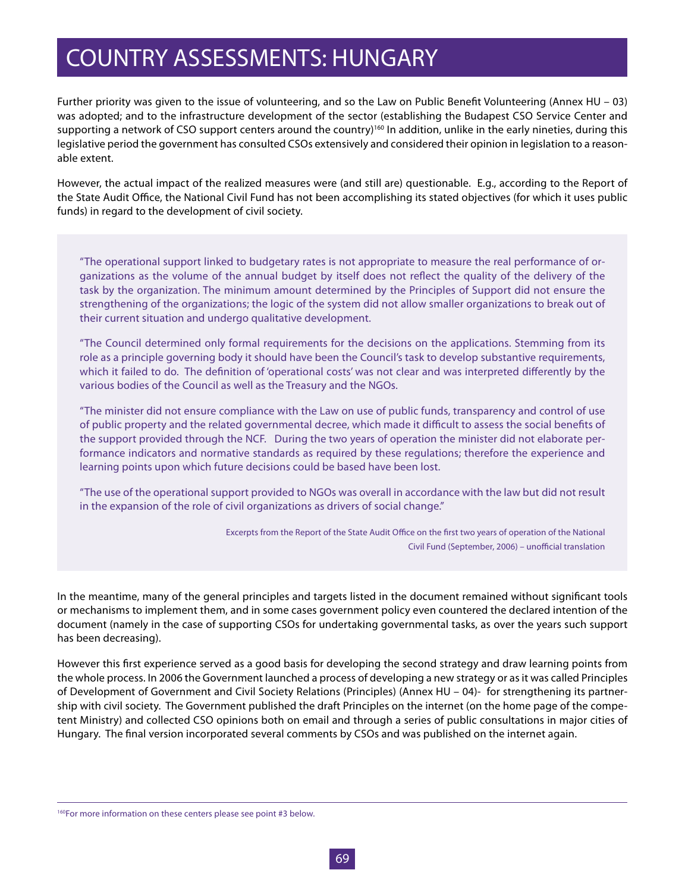# COUNTRY ASSESSMENTS: HUNGARY

Further priority was given to the issue of volunteering, and so the Law on Public Benefit Volunteering (Annex HU – 03) was adopted; and to the infrastructure development of the sector (establishing the Budapest CSO Service Center and supporting a network of CSO support centers around the country)[160] In addition, unlike in the early nineties, during this legislative period the government has consulted CSOs extensively and considered their opinion in legislation to a reasonable extent.

However, the actual impact of the realized measures were (and still are) questionable. E.g., according to the Report of the State Audit Office, the National Civil Fund has not been accomplishing its stated objectives (for which it uses public funds) in regard to the development of civil society.

> "The operational support linked to budgetary rates is not appropriate to measure the real performance of organizations as the volume of the annual budget by itself does not reflect the quality of the delivery of the task by the organization. The minimum amount determined by the Principles of Support did not ensure the strengthening of the organizations; the logic of the system did not allow smaller organizations to break out of their current situation and undergo qualitative development.
>
> "The Council determined only formal requirements for the decisions on the applications. Stemming from its role as a principle governing body it should have been the Council's task to develop substantive requirements, which it failed to do. The definition of 'operational costs' was not clear and was interpreted differently by the various bodies of the Council as well as the Treasury and the NGOs.
>
> "The minister did not ensure compliance with the Law on use of public funds, transparency and control of use of public property and the related governmental decree, which made it difficult to assess the social benefits of the support provided through the NCF. During the two years of operation the minister did not elaborate performance indicators and normative standards as required by these regulations; therefore the experience and learning points upon which future decisions could be based have been lost.
>
> "The use of the operational support provided to NGOs was overall in accordance with the law but did not result in the expansion of the role of civil organizations as drivers of social change."
>
> Excerpts from the Report of the State Audit Office on the first two years of operation of the National Civil Fund (September, 2006) – unofficial translation

In the meantime, many of the general principles and targets listed in the document remained without significant tools or mechanisms to implement them, and in some cases government policy even countered the declared intention of the document (namely in the case of supporting CSOs for undertaking governmental tasks, as over the years such support has been decreasing).

However this first experience served as a good basis for developing the second strategy and draw learning points from the whole process. In 2006 the Government launched a process of developing a new strategy or as it was called Principles of Development of Government and Civil Society Relations (Principles) (Annex HU – 04)- for strengthening its partnership with civil society. The Government published the draft Principles on the internet (on the home page of the competent Ministry) and collected CSO opinions both on email and through a series of public consultations in major cities of Hungary. The final version incorporated several comments by CSOs and was published on the internet again.

---

[160] For more information on these centers please see point #3 below.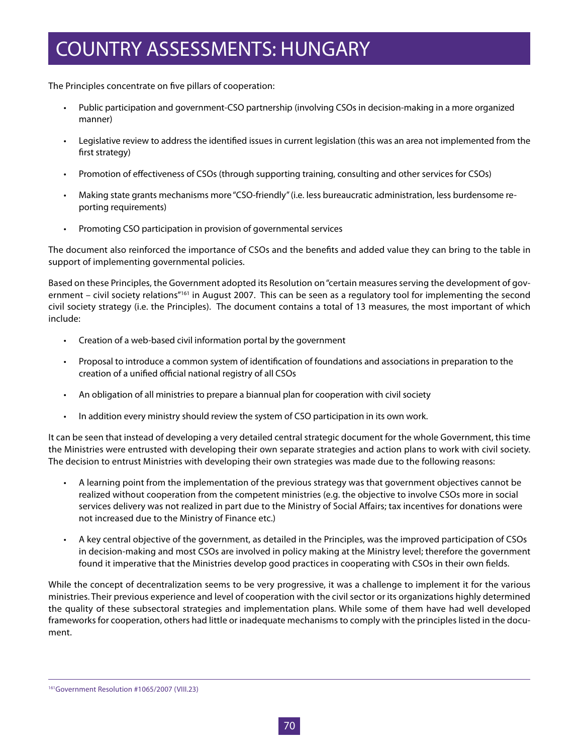# COUNTRY ASSESSMENTS: HUNGARY

The Principles concentrate on five pillars of cooperation:

- Public participation and government-CSO partnership (involving CSOs in decision-making in a more organized manner)
- Legislative review to address the identified issues in current legislation (this was an area not implemented from the first strategy)
- Promotion of effectiveness of CSOs (through supporting training, consulting and other services for CSOs)
- Making state grants mechanisms more "CSO-friendly" (i.e. less bureaucratic administration, less burdensome reporting requirements)
- Promoting CSO participation in provision of governmental services

The document also reinforced the importance of CSOs and the benefits and added value they can bring to the table in support of implementing governmental policies.

Based on these Principles, the Government adopted its Resolution on "certain measures serving the development of government – civil society relations"[161] in August 2007. This can be seen as a regulatory tool for implementing the second civil society strategy (i.e. the Principles). The document contains a total of 13 measures, the most important of which include:

- Creation of a web-based civil information portal by the government
- Proposal to introduce a common system of identification of foundations and associations in preparation to the creation of a unified official national registry of all CSOs
- An obligation of all ministries to prepare a biannual plan for cooperation with civil society
- In addition every ministry should review the system of CSO participation in its own work.

It can be seen that instead of developing a very detailed central strategic document for the whole Government, this time the Ministries were entrusted with developing their own separate strategies and action plans to work with civil society. The decision to entrust Ministries with developing their own strategies was made due to the following reasons:

- A learning point from the implementation of the previous strategy was that government objectives cannot be realized without cooperation from the competent ministries (e.g. the objective to involve CSOs more in social services delivery was not realized in part due to the Ministry of Social Affairs; tax incentives for donations were not increased due to the Ministry of Finance etc.)
- A key central objective of the government, as detailed in the Principles, was the improved participation of CSOs in decision-making and most CSOs are involved in policy making at the Ministry level; therefore the government found it imperative that the Ministries develop good practices in cooperating with CSOs in their own fields.

While the concept of decentralization seems to be very progressive, it was a challenge to implement it for the various ministries. Their previous experience and level of cooperation with the civil sector or its organizations highly determined the quality of these subsectoral strategies and implementation plans. While some of them have had well developed frameworks for cooperation, others had little or inadequate mechanisms to comply with the principles listed in the document.

---

[161] Government Resolution #1065/2007 (VIII.23)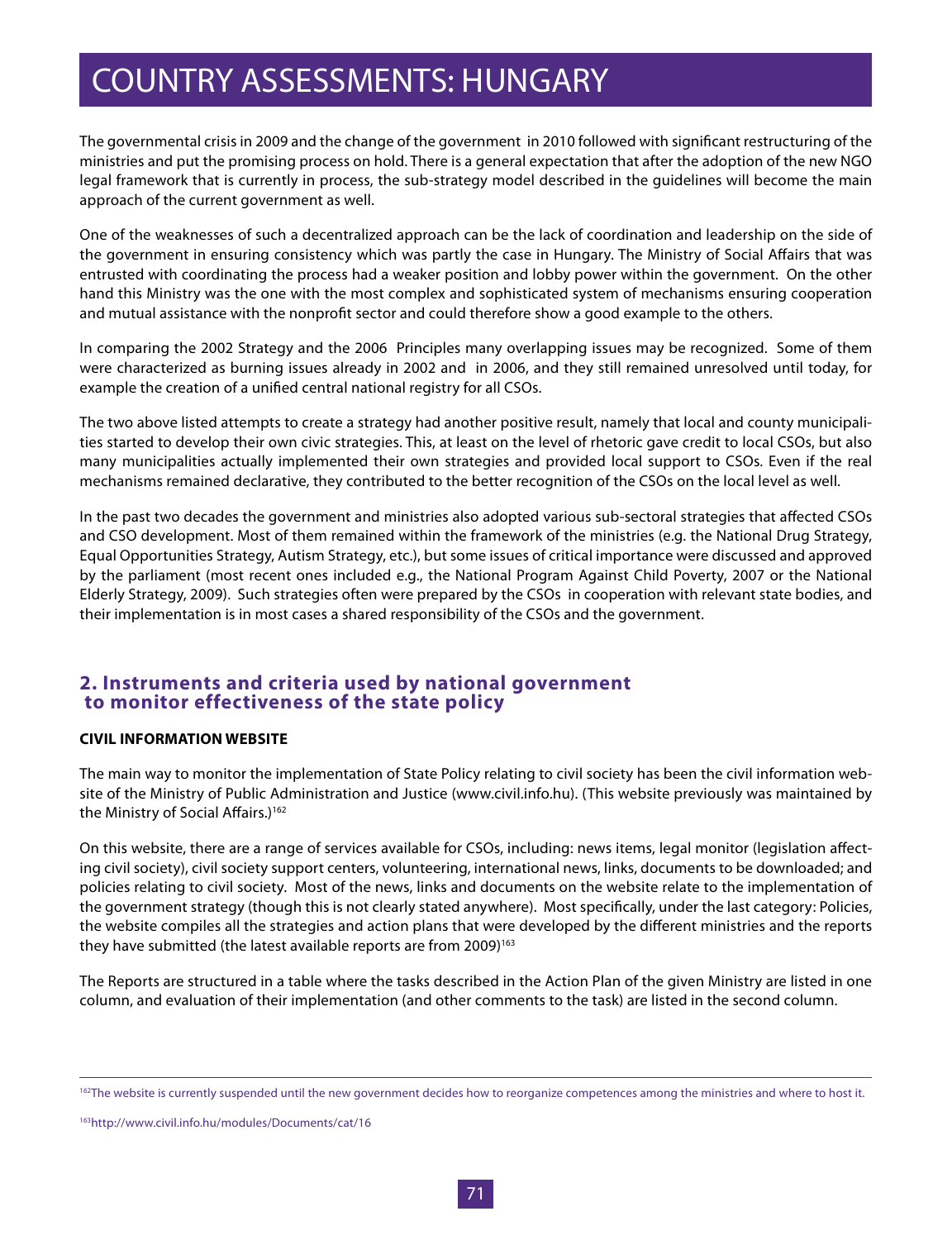The governmental crisis in 2009 and the change of the government in 2010 followed with significant restructuring of the ministries and put the promising process on hold. There is a general expectation that after the adoption of the new NGO legal framework that is currently in process, the sub-strategy model described in the guidelines will become the main approach of the current government as well.

One of the weaknesses of such a decentralized approach can be the lack of coordination and leadership on the side of the government in ensuring consistency which was partly the case in Hungary. The Ministry of Social Affairs that was entrusted with coordinating the process had a weaker position and lobby power within the government. On the other hand this Ministry was the one with the most complex and sophisticated system of mechanisms ensuring cooperation and mutual assistance with the nonprofit sector and could therefore show a good example to the others.

In comparing the 2002 Strategy and the 2006 Principles many overlapping issues may be recognized. Some of them were characterized as burning issues already in 2002 and in 2006, and they still remained unresolved until today, for example the creation of a unified central national registry for all CSOs.

The two above listed attempts to create a strategy had another positive result, namely that local and county municipalities started to develop their own civic strategies. This, at least on the level of rhetoric gave credit to local CSOs, but also many municipalities actually implemented their own strategies and provided local support to CSOs. Even if the real mechanisms remained declarative, they contributed to the better recognition of the CSOs on the local level as well.

In the past two decades the government and ministries also adopted various sub-sectoral strategies that affected CSOs and CSO development. Most of them remained within the framework of the ministries (e.g. the National Drug Strategy, Equal Opportunities Strategy, Autism Strategy, etc.), but some issues of critical importance were discussed and approved by the parliament (most recent ones included e.g., the National Program Against Child Poverty, 2007 or the National Elderly Strategy, 2009). Such strategies often were prepared by the CSOs in cooperation with relevant state bodies, and their implementation is in most cases a shared responsibility of the CSOs and the government.

## 2. Instruments and criteria used by national government to monitor effectiveness of the state policy

### CIVIL INFORMATION WEBSITE

The main way to monitor the implementation of State Policy relating to civil society has been the civil information website of the Ministry of Public Administration and Justice (www.civil.info.hu). (This website previously was maintained by the Ministry of Social Affairs.)[162]

On this website, there are a range of services available for CSOs, including: news items, legal monitor (legislation affecting civil society), civil society support centers, volunteering, international news, links, documents to be downloaded; and policies relating to civil society. Most of the news, links and documents on the website relate to the implementation of the government strategy (though this is not clearly stated anywhere). Most specifically, under the last category: Policies, the website compiles all the strategies and action plans that were developed by the different ministries and the reports they have submitted (the latest available reports are from 2009)[163]

The Reports are structured in a table where the tasks described in the Action Plan of the given Ministry are listed in one column, and evaluation of their implementation (and other comments to the task) are listed in the second column.

---

[162] The website is currently suspended until the new government decides how to reorganize competences among the ministries and where to host it.

[163] http://www.civil.info.hu/modules/Documents/cat/16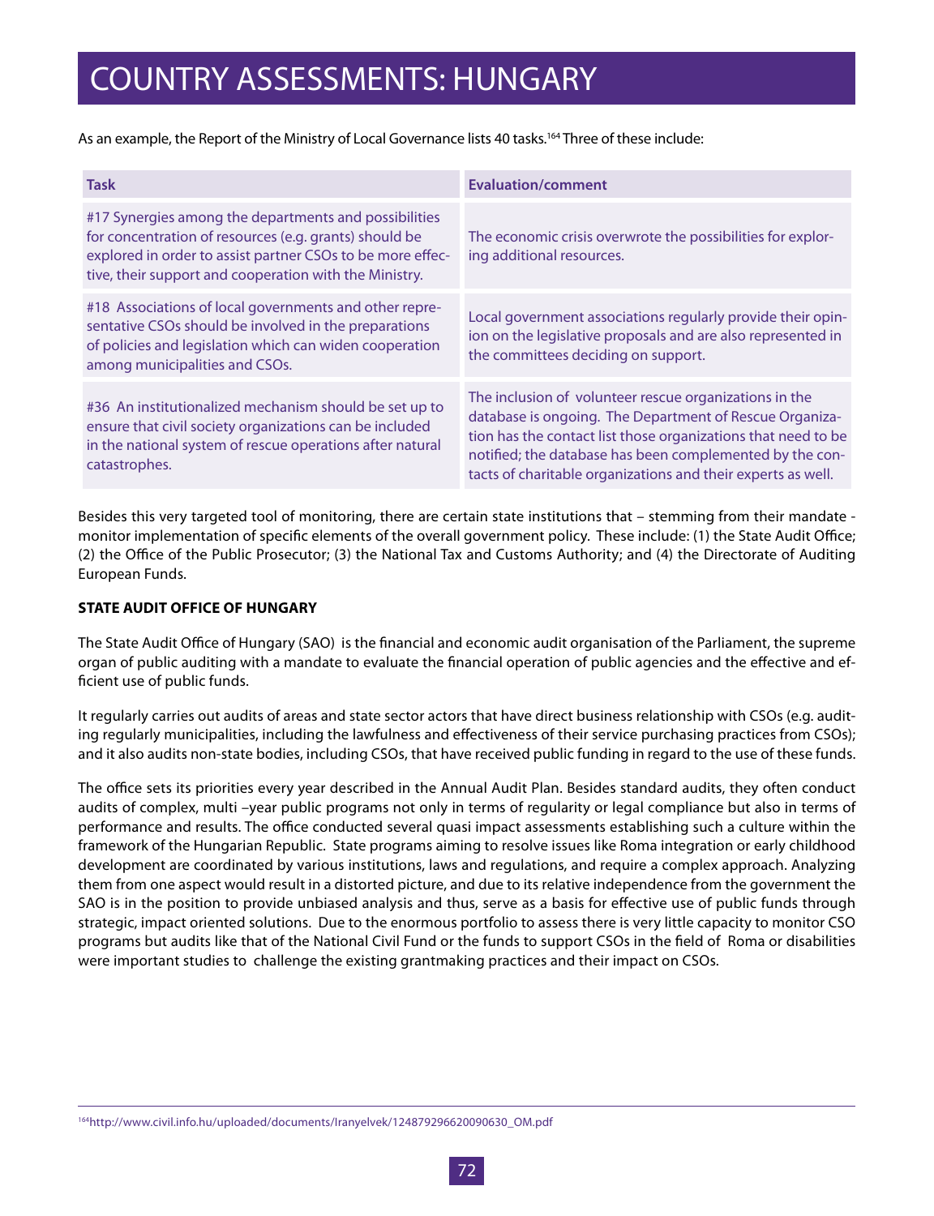# COUNTRY ASSESSMENTS: HUNGARY

As an example, the Report of the Ministry of Local Governance lists 40 tasks.[164] Three of these include:

| Task | Evaluation/comment |
|---|---|
| #17 Synergies among the departments and possibilities for concentration of resources (e.g. grants) should be explored in order to assist partner CSOs to be more effective, their support and cooperation with the Ministry. | The economic crisis overwrote the possibilities for exploring additional resources. |
| #18 Associations of local governments and other representative CSOs should be involved in the preparations of policies and legislation which can widen cooperation among municipalities and CSOs. | Local government associations regularly provide their opinion on the legislative proposals and are also represented in the committees deciding on support. |
| #36 An institutionalized mechanism should be set up to ensure that civil society organizations can be included in the national system of rescue operations after natural catastrophes. | The inclusion of volunteer rescue organizations in the database is ongoing. The Department of Rescue Organization has the contact list those organizations that need to be notified; the database has been complemented by the contacts of charitable organizations and their experts as well. |

Besides this very targeted tool of monitoring, there are certain state institutions that – stemming from their mandate - monitor implementation of specific elements of the overall government policy. These include: (1) the State Audit Office; (2) the Office of the Public Prosecutor; (3) the National Tax and Customs Authority; and (4) the Directorate of Auditing European Funds.

**STATE AUDIT OFFICE OF HUNGARY**

The State Audit Office of Hungary (SAO) is the financial and economic audit organisation of the Parliament, the supreme organ of public auditing with a mandate to evaluate the financial operation of public agencies and the effective and efficient use of public funds.

It regularly carries out audits of areas and state sector actors that have direct business relationship with CSOs (e.g. auditing regularly municipalities, including the lawfulness and effectiveness of their service purchasing practices from CSOs); and it also audits non-state bodies, including CSOs, that have received public funding in regard to the use of these funds.

The office sets its priorities every year described in the Annual Audit Plan. Besides standard audits, they often conduct audits of complex, multi –year public programs not only in terms of regularity or legal compliance but also in terms of performance and results. The office conducted several quasi impact assessments establishing such a culture within the framework of the Hungarian Republic. State programs aiming to resolve issues like Roma integration or early childhood development are coordinated by various institutions, laws and regulations, and require a complex approach. Analyzing them from one aspect would result in a distorted picture, and due to its relative independence from the government the SAO is in the position to provide unbiased analysis and thus, serve as a basis for effective use of public funds through strategic, impact oriented solutions. Due to the enormous portfolio to assess there is very little capacity to monitor CSO programs but audits like that of the National Civil Fund or the funds to support CSOs in the field of Roma or disabilities were important studies to challenge the existing grantmaking practices and their impact on CSOs.

[164] http://www.civil.info.hu/uploaded/documents/Iranyelvek/124879296620090630_OM.pdf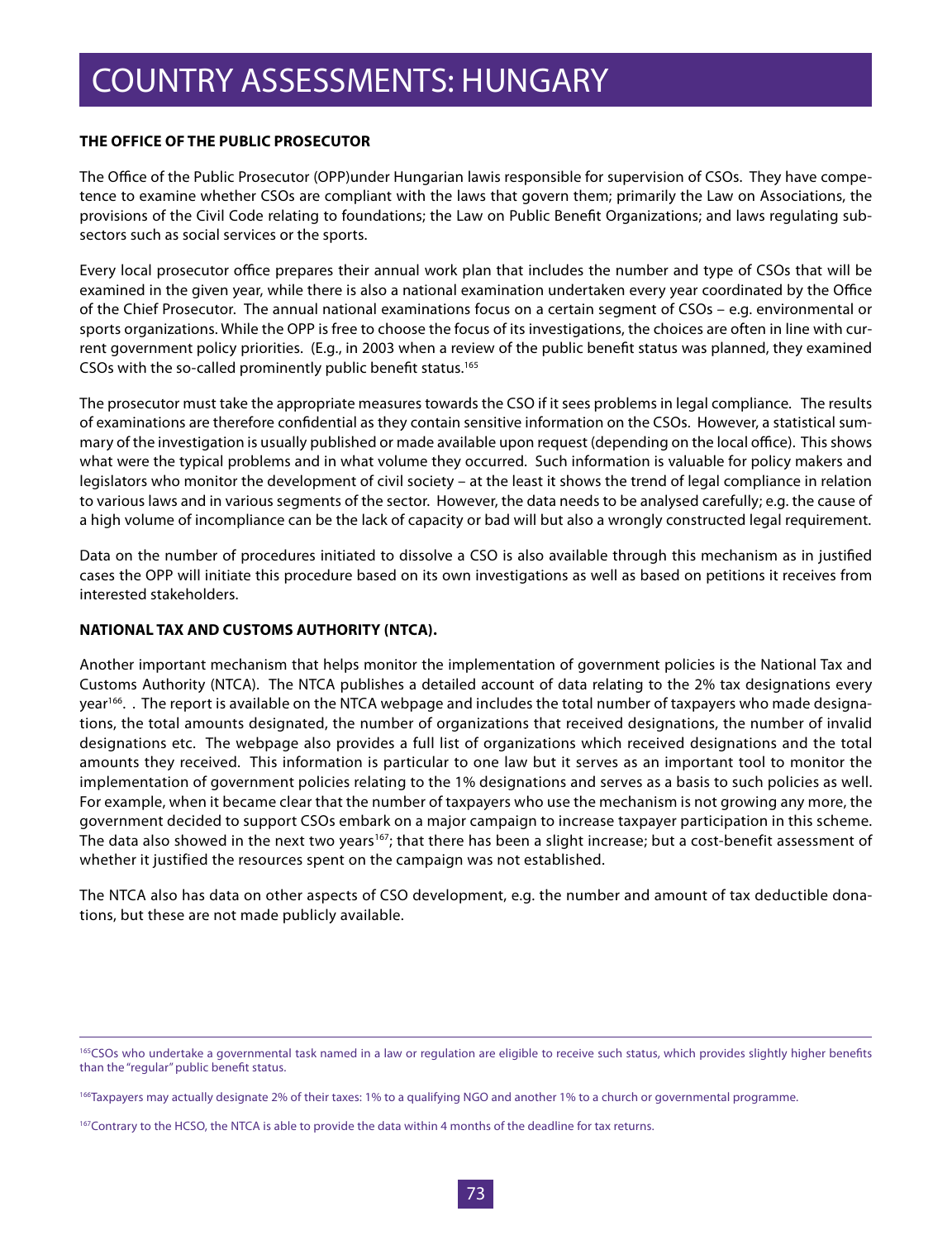# COUNTRY ASSESSMENTS: HUNGARY

**THE OFFICE OF THE PUBLIC PROSECUTOR**

The Office of the Public Prosecutor (OPP)under Hungarian lawis responsible for supervision of CSOs. They have competence to examine whether CSOs are compliant with the laws that govern them; primarily the Law on Associations, the provisions of the Civil Code relating to foundations; the Law on Public Benefit Organizations; and laws regulating subsectors such as social services or the sports.

Every local prosecutor office prepares their annual work plan that includes the number and type of CSOs that will be examined in the given year, while there is also a national examination undertaken every year coordinated by the Office of the Chief Prosecutor. The annual national examinations focus on a certain segment of CSOs – e.g. environmental or sports organizations. While the OPP is free to choose the focus of its investigations, the choices are often in line with current government policy priorities. (E.g., in 2003 when a review of the public benefit status was planned, they examined CSOs with the so-called prominently public benefit status.[165]

The prosecutor must take the appropriate measures towards the CSO if it sees problems in legal compliance. The results of examinations are therefore confidential as they contain sensitive information on the CSOs. However, a statistical summary of the investigation is usually published or made available upon request (depending on the local office). This shows what were the typical problems and in what volume they occurred. Such information is valuable for policy makers and legislators who monitor the development of civil society – at the least it shows the trend of legal compliance in relation to various laws and in various segments of the sector. However, the data needs to be analysed carefully; e.g. the cause of a high volume of incompliance can be the lack of capacity or bad will but also a wrongly constructed legal requirement.

Data on the number of procedures initiated to dissolve a CSO is also available through this mechanism as in justified cases the OPP will initiate this procedure based on its own investigations as well as based on petitions it receives from interested stakeholders.

**NATIONAL TAX AND CUSTOMS AUTHORITY (NTCA).**

Another important mechanism that helps monitor the implementation of government policies is the National Tax and Customs Authority (NTCA). The NTCA publishes a detailed account of data relating to the 2% tax designations every year[166]. . The report is available on the NTCA webpage and includes the total number of taxpayers who made designations, the total amounts designated, the number of organizations that received designations, the number of invalid designations etc. The webpage also provides a full list of organizations which received designations and the total amounts they received. This information is particular to one law but it serves as an important tool to monitor the implementation of government policies relating to the 1% designations and serves as a basis to such policies as well. For example, when it became clear that the number of taxpayers who use the mechanism is not growing any more, the government decided to support CSOs embark on a major campaign to increase taxpayer participation in this scheme. The data also showed in the next two years[167]; that there has been a slight increase; but a cost-benefit assessment of whether it justified the resources spent on the campaign was not established.

The NTCA also has data on other aspects of CSO development, e.g. the number and amount of tax deductible donations, but these are not made publicly available.

---

[165] CSOs who undertake a governmental task named in a law or regulation are eligible to receive such status, which provides slightly higher benefits than the "regular" public benefit status.

[166] Taxpayers may actually designate 2% of their taxes: 1% to a qualifying NGO and another 1% to a church or governmental programme.

[167] Contrary to the HCSO, the NTCA is able to provide the data within 4 months of the deadline for tax returns.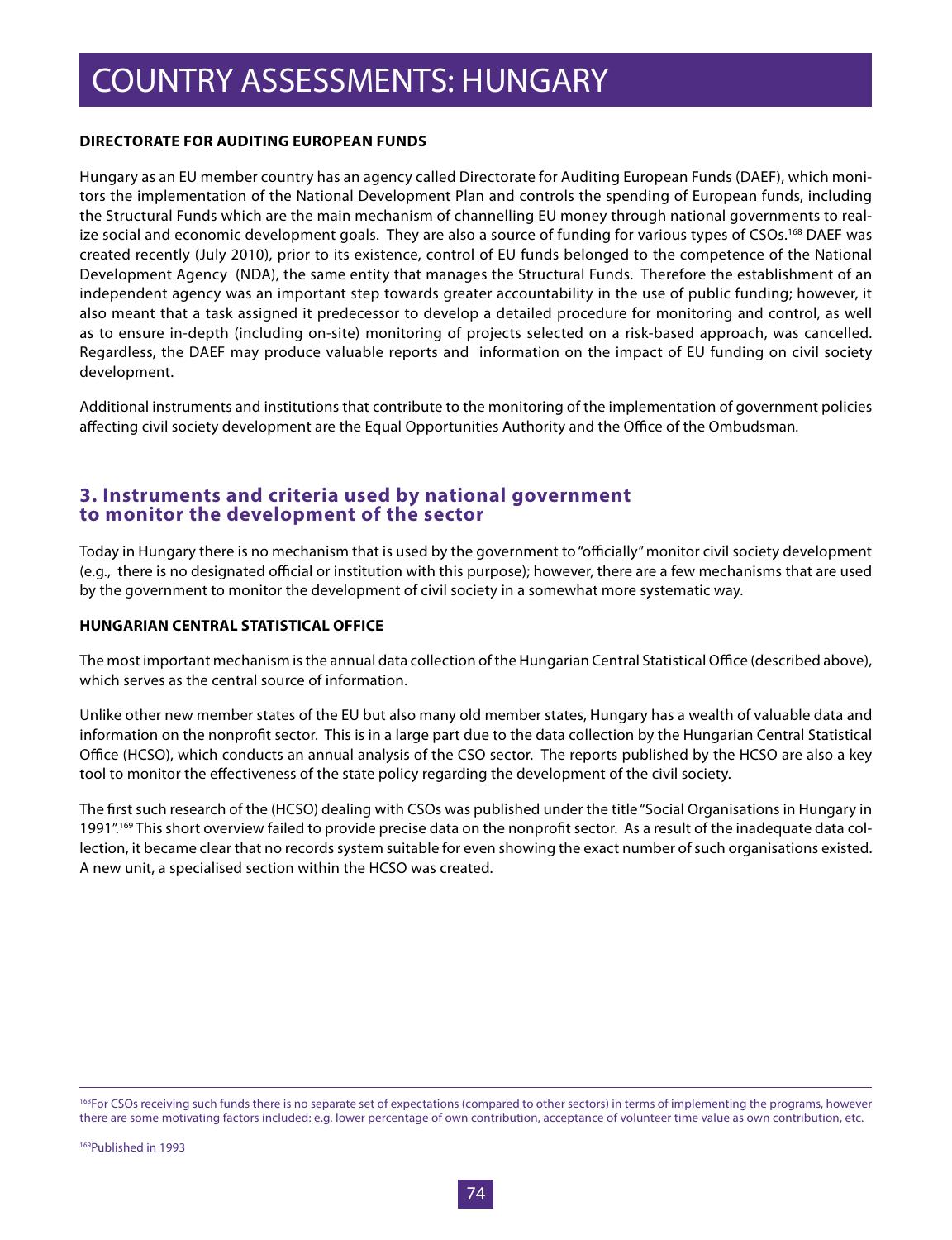**DIRECTORATE FOR AUDITING EUROPEAN FUNDS**

Hungary as an EU member country has an agency called Directorate for Auditing European Funds (DAEF), which monitors the implementation of the National Development Plan and controls the spending of European funds, including the Structural Funds which are the main mechanism of channelling EU money through national governments to realize social and economic development goals. They are also a source of funding for various types of CSOs.[168] DAEF was created recently (July 2010), prior to its existence, control of EU funds belonged to the competence of the National Development Agency (NDA), the same entity that manages the Structural Funds. Therefore the establishment of an independent agency was an important step towards greater accountability in the use of public funding; however, it also meant that a task assigned it predecessor to develop a detailed procedure for monitoring and control, as well as to ensure in-depth (including on-site) monitoring of projects selected on a risk-based approach, was cancelled. Regardless, the DAEF may produce valuable reports and information on the impact of EU funding on civil society development.

Additional instruments and institutions that contribute to the monitoring of the implementation of government policies affecting civil society development are the Equal Opportunities Authority and the Office of the Ombudsman.

## 3. Instruments and criteria used by national government to monitor the development of the sector

Today in Hungary there is no mechanism that is used by the government to "officially" monitor civil society development (e.g., there is no designated official or institution with this purpose); however, there are a few mechanisms that are used by the government to monitor the development of civil society in a somewhat more systematic way.

**HUNGARIAN CENTRAL STATISTICAL OFFICE**

The most important mechanism is the annual data collection of the Hungarian Central Statistical Office (described above), which serves as the central source of information.

Unlike other new member states of the EU but also many old member states, Hungary has a wealth of valuable data and information on the nonprofit sector. This is in a large part due to the data collection by the Hungarian Central Statistical Office (HCSO), which conducts an annual analysis of the CSO sector. The reports published by the HCSO are also a key tool to monitor the effectiveness of the state policy regarding the development of the civil society.

The first such research of the (HCSO) dealing with CSOs was published under the title "Social Organisations in Hungary in 1991".[169] This short overview failed to provide precise data on the nonprofit sector. As a result of the inadequate data collection, it became clear that no records system suitable for even showing the exact number of such organisations existed. A new unit, a specialised section within the HCSO was created.

---

[168] For CSOs receiving such funds there is no separate set of expectations (compared to other sectors) in terms of implementing the programs, however there are some motivating factors included: e.g. lower percentage of own contribution, acceptance of volunteer time value as own contribution, etc.

[169] Published in 1993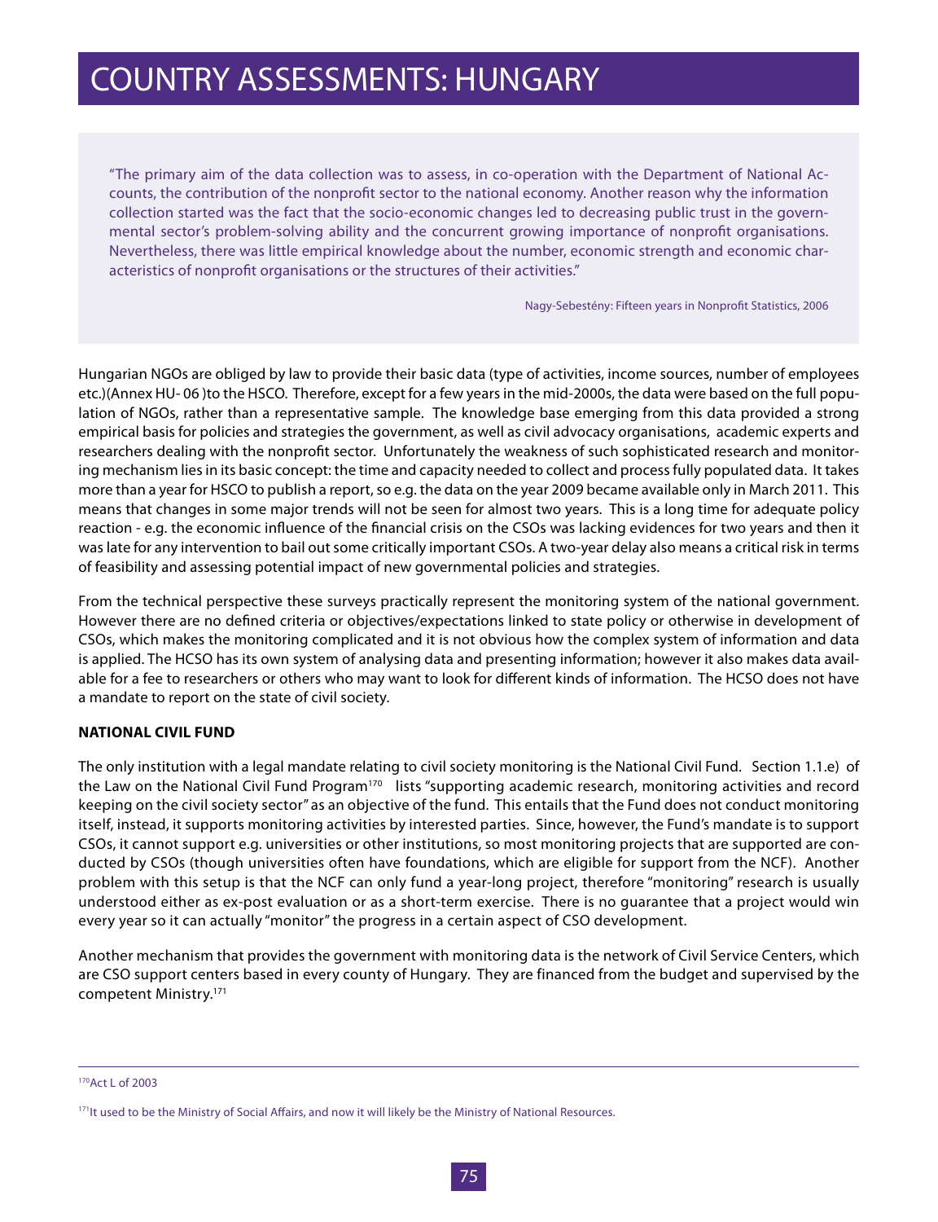#  COUNTRY ASSESSMENTS: HUNGARY

> "The primary aim of the data collection was to assess, in co-operation with the Department of National Accounts, the contribution of the nonprofit sector to the national economy. Another reason why the information collection started was the fact that the socio-economic changes led to decreasing public trust in the governmental sector's problem-solving ability and the concurrent growing importance of nonprofit organisations. Nevertheless, there was little empirical knowledge about the number, economic strength and economic characteristics of nonprofit organisations or the structures of their activities."
>
> Nagy-Sebestény: Fifteen years in Nonprofit Statistics, 2006

Hungarian NGOs are obliged by law to provide their basic data (type of activities, income sources, number of employees etc.)(Annex HU- 06 )to the HSCO. Therefore, except for a few years in the mid-2000s, the data were based on the full population of NGOs, rather than a representative sample. The knowledge base emerging from this data provided a strong empirical basis for policies and strategies the government, as well as civil advocacy organisations, academic experts and researchers dealing with the nonprofit sector. Unfortunately the weakness of such sophisticated research and monitoring mechanism lies in its basic concept: the time and capacity needed to collect and process fully populated data. It takes more than a year for HSCO to publish a report, so e.g. the data on the year 2009 became available only in March 2011. This means that changes in some major trends will not be seen for almost two years. This is a long time for adequate policy reaction - e.g. the economic influence of the financial crisis on the CSOs was lacking evidences for two years and then it was late for any intervention to bail out some critically important CSOs. A two-year delay also means a critical risk in terms of feasibility and assessing potential impact of new governmental policies and strategies.

From the technical perspective these surveys practically represent the monitoring system of the national government. However there are no defined criteria or objectives/expectations linked to state policy or otherwise in development of CSOs, which makes the monitoring complicated and it is not obvious how the complex system of information and data is applied. The HCSO has its own system of analysing data and presenting information; however it also makes data available for a fee to researchers or others who may want to look for different kinds of information. The HCSO does not have a mandate to report on the state of civil society.

**NATIONAL CIVIL FUND**

The only institution with a legal mandate relating to civil society monitoring is the National Civil Fund. Section 1.1.e) of the Law on the National Civil Fund Program[170] lists "supporting academic research, monitoring activities and record keeping on the civil society sector" as an objective of the fund. This entails that the Fund does not conduct monitoring itself, instead, it supports monitoring activities by interested parties. Since, however, the Fund's mandate is to support CSOs, it cannot support e.g. universities or other institutions, so most monitoring projects that are supported are conducted by CSOs (though universities often have foundations, which are eligible for support from the NCF). Another problem with this setup is that the NCF can only fund a year-long project, therefore "monitoring" research is usually understood either as ex-post evaluation or as a short-term exercise. There is no guarantee that a project would win every year so it can actually "monitor" the progress in a certain aspect of CSO development.

Another mechanism that provides the government with monitoring data is the network of Civil Service Centers, which are CSO support centers based in every county of Hungary. They are financed from the budget and supervised by the competent Ministry.[171]

---

[170] Act L of 2003

[171] It used to be the Ministry of Social Affairs, and now it will likely be the Ministry of National Resources.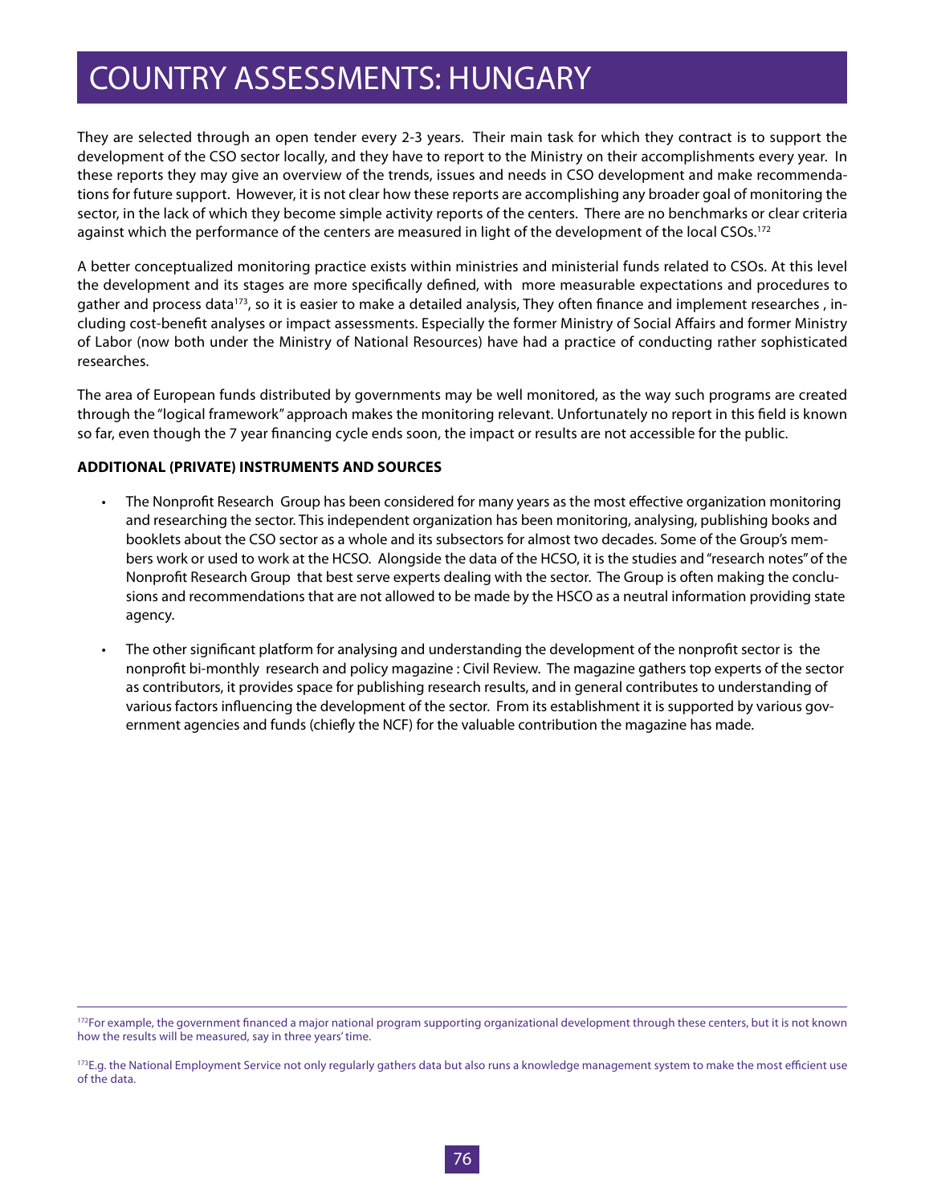They are selected through an open tender every 2-3 years. Their main task for which they contract is to support the development of the CSO sector locally, and they have to report to the Ministry on their accomplishments every year. In these reports they may give an overview of the trends, issues and needs in CSO development and make recommendations for future support. However, it is not clear how these reports are accomplishing any broader goal of monitoring the sector, in the lack of which they become simple activity reports of the centers. There are no benchmarks or clear criteria against which the performance of the centers are measured in light of the development of the local CSOs.[172]

A better conceptualized monitoring practice exists within ministries and ministerial funds related to CSOs. At this level the development and its stages are more specifically defined, with more measurable expectations and procedures to gather and process data[173], so it is easier to make a detailed analysis, They often finance and implement researches , including cost-benefit analyses or impact assessments. Especially the former Ministry of Social Affairs and former Ministry of Labor (now both under the Ministry of National Resources) have had a practice of conducting rather sophisticated researches.

The area of European funds distributed by governments may be well monitored, as the way such programs are created through the "logical framework" approach makes the monitoring relevant. Unfortunately no report in this field is known so far, even though the 7 year financing cycle ends soon, the impact or results are not accessible for the public.

**ADDITIONAL (PRIVATE) INSTRUMENTS AND SOURCES**

- The Nonprofit Research Group has been considered for many years as the most effective organization monitoring and researching the sector. This independent organization has been monitoring, analysing, publishing books and booklets about the CSO sector as a whole and its subsectors for almost two decades. Some of the Group's members work or used to work at the HCSO. Alongside the data of the HCSO, it is the studies and "research notes" of the Nonprofit Research Group that best serve experts dealing with the sector. The Group is often making the conclusions and recommendations that are not allowed to be made by the HSCO as a neutral information providing state agency.

- The other significant platform for analysing and understanding the development of the nonprofit sector is the nonprofit bi-monthly research and policy magazine : Civil Review. The magazine gathers top experts of the sector as contributors, it provides space for publishing research results, and in general contributes to understanding of various factors influencing the development of the sector. From its establishment it is supported by various government agencies and funds (chiefly the NCF) for the valuable contribution the magazine has made.

---

[172] For example, the government financed a major national program supporting organizational development through these centers, but it is not known how the results will be measured, say in three years' time.

[173] E.g. the National Employment Service not only regularly gathers data but also runs a knowledge management system to make the most efficient use of the data.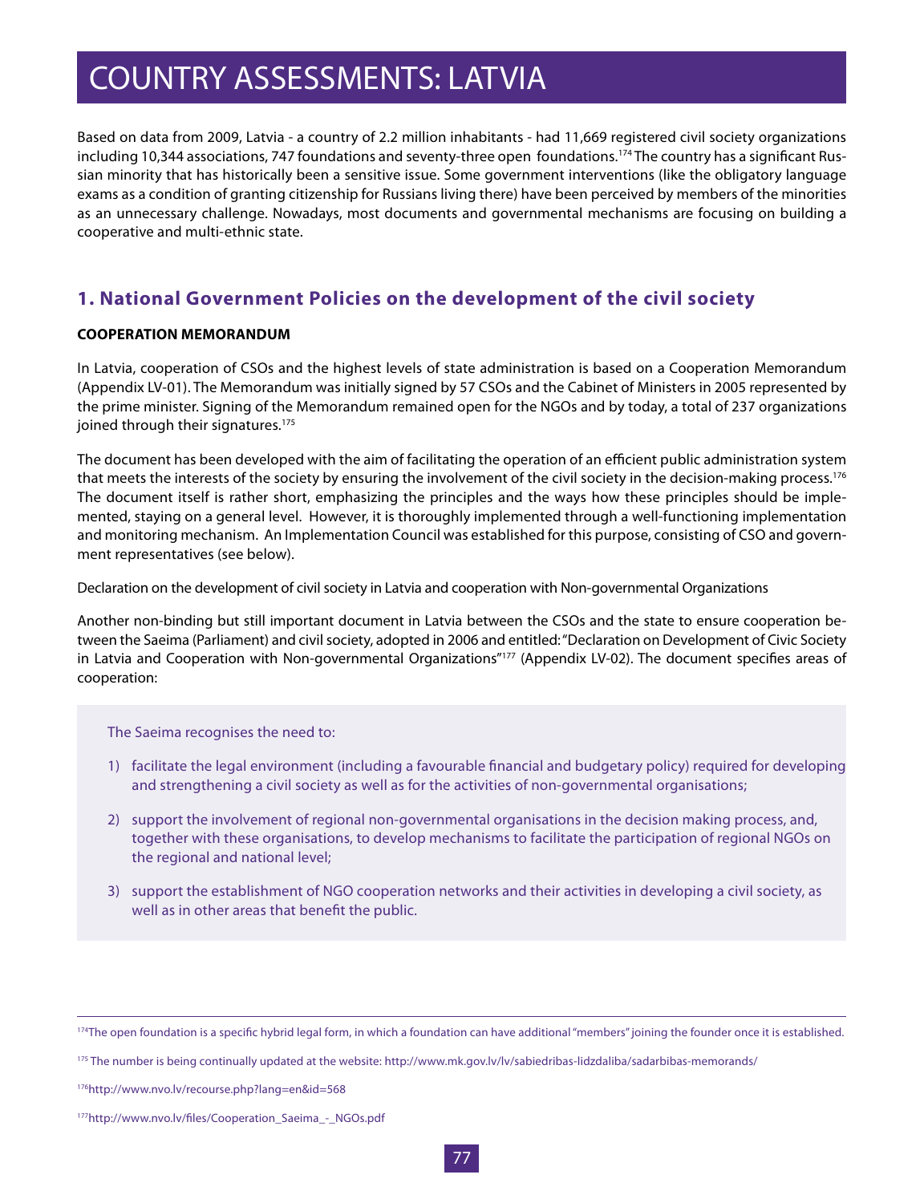# COUNTRY ASSESSMENTS: LATVIA

Based on data from 2009, Latvia - a country of 2.2 million inhabitants - had 11,669 registered civil society organizations including 10,344 associations, 747 foundations and seventy-three open foundations.[174] The country has a significant Russian minority that has historically been a sensitive issue. Some government interventions (like the obligatory language exams as a condition of granting citizenship for Russians living there) have been perceived by members of the minorities as an unnecessary challenge. Nowadays, most documents and governmental mechanisms are focusing on building a cooperative and multi-ethnic state.

## 1. National Government Policies on the development of the civil society

**COOPERATION MEMORANDUM**

In Latvia, cooperation of CSOs and the highest levels of state administration is based on a Cooperation Memorandum (Appendix LV-01). The Memorandum was initially signed by 57 CSOs and the Cabinet of Ministers in 2005 represented by the prime minister. Signing of the Memorandum remained open for the NGOs and by today, a total of 237 organizations joined through their signatures.[175]

The document has been developed with the aim of facilitating the operation of an efficient public administration system that meets the interests of the society by ensuring the involvement of the civil society in the decision-making process.[176] The document itself is rather short, emphasizing the principles and the ways how these principles should be implemented, staying on a general level. However, it is thoroughly implemented through a well-functioning implementation and monitoring mechanism. An Implementation Council was established for this purpose, consisting of CSO and government representatives (see below).

Declaration on the development of civil society in Latvia and cooperation with Non-governmental Organizations

Another non-binding but still important document in Latvia between the CSOs and the state to ensure cooperation between the Saeima (Parliament) and civil society, adopted in 2006 and entitled: "Declaration on Development of Civic Society in Latvia and Cooperation with Non-governmental Organizations"[177] (Appendix LV-02). The document specifies areas of cooperation:

> The Saeima recognises the need to:
>
> 1) facilitate the legal environment (including a favourable financial and budgetary policy) required for developing and strengthening a civil society as well as for the activities of non-governmental organisations;
>
> 2) support the involvement of regional non-governmental organisations in the decision making process, and, together with these organisations, to develop mechanisms to facilitate the participation of regional NGOs on the regional and national level;
>
> 3) support the establishment of NGO cooperation networks and their activities in developing a civil society, as well as in other areas that benefit the public.

---

[174] The open foundation is a specific hybrid legal form, in which a foundation can have additional "members" joining the founder once it is established.

[175] The number is being continually updated at the website: http://www.mk.gov.lv/lv/sabiedribas-lidzdaliba/sadarbibas-memorands/

[176] http://www.nvo.lv/recourse.php?lang=en&id=568

[177] http://www.nvo.lv/files/Cooperation_Saeima_-_NGOs.pdf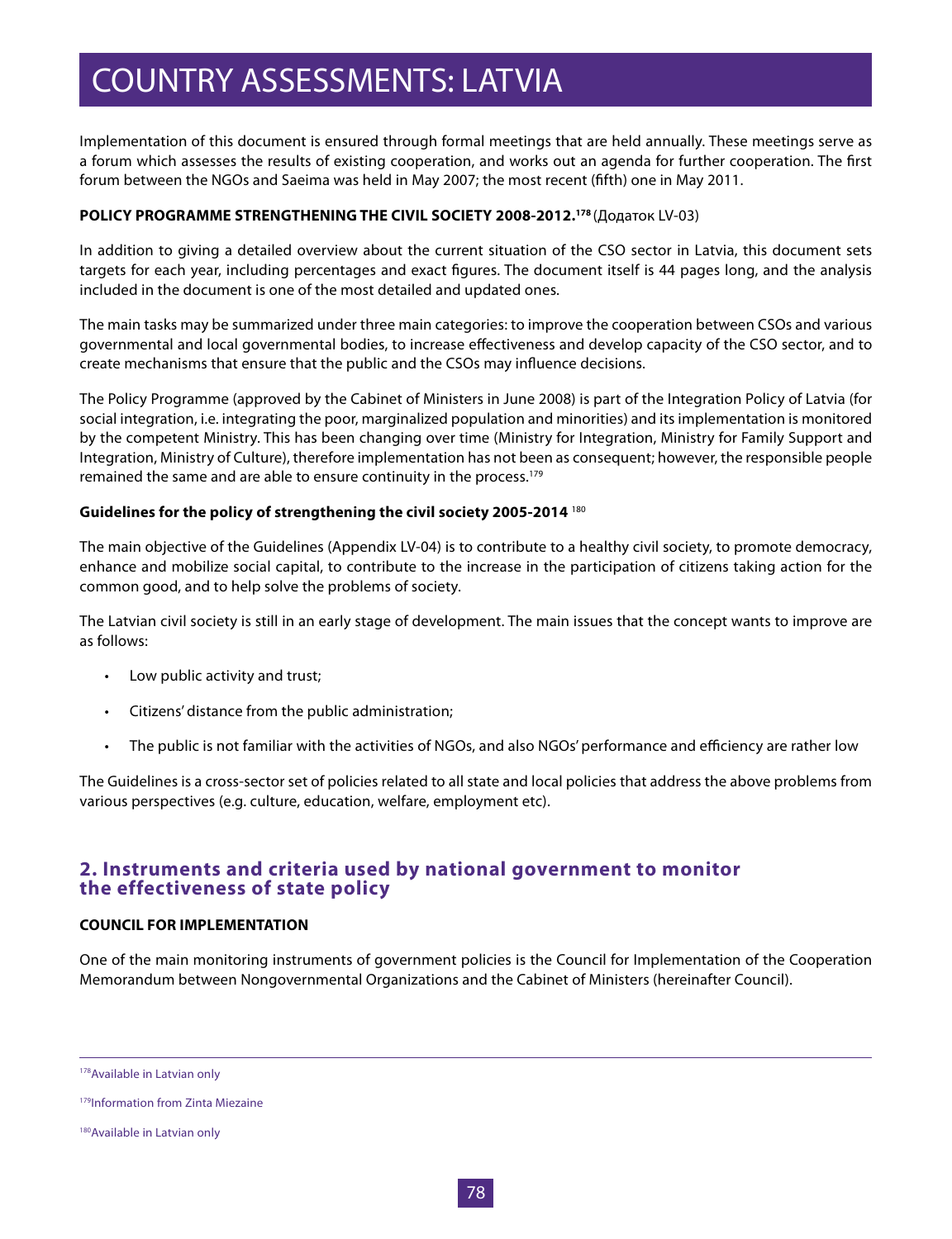Implementation of this document is ensured through formal meetings that are held annually. These meetings serve as a forum which assesses the results of existing cooperation, and works out an agenda for further cooperation. The first forum between the NGOs and Saeima was held in May 2007; the most recent (fifth) one in May 2011.

**POLICY PROGRAMME STRENGTHENING THE CIVIL SOCIETY 2008-2012.**[178] (Додаток LV-03)

In addition to giving a detailed overview about the current situation of the CSO sector in Latvia, this document sets targets for each year, including percentages and exact figures. The document itself is 44 pages long, and the analysis included in the document is one of the most detailed and updated ones.

The main tasks may be summarized under three main categories: to improve the cooperation between CSOs and various governmental and local governmental bodies, to increase effectiveness and develop capacity of the CSO sector, and to create mechanisms that ensure that the public and the CSOs may influence decisions.

The Policy Programme (approved by the Cabinet of Ministers in June 2008) is part of the Integration Policy of Latvia (for social integration, i.e. integrating the poor, marginalized population and minorities) and its implementation is monitored by the competent Ministry. This has been changing over time (Ministry for Integration, Ministry for Family Support and Integration, Ministry of Culture), therefore implementation has not been as consequent; however, the responsible people remained the same and are able to ensure continuity in the process.[179]

**Guidelines for the policy of strengthening the civil society 2005-2014** [180]

The main objective of the Guidelines (Appendix LV-04) is to contribute to a healthy civil society, to promote democracy, enhance and mobilize social capital, to contribute to the increase in the participation of citizens taking action for the common good, and to help solve the problems of society.

The Latvian civil society is still in an early stage of development. The main issues that the concept wants to improve are as follows:

- Low public activity and trust;
- Citizens' distance from the public administration;
- The public is not familiar with the activities of NGOs, and also NGOs' performance and efficiency are rather low

The Guidelines is a cross-sector set of policies related to all state and local policies that address the above problems from various perspectives (e.g. culture, education, welfare, employment etc).

## 2. Instruments and criteria used by national government to monitor the effectiveness of state policy

**COUNCIL FOR IMPLEMENTATION**

One of the main monitoring instruments of government policies is the Council for Implementation of the Cooperation Memorandum between Nongovernmental Organizations and the Cabinet of Ministers (hereinafter Council).

---

[178] Available in Latvian only

[179] Information from Zinta Miezaine

[180] Available in Latvian only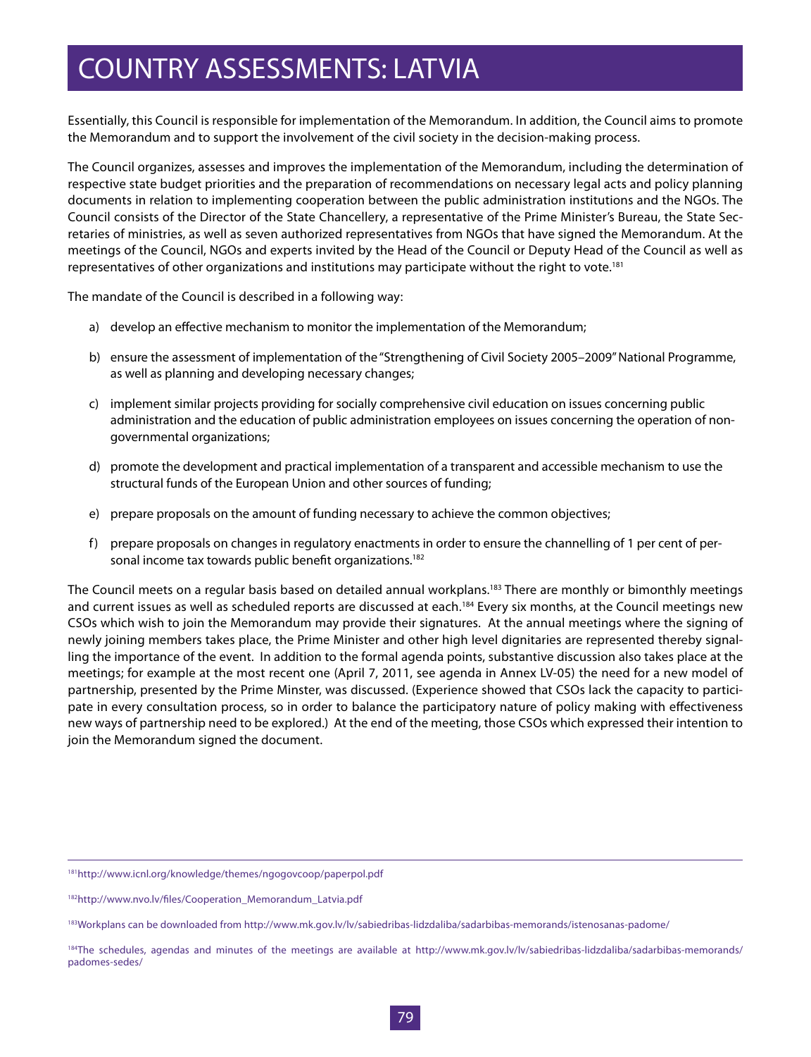# COUNTRY ASSESSMENTS: LATVIA

Essentially, this Council is responsible for implementation of the Memorandum. In addition, the Council aims to promote the Memorandum and to support the involvement of the civil society in the decision-making process.

The Council organizes, assesses and improves the implementation of the Memorandum, including the determination of respective state budget priorities and the preparation of recommendations on necessary legal acts and policy planning documents in relation to implementing cooperation between the public administration institutions and the NGOs. The Council consists of the Director of the State Chancellery, a representative of the Prime Minister's Bureau, the State Secretaries of ministries, as well as seven authorized representatives from NGOs that have signed the Memorandum. At the meetings of the Council, NGOs and experts invited by the Head of the Council or Deputy Head of the Council as well as representatives of other organizations and institutions may participate without the right to vote.[181]

The mandate of the Council is described in a following way:

a) develop an effective mechanism to monitor the implementation of the Memorandum;

b) ensure the assessment of implementation of the "Strengthening of Civil Society 2005–2009" National Programme, as well as planning and developing necessary changes;

c) implement similar projects providing for socially comprehensive civil education on issues concerning public administration and the education of public administration employees on issues concerning the operation of non-governmental organizations;

d) promote the development and practical implementation of a transparent and accessible mechanism to use the structural funds of the European Union and other sources of funding;

e) prepare proposals on the amount of funding necessary to achieve the common objectives;

f) prepare proposals on changes in regulatory enactments in order to ensure the channelling of 1 per cent of personal income tax towards public benefit organizations.[182]

The Council meets on a regular basis based on detailed annual workplans.[183] There are monthly or bimonthly meetings and current issues as well as scheduled reports are discussed at each.[184] Every six months, at the Council meetings new CSOs which wish to join the Memorandum may provide their signatures. At the annual meetings where the signing of newly joining members takes place, the Prime Minister and other high level dignitaries are represented thereby signalling the importance of the event. In addition to the formal agenda points, substantive discussion also takes place at the meetings; for example at the most recent one (April 7, 2011, see agenda in Annex LV-05) the need for a new model of partnership, presented by the Prime Minster, was discussed. (Experience showed that CSOs lack the capacity to participate in every consultation process, so in order to balance the participatory nature of policy making with effectiveness new ways of partnership need to be explored.) At the end of the meeting, those CSOs which expressed their intention to join the Memorandum signed the document.

---

[181] http://www.icnl.org/knowledge/themes/ngogovcoop/paperpol.pdf

[182] http://www.nvo.lv/files/Cooperation_Memorandum_Latvia.pdf

[183] Workplans can be downloaded from http://www.mk.gov.lv/lv/sabiedribas-lidzdaliba/sadarbibas-memorands/istenosanas-padome/

[184] The schedules, agendas and minutes of the meetings are available at http://www.mk.gov.lv/lv/sabiedribas-lidzdaliba/sadarbibas-memorands/padomes-sedes/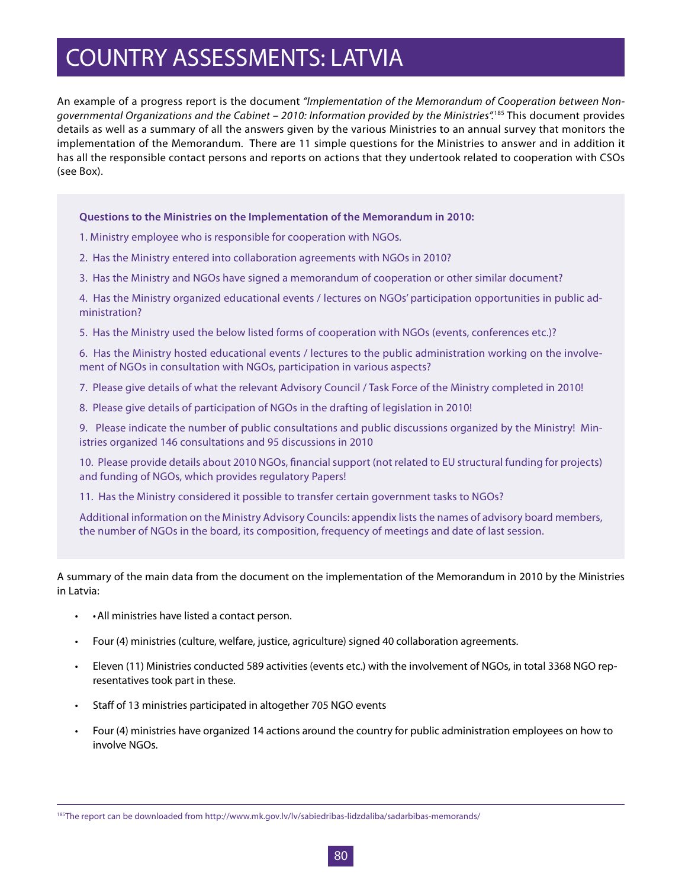# COUNTRY ASSESSMENTS: LATVIA

An example of a progress report is the document *"Implementation of the Memorandum of Cooperation between Non-governmental Organizations and the Cabinet – 2010: Information provided by the Ministries".*[185] This document provides details as well as a summary of all the answers given by the various Ministries to an annual survey that monitors the implementation of the Memorandum. There are 11 simple questions for the Ministries to answer and in addition it has all the responsible contact persons and reports on actions that they undertook related to cooperation with CSOs (see Box).

**Questions to the Ministries on the Implementation of the Memorandum in 2010:**

1. Ministry employee who is responsible for cooperation with NGOs.
2. Has the Ministry entered into collaboration agreements with NGOs in 2010?
3. Has the Ministry and NGOs have signed a memorandum of cooperation or other similar document?
4. Has the Ministry organized educational events / lectures on NGOs' participation opportunities in public administration?
5. Has the Ministry used the below listed forms of cooperation with NGOs (events, conferences etc.)?
6. Has the Ministry hosted educational events / lectures to the public administration working on the involvement of NGOs in consultation with NGOs, participation in various aspects?
7. Please give details of what the relevant Advisory Council / Task Force of the Ministry completed in 2010!
8. Please give details of participation of NGOs in the drafting of legislation in 2010!
9. Please indicate the number of public consultations and public discussions organized by the Ministry! Ministries organized 146 consultations and 95 discussions in 2010
10. Please provide details about 2010 NGOs, financial support (not related to EU structural funding for projects) and funding of NGOs, which provides regulatory Papers!
11. Has the Ministry considered it possible to transfer certain government tasks to NGOs?

Additional information on the Ministry Advisory Councils: appendix lists the names of advisory board members, the number of NGOs in the board, its composition, frequency of meetings and date of last session.

A summary of the main data from the document on the implementation of the Memorandum in 2010 by the Ministries in Latvia:

- • All ministries have listed a contact person.
- Four (4) ministries (culture, welfare, justice, agriculture) signed 40 collaboration agreements.
- Eleven (11) Ministries conducted 589 activities (events etc.) with the involvement of NGOs, in total 3368 NGO representatives took part in these.
- Staff of 13 ministries participated in altogether 705 NGO events
- Four (4) ministries have organized 14 actions around the country for public administration employees on how to involve NGOs.

---

[185] The report can be downloaded from http://www.mk.gov.lv/lv/sabiedribas-lidzdaliba/sadarbibas-memorands/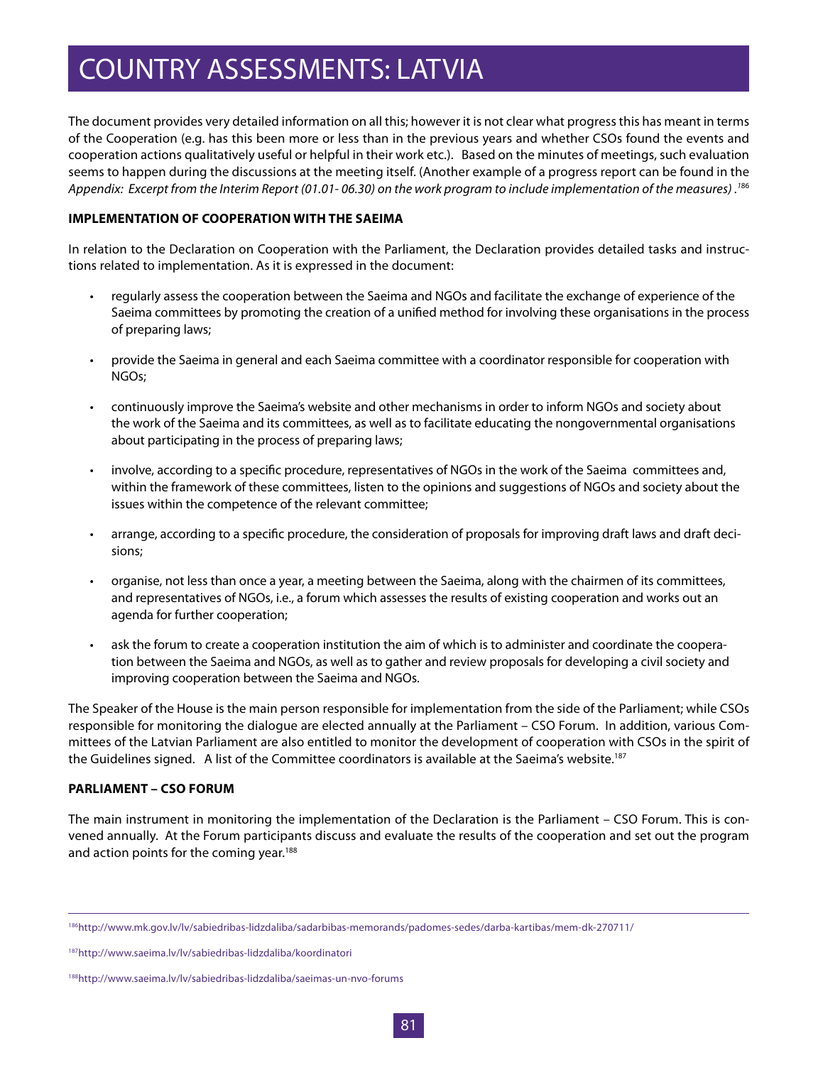# COUNTRY ASSESSMENTS: LATVIA

The document provides very detailed information on all this; however it is not clear what progress this has meant in terms of the Cooperation (e.g. has this been more or less than in the previous years and whether CSOs found the events and cooperation actions qualitatively useful or helpful in their work etc.). Based on the minutes of meetings, such evaluation seems to happen during the discussions at the meeting itself. (Another example of a progress report can be found in the *Appendix: Excerpt from the Interim Report (01.01- 06.30) on the work program to include implementation of the measures)* .[186]

**IMPLEMENTATION OF COOPERATION WITH THE SAEIMA**

In relation to the Declaration on Cooperation with the Parliament, the Declaration provides detailed tasks and instructions related to implementation. As it is expressed in the document:

- regularly assess the cooperation between the Saeima and NGOs and facilitate the exchange of experience of the Saeima committees by promoting the creation of a unified method for involving these organisations in the process of preparing laws;
- provide the Saeima in general and each Saeima committee with a coordinator responsible for cooperation with NGOs;
- continuously improve the Saeima's website and other mechanisms in order to inform NGOs and society about the work of the Saeima and its committees, as well as to facilitate educating the nongovernmental organisations about participating in the process of preparing laws;
- involve, according to a specific procedure, representatives of NGOs in the work of the Saeima committees and, within the framework of these committees, listen to the opinions and suggestions of NGOs and society about the issues within the competence of the relevant committee;
- arrange, according to a specific procedure, the consideration of proposals for improving draft laws and draft decisions;
- organise, not less than once a year, a meeting between the Saeima, along with the chairmen of its committees, and representatives of NGOs, i.e., a forum which assesses the results of existing cooperation and works out an agenda for further cooperation;
- ask the forum to create a cooperation institution the aim of which is to administer and coordinate the cooperation between the Saeima and NGOs, as well as to gather and review proposals for developing a civil society and improving cooperation between the Saeima and NGOs.

The Speaker of the House is the main person responsible for implementation from the side of the Parliament; while CSOs responsible for monitoring the dialogue are elected annually at the Parliament – CSO Forum. In addition, various Committees of the Latvian Parliament are also entitled to monitor the development of cooperation with CSOs in the spirit of the Guidelines signed. A list of the Committee coordinators is available at the Saeima's website.[187]

**PARLIAMENT – CSO FORUM**

The main instrument in monitoring the implementation of the Declaration is the Parliament – CSO Forum. This is convened annually. At the Forum participants discuss and evaluate the results of the cooperation and set out the program and action points for the coming year.[188]

---

[186] http://www.mk.gov.lv/lv/sabiedribas-lidzdaliba/sadarbibas-memorands/padomes-sedes/darba-kartibas/mem-dk-270711/

[187] http://www.saeima.lv/lv/sabiedribas-lidzdaliba/koordinatori

[188] http://www.saeima.lv/lv/sabiedribas-lidzdaliba/saeimas-un-nvo-forums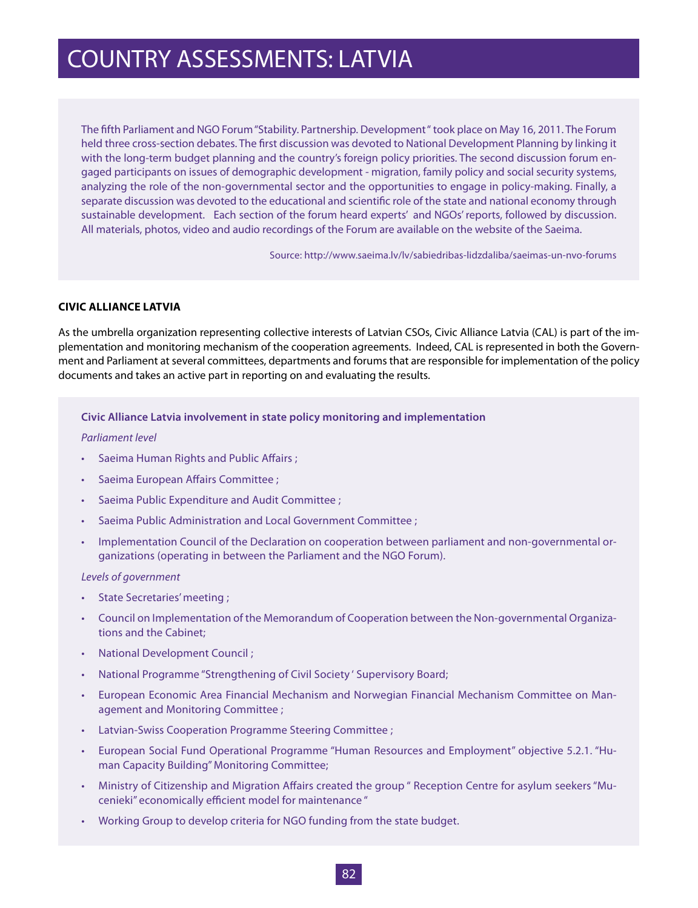# COUNTRY ASSESSMENTS: LATVIA

The fifth Parliament and NGO Forum "Stability. Partnership. Development" took place on May 16, 2011. The Forum held three cross-section debates. The first discussion was devoted to National Development Planning by linking it with the long-term budget planning and the country's foreign policy priorities. The second discussion forum engaged participants on issues of demographic development - migration, family policy and social security systems, analyzing the role of the non-governmental sector and the opportunities to engage in policy-making. Finally, a separate discussion was devoted to the educational and scientific role of the state and national economy through sustainable development. Each section of the forum heard experts' and NGOs' reports, followed by discussion. All materials, photos, video and audio recordings of the Forum are available on the website of the Saeima.

Source: http://www.saeima.lv/lv/sabiedribas-lidzdaliba/saeimas-un-nvo-forums

**CIVIC ALLIANCE LATVIA**

As the umbrella organization representing collective interests of Latvian CSOs, Civic Alliance Latvia (CAL) is part of the implementation and monitoring mechanism of the cooperation agreements. Indeed, CAL is represented in both the Government and Parliament at several committees, departments and forums that are responsible for implementation of the policy documents and takes an active part in reporting on and evaluating the results.

**Civic Alliance Latvia involvement in state policy monitoring and implementation**

*Parliament level*

- Saeima Human Rights and Public Affairs ;
- Saeima European Affairs Committee ;
- Saeima Public Expenditure and Audit Committee ;
- Saeima Public Administration and Local Government Committee ;
- Implementation Council of the Declaration on cooperation between parliament and non-governmental organizations (operating in between the Parliament and the NGO Forum).

*Levels of government*

- State Secretaries' meeting ;
- Council on Implementation of the Memorandum of Cooperation between the Non-governmental Organizations and the Cabinet;
- National Development Council ;
- National Programme "Strengthening of Civil Society ' Supervisory Board;
- European Economic Area Financial Mechanism and Norwegian Financial Mechanism Committee on Management and Monitoring Committee ;
- Latvian-Swiss Cooperation Programme Steering Committee ;
- European Social Fund Operational Programme "Human Resources and Employment" objective 5.2.1. "Human Capacity Building" Monitoring Committee;
- Ministry of Citizenship and Migration Affairs created the group " Reception Centre for asylum seekers "Mucenieki" economically efficient model for maintenance "
- Working Group to develop criteria for NGO funding from the state budget.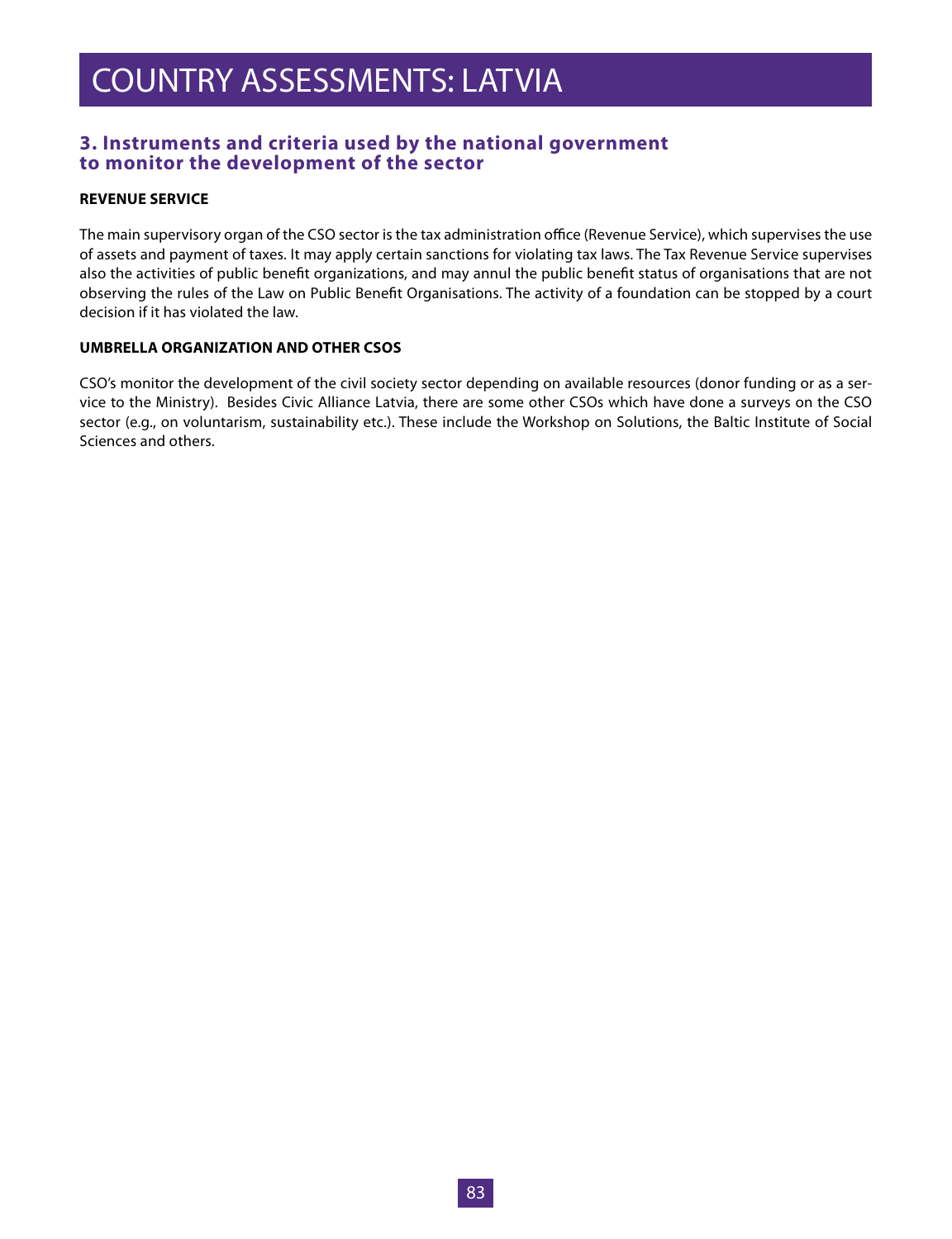# COUNTRY ASSESSMENTS: LATVIA

## 3. Instruments and criteria used by the national government to monitor the development of the sector

**REVENUE SERVICE**

The main supervisory organ of the CSO sector is the tax administration office (Revenue Service), which supervises the use of assets and payment of taxes. It may apply certain sanctions for violating tax laws. The Tax Revenue Service supervises also the activities of public benefit organizations, and may annul the public benefit status of organisations that are not observing the rules of the Law on Public Benefit Organisations. The activity of a foundation can be stopped by a court decision if it has violated the law.

**UMBRELLA ORGANIZATION AND OTHER CSOS**

CSO's monitor the development of the civil society sector depending on available resources (donor funding or as a service to the Ministry). Besides Civic Alliance Latvia, there are some other CSOs which have done a surveys on the CSO sector (e.g., on voluntarism, sustainability etc.). These include the Workshop on Solutions, the Baltic Institute of Social Sciences and others.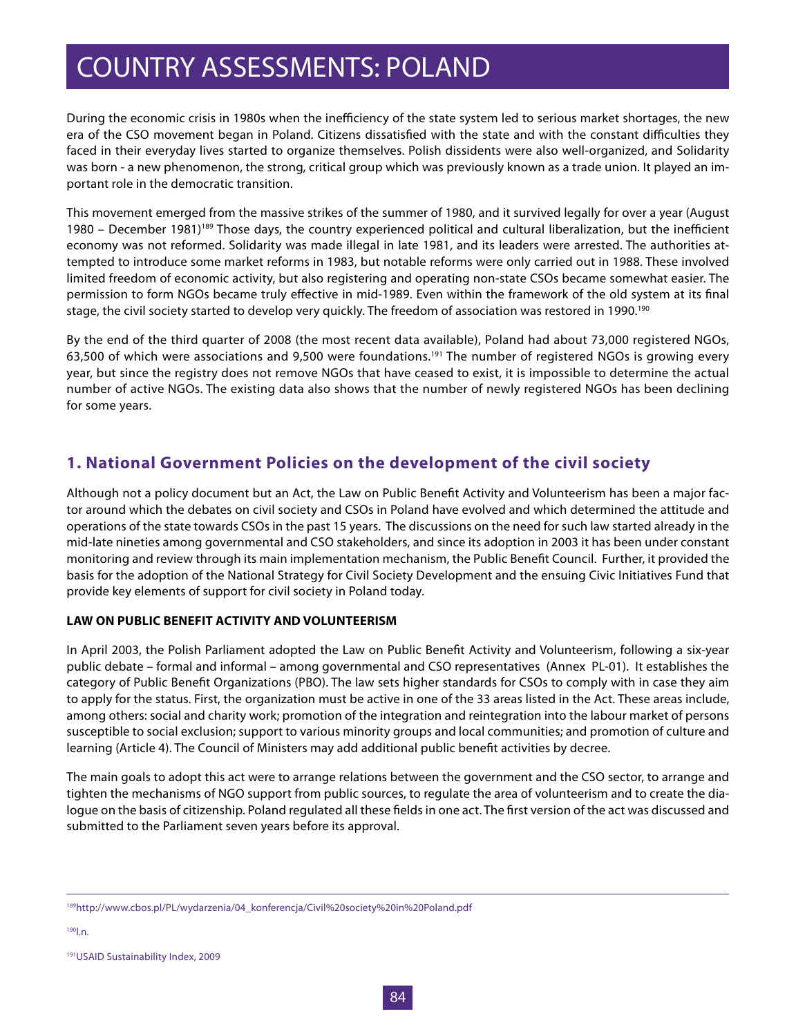# COUNTRY ASSESSMENTS: POLAND

During the economic crisis in 1980s when the inefficiency of the state system led to serious market shortages, the new era of the CSO movement began in Poland. Citizens dissatisfied with the state and with the constant difficulties they faced in their everyday lives started to organize themselves. Polish dissidents were also well-organized, and Solidarity was born - a new phenomenon, the strong, critical group which was previously known as a trade union. It played an important role in the democratic transition.

This movement emerged from the massive strikes of the summer of 1980, and it survived legally for over a year (August 1980 – December 1981)[189] Those days, the country experienced political and cultural liberalization, but the inefficient economy was not reformed. Solidarity was made illegal in late 1981, and its leaders were arrested. The authorities attempted to introduce some market reforms in 1983, but notable reforms were only carried out in 1988. These involved limited freedom of economic activity, but also registering and operating non-state CSOs became somewhat easier. The permission to form NGOs became truly effective in mid-1989. Even within the framework of the old system at its final stage, the civil society started to develop very quickly. The freedom of association was restored in 1990.[190]

By the end of the third quarter of 2008 (the most recent data available), Poland had about 73,000 registered NGOs, 63,500 of which were associations and 9,500 were foundations.[191] The number of registered NGOs is growing every year, but since the registry does not remove NGOs that have ceased to exist, it is impossible to determine the actual number of active NGOs. The existing data also shows that the number of newly registered NGOs has been declining for some years.

## 1. National Government Policies on the development of the civil society

Although not a policy document but an Act, the Law on Public Benefit Activity and Volunteerism has been a major factor around which the debates on civil society and CSOs in Poland have evolved and which determined the attitude and operations of the state towards CSOs in the past 15 years. The discussions on the need for such law started already in the mid-late nineties among governmental and CSO stakeholders, and since its adoption in 2003 it has been under constant monitoring and review through its main implementation mechanism, the Public Benefit Council. Further, it provided the basis for the adoption of the National Strategy for Civil Society Development and the ensuing Civic Initiatives Fund that provide key elements of support for civil society in Poland today.

### LAW ON PUBLIC BENEFIT ACTIVITY AND VOLUNTEERISM

In April 2003, the Polish Parliament adopted the Law on Public Benefit Activity and Volunteerism, following a six-year public debate – formal and informal – among governmental and CSO representatives (Annex PL-01). It establishes the category of Public Benefit Organizations (PBO). The law sets higher standards for CSOs to comply with in case they aim to apply for the status. First, the organization must be active in one of the 33 areas listed in the Act. These areas include, among others: social and charity work; promotion of the integration and reintegration into the labour market of persons susceptible to social exclusion; support to various minority groups and local communities; and promotion of culture and learning (Article 4). The Council of Ministers may add additional public benefit activities by decree.

The main goals to adopt this act were to arrange relations between the government and the CSO sector, to arrange and tighten the mechanisms of NGO support from public sources, to regulate the area of volunteerism and to create the dialogue on the basis of citizenship. Poland regulated all these fields in one act. The first version of the act was discussed and submitted to the Parliament seven years before its approval.

---

[189] http://www.cbos.pl/PL/wydarzenia/04_konferencja/Civil%20society%20in%20Poland.pdf

[190] I.n.

[191] USAID Sustainability Index, 2009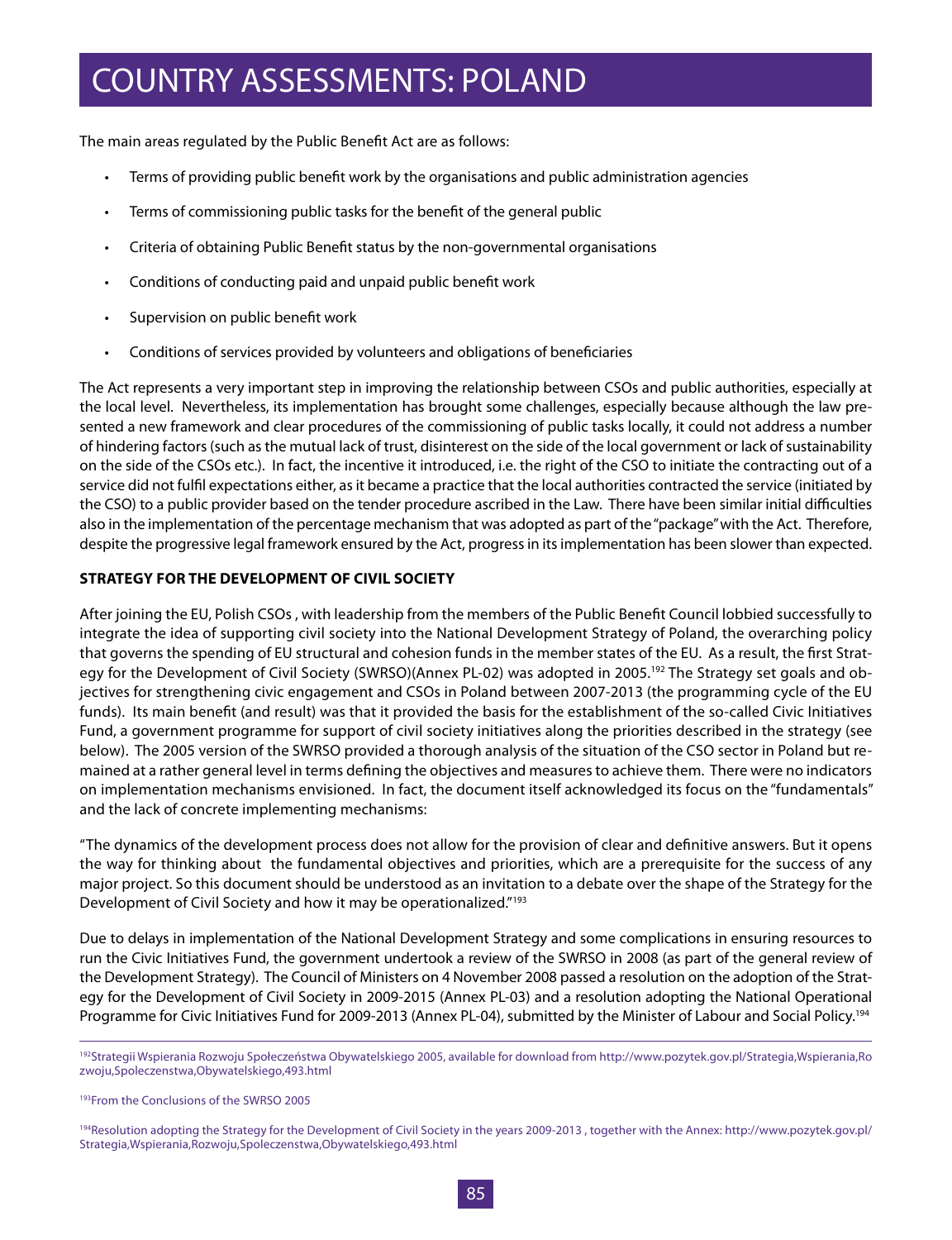The main areas regulated by the Public Benefit Act are as follows:

- Terms of providing public benefit work by the organisations and public administration agencies
- Terms of commissioning public tasks for the benefit of the general public
- Criteria of obtaining Public Benefit status by the non-governmental organisations
- Conditions of conducting paid and unpaid public benefit work
- Supervision on public benefit work
- Conditions of services provided by volunteers and obligations of beneficiaries

The Act represents a very important step in improving the relationship between CSOs and public authorities, especially at the local level. Nevertheless, its implementation has brought some challenges, especially because although the law presented a new framework and clear procedures of the commissioning of public tasks locally, it could not address a number of hindering factors (such as the mutual lack of trust, disinterest on the side of the local government or lack of sustainability on the side of the CSOs etc.). In fact, the incentive it introduced, i.e. the right of the CSO to initiate the contracting out of a service did not fulfil expectations either, as it became a practice that the local authorities contracted the service (initiated by the CSO) to a public provider based on the tender procedure ascribed in the Law. There have been similar initial difficulties also in the implementation of the percentage mechanism that was adopted as part of the "package" with the Act. Therefore, despite the progressive legal framework ensured by the Act, progress in its implementation has been slower than expected.

**STRATEGY FOR THE DEVELOPMENT OF CIVIL SOCIETY**

After joining the EU, Polish CSOs , with leadership from the members of the Public Benefit Council lobbied successfully to integrate the idea of supporting civil society into the National Development Strategy of Poland, the overarching policy that governs the spending of EU structural and cohesion funds in the member states of the EU. As a result, the first Strategy for the Development of Civil Society (SWRSO)(Annex PL-02) was adopted in 2005.[192] The Strategy set goals and objectives for strengthening civic engagement and CSOs in Poland between 2007-2013 (the programming cycle of the EU funds). Its main benefit (and result) was that it provided the basis for the establishment of the so-called Civic Initiatives Fund, a government programme for support of civil society initiatives along the priorities described in the strategy (see below). The 2005 version of the SWRSO provided a thorough analysis of the situation of the CSO sector in Poland but remained at a rather general level in terms defining the objectives and measures to achieve them. There were no indicators on implementation mechanisms envisioned. In fact, the document itself acknowledged its focus on the "fundamentals" and the lack of concrete implementing mechanisms:

"The dynamics of the development process does not allow for the provision of clear and definitive answers. But it opens the way for thinking about the fundamental objectives and priorities, which are a prerequisite for the success of any major project. So this document should be understood as an invitation to a debate over the shape of the Strategy for the Development of Civil Society and how it may be operationalized."[193]

Due to delays in implementation of the National Development Strategy and some complications in ensuring resources to run the Civic Initiatives Fund, the government undertook a review of the SWRSO in 2008 (as part of the general review of the Development Strategy). The Council of Ministers on 4 November 2008 passed a resolution on the adoption of the Strategy for the Development of Civil Society in 2009-2015 (Annex PL-03) and a resolution adopting the National Operational Programme for Civic Initiatives Fund for 2009-2013 (Annex PL-04), submitted by the Minister of Labour and Social Policy.[194]

---

[192] Strategii Wspierania Rozwoju Społeczeństwa Obywatelskiego 2005, available for download from http://www.pozytek.gov.pl/Strategia,Wspierania,Rozwoju,Spoleczenstwa,Obywatelskiego,493.html

[193] From the Conclusions of the SWRSO 2005

[194] Resolution adopting the Strategy for the Development of Civil Society in the years 2009-2013 , together with the Annex: http://www.pozytek.gov.pl/Strategia,Wspierania,Rozwoju,Spoleczenstwa,Obywatelskiego,493.html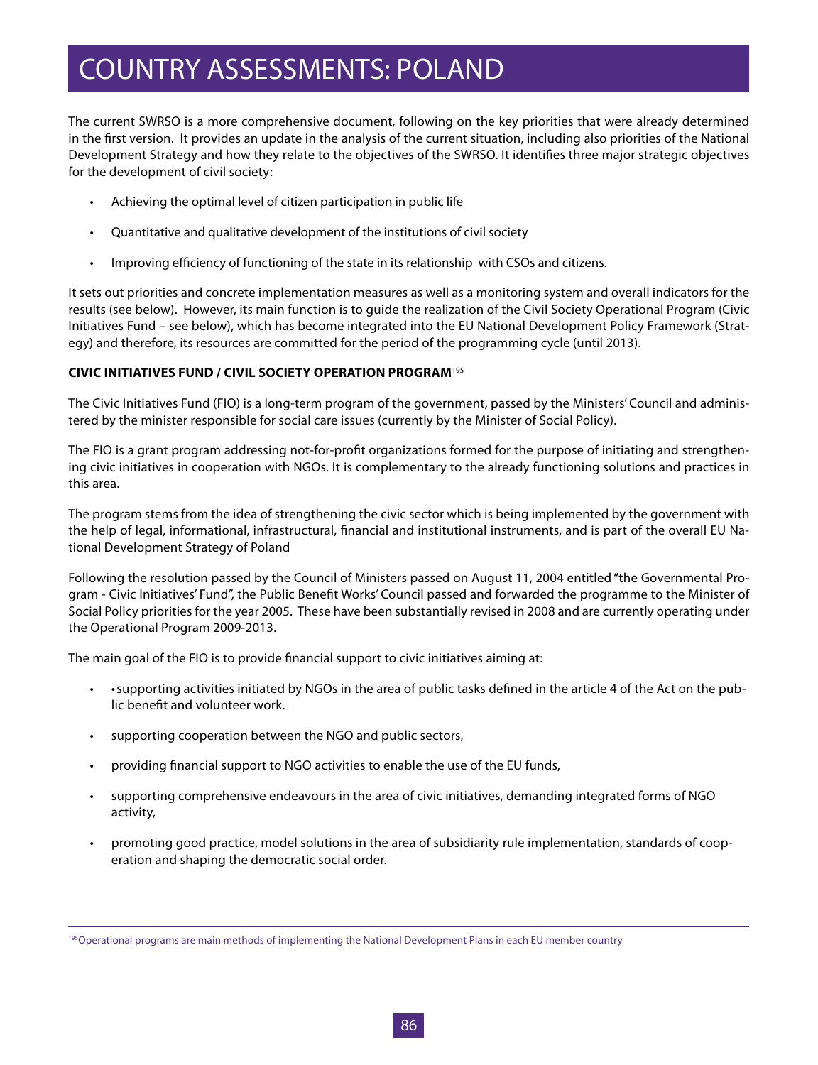# COUNTRY ASSESSMENTS: POLAND

The current SWRSO is a more comprehensive document, following on the key priorities that were already determined in the first version. It provides an update in the analysis of the current situation, including also priorities of the National Development Strategy and how they relate to the objectives of the SWRSO. It identifies three major strategic objectives for the development of civil society:

- Achieving the optimal level of citizen participation in public life
- Quantitative and qualitative development of the institutions of civil society
- Improving efficiency of functioning of the state in its relationship with CSOs and citizens.

It sets out priorities and concrete implementation measures as well as a monitoring system and overall indicators for the results (see below). However, its main function is to guide the realization of the Civil Society Operational Program (Civic Initiatives Fund – see below), which has become integrated into the EU National Development Policy Framework (Strategy) and therefore, its resources are committed for the period of the programming cycle (until 2013).

**CIVIC INITIATIVES FUND / CIVIL SOCIETY OPERATION PROGRAM**[195]

The Civic Initiatives Fund (FIO) is a long-term program of the government, passed by the Ministers' Council and administered by the minister responsible for social care issues (currently by the Minister of Social Policy).

The FIO is a grant program addressing not-for-profit organizations formed for the purpose of initiating and strengthening civic initiatives in cooperation with NGOs. It is complementary to the already functioning solutions and practices in this area.

The program stems from the idea of strengthening the civic sector which is being implemented by the government with the help of legal, informational, infrastructural, financial and institutional instruments, and is part of the overall EU National Development Strategy of Poland

Following the resolution passed by the Council of Ministers passed on August 11, 2004 entitled "the Governmental Program - Civic Initiatives' Fund", the Public Benefit Works' Council passed and forwarded the programme to the Minister of Social Policy priorities for the year 2005. These have been substantially revised in 2008 and are currently operating under the Operational Program 2009-2013.

The main goal of the FIO is to provide financial support to civic initiatives aiming at:

- • supporting activities initiated by NGOs in the area of public tasks defined in the article 4 of the Act on the public benefit and volunteer work.
- supporting cooperation between the NGO and public sectors,
- providing financial support to NGO activities to enable the use of the EU funds,
- supporting comprehensive endeavours in the area of civic initiatives, demanding integrated forms of NGO activity,
- promoting good practice, model solutions in the area of subsidiarity rule implementation, standards of cooperation and shaping the democratic social order.

[195]Operational programs are main methods of implementing the National Development Plans in each EU member country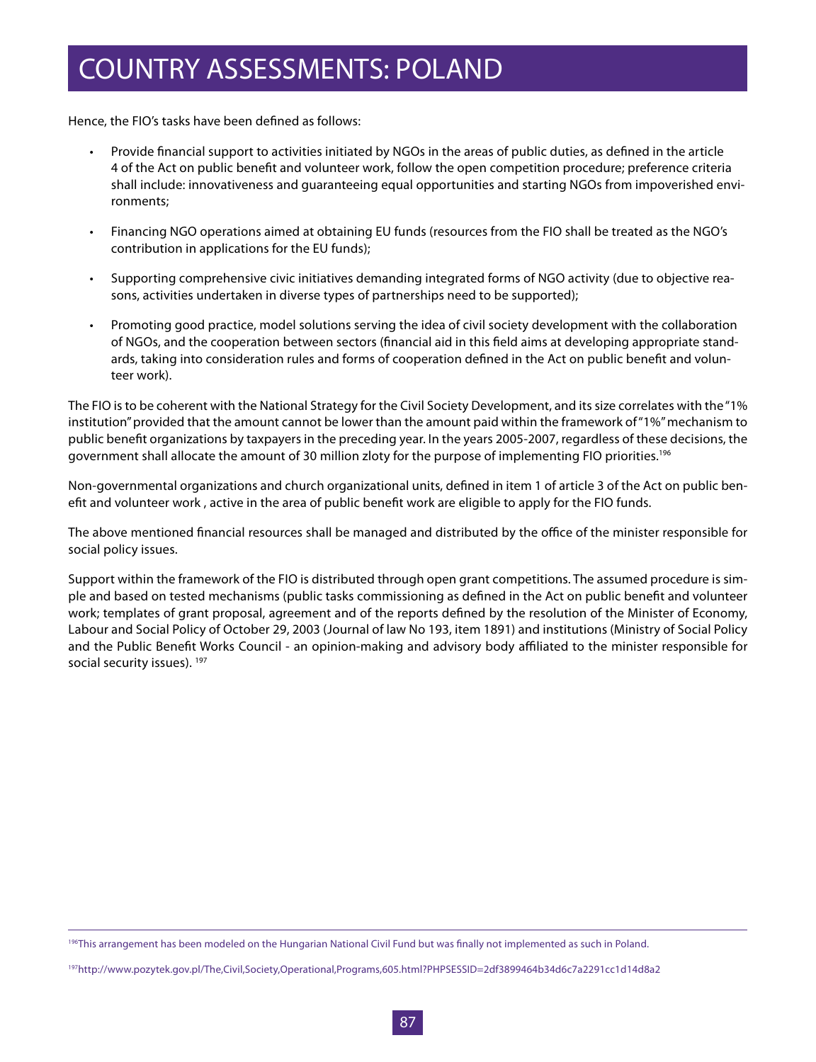Hence, the FIO's tasks have been defined as follows:

- Provide financial support to activities initiated by NGOs in the areas of public duties, as defined in the article 4 of the Act on public benefit and volunteer work, follow the open competition procedure; preference criteria shall include: innovativeness and guaranteeing equal opportunities and starting NGOs from impoverished environments;

- Financing NGO operations aimed at obtaining EU funds (resources from the FIO shall be treated as the NGO's contribution in applications for the EU funds);

- Supporting comprehensive civic initiatives demanding integrated forms of NGO activity (due to objective reasons, activities undertaken in diverse types of partnerships need to be supported);

- Promoting good practice, model solutions serving the idea of civil society development with the collaboration of NGOs, and the cooperation between sectors (financial aid in this field aims at developing appropriate standards, taking into consideration rules and forms of cooperation defined in the Act on public benefit and volunteer work).

The FIO is to be coherent with the National Strategy for the Civil Society Development, and its size correlates with the "1% institution" provided that the amount cannot be lower than the amount paid within the framework of "1%" mechanism to public benefit organizations by taxpayers in the preceding year. In the years 2005-2007, regardless of these decisions, the government shall allocate the amount of 30 million zloty for the purpose of implementing FIO priorities.[196]

Non-governmental organizations and church organizational units, defined in item 1 of article 3 of the Act on public benefit and volunteer work , active in the area of public benefit work are eligible to apply for the FIO funds.

The above mentioned financial resources shall be managed and distributed by the office of the minister responsible for social policy issues.

Support within the framework of the FIO is distributed through open grant competitions. The assumed procedure is simple and based on tested mechanisms (public tasks commissioning as defined in the Act on public benefit and volunteer work; templates of grant proposal, agreement and of the reports defined by the resolution of the Minister of Economy, Labour and Social Policy of October 29, 2003 (Journal of law No 193, item 1891) and institutions (Ministry of Social Policy and the Public Benefit Works Council - an opinion-making and advisory body affiliated to the minister responsible for social security issues). [197]

---

[196] This arrangement has been modeled on the Hungarian National Civil Fund but was finally not implemented as such in Poland.

[197] http://www.pozytek.gov.pl/The,Civil,Society,Operational,Programs,605.html?PHPSESSID=2df3899464b34d6c7a2291cc1d14d8a2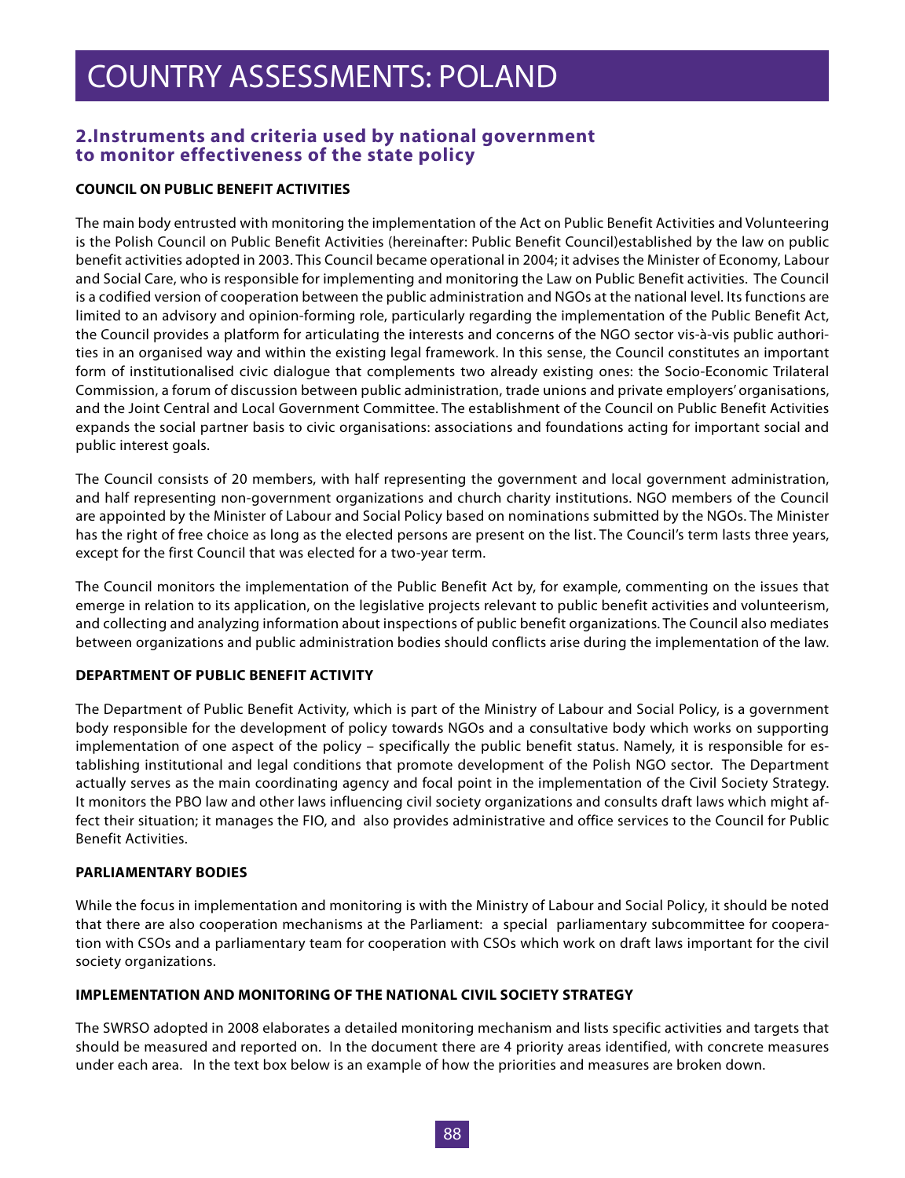# COUNTRY ASSESSMENTS: POLAND

## 2.Instruments and criteria used by national government to monitor effectiveness of the state policy

**COUNCIL ON PUBLIC BENEFIT ACTIVITIES**

The main body entrusted with monitoring the implementation of the Act on Public Benefit Activities and Volunteering is the Polish Council on Public Benefit Activities (hereinafter: Public Benefit Council)established by the law on public benefit activities adopted in 2003. This Council became operational in 2004; it advises the Minister of Economy, Labour and Social Care, who is responsible for implementing and monitoring the Law on Public Benefit activities. The Council is a codified version of cooperation between the public administration and NGOs at the national level. Its functions are limited to an advisory and opinion-forming role, particularly regarding the implementation of the Public Benefit Act, the Council provides a platform for articulating the interests and concerns of the NGO sector vis-à-vis public authorities in an organised way and within the existing legal framework. In this sense, the Council constitutes an important form of institutionalised civic dialogue that complements two already existing ones: the Socio-Economic Trilateral Commission, a forum of discussion between public administration, trade unions and private employers' organisations, and the Joint Central and Local Government Committee. The establishment of the Council on Public Benefit Activities expands the social partner basis to civic organisations: associations and foundations acting for important social and public interest goals.

The Council consists of 20 members, with half representing the government and local government administration, and half representing non-government organizations and church charity institutions. NGO members of the Council are appointed by the Minister of Labour and Social Policy based on nominations submitted by the NGOs. The Minister has the right of free choice as long as the elected persons are present on the list. The Council's term lasts three years, except for the first Council that was elected for a two-year term.

The Council monitors the implementation of the Public Benefit Act by, for example, commenting on the issues that emerge in relation to its application, on the legislative projects relevant to public benefit activities and volunteerism, and collecting and analyzing information about inspections of public benefit organizations. The Council also mediates between organizations and public administration bodies should conflicts arise during the implementation of the law.

**DEPARTMENT OF PUBLIC BENEFIT ACTIVITY**

The Department of Public Benefit Activity, which is part of the Ministry of Labour and Social Policy, is a government body responsible for the development of policy towards NGOs and a consultative body which works on supporting implementation of one aspect of the policy – specifically the public benefit status. Namely, it is responsible for establishing institutional and legal conditions that promote development of the Polish NGO sector. The Department actually serves as the main coordinating agency and focal point in the implementation of the Civil Society Strategy. It monitors the PBO law and other laws influencing civil society organizations and consults draft laws which might affect their situation; it manages the FIO, and also provides administrative and office services to the Council for Public Benefit Activities.

**PARLIAMENTARY BODIES**

While the focus in implementation and monitoring is with the Ministry of Labour and Social Policy, it should be noted that there are also cooperation mechanisms at the Parliament: a special parliamentary subcommittee for cooperation with CSOs and a parliamentary team for cooperation with CSOs which work on draft laws important for the civil society organizations.

**IMPLEMENTATION AND MONITORING OF THE NATIONAL CIVIL SOCIETY STRATEGY**

The SWRSO adopted in 2008 elaborates a detailed monitoring mechanism and lists specific activities and targets that should be measured and reported on. In the document there are 4 priority areas identified, with concrete measures under each area. In the text box below is an example of how the priorities and measures are broken down.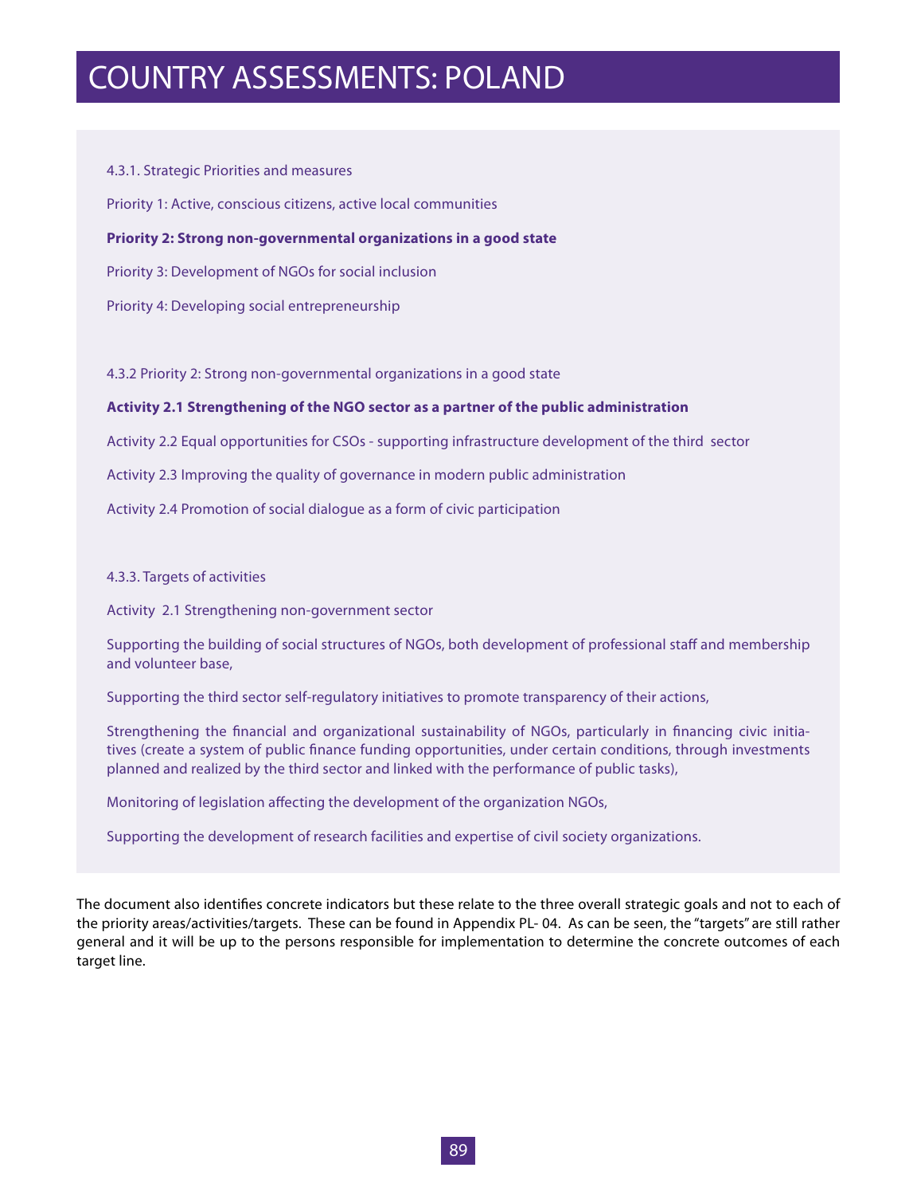# COUNTRY ASSESSMENTS: POLAND

4.3.1. Strategic Priorities and measures

Priority 1: Active, conscious citizens, active local communities

**Priority 2: Strong non-governmental organizations in a good state**

Priority 3: Development of NGOs for social inclusion

Priority 4: Developing social entrepreneurship

4.3.2 Priority 2: Strong non-governmental organizations in a good state

**Activity 2.1 Strengthening of the NGO sector as a partner of the public administration**

Activity 2.2 Equal opportunities for CSOs - supporting infrastructure development of the third sector

Activity 2.3 Improving the quality of governance in modern public administration

Activity 2.4 Promotion of social dialogue as a form of civic participation

4.3.3. Targets of activities

Activity 2.1 Strengthening non-government sector

Supporting the building of social structures of NGOs, both development of professional staff and membership and volunteer base,

Supporting the third sector self-regulatory initiatives to promote transparency of their actions,

Strengthening the financial and organizational sustainability of NGOs, particularly in financing civic initiatives (create a system of public finance funding opportunities, under certain conditions, through investments planned and realized by the third sector and linked with the performance of public tasks),

Monitoring of legislation affecting the development of the organization NGOs,

Supporting the development of research facilities and expertise of civil society organizations.

The document also identifies concrete indicators but these relate to the three overall strategic goals and not to each of the priority areas/activities/targets. These can be found in Appendix PL- 04. As can be seen, the "targets" are still rather general and it will be up to the persons responsible for implementation to determine the concrete outcomes of each target line.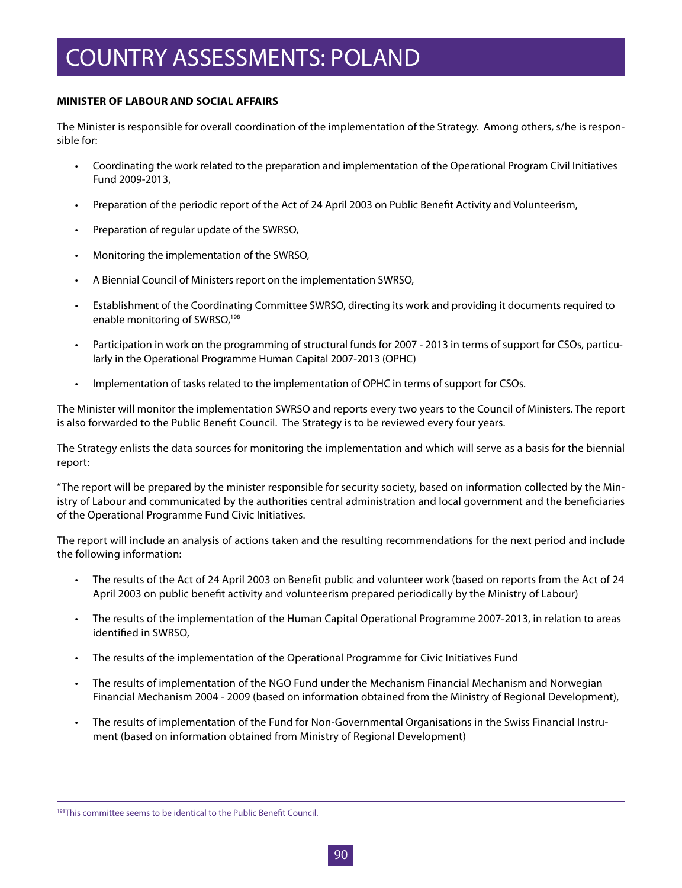#### MINISTER OF LABOUR AND SOCIAL AFFAIRS

The Minister is responsible for overall coordination of the implementation of the Strategy. Among others, s/he is responsible for:

- Coordinating the work related to the preparation and implementation of the Operational Program Civil Initiatives Fund 2009-2013,
- Preparation of the periodic report of the Act of 24 April 2003 on Public Benefit Activity and Volunteerism,
- Preparation of regular update of the SWRSO,
- Monitoring the implementation of the SWRSO,
- A Biennial Council of Ministers report on the implementation SWRSO,
- Establishment of the Coordinating Committee SWRSO, directing its work and providing it documents required to enable monitoring of SWRSO,[198]
- Participation in work on the programming of structural funds for 2007 - 2013 in terms of support for CSOs, particularly in the Operational Programme Human Capital 2007-2013 (OPHC)
- Implementation of tasks related to the implementation of OPHC in terms of support for CSOs.

The Minister will monitor the implementation SWRSO and reports every two years to the Council of Ministers. The report is also forwarded to the Public Benefit Council. The Strategy is to be reviewed every four years.

The Strategy enlists the data sources for monitoring the implementation and which will serve as a basis for the biennial report:

"The report will be prepared by the minister responsible for security society, based on information collected by the Ministry of Labour and communicated by the authorities central administration and local government and the beneficiaries of the Operational Programme Fund Civic Initiatives.

The report will include an analysis of actions taken and the resulting recommendations for the next period and include the following information:

- The results of the Act of 24 April 2003 on Benefit public and volunteer work (based on reports from the Act of 24 April 2003 on public benefit activity and volunteerism prepared periodically by the Ministry of Labour)
- The results of the implementation of the Human Capital Operational Programme 2007-2013, in relation to areas identified in SWRSO,
- The results of the implementation of the Operational Programme for Civic Initiatives Fund
- The results of implementation of the NGO Fund under the Mechanism Financial Mechanism and Norwegian Financial Mechanism 2004 - 2009 (based on information obtained from the Ministry of Regional Development),
- The results of implementation of the Fund for Non-Governmental Organisations in the Swiss Financial Instrument (based on information obtained from Ministry of Regional Development)

---

[198]This committee seems to be identical to the Public Benefit Council.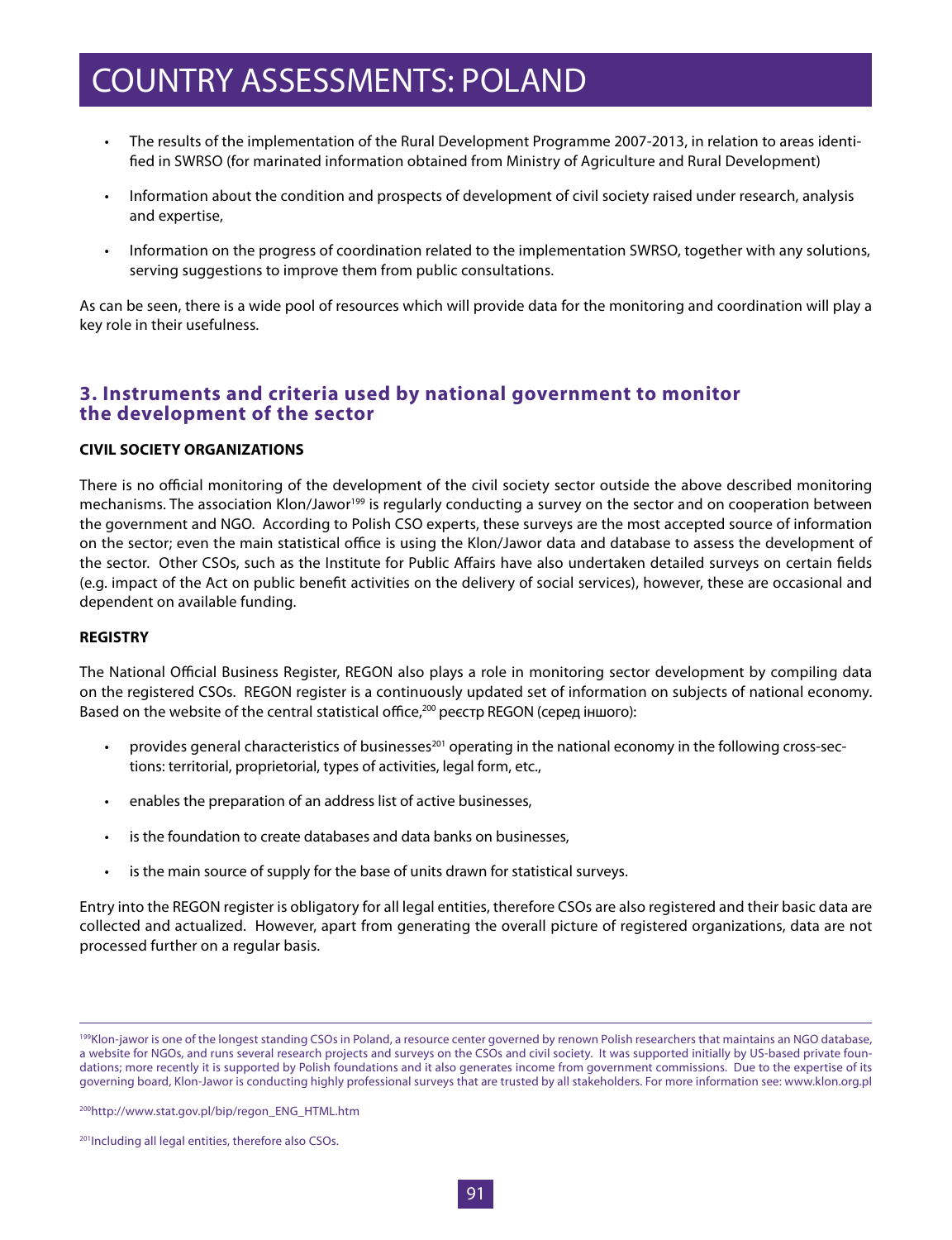- The results of the implementation of the Rural Development Programme 2007-2013, in relation to areas identified in SWRSO (for marinated information obtained from Ministry of Agriculture and Rural Development)
- Information about the condition and prospects of development of civil society raised under research, analysis and expertise,
- Information on the progress of coordination related to the implementation SWRSO, together with any solutions, serving suggestions to improve them from public consultations.

As can be seen, there is a wide pool of resources which will provide data for the monitoring and coordination will play a key role in their usefulness.

## 3. Instruments and criteria used by national government to monitor the development of the sector

**CIVIL SOCIETY ORGANIZATIONS**

There is no official monitoring of the development of the civil society sector outside the above described monitoring mechanisms. The association Klon/Jawor[199] is regularly conducting a survey on the sector and on cooperation between the government and NGO. According to Polish CSO experts, these surveys are the most accepted source of information on the sector; even the main statistical office is using the Klon/Jawor data and database to assess the development of the sector. Other CSOs, such as the Institute for Public Affairs have also undertaken detailed surveys on certain fields (e.g. impact of the Act on public benefit activities on the delivery of social services), however, these are occasional and dependent on available funding.

**REGISTRY**

The National Official Business Register, REGON also plays a role in monitoring sector development by compiling data on the registered CSOs. REGON register is a continuously updated set of information on subjects of national economy. Based on the website of the central statistical office,[200] реєстр REGON (серед іншого):

- provides general characteristics of businesses[201] operating in the national economy in the following cross-sections: territorial, proprietorial, types of activities, legal form, etc.,
- enables the preparation of an address list of active businesses,
- is the foundation to create databases and data banks on businesses,
- is the main source of supply for the base of units drawn for statistical surveys.

Entry into the REGON register is obligatory for all legal entities, therefore CSOs are also registered and their basic data are collected and actualized. However, apart from generating the overall picture of registered organizations, data are not processed further on a regular basis.

---

[199] Klon-jawor is one of the longest standing CSOs in Poland, a resource center governed by renown Polish researchers that maintains an NGO database, a website for NGOs, and runs several research projects and surveys on the CSOs and civil society. It was supported initially by US-based private foundations; more recently it is supported by Polish foundations and it also generates income from government commissions. Due to the expertise of its governing board, Klon-Jawor is conducting highly professional surveys that are trusted by all stakeholders. For more information see: www.klon.org.pl

[200] http://www.stat.gov.pl/bip/regon_ENG_HTML.htm

[201] Including all legal entities, therefore also CSOs.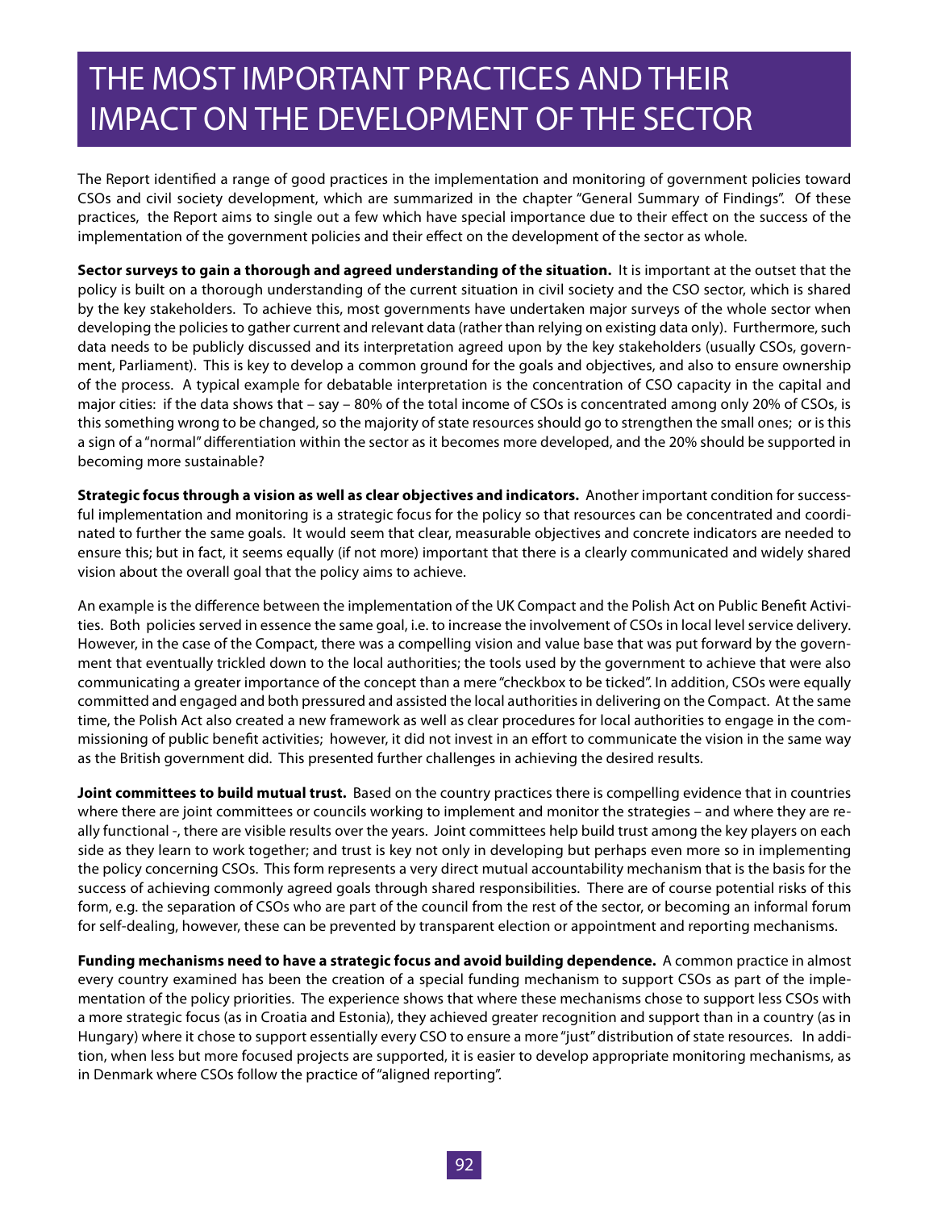# THE MOST IMPORTANT PRACTICES AND THEIR IMPACT ON THE DEVELOPMENT OF THE SECTOR

The Report identified a range of good practices in the implementation and monitoring of government policies toward CSOs and civil society development, which are summarized in the chapter "General Summary of Findings". Of these practices, the Report aims to single out a few which have special importance due to their effect on the success of the implementation of the government policies and their effect on the development of the sector as whole.

**Sector surveys to gain a thorough and agreed understanding of the situation.** It is important at the outset that the policy is built on a thorough understanding of the current situation in civil society and the CSO sector, which is shared by the key stakeholders. To achieve this, most governments have undertaken major surveys of the whole sector when developing the policies to gather current and relevant data (rather than relying on existing data only). Furthermore, such data needs to be publicly discussed and its interpretation agreed upon by the key stakeholders (usually CSOs, government, Parliament). This is key to develop a common ground for the goals and objectives, and also to ensure ownership of the process. A typical example for debatable interpretation is the concentration of CSO capacity in the capital and major cities: if the data shows that – say – 80% of the total income of CSOs is concentrated among only 20% of CSOs, is this something wrong to be changed, so the majority of state resources should go to strengthen the small ones; or is this a sign of a "normal" differentiation within the sector as it becomes more developed, and the 20% should be supported in becoming more sustainable?

**Strategic focus through a vision as well as clear objectives and indicators.** Another important condition for successful implementation and monitoring is a strategic focus for the policy so that resources can be concentrated and coordinated to further the same goals. It would seem that clear, measurable objectives and concrete indicators are needed to ensure this; but in fact, it seems equally (if not more) important that there is a clearly communicated and widely shared vision about the overall goal that the policy aims to achieve.

An example is the difference between the implementation of the UK Compact and the Polish Act on Public Benefit Activities. Both policies served in essence the same goal, i.e. to increase the involvement of CSOs in local level service delivery. However, in the case of the Compact, there was a compelling vision and value base that was put forward by the government that eventually trickled down to the local authorities; the tools used by the government to achieve that were also communicating a greater importance of the concept than a mere "checkbox to be ticked". In addition, CSOs were equally committed and engaged and both pressured and assisted the local authorities in delivering on the Compact. At the same time, the Polish Act also created a new framework as well as clear procedures for local authorities to engage in the commissioning of public benefit activities; however, it did not invest in an effort to communicate the vision in the same way as the British government did. This presented further challenges in achieving the desired results.

**Joint committees to build mutual trust.** Based on the country practices there is compelling evidence that in countries where there are joint committees or councils working to implement and monitor the strategies – and where they are really functional -, there are visible results over the years. Joint committees help build trust among the key players on each side as they learn to work together; and trust is key not only in developing but perhaps even more so in implementing the policy concerning CSOs. This form represents a very direct mutual accountability mechanism that is the basis for the success of achieving commonly agreed goals through shared responsibilities. There are of course potential risks of this form, e.g. the separation of CSOs who are part of the council from the rest of the sector, or becoming an informal forum for self-dealing, however, these can be prevented by transparent election or appointment and reporting mechanisms.

**Funding mechanisms need to have a strategic focus and avoid building dependence.** A common practice in almost every country examined has been the creation of a special funding mechanism to support CSOs as part of the implementation of the policy priorities. The experience shows that where these mechanisms chose to support less CSOs with a more strategic focus (as in Croatia and Estonia), they achieved greater recognition and support than in a country (as in Hungary) where it chose to support essentially every CSO to ensure a more "just" distribution of state resources. In addition, when less but more focused projects are supported, it is easier to develop appropriate monitoring mechanisms, as in Denmark where CSOs follow the practice of "aligned reporting".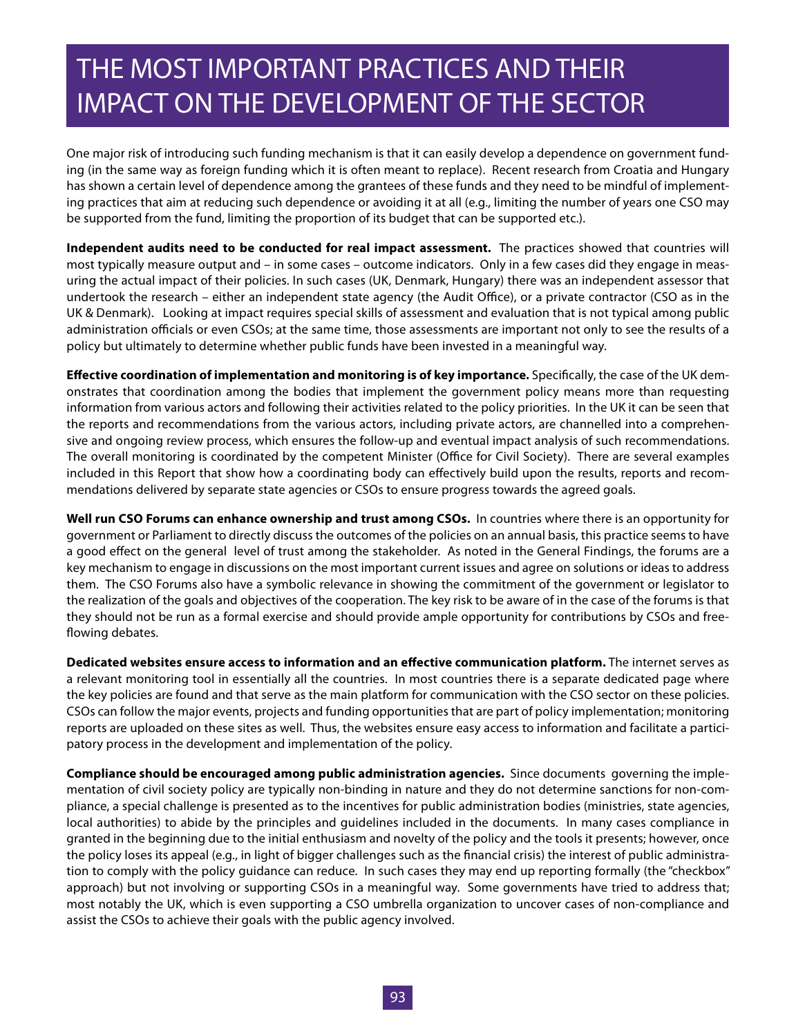# THE MOST IMPORTANT PRACTICES AND THEIR IMPACT ON THE DEVELOPMENT OF THE SECTOR

One major risk of introducing such funding mechanism is that it can easily develop a dependence on government funding (in the same way as foreign funding which it is often meant to replace). Recent research from Croatia and Hungary has shown a certain level of dependence among the grantees of these funds and they need to be mindful of implementing practices that aim at reducing such dependence or avoiding it at all (e.g., limiting the number of years one CSO may be supported from the fund, limiting the proportion of its budget that can be supported etc.).

**Independent audits need to be conducted for real impact assessment.** The practices showed that countries will most typically measure output and – in some cases – outcome indicators. Only in a few cases did they engage in measuring the actual impact of their policies. In such cases (UK, Denmark, Hungary) there was an independent assessor that undertook the research – either an independent state agency (the Audit Office), or a private contractor (CSO as in the UK & Denmark). Looking at impact requires special skills of assessment and evaluation that is not typical among public administration officials or even CSOs; at the same time, those assessments are important not only to see the results of a policy but ultimately to determine whether public funds have been invested in a meaningful way.

**Effective coordination of implementation and monitoring is of key importance.** Specifically, the case of the UK demonstrates that coordination among the bodies that implement the government policy means more than requesting information from various actors and following their activities related to the policy priorities. In the UK it can be seen that the reports and recommendations from the various actors, including private actors, are channelled into a comprehensive and ongoing review process, which ensures the follow-up and eventual impact analysis of such recommendations. The overall monitoring is coordinated by the competent Minister (Office for Civil Society). There are several examples included in this Report that show how a coordinating body can effectively build upon the results, reports and recommendations delivered by separate state agencies or CSOs to ensure progress towards the agreed goals.

**Well run CSO Forums can enhance ownership and trust among CSOs.** In countries where there is an opportunity for government or Parliament to directly discuss the outcomes of the policies on an annual basis, this practice seems to have a good effect on the general level of trust among the stakeholder. As noted in the General Findings, the forums are a key mechanism to engage in discussions on the most important current issues and agree on solutions or ideas to address them. The CSO Forums also have a symbolic relevance in showing the commitment of the government or legislator to the realization of the goals and objectives of the cooperation. The key risk to be aware of in the case of the forums is that they should not be run as a formal exercise and should provide ample opportunity for contributions by CSOs and free-flowing debates.

**Dedicated websites ensure access to information and an effective communication platform.** The internet serves as a relevant monitoring tool in essentially all the countries. In most countries there is a separate dedicated page where the key policies are found and that serve as the main platform for communication with the CSO sector on these policies. CSOs can follow the major events, projects and funding opportunities that are part of policy implementation; monitoring reports are uploaded on these sites as well. Thus, the websites ensure easy access to information and facilitate a participatory process in the development and implementation of the policy.

**Compliance should be encouraged among public administration agencies.** Since documents governing the implementation of civil society policy are typically non-binding in nature and they do not determine sanctions for non-compliance, a special challenge is presented as to the incentives for public administration bodies (ministries, state agencies, local authorities) to abide by the principles and guidelines included in the documents. In many cases compliance in granted in the beginning due to the initial enthusiasm and novelty of the policy and the tools it presents; however, once the policy loses its appeal (e.g., in light of bigger challenges such as the financial crisis) the interest of public administration to comply with the policy guidance can reduce. In such cases they may end up reporting formally (the "checkbox" approach) but not involving or supporting CSOs in a meaningful way. Some governments have tried to address that; most notably the UK, which is even supporting a CSO umbrella organization to uncover cases of non-compliance and assist the CSOs to achieve their goals with the public agency involved.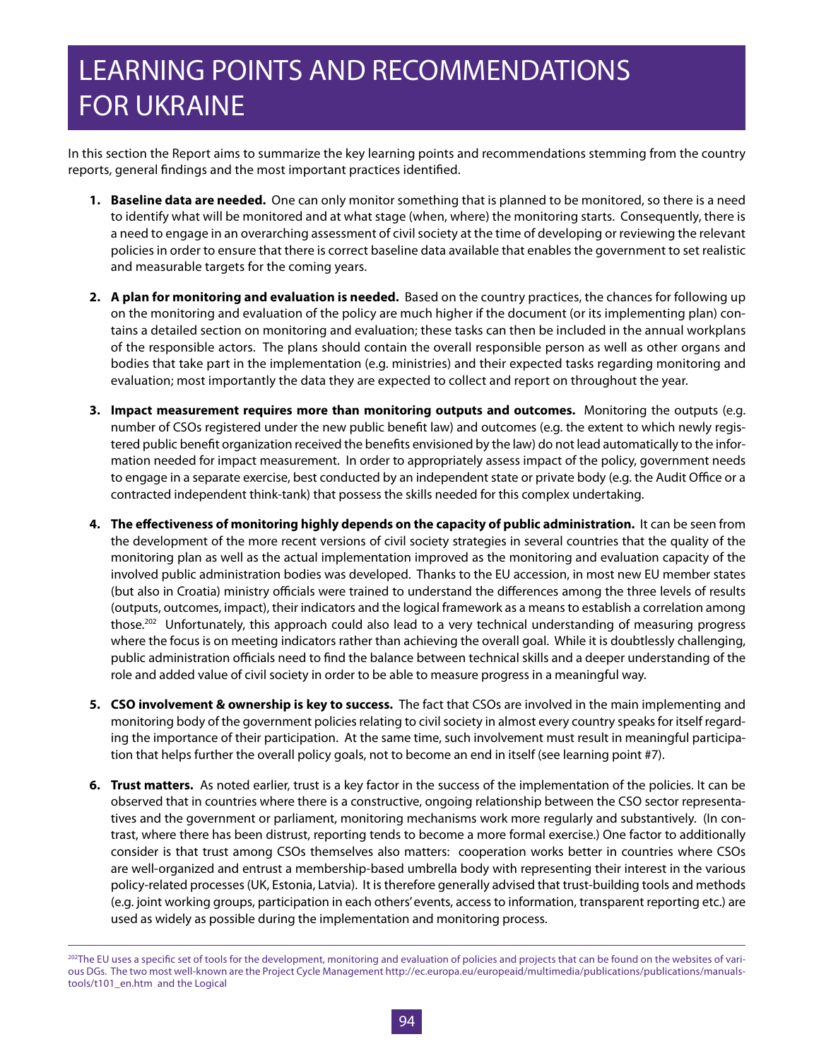# LEARNING POINTS AND RECOMMENDATIONS FOR UKRAINE

In this section the Report aims to summarize the key learning points and recommendations stemming from the country reports, general findings and the most important practices identified.

1. **Baseline data are needed.** One can only monitor something that is planned to be monitored, so there is a need to identify what will be monitored and at what stage (when, where) the monitoring starts. Consequently, there is a need to engage in an overarching assessment of civil society at the time of developing or reviewing the relevant policies in order to ensure that there is correct baseline data available that enables the government to set realistic and measurable targets for the coming years.

2. **A plan for monitoring and evaluation is needed.** Based on the country practices, the chances for following up on the monitoring and evaluation of the policy are much higher if the document (or its implementing plan) contains a detailed section on monitoring and evaluation; these tasks can then be included in the annual workplans of the responsible actors. The plans should contain the overall responsible person as well as other organs and bodies that take part in the implementation (e.g. ministries) and their expected tasks regarding monitoring and evaluation; most importantly the data they are expected to collect and report on throughout the year.

3. **Impact measurement requires more than monitoring outputs and outcomes.** Monitoring the outputs (e.g. number of CSOs registered under the new public benefit law) and outcomes (e.g. the extent to which newly registered public benefit organization received the benefits envisioned by the law) do not lead automatically to the information needed for impact measurement. In order to appropriately assess impact of the policy, government needs to engage in a separate exercise, best conducted by an independent state or private body (e.g. the Audit Office or a contracted independent think-tank) that possess the skills needed for this complex undertaking.

4. **The effectiveness of monitoring highly depends on the capacity of public administration.** It can be seen from the development of the more recent versions of civil society strategies in several countries that the quality of the monitoring plan as well as the actual implementation improved as the monitoring and evaluation capacity of the involved public administration bodies was developed. Thanks to the EU accession, in most new EU member states (but also in Croatia) ministry officials were trained to understand the differences among the three levels of results (outputs, outcomes, impact), their indicators and the logical framework as a means to establish a correlation among those.[202] Unfortunately, this approach could also lead to a very technical understanding of measuring progress where the focus is on meeting indicators rather than achieving the overall goal. While it is doubtlessly challenging, public administration officials need to find the balance between technical skills and a deeper understanding of the role and added value of civil society in order to be able to measure progress in a meaningful way.

5. **CSO involvement & ownership is key to success.** The fact that CSOs are involved in the main implementing and monitoring body of the government policies relating to civil society in almost every country speaks for itself regarding the importance of their participation. At the same time, such involvement must result in meaningful participation that helps further the overall policy goals, not to become an end in itself (see learning point #7).

6. **Trust matters.** As noted earlier, trust is a key factor in the success of the implementation of the policies. It can be observed that in countries where there is a constructive, ongoing relationship between the CSO sector representatives and the government or parliament, monitoring mechanisms work more regularly and substantively. (In contrast, where there has been distrust, reporting tends to become a more formal exercise.) One factor to additionally consider is that trust among CSOs themselves also matters: cooperation works better in countries where CSOs are well-organized and entrust a membership-based umbrella body with representing their interest in the various policy-related processes (UK, Estonia, Latvia). It is therefore generally advised that trust-building tools and methods (e.g. joint working groups, participation in each others' events, access to information, transparent reporting etc.) are used as widely as possible during the implementation and monitoring process.

---

[202] The EU uses a specific set of tools for the development, monitoring and evaluation of policies and projects that can be found on the websites of various DGs. The two most well-known are the Project Cycle Management http://ec.europa.eu/europeaid/multimedia/publications/publications/manuals-tools/t101_en.htm and the Logical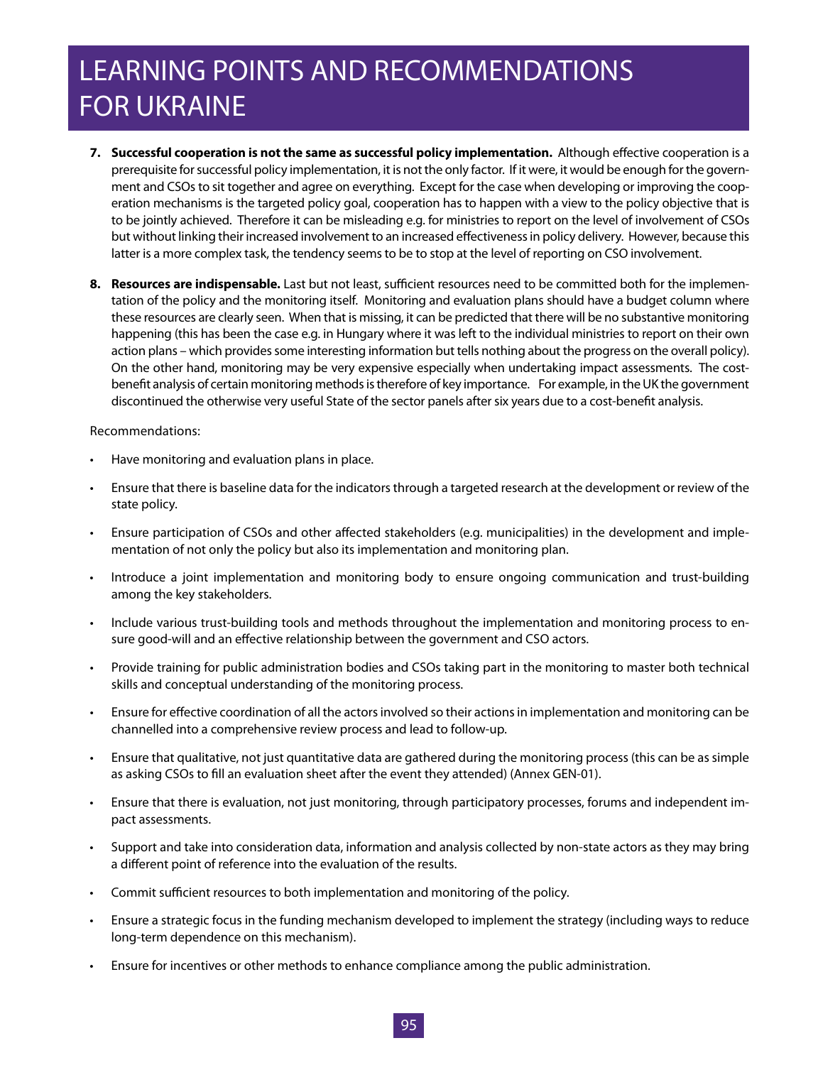# LEARNING POINTS AND RECOMMENDATIONS FOR UKRAINE

7. **Successful cooperation is not the same as successful policy implementation.** Although effective cooperation is a prerequisite for successful policy implementation, it is not the only factor. If it were, it would be enough for the government and CSOs to sit together and agree on everything. Except for the case when developing or improving the cooperation mechanisms is the targeted policy goal, cooperation has to happen with a view to the policy objective that is to be jointly achieved. Therefore it can be misleading e.g. for ministries to report on the level of involvement of CSOs but without linking their increased involvement to an increased effectiveness in policy delivery. However, because this latter is a more complex task, the tendency seems to be to stop at the level of reporting on CSO involvement.

8. **Resources are indispensable.** Last but not least, sufficient resources need to be committed both for the implementation of the policy and the monitoring itself. Monitoring and evaluation plans should have a budget column where these resources are clearly seen. When that is missing, it can be predicted that there will be no substantive monitoring happening (this has been the case e.g. in Hungary where it was left to the individual ministries to report on their own action plans – which provides some interesting information but tells nothing about the progress on the overall policy). On the other hand, monitoring may be very expensive especially when undertaking impact assessments. The cost-benefit analysis of certain monitoring methods is therefore of key importance. For example, in the UK the government discontinued the otherwise very useful State of the sector panels after six years due to a cost-benefit analysis.

Recommendations:

- Have monitoring and evaluation plans in place.
- Ensure that there is baseline data for the indicators through a targeted research at the development or review of the state policy.
- Ensure participation of CSOs and other affected stakeholders (e.g. municipalities) in the development and implementation of not only the policy but also its implementation and monitoring plan.
- Introduce a joint implementation and monitoring body to ensure ongoing communication and trust-building among the key stakeholders.
- Include various trust-building tools and methods throughout the implementation and monitoring process to ensure good-will and an effective relationship between the government and CSO actors.
- Provide training for public administration bodies and CSOs taking part in the monitoring to master both technical skills and conceptual understanding of the monitoring process.
- Ensure for effective coordination of all the actors involved so their actions in implementation and monitoring can be channelled into a comprehensive review process and lead to follow-up.
- Ensure that qualitative, not just quantitative data are gathered during the monitoring process (this can be as simple as asking CSOs to fill an evaluation sheet after the event they attended) (Annex GEN-01).
- Ensure that there is evaluation, not just monitoring, through participatory processes, forums and independent impact assessments.
- Support and take into consideration data, information and analysis collected by non-state actors as they may bring a different point of reference into the evaluation of the results.
- Commit sufficient resources to both implementation and monitoring of the policy.
- Ensure a strategic focus in the funding mechanism developed to implement the strategy (including ways to reduce long-term dependence on this mechanism).
- Ensure for incentives or other methods to enhance compliance among the public administration.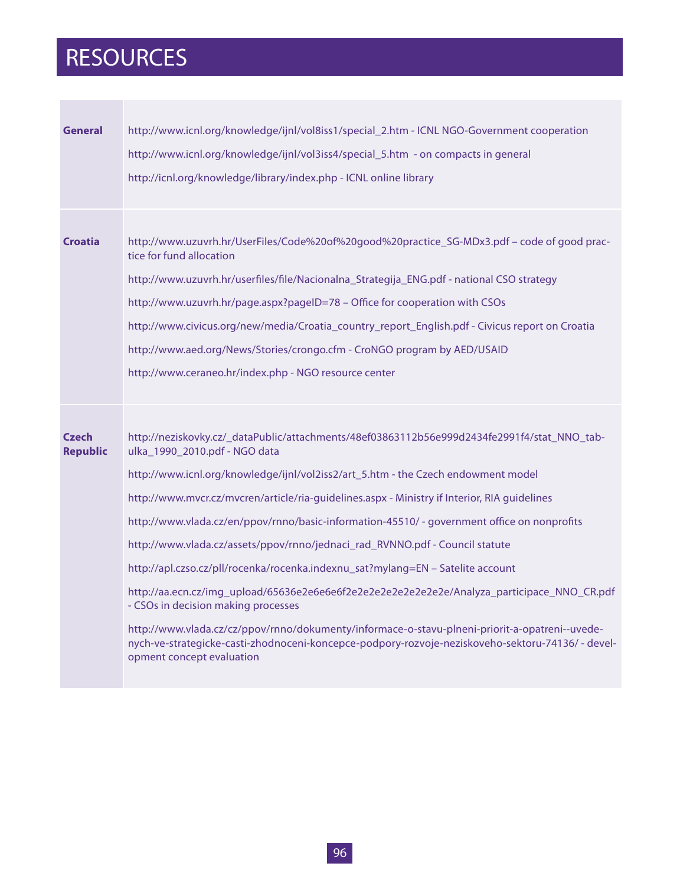# RESOURCES

| | |
|---|---|
| **General** | http://www.icnl.org/knowledge/ijnl/vol8iss1/special_2.htm - ICNL NGO-Government cooperation<br><br>http://www.icnl.org/knowledge/ijnl/vol3iss4/special_5.htm - on compacts in general<br><br>http://icnl.org/knowledge/library/index.php - ICNL online library |
| **Croatia** | http://www.uzuvrh.hr/UserFiles/Code%20of%20good%20practice_SG-MDx3.pdf – code of good practice for fund allocation<br><br>http://www.uzuvrh.hr/userfiles/file/Nacionalna_Strategija_ENG.pdf - national CSO strategy<br><br>http://www.uzuvrh.hr/page.aspx?pageID=78 – Office for cooperation with CSOs<br><br>http://www.civicus.org/new/media/Croatia_country_report_English.pdf - Civicus report on Croatia<br><br>http://www.aed.org/News/Stories/crongo.cfm - CroNGO program by AED/USAID<br><br>http://www.ceraneo.hr/index.php - NGO resource center |
| **Czech Republic** | http://neziskovky.cz/_dataPublic/attachments/48ef03863112b56e999d2434fe2991f4/stat_NNO_tabulka_1990_2010.pdf - NGO data<br><br>http://www.icnl.org/knowledge/ijnl/vol2iss2/art_5.htm - the Czech endowment model<br><br>http://www.mvcr.cz/mvcren/article/ria-guidelines.aspx - Ministry if Interior, RIA guidelines<br><br>http://www.vlada.cz/en/ppov/rnno/basic-information-45510/ - government office on nonprofits<br><br>http://www.vlada.cz/assets/ppov/rnno/jednaci_rad_RVNNO.pdf - Council statute<br><br>http://apl.czso.cz/pll/rocenka/rocenka.indexnu_sat?mylang=EN – Satelite account<br><br>http://aa.ecn.cz/img_upload/65636e2e6e6e6f2e2e2e2e2e2e2e2e2e/Analyza_participace_NNO_CR.pdf - CSOs in decision making processes<br><br>http://www.vlada.cz/cz/ppov/rnno/dokumenty/informace-o-stavu-plneni-priorit-a-opatreni--uvedenych-ve-strategicke-casti-zhodnoceni-koncepce-podpory-rozvoje-neziskoveho-sektoru-74136/ - development concept evaluation |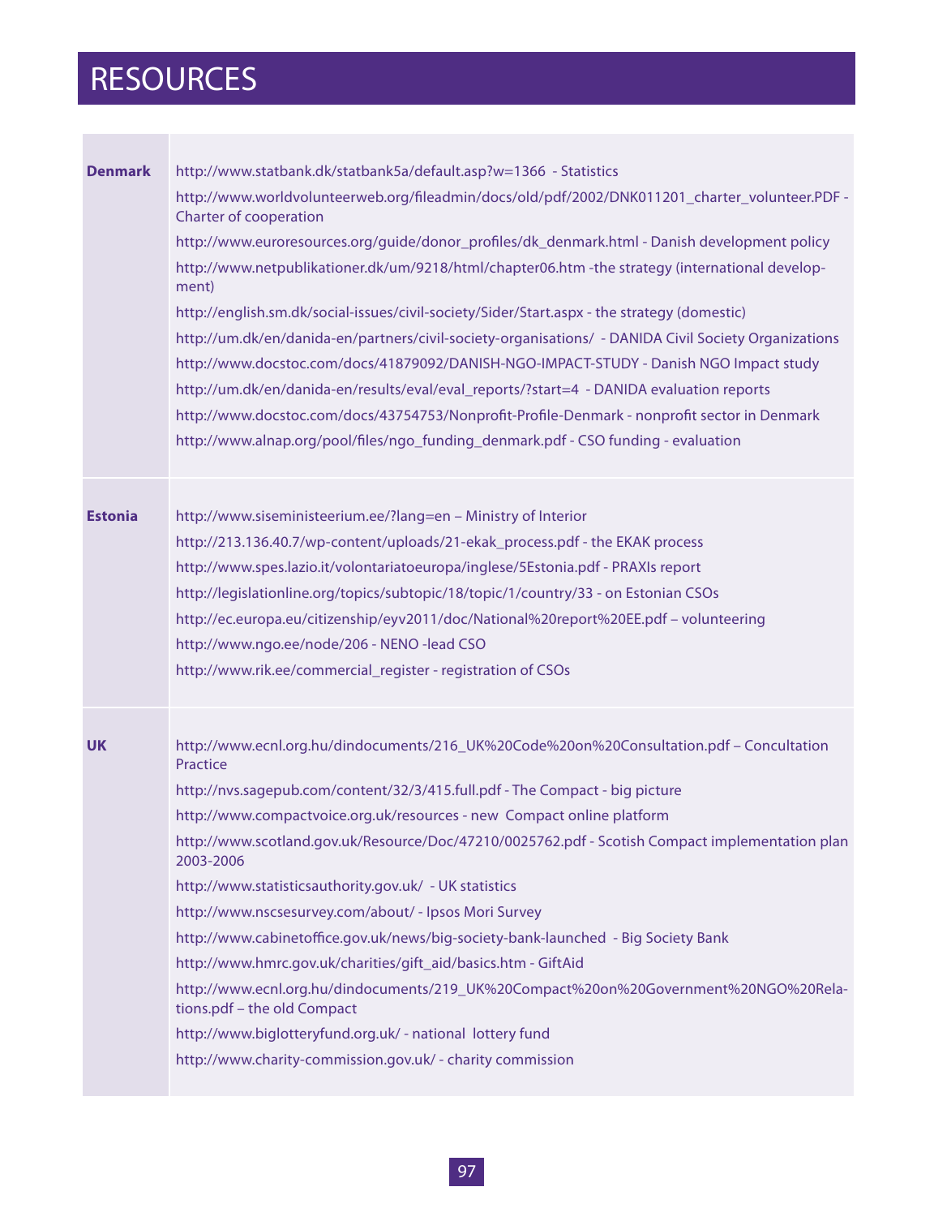# RESOURCES

| | |
|---|---|
| **Denmark** | http://www.statbank.dk/statbank5a/default.asp?w=1366 - Statistics<br>http://www.worldvolunteerweb.org/fileadmin/docs/old/pdf/2002/DNK011201_charter_volunteer.PDF - Charter of cooperation<br>http://www.euroresources.org/guide/donor_profiles/dk_denmark.html - Danish development policy<br>http://www.netpublikationer.dk/um/9218/html/chapter06.htm -the strategy (international development)<br>http://english.sm.dk/social-issues/civil-society/Sider/Start.aspx - the strategy (domestic)<br>http://um.dk/en/danida-en/partners/civil-society-organisations/ - DANIDA Civil Society Organizations<br>http://www.docstoc.com/docs/41879092/DANISH-NGO-IMPACT-STUDY - Danish NGO Impact study<br>http://um.dk/en/danida-en/results/eval/eval_reports/?start=4 - DANIDA evaluation reports<br>http://www.docstoc.com/docs/43754753/Nonprofit-Profile-Denmark - nonprofit sector in Denmark<br>http://www.alnap.org/pool/files/ngo_funding_denmark.pdf - CSO funding - evaluation |
| **Estonia** | http://www.siseministeerium.ee/?lang=en – Ministry of Interior<br>http://213.136.40.7/wp-content/uploads/21-ekak_process.pdf - the EKAK process<br>http://www.spes.lazio.it/volontariatoeuropa/inglese/5Estonia.pdf - PRAXIs report<br>http://legislationline.org/topics/subtopic/18/topic/1/country/33 - on Estonian CSOs<br>http://ec.europa.eu/citizenship/eyv2011/doc/National%20report%20EE.pdf – volunteering<br>http://www.ngo.ee/node/206 - NENO -lead CSO<br>http://www.rik.ee/commercial_register - registration of CSOs |
| **UK** | http://www.ecnl.org.hu/dindocuments/216_UK%20Code%20on%20Consultation.pdf – Concultation Practice<br>http://nvs.sagepub.com/content/32/3/415.full.pdf - The Compact - big picture<br>http://www.compactvoice.org.uk/resources - new Compact online platform<br>http://www.scotland.gov.uk/Resource/Doc/47210/0025762.pdf - Scotish Compact implementation plan 2003-2006<br>http://www.statisticsauthority.gov.uk/ - UK statistics<br>http://www.nscsesurvey.com/about/ - Ipsos Mori Survey<br>http://www.cabinetoffice.gov.uk/news/big-society-bank-launched - Big Society Bank<br>http://www.hmrc.gov.uk/charities/gift_aid/basics.htm - GiftAid<br>http://www.ecnl.org.hu/dindocuments/219_UK%20Compact%20on%20Government%20NGO%20Relations.pdf – the old Compact<br>http://www.biglotteryfund.org.uk/ - national lottery fund<br>http://www.charity-commission.gov.uk/ - charity commission |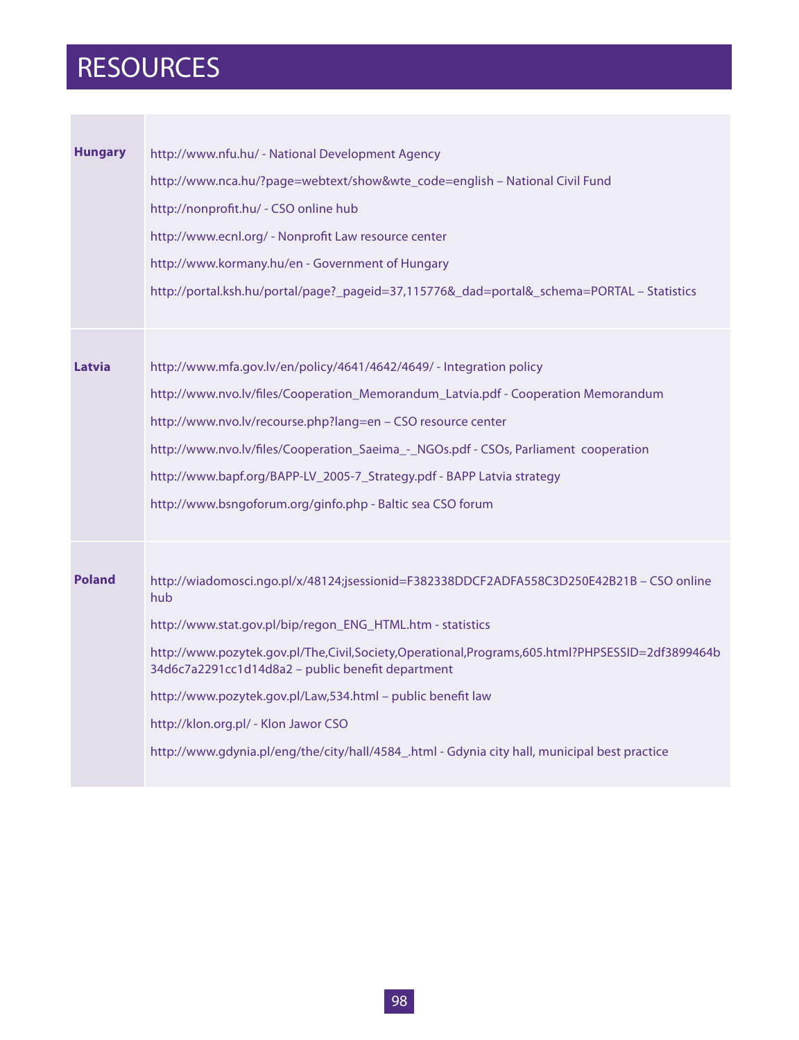# RESOURCES

| | |
|---|---|
| **Hungary** | http://www.nfu.hu/ - National Development Agency<br>http://www.nca.hu/?page=webtext/show&wte_code=english – National Civil Fund<br>http://nonprofit.hu/ - CSO online hub<br>http://www.ecnl.org/ - Nonprofit Law resource center<br>http://www.kormany.hu/en - Government of Hungary<br>http://portal.ksh.hu/portal/page?_pageid=37,115776&_dad=portal&_schema=PORTAL – Statistics |
| **Latvia** | http://www.mfa.gov.lv/en/policy/4641/4642/4649/ - Integration policy<br>http://www.nvo.lv/files/Cooperation_Memorandum_Latvia.pdf - Cooperation Memorandum<br>http://www.nvo.lv/recourse.php?lang=en – CSO resource center<br>http://www.nvo.lv/files/Cooperation_Saeima_-_NGOs.pdf - CSOs, Parliament cooperation<br>http://www.bapf.org/BAPP-LV_2005-7_Strategy.pdf - BAPP Latvia strategy<br>http://www.bsngoforum.org/ginfo.php - Baltic sea CSO forum |
| **Poland** | http://wiadomosci.ngo.pl/x/48124;jsessionid=F382338DDCF2ADFA558C3D250E42B21B – CSO online hub<br>http://www.stat.gov.pl/bip/regon_ENG_HTML.htm - statistics<br>http://www.pozytek.gov.pl/The,Civil,Society,Operational,Programs,605.html?PHPSESSID=2df3899464b34d6c7a2291cc1d14d8a2 – public benefit department<br>http://www.pozytek.gov.pl/Law,534.html – public benefit law<br>http://klon.org.pl/ - Klon Jawor CSO<br>http://www.gdynia.pl/eng/the/city/hall/4584_.html - Gdynia city hall, municipal best practice |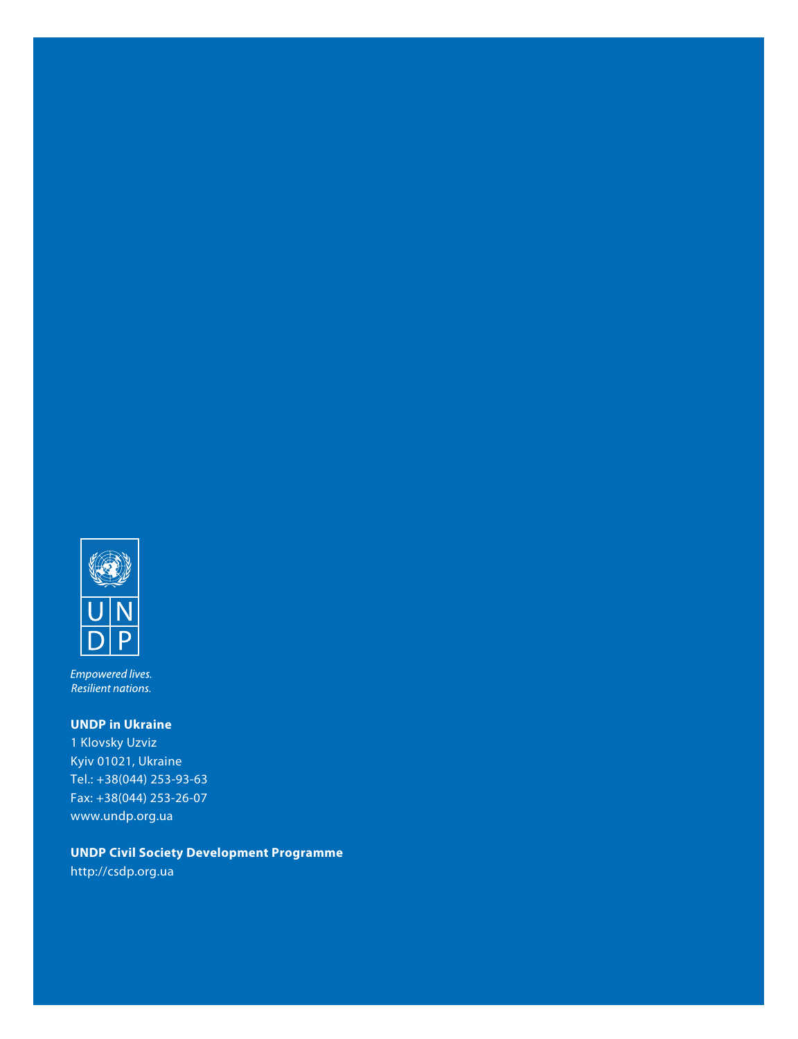U N
D P

*Empowered lives.*
*Resilient nations.*

**UNDP in Ukraine**
1 Klovsky Uzviz
Kyiv 01021, Ukraine
Tel.: +38(044) 253-93-63
Fax: +38(044) 253-26-07
www.undp.org.ua

**UNDP Civil Society Development Programme**
http://csdp.org.ua